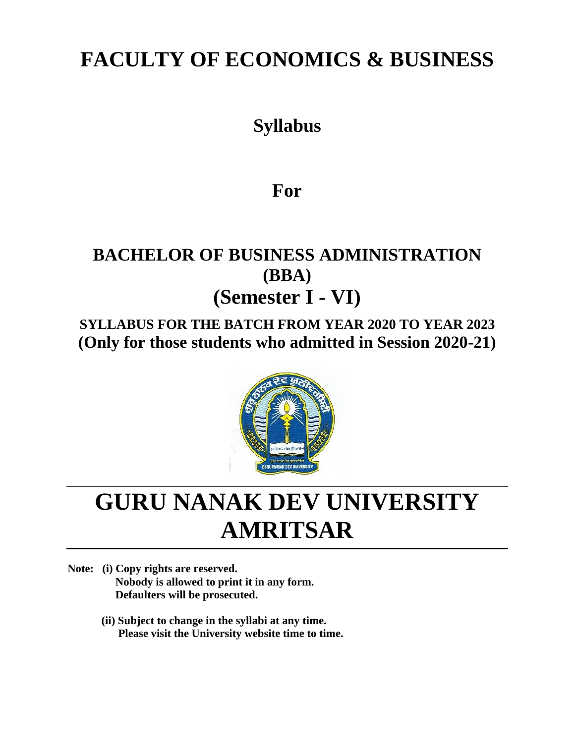# FACULTY OF ECONOMICS & BUSINESS

## Syllabus

## For

## BACHELOR OF BUSINESS ADMINISTRATION (BBA)

## (Semester I - VI)

**SYLLABUS FOR THE BATCH FROM YEAR 2020 TO YEAR 2023**

**(Only for those students who admitted in Session 2020-21)**

# GURU NANAK DEV UNIVERSITY AMRITSAR

**Note: (i) Copy rights are reserved.**
**Nobody is allowed to print it in any form.**
**Defaulters will be prosecuted.**

**(ii) Subject to change in the syllabi at any time.**
**Please visit the University website time to time.**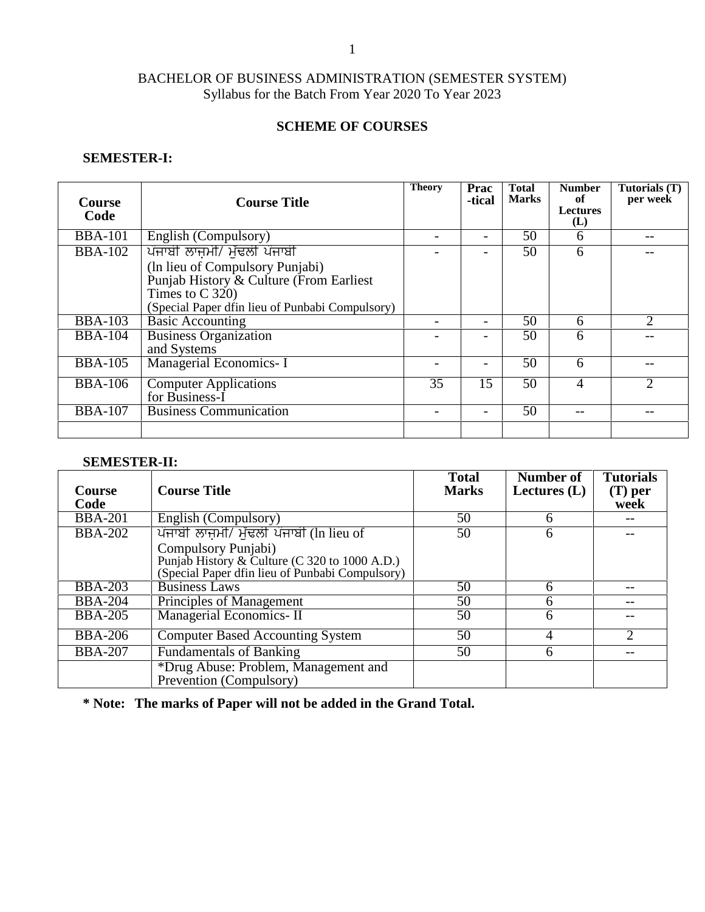BACHELOR OF BUSINESS ADMINISTRATION (SEMESTER SYSTEM)
Syllabus for the Batch From Year 2020 To Year 2023

## SCHEME OF COURSES

### SEMESTER-I:

| Course Code | Course Title | Theory | Prac -tical | Total Marks | Number of Lectures (L) | Tutorials (T) per week |
|---|---|---|---|---|---|---|
| BBA-101 | English (Compulsory) | - | - | 50 | 6 | -- |
| BBA-102 | ਪੰਜਾਬੀ ਲਾਜ਼ਮੀ/ ਮੁੱਢਲੀ ਪੰਜਾਬੀ (ln lieu of Compulsory Punjabi) Punjab History & Culture (From Earliest Times to C 320) (Special Paper dfin lieu of Punbabi Compulsory) | - | - | 50 | 6 | -- |
| BBA-103 | Basic Accounting | - | - | 50 | 6 | 2 |
| BBA-104 | Business Organization and Systems | - | - | 50 | 6 | -- |
| BBA-105 | Managerial Economics- I | - | - | 50 | 6 | -- |
| BBA-106 | Computer Applications for Business-I | 35 | 15 | 50 | 4 | 2 |
| BBA-107 | Business Communication | - | - | 50 | -- | -- |
| | | | | | | |

### SEMESTER-II:

| Course Code | Course Title | Total Marks | Number of Lectures (L) | Tutorials (T) per week |
|---|---|---|---|---|
| BBA-201 | English (Compulsory) | 50 | 6 | -- |
| BBA-202 | ਪੰਜਾਬੀ ਲਾਜ਼ਮੀ/ ਮੁੱਢਲੀ ਪੰਜਾਬੀ (ln lieu of Compulsory Punjabi) Punjab History & Culture (C 320 to 1000 A.D.) (Special Paper dfin lieu of Punbabi Compulsory) | 50 | 6 | -- |
| BBA-203 | Business Laws | 50 | 6 | -- |
| BBA-204 | Principles of Management | 50 | 6 | -- |
| BBA-205 | Managerial Economics- II | 50 | 6 | -- |
| BBA-206 | Computer Based Accounting System | 50 | 4 | 2 |
| BBA-207 | Fundamentals of Banking | 50 | 6 | -- |
| | *Drug Abuse: Problem, Management and Prevention (Compulsory) | | | |

**\* Note: The marks of Paper will not be added in the Grand Total.**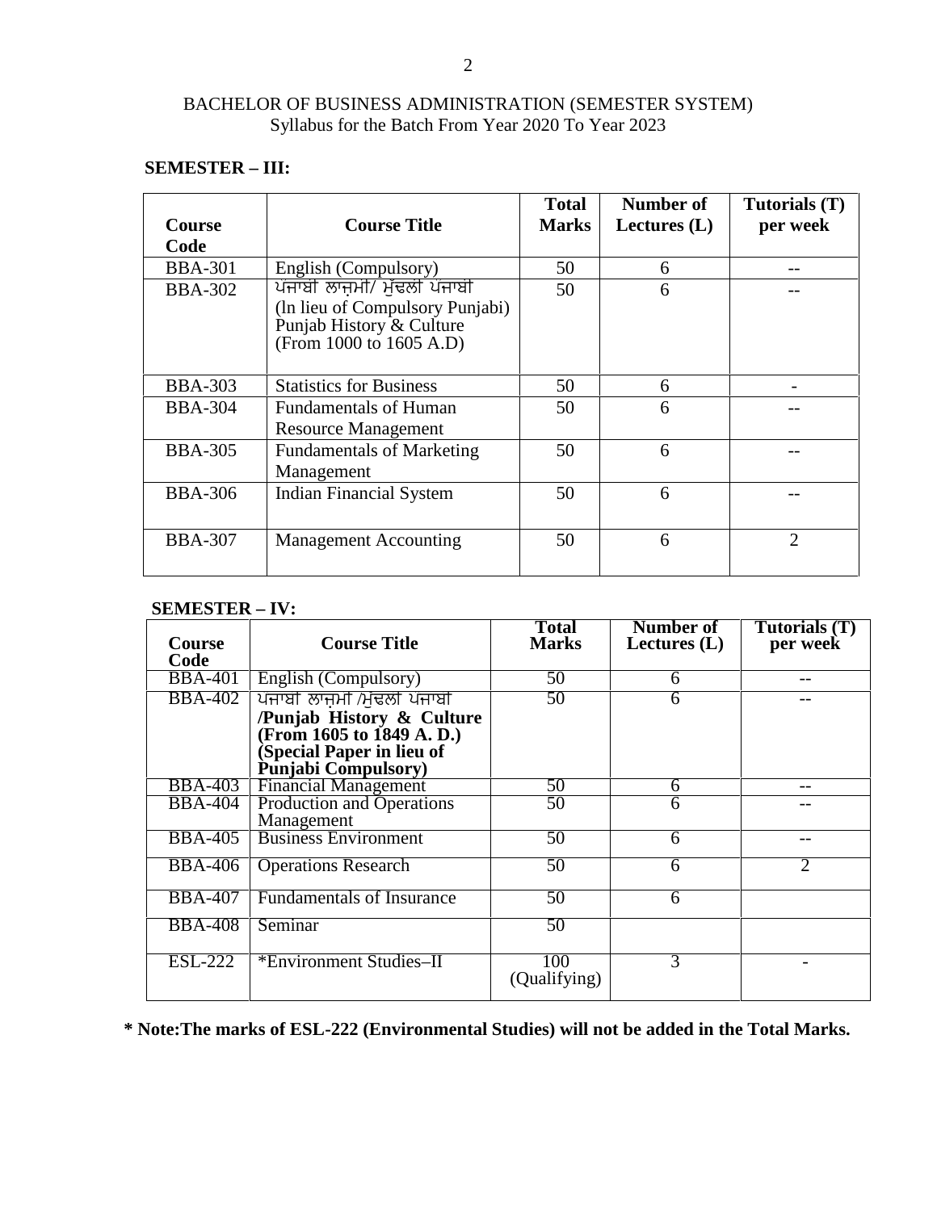BACHELOR OF BUSINESS ADMINISTRATION (SEMESTER SYSTEM)
Syllabus for the Batch From Year 2020 To Year 2023

**SEMESTER – III:**

| Course Code | Course Title | Total Marks | Number of Lectures (L) | Tutorials (T) per week |
|---|---|---|---|---|
| BBA-301 | English (Compulsory) | 50 | 6 | -- |
| BBA-302 | ਪੰਜਾਬੀ ਲਾਜ਼ਮੀ/ ਮੁੱਢਲੀ ਪੰਜਾਬੀ (ln lieu of Compulsory Punjabi) Punjab History & Culture (From 1000 to 1605 A.D) | 50 | 6 | -- |
| BBA-303 | Statistics for Business | 50 | 6 | - |
| BBA-304 | Fundamentals of Human Resource Management | 50 | 6 | -- |
| BBA-305 | Fundamentals of Marketing Management | 50 | 6 | -- |
| BBA-306 | Indian Financial System | 50 | 6 | -- |
| BBA-307 | Management Accounting | 50 | 6 | 2 |

**SEMESTER – IV:**

| Course Code | Course Title | Total Marks | Number of Lectures (L) | Tutorials (T) per week |
|---|---|---|---|---|
| BBA-401 | English (Compulsory) | 50 | 6 | -- |
| BBA-402 | ਪਜਾਬੀ ਲਾਜ਼ਮੀ /ਮੁਢਲੀ ਪਜਾਬੀ **/Punjab History & Culture (From 1605 to 1849 A. D.) (Special Paper in lieu of Punjabi Compulsory)** | 50 | 6 | -- |
| BBA-403 | Financial Management | 50 | 6 | -- |
| BBA-404 | Production and Operations Management | 50 | 6 | -- |
| BBA-405 | Business Environment | 50 | 6 | -- |
| BBA-406 | Operations Research | 50 | 6 | 2 |
| BBA-407 | Fundamentals of Insurance | 50 | 6 | |
| BBA-408 | Seminar | 50 | | |
| ESL-222 | *Environment Studies–II | 100 (Qualifying) | 3 | - |

**\* Note:The marks of ESL-222 (Environmental Studies) will not be added in the Total Marks.**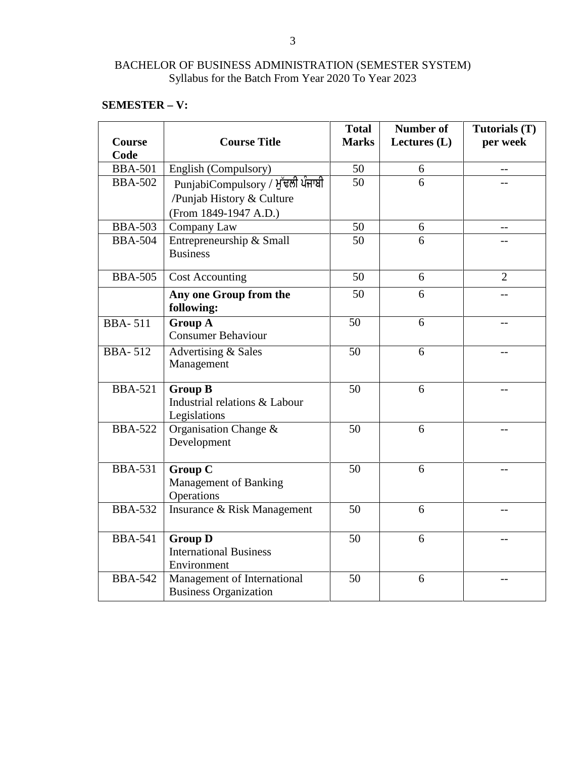BACHELOR OF BUSINESS ADMINISTRATION (SEMESTER SYSTEM)
Syllabus for the Batch From Year 2020 To Year 2023

**SEMESTER – V:**

| Course Code | Course Title | Total Marks | Number of Lectures (L) | Tutorials (T) per week |
|---|---|---|---|---|
| BBA-501 | English (Compulsory) | 50 | 6 | -- |
| BBA-502 | PunjabiCompulsory / ਮੁੱਢਲੀ ਪੰਜਾਬੀ /Punjab History & Culture (From 1849-1947 A.D.) | 50 | 6 | -- |
| BBA-503 | Company Law | 50 | 6 | -- |
| BBA-504 | Entrepreneurship & Small Business | 50 | 6 | -- |
| BBA-505 | Cost Accounting | 50 | 6 | 2 |
| | **Any one Group from the following:** | 50 | 6 | -- |
| BBA- 511 | **Group A** Consumer Behaviour | 50 | 6 | -- |
| BBA- 512 | Advertising & Sales Management | 50 | 6 | -- |
| BBA-521 | **Group B** Industrial relations & Labour Legislations | 50 | 6 | -- |
| BBA-522 | Organisation Change & Development | 50 | 6 | -- |
| BBA-531 | **Group C** Management of Banking Operations | 50 | 6 | -- |
| BBA-532 | Insurance & Risk Management | 50 | 6 | -- |
| BBA-541 | **Group D** International Business Environment | 50 | 6 | -- |
| BBA-542 | Management of International Business Organization | 50 | 6 | -- |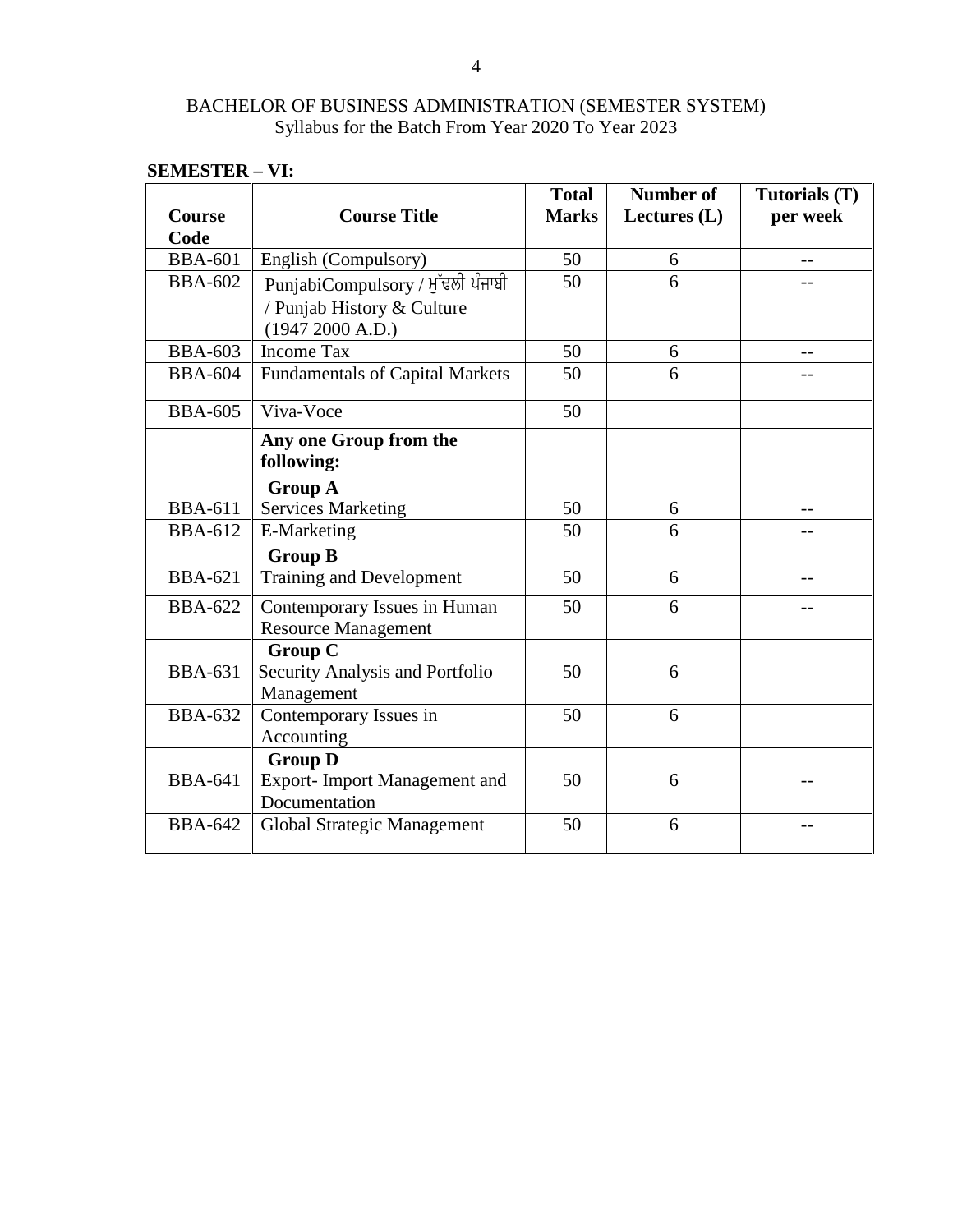BACHELOR OF BUSINESS ADMINISTRATION (SEMESTER SYSTEM)
Syllabus for the Batch From Year 2020 To Year 2023

**SEMESTER – VI:**

| Course Code | Course Title | Total Marks | Number of Lectures (L) | Tutorials (T) per week |
|---|---|---|---|---|
| BBA-601 | English (Compulsory) | 50 | 6 | -- |
| BBA-602 | PunjabiCompulsory / ਮੁੱਢਲੀ ਪੰਜਾਬੀ / Punjab History & Culture (1947 2000 A.D.) | 50 | 6 | -- |
| BBA-603 | Income Tax | 50 | 6 | -- |
| BBA-604 | Fundamentals of Capital Markets | 50 | 6 | -- |
| BBA-605 | Viva-Voce | 50 | | |
| | **Any one Group from the following:** | | | |
| BBA-611 | **Group A** Services Marketing | 50 | 6 | -- |
| BBA-612 | E-Marketing | 50 | 6 | -- |
| BBA-621 | **Group B** Training and Development | 50 | 6 | -- |
| BBA-622 | Contemporary Issues in Human Resource Management | 50 | 6 | -- |
| BBA-631 | **Group C** Security Analysis and Portfolio Management | 50 | 6 | |
| BBA-632 | Contemporary Issues in Accounting | 50 | 6 | |
| BBA-641 | **Group D** Export- Import Management and Documentation | 50 | 6 | -- |
| BBA-642 | Global Strategic Management | 50 | 6 | -- |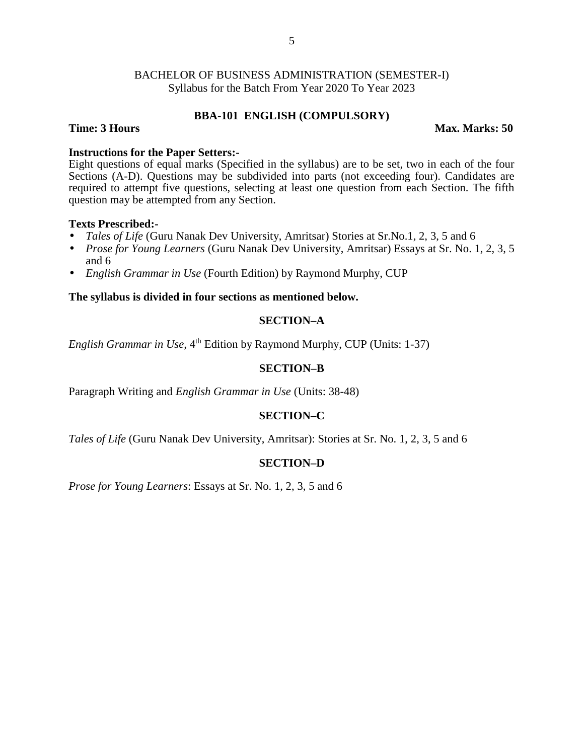BACHELOR OF BUSINESS ADMINISTRATION (SEMESTER-I)
Syllabus for the Batch From Year 2020 To Year 2023

## BBA-101 ENGLISH (COMPULSORY)

**Time: 3 Hours** **Max. Marks: 50**

**Instructions for the Paper Setters:-**
Eight questions of equal marks (Specified in the syllabus) are to be set, two in each of the four Sections (A-D). Questions may be subdivided into parts (not exceeding four). Candidates are required to attempt five questions, selecting at least one question from each Section. The fifth question may be attempted from any Section.

**Texts Prescribed:-**

- *Tales of Life* (Guru Nanak Dev University, Amritsar) Stories at Sr.No.1, 2, 3, 5 and 6
- *Prose for Young Learners* (Guru Nanak Dev University, Amritsar) Essays at Sr. No. 1, 2, 3, 5 and 6
- *English Grammar in Use* (Fourth Edition) by Raymond Murphy, CUP

**The syllabus is divided in four sections as mentioned below.**

### SECTION–A

*English Grammar in Use*, 4th Edition by Raymond Murphy, CUP (Units: 1-37)

### SECTION–B

Paragraph Writing and *English Grammar in Use* (Units: 38-48)

### SECTION–C

*Tales of Life* (Guru Nanak Dev University, Amritsar): Stories at Sr. No. 1, 2, 3, 5 and 6

### SECTION–D

*Prose for Young Learners*: Essays at Sr. No. 1, 2, 3, 5 and 6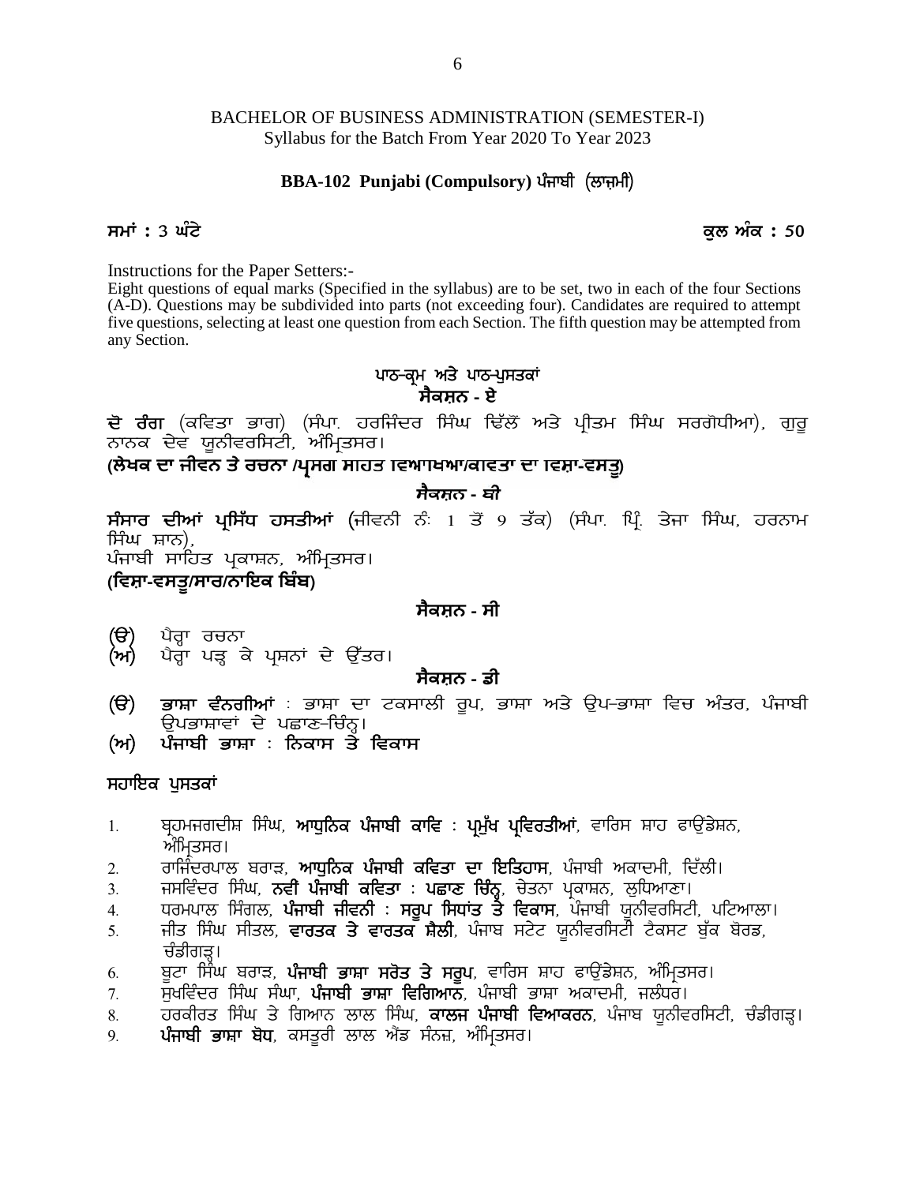BACHELOR OF BUSINESS ADMINISTRATION (SEMESTER-I)
Syllabus for the Batch From Year 2020 To Year 2023

## BBA-102 Punjabi (Compulsory) ਪੰਜਾਬੀ (ਲਾਜ਼ਮੀ)

**ਸਮਾਂ : 3 ਘੰਟੇ** **ਕੁਲ ਅੰਕ : 50**

Instructions for the Paper Setters:-
Eight questions of equal marks (Specified in the syllabus) are to be set, two in each of the four Sections (A-D). Questions may be subdivided into parts (not exceeding four). Candidates are required to attempt five questions, selecting at least one question from each Section. The fifth question may be attempted from any Section.

### ਪਾਠ-ਕ੍ਰਮ ਅਤੇ ਪਾਠ-ਪੁਸਤਕਾਂ

### ਸੈਕਸ਼ਨ - ਏ

**ਦੋ ਰੰਗ** (ਕਵਿਤਾ ਭਾਗ) (ਸੰਪਾ. ਹਰਜਿੰਦਰ ਸਿੰਘ ਢਿੱਲੋਂ ਅਤੇ ਪ੍ਰੀਤਮ ਸਿੰਘ ਸਰਗੋਧੀਆ), ਗੁਰੂ ਨਾਨਕ ਦੇਵ ਯੂਨੀਵਰਸਿਟੀ, ਅੰਮ੍ਰਿਤਸਰ।
**(ਲੇਖਕ ਦਾ ਜੀਵਨ ਤੇ ਰਚਨਾ /ਪ੍ਰਸੰਗ ਸਹਿਤ ਵਿਆਖਿਆ/ਕਵਿਤਾ ਦਾ ਵਿਸ਼ਾ-ਵਸਤੂ)**

### ਸੈਕਸ਼ਨ - ਬੀ

**ਸੰਸਾਰ ਦੀਆਂ ਪ੍ਰਸਿੱਧ ਹਸਤੀਆਂ** (ਜੀਵਨੀ ਨੰ: 1 ਤੋਂ 9 ਤੱਕ) (ਸੰਪਾ. ਪ੍ਰਿੰ. ਤੇਜਾ ਸਿੰਘ, ਹਰਨਾਮ ਸਿੰਘ ਸ਼ਾਨ),
ਪੰਜਾਬੀ ਸਾਹਿਤ ਪ੍ਰਕਾਸ਼ਨ, ਅੰਮ੍ਰਿਤਸਰ।
**(ਵਿਸ਼ਾ-ਵਸਤੂ/ਸਾਰ/ਨਾਇਕ ਬਿੰਬ)**

### ਸੈਕਸ਼ਨ - ਸੀ

(ੳ) ਪੈਰ੍ਹਾ ਰਚਨਾ
(ਅ) ਪੈਰ੍ਹਾ ਪੜ੍ਹ ਕੇ ਪ੍ਰਸ਼ਨਾਂ ਦੇ ਉੱਤਰ।

### ਸੈਕਸ਼ਨ - ਡੀ

(ੳ) **ਭਾਸ਼ਾ ਵੰਨਗੀਆਂ** : ਭਾਸ਼ਾ ਦਾ ਟਕਸਾਲੀ ਰੂਪ, ਭਾਸ਼ਾ ਅਤੇ ਉਪ-ਭਾਸ਼ਾ ਵਿਚ ਅੰਤਰ, ਪੰਜਾਬੀ ਉਪਭਾਸ਼ਾਵਾਂ ਦੇ ਪਛਾਣ-ਚਿੰਨ੍ਹ।
(ਅ) **ਪੰਜਾਬੀ ਭਾਸ਼ਾ : ਨਿਕਾਸ ਤੇ ਵਿਕਾਸ**

### ਸਹਾਇਕ ਪੁਸਤਕਾਂ

1. ਬ੍ਰਹਮਜਗਦੀਸ਼ ਸਿੰਘ, **ਆਧੁਨਿਕ ਪੰਜਾਬੀ ਕਾਵਿ : ਪ੍ਰਮੁੱਖ ਪ੍ਰਵਿਰਤੀਆਂ**, ਵਾਰਿਸ ਸ਼ਾਹ ਫਾਊਂਡੇਸ਼ਨ, ਅੰਮ੍ਰਿਤਸਰ।
2. ਰਾਜਿੰਦਰਪਾਲ ਬਰਾੜ, **ਆਧੁਨਿਕ ਪੰਜਾਬੀ ਕਵਿਤਾ ਦਾ ਇਤਿਹਾਸ**, ਪੰਜਾਬੀ ਅਕਾਦਮੀ, ਦਿੱਲੀ।
3. ਜਸਵਿੰਦਰ ਸਿੰਘ, **ਨਵੀਂ ਪੰਜਾਬੀ ਕਵਿਤਾ : ਪਛਾਣ ਚਿੰਨ੍ਹ**, ਚੇਤਨਾ ਪ੍ਰਕਾਸ਼ਨ, ਲੁਧਿਆਣਾ।
4. ਧਰਮਪਾਲ ਸਿੰਗਲ, **ਪੰਜਾਬੀ ਜੀਵਨੀ : ਸਰੂਪ ਸਿਧਾਂਤ ਤੇ ਵਿਕਾਸ**, ਪੰਜਾਬੀ ਯੂਨੀਵਰਸਿਟੀ, ਪਟਿਆਲਾ।
5. ਜੀਤ ਸਿੰਘ ਸੀਤਲ, **ਵਾਰਤਕ ਤੇ ਵਾਰਤਕ ਸ਼ੈਲੀ**, ਪੰਜਾਬ ਸਟੇਟ ਯੂਨੀਵਰਸਿਟੀ ਟੈਕਸਟ ਬੁੱਕ ਬੋਰਡ, ਚੰਡੀਗੜ੍ਹ।
6. ਬੂਟਾ ਸਿੰਘ ਬਰਾੜ, **ਪੰਜਾਬੀ ਭਾਸ਼ਾ ਸਰੋਤ ਤੇ ਸਰੂਪ**, ਵਾਰਿਸ ਸ਼ਾਹ ਫਾਊਂਡੇਸ਼ਨ, ਅੰਮ੍ਰਿਤਸਰ।
7. ਸੁਖਵਿੰਦਰ ਸਿੰਘ ਸੰਘਾ, **ਪੰਜਾਬੀ ਭਾਸ਼ਾ ਵਿਗਿਆਨ**, ਪੰਜਾਬੀ ਭਾਸ਼ਾ ਅਕਾਦਮੀ, ਜਲੰਧਰ।
8. ਹਰਕੀਰਤ ਸਿੰਘ ਤੇ ਗਿਆਨ ਲਾਲ ਸਿੰਘ, **ਕਾਲਜ ਪੰਜਾਬੀ ਵਿਆਕਰਨ**, ਪੰਜਾਬ ਯੂਨੀਵਰਸਿਟੀ, ਚੰਡੀਗੜ੍ਹ।
9. **ਪੰਜਾਬੀ ਭਾਸ਼ਾ ਬੋਧ**, ਕਸਤੂਰੀ ਲਾਲ ਐਂਡ ਸੰਨਜ਼, ਅੰਮ੍ਰਿਤਸਰ।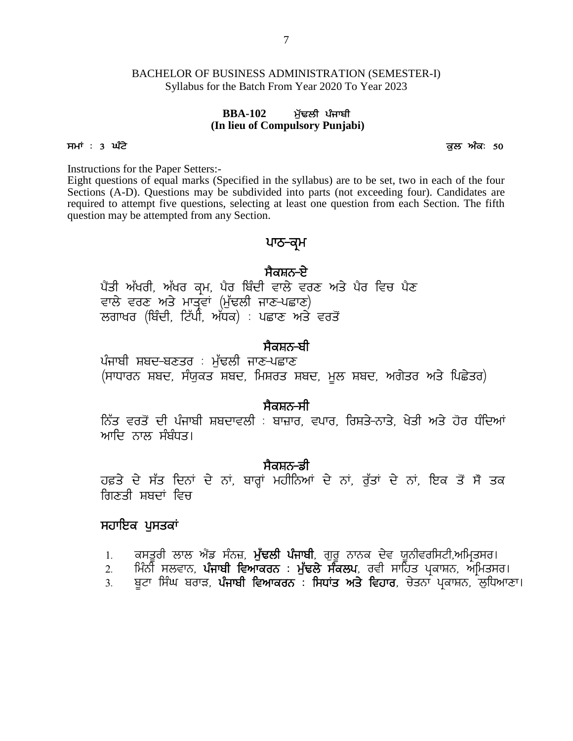BACHELOR OF BUSINESS ADMINISTRATION (SEMESTER-I)
Syllabus for the Batch From Year 2020 To Year 2023

**BBA-102 ਮੁੱਢਲੀ ਪੰਜਾਬੀ**
**(In lieu of Compulsory Punjabi)**

**ਸਮਾਂ : 3 ਘੰਟੇ** **ਕੁਲ ਅੰਕ: 50**

Instructions for the Paper Setters:-
Eight questions of equal marks (Specified in the syllabus) are to be set, two in each of the four Sections (A-D). Questions may be subdivided into parts (not exceeding four). Candidates are required to attempt five questions, selecting at least one question from each Section. The fifth question may be attempted from any Section.

## ਪਾਠ-ਕ੍ਰਮ

### ਸੈਕਸ਼ਨ-ਏ

ਪੈਂਤੀ ਅੱਖਰੀ, ਅੱਖਰ ਕ੍ਰਮ, ਪੈਰ ਬਿੰਦੀ ਵਾਲੇ ਵਰਣ ਅਤੇ ਪੈਰ ਵਿਚ ਪੈਣ ਵਾਲੇ ਵਰਣ ਅਤੇ ਮਾਤ੍ਰਵਾਂ (ਮੁੱਢਲੀ ਜਾਣ-ਪਛਾਣ)
ਲਗਾਖਰ (ਬਿੰਦੀ, ਟਿੱਪੀ, ਅੱਧਕ) : ਪਛਾਣ ਅਤੇ ਵਰਤੋਂ

### ਸੈਕਸ਼ਨ-ਬੀ

ਪੰਜਾਬੀ ਸ਼ਬਦ-ਬਣਤਰ : ਮੁੱਢਲੀ ਜਾਣ-ਪਛਾਣ
(ਸਾਧਾਰਨ ਸ਼ਬਦ, ਸੰਯੁਕਤ ਸ਼ਬਦ, ਮਿਸ਼ਰਤ ਸ਼ਬਦ, ਮੂਲ ਸ਼ਬਦ, ਅਗੇਤਰ ਅਤੇ ਪਿਛੇਤਰ)

### ਸੈਕਸ਼ਨ-ਸੀ

ਨਿੱਤ ਵਰਤੋਂ ਦੀ ਪੰਜਾਬੀ ਸ਼ਬਦਾਵਲੀ : ਬਾਜ਼ਾਰ, ਵਪਾਰ, ਰਿਸ਼ਤੇ-ਨਾਤੇ, ਖੇਤੀ ਅਤੇ ਹੋਰ ਧੰਦਿਆਂ ਆਦਿ ਨਾਲ ਸੰਬੰਧਤ।

### ਸੈਕਸ਼ਨ-ਡੀ

ਹਫ਼ਤੇ ਦੇ ਸੱਤ ਦਿਨਾਂ ਦੇ ਨਾਂ, ਬਾਰ੍ਹਾਂ ਮਹੀਨਿਆਂ ਦੇ ਨਾਂ, ਰੁੱਤਾਂ ਦੇ ਨਾਂ, ਇਕ ਤੋਂ ਸੌ ਤਕ ਗਿਣਤੀ ਸ਼ਬਦਾਂ ਵਿਚ

## ਸਹਾਇਕ ਪੁਸਤਕਾਂ

1. ਕਸਤੂਰੀ ਲਾਲ ਐਂਡ ਸੰਨਜ਼, **ਮੁੱਢਲੀ ਪੰਜਾਬੀ**, ਗੁਰੂ ਨਾਨਕ ਦੇਵ ਯੂਨੀਵਰਸਿਟੀ,ਅਮ੍ਰਿਤਸਰ।
2. ਮਿੰਨੀ ਸਲਵਾਨ, **ਪੰਜਾਬੀ ਵਿਆਕਰਨ : ਮੁੱਢਲੇ ਸੰਕਲਪ**, ਰਵੀ ਸਾਹਿਤ ਪ੍ਰਕਾਸ਼ਨ, ਅਮ੍ਰਿਤਸਰ।
3. ਬੂਟਾ ਸਿੰਘ ਬਰਾੜ, **ਪੰਜਾਬੀ ਵਿਆਕਰਨ : ਸਿਧਾਂਤ ਅਤੇ ਵਿਹਾਰ**, ਚੇਤਨਾ ਪ੍ਰਕਾਸ਼ਨ, ਲੁਧਿਆਣਾ।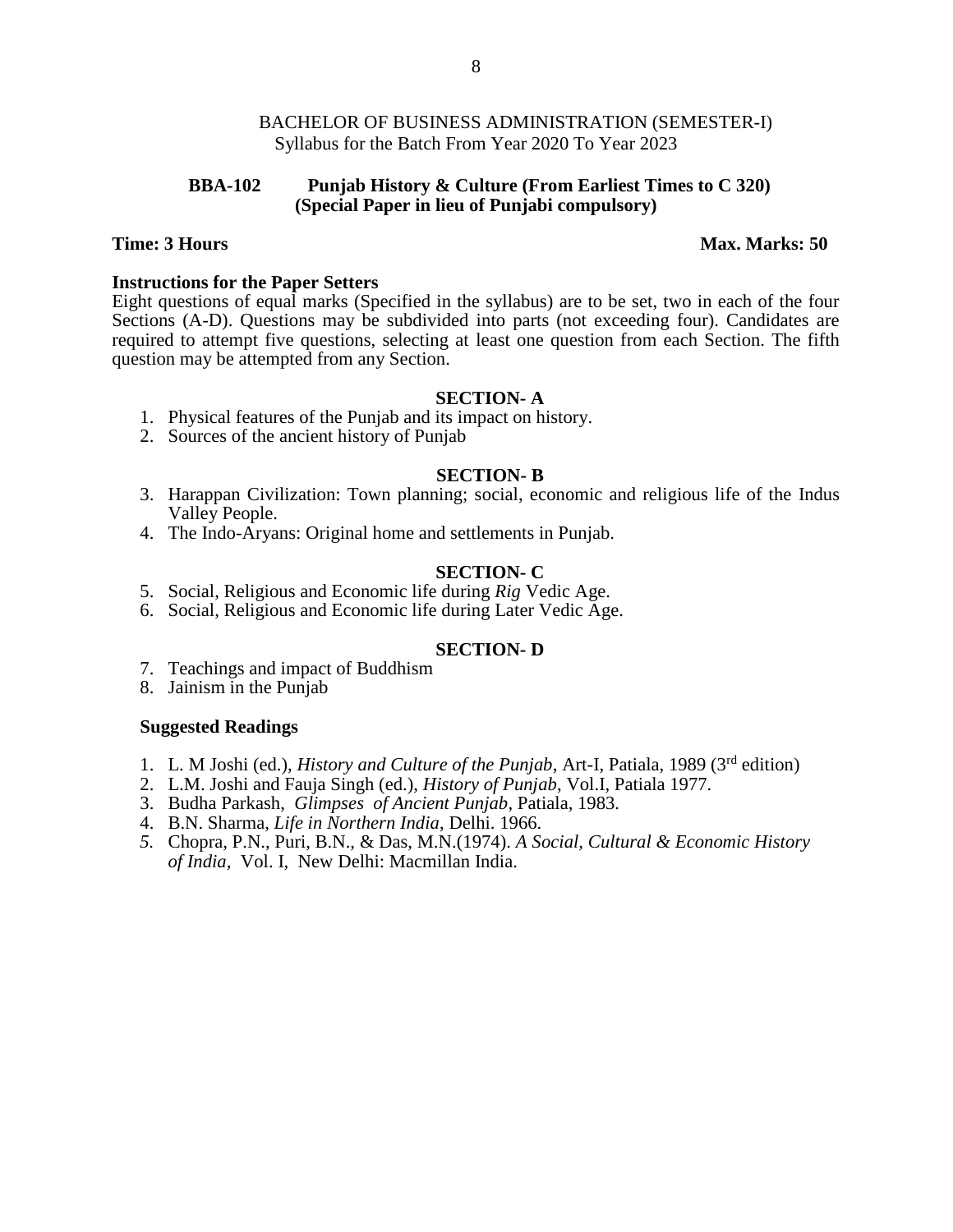BACHELOR OF BUSINESS ADMINISTRATION (SEMESTER-I)
Syllabus for the Batch From Year 2020 To Year 2023

**BBA-102 Punjab History & Culture (From Earliest Times to C 320)**
**(Special Paper in lieu of Punjabi compulsory)**

**Time: 3 Hours** **Max. Marks: 50**

**Instructions for the Paper Setters**

Eight questions of equal marks (Specified in the syllabus) are to be set, two in each of the four Sections (A-D). Questions may be subdivided into parts (not exceeding four). Candidates are required to attempt five questions, selecting at least one question from each Section. The fifth question may be attempted from any Section.

**SECTION- A**

1. Physical features of the Punjab and its impact on history.
2. Sources of the ancient history of Punjab

**SECTION- B**

3. Harappan Civilization: Town planning; social, economic and religious life of the Indus Valley People.
4. The Indo-Aryans: Original home and settlements in Punjab.

**SECTION- C**

5. Social, Religious and Economic life during *Rig* Vedic Age.
6. Social, Religious and Economic life during Later Vedic Age.

**SECTION- D**

7. Teachings and impact of Buddhism
8. Jainism in the Punjab

**Suggested Readings**

1. L. M Joshi (ed.), *History and Culture of the Punjab*, Art-I, Patiala, 1989 (3rd edition)
2. L.M. Joshi and Fauja Singh (ed.), *History of Punjab*, Vol.I, Patiala 1977.
3. Budha Parkash, *Glimpses of Ancient Punjab*, Patiala, 1983.
4. B.N. Sharma, *Life in Northern India*, Delhi. 1966.
5. Chopra, P.N., Puri, B.N., & Das, M.N.(1974). *A Social, Cultural & Economic History of India*, Vol. I, New Delhi: Macmillan India.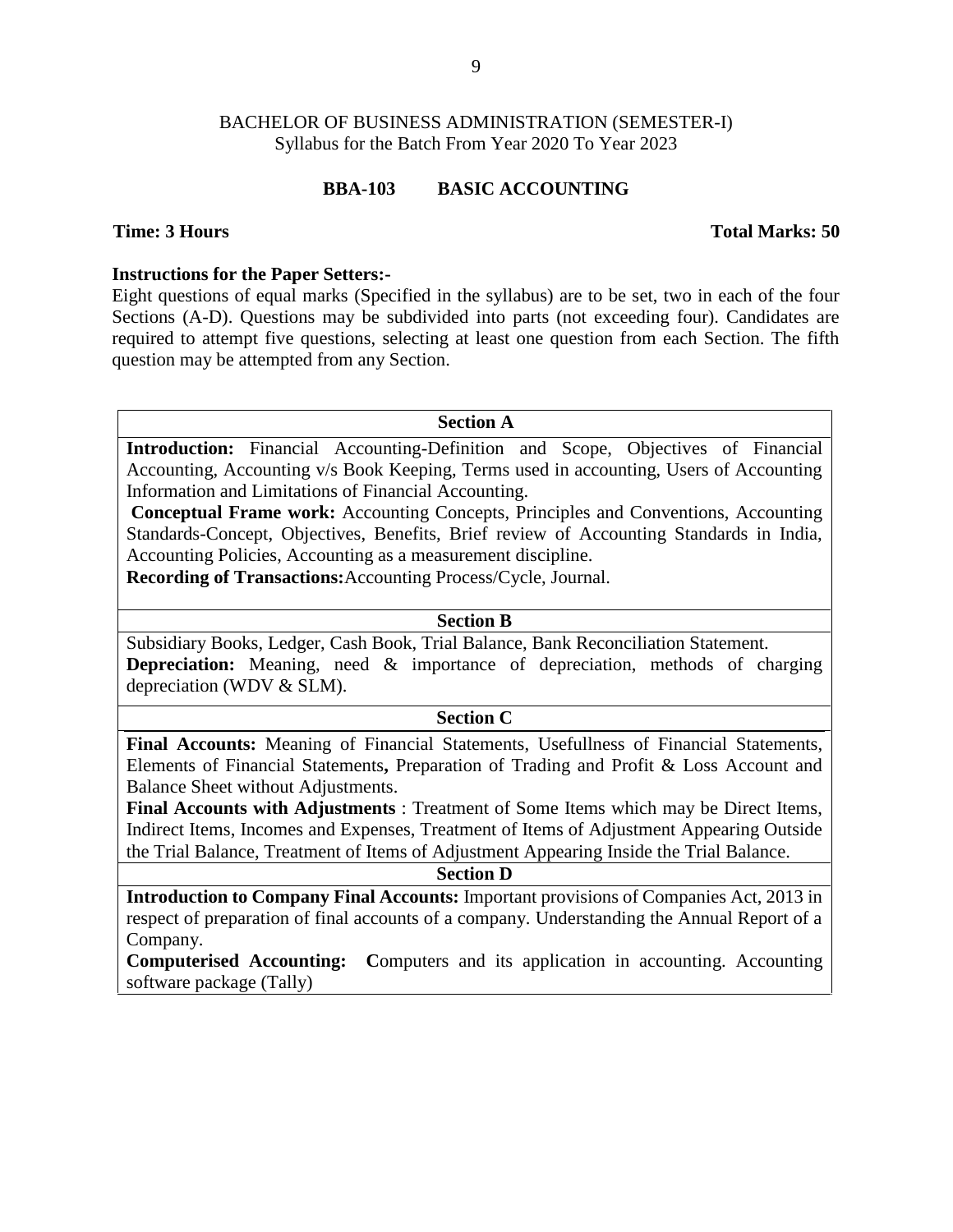BACHELOR OF BUSINESS ADMINISTRATION (SEMESTER-I)
Syllabus for the Batch From Year 2020 To Year 2023

## BBA-103 BASIC ACCOUNTING

**Time: 3 Hours** **Total Marks: 50**

**Instructions for the Paper Setters:-**
Eight questions of equal marks (Specified in the syllabus) are to be set, two in each of the four Sections (A-D). Questions may be subdivided into parts (not exceeding four). Candidates are required to attempt five questions, selecting at least one question from each Section. The fifth question may be attempted from any Section.

### Section A

**Introduction:** Financial Accounting-Definition and Scope, Objectives of Financial Accounting, Accounting v/s Book Keeping, Terms used in accounting, Users of Accounting Information and Limitations of Financial Accounting.

**Conceptual Frame work:** Accounting Concepts, Principles and Conventions, Accounting Standards-Concept, Objectives, Benefits, Brief review of Accounting Standards in India, Accounting Policies, Accounting as a measurement discipline.

**Recording of Transactions:** Accounting Process/Cycle, Journal.

### Section B

Subsidiary Books, Ledger, Cash Book, Trial Balance, Bank Reconciliation Statement.

**Depreciation:** Meaning, need & importance of depreciation, methods of charging depreciation (WDV & SLM).

### Section C

**Final Accounts:** Meaning of Financial Statements, Usefullness of Financial Statements, Elements of Financial Statements**,** Preparation of Trading and Profit & Loss Account and Balance Sheet without Adjustments.

**Final Accounts with Adjustments** : Treatment of Some Items which may be Direct Items, Indirect Items, Incomes and Expenses, Treatment of Items of Adjustment Appearing Outside the Trial Balance, Treatment of Items of Adjustment Appearing Inside the Trial Balance.

### Section D

**Introduction to Company Final Accounts:** Important provisions of Companies Act, 2013 in respect of preparation of final accounts of a company. Understanding the Annual Report of a Company.

**Computerised Accounting:** **C**omputers and its application in accounting. Accounting software package (Tally)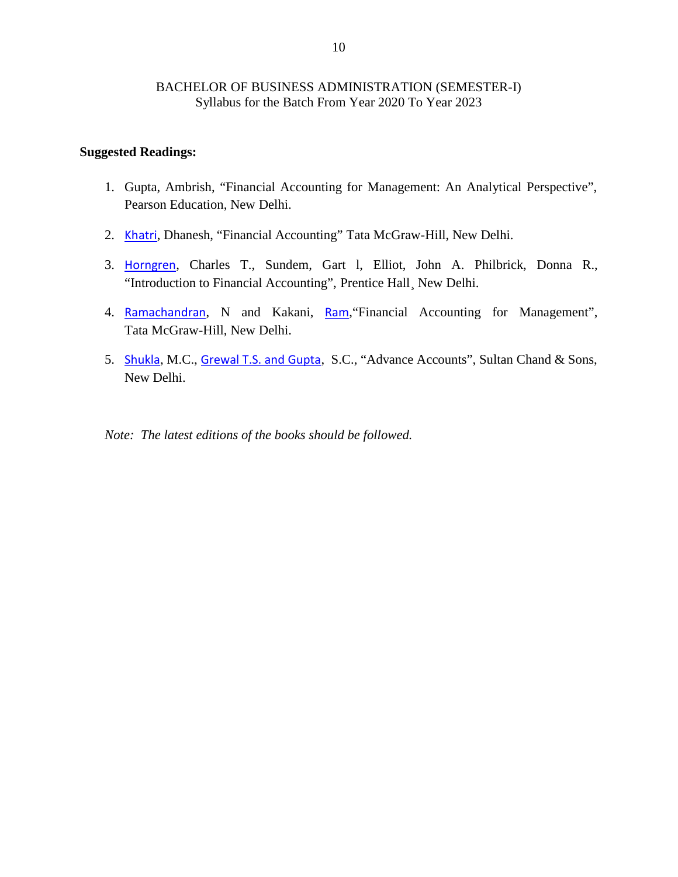BACHELOR OF BUSINESS ADMINISTRATION (SEMESTER-I)
Syllabus for the Batch From Year 2020 To Year 2023

**Suggested Readings:**

1. Gupta, Ambrish, "Financial Accounting for Management: An Analytical Perspective", Pearson Education, New Delhi.
2. Khatri, Dhanesh, "Financial Accounting" Tata McGraw-Hill, New Delhi.
3. Horngren, Charles T., Sundem, Gart l, Elliot, John A. Philbrick, Donna R., "Introduction to Financial Accounting", Prentice Hall¸ New Delhi.
4. Ramachandran, N and Kakani, Ram,"Financial Accounting for Management", Tata McGraw-Hill, New Delhi.
5. Shukla, M.C., Grewal T.S. and Gupta, S.C., "Advance Accounts", Sultan Chand & Sons, New Delhi.

*Note: The latest editions of the books should be followed.*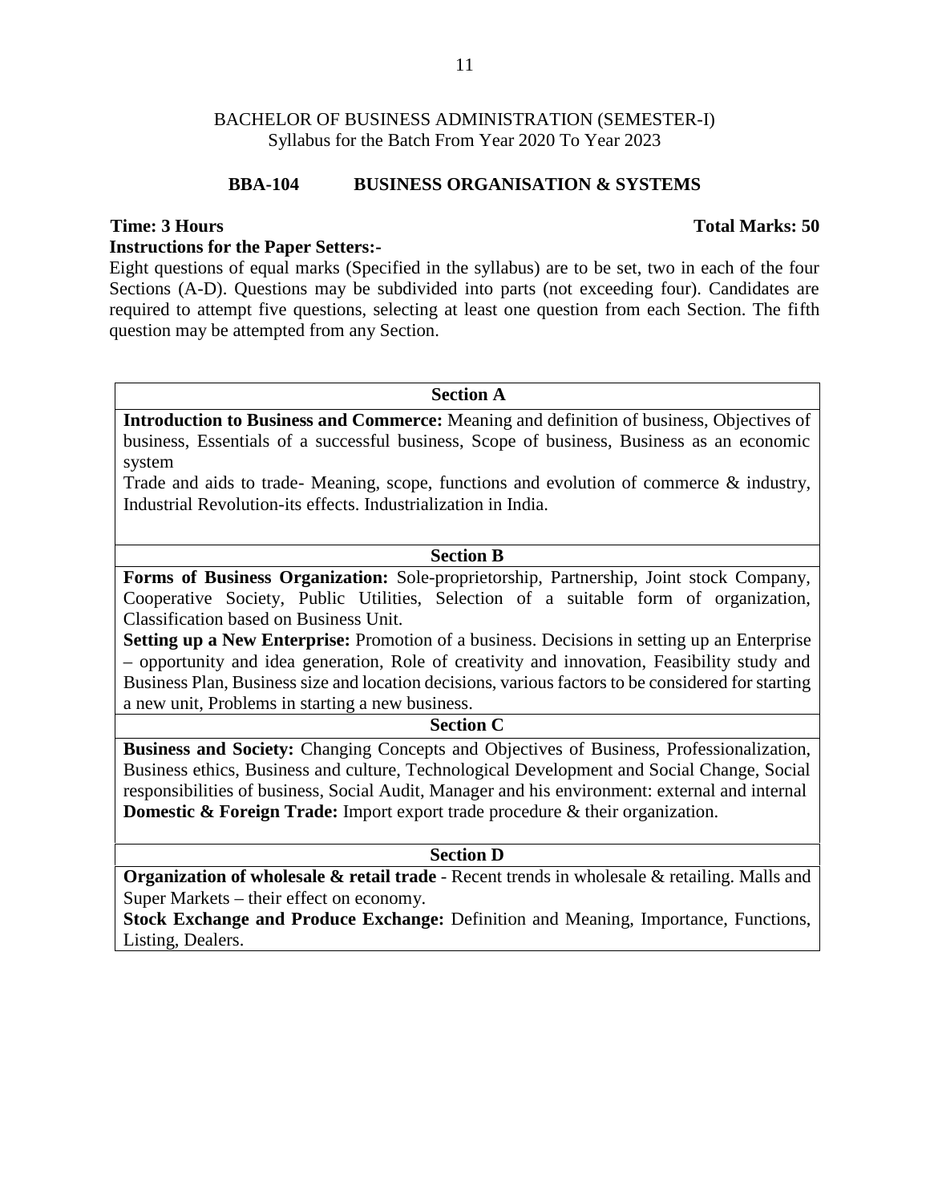BACHELOR OF BUSINESS ADMINISTRATION (SEMESTER-I)
Syllabus for the Batch From Year 2020 To Year 2023

## BBA-104 BUSINESS ORGANISATION & SYSTEMS

**Time: 3 Hours** **Total Marks: 50**

**Instructions for the Paper Setters:-**

Eight questions of equal marks (Specified in the syllabus) are to be set, two in each of the four Sections (A-D). Questions may be subdivided into parts (not exceeding four). Candidates are required to attempt five questions, selecting at least one question from each Section. The fifth question may be attempted from any Section.

### Section A

**Introduction to Business and Commerce:** Meaning and definition of business, Objectives of business, Essentials of a successful business, Scope of business, Business as an economic system

Trade and aids to trade- Meaning, scope, functions and evolution of commerce & industry, Industrial Revolution-its effects. Industrialization in India.

### Section B

**Forms of Business Organization:** Sole-proprietorship, Partnership, Joint stock Company, Cooperative Society, Public Utilities, Selection of a suitable form of organization, Classification based on Business Unit.

**Setting up a New Enterprise:** Promotion of a business. Decisions in setting up an Enterprise – opportunity and idea generation, Role of creativity and innovation, Feasibility study and Business Plan, Business size and location decisions, various factors to be considered for starting a new unit, Problems in starting a new business.

### Section C

**Business and Society:** Changing Concepts and Objectives of Business, Professionalization, Business ethics, Business and culture, Technological Development and Social Change, Social responsibilities of business, Social Audit, Manager and his environment: external and internal

**Domestic & Foreign Trade:** Import export trade procedure & their organization.

### Section D

**Organization of wholesale & retail trade** - Recent trends in wholesale & retailing. Malls and Super Markets – their effect on economy.

**Stock Exchange and Produce Exchange:** Definition and Meaning, Importance, Functions, Listing, Dealers.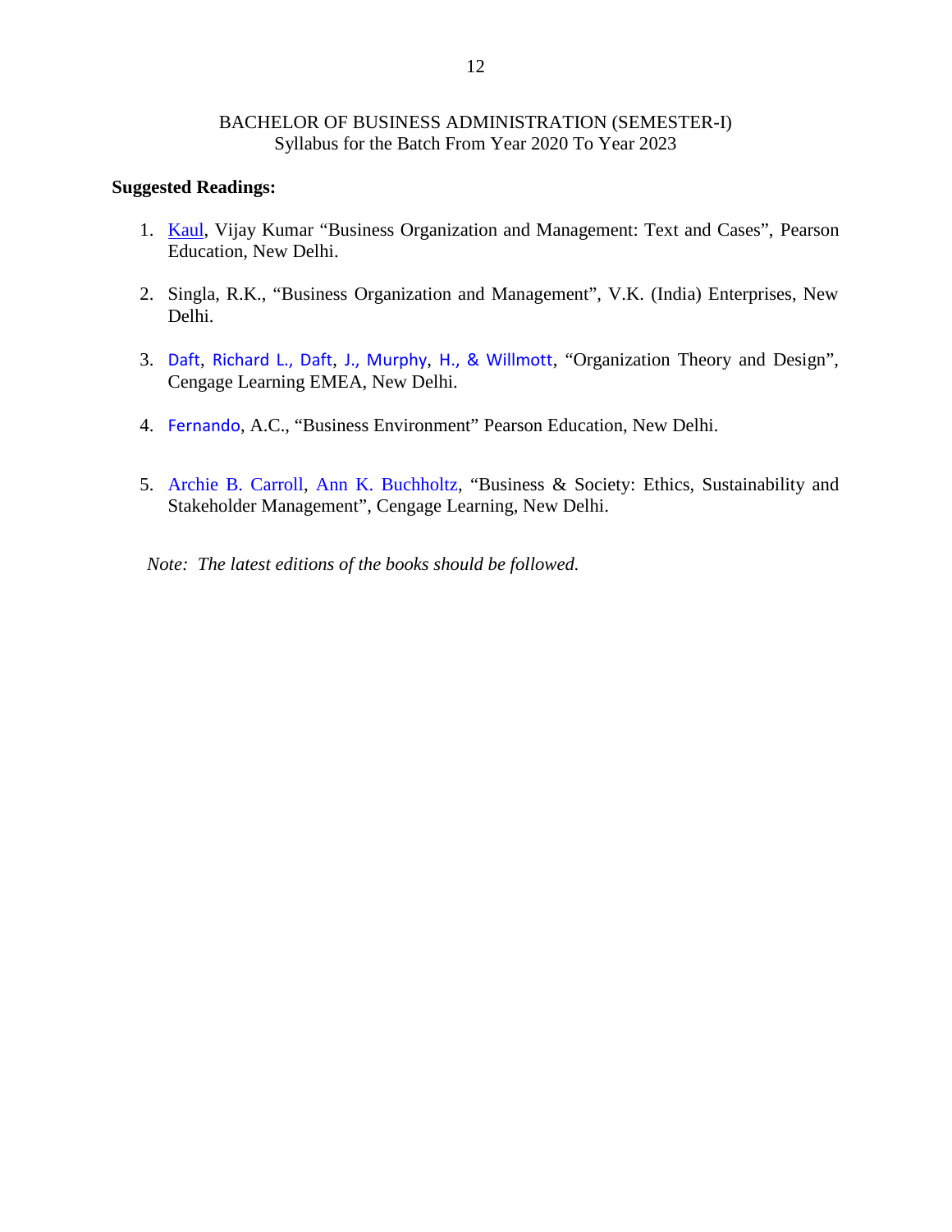BACHELOR OF BUSINESS ADMINISTRATION (SEMESTER-I)
Syllabus for the Batch From Year 2020 To Year 2023

**Suggested Readings:**

1. Kaul, Vijay Kumar "Business Organization and Management: Text and Cases", Pearson Education, New Delhi.

2. Singla, R.K., "Business Organization and Management", V.K. (India) Enterprises, New Delhi.

3. Daft, Richard L., Daft, J., Murphy, H., & Willmott, "Organization Theory and Design", Cengage Learning EMEA, New Delhi.

4. Fernando, A.C., "Business Environment" Pearson Education, New Delhi.

5. Archie B. Carroll, Ann K. Buchholtz, "Business & Society: Ethics, Sustainability and Stakeholder Management", Cengage Learning, New Delhi.

*Note: The latest editions of the books should be followed.*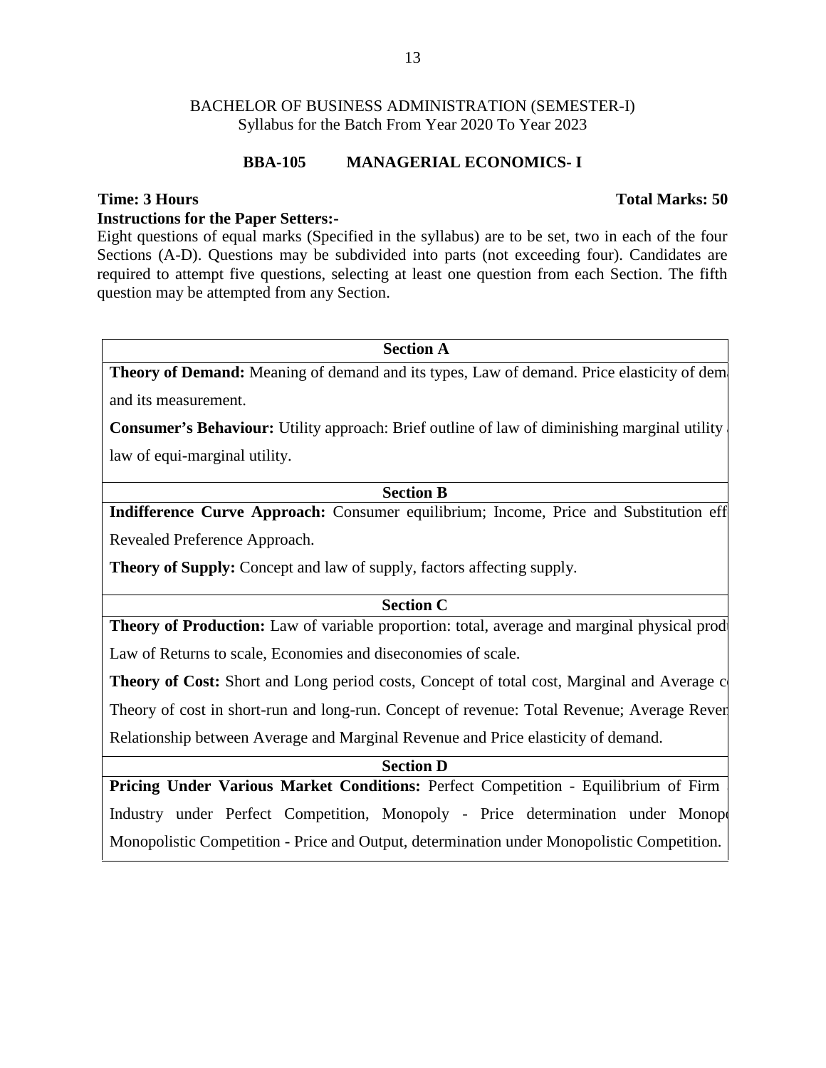BACHELOR OF BUSINESS ADMINISTRATION (SEMESTER-I)
Syllabus for the Batch From Year 2020 To Year 2023

## BBA-105 MANAGERIAL ECONOMICS- I

**Time: 3 Hours** **Total Marks: 50**

**Instructions for the Paper Setters:-**

Eight questions of equal marks (Specified in the syllabus) are to be set, two in each of the four Sections (A-D). Questions may be subdivided into parts (not exceeding four). Candidates are required to attempt five questions, selecting at least one question from each Section. The fifth question may be attempted from any Section.

### Section A

**Theory of Demand:** Meaning of demand and its types, Law of demand. Price elasticity of dem and its measurement.

**Consumer's Behaviour:** Utility approach: Brief outline of law of diminishing marginal utility law of equi-marginal utility.

### Section B

**Indifference Curve Approach:** Consumer equilibrium; Income, Price and Substitution eff Revealed Preference Approach.

**Theory of Supply:** Concept and law of supply, factors affecting supply.

### Section C

**Theory of Production:** Law of variable proportion: total, average and marginal physical prod Law of Returns to scale, Economies and diseconomies of scale.

**Theory of Cost:** Short and Long period costs, Concept of total cost, Marginal and Average c Theory of cost in short-run and long-run. Concept of revenue: Total Revenue; Average Reven Relationship between Average and Marginal Revenue and Price elasticity of demand.

### Section D

**Pricing Under Various Market Conditions:** Perfect Competition - Equilibrium of Firm Industry under Perfect Competition, Monopoly - Price determination under Monop Monopolistic Competition - Price and Output, determination under Monopolistic Competition.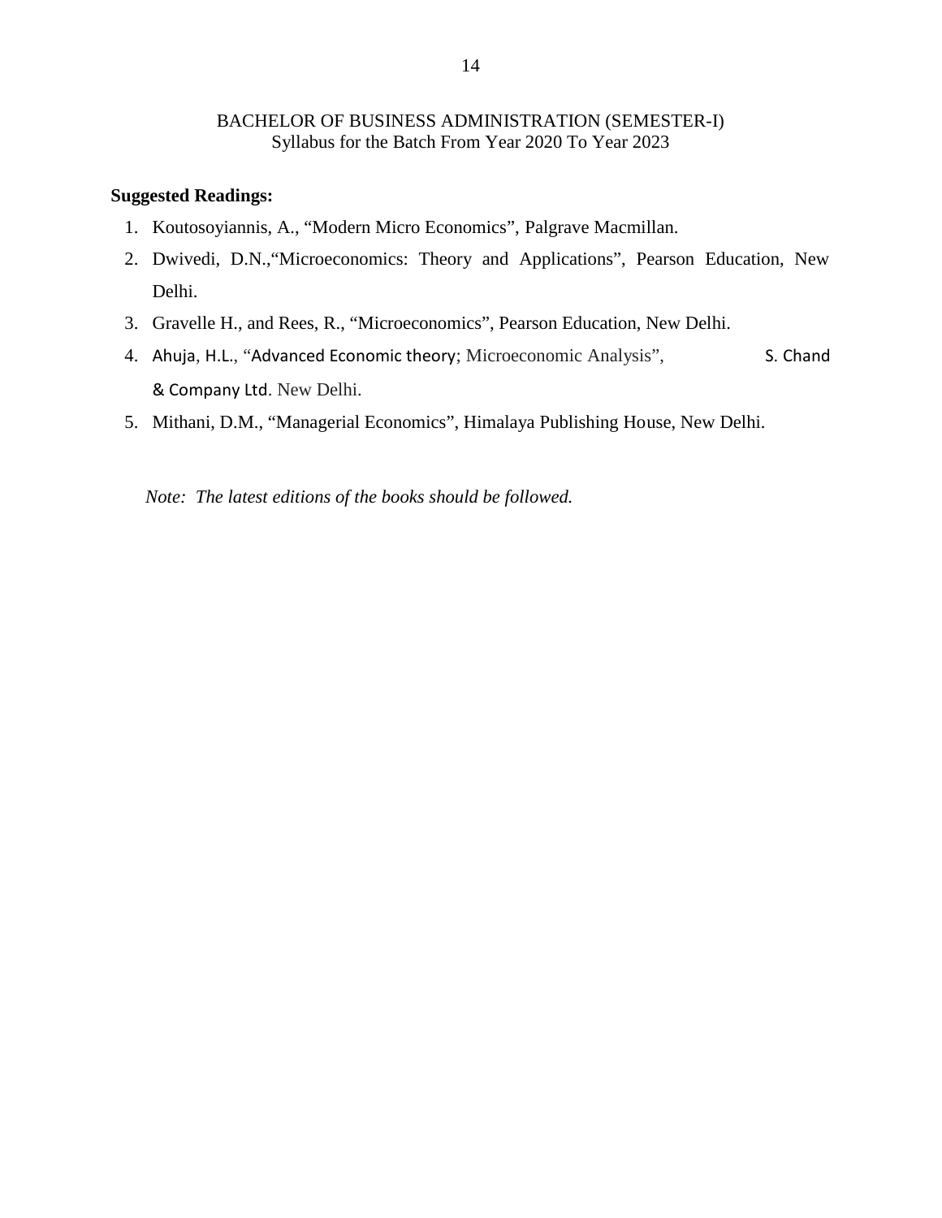BACHELOR OF BUSINESS ADMINISTRATION (SEMESTER-I)
Syllabus for the Batch From Year 2020 To Year 2023

**Suggested Readings:**

1. Koutosoyiannis, A., "Modern Micro Economics", Palgrave Macmillan.
2. Dwivedi, D.N.,"Microeconomics: Theory and Applications", Pearson Education, New Delhi.
3. Gravelle H., and Rees, R., "Microeconomics", Pearson Education, New Delhi.
4. Ahuja, H.L., "Advanced Economic theory; Microeconomic Analysis", S. Chand & Company Ltd. New Delhi.
5. Mithani, D.M., "Managerial Economics", Himalaya Publishing House, New Delhi.

*Note: The latest editions of the books should be followed.*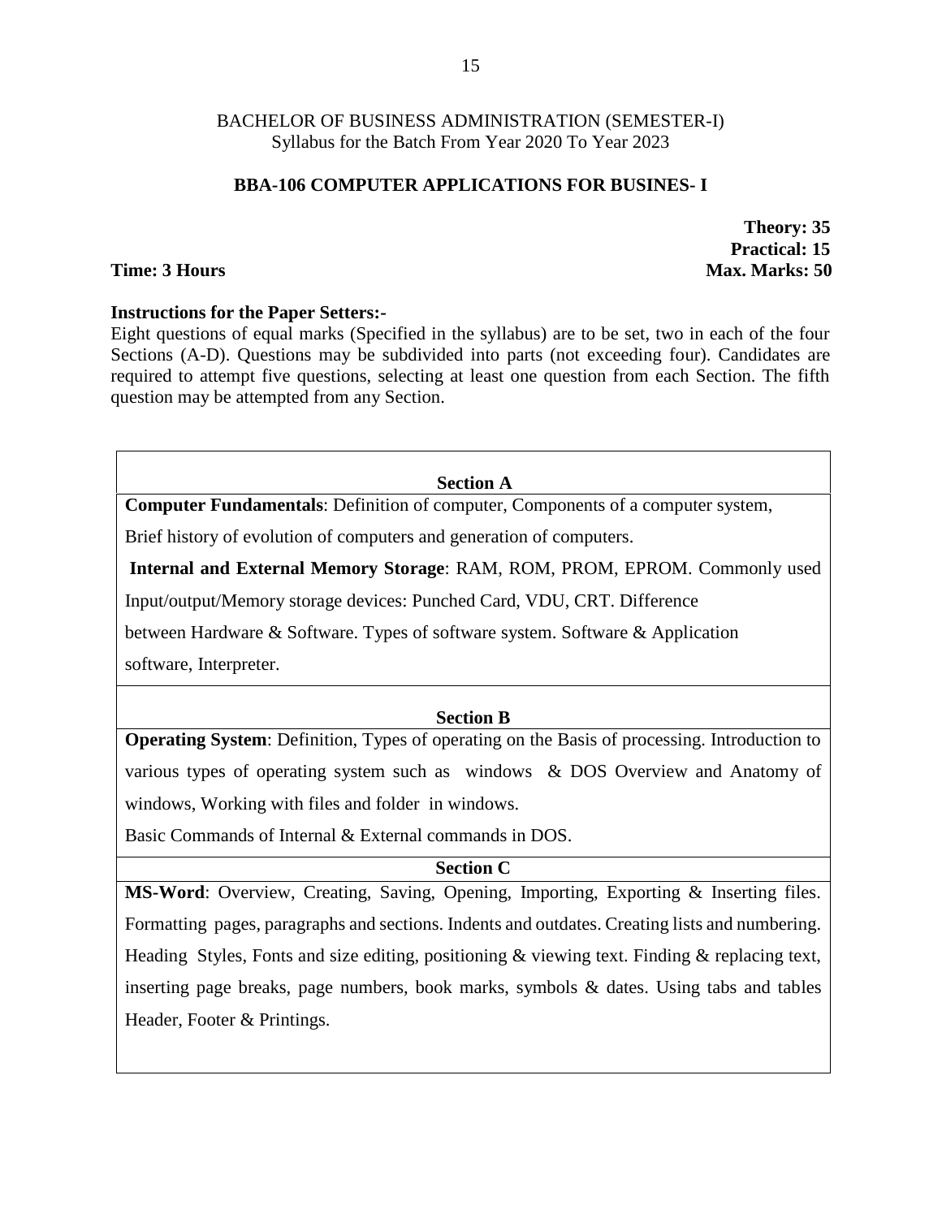BACHELOR OF BUSINESS ADMINISTRATION (SEMESTER-I)
Syllabus for the Batch From Year 2020 To Year 2023

## BBA-106 COMPUTER APPLICATIONS FOR BUSINES- I

**Theory: 35**
**Practical: 15**
**Time: 3 Hours** **Max. Marks: 50**

**Instructions for the Paper Setters:-**
Eight questions of equal marks (Specified in the syllabus) are to be set, two in each of the four Sections (A-D). Questions may be subdivided into parts (not exceeding four). Candidates are required to attempt five questions, selecting at least one question from each Section. The fifth question may be attempted from any Section.

### Section A

**Computer Fundamentals**: Definition of computer, Components of a computer system, Brief history of evolution of computers and generation of computers.

**Internal and External Memory Storage**: RAM, ROM, PROM, EPROM. Commonly used Input/output/Memory storage devices: Punched Card, VDU, CRT. Difference between Hardware & Software. Types of software system. Software & Application software, Interpreter.

### Section B

**Operating System**: Definition, Types of operating on the Basis of processing. Introduction to various types of operating system such as windows & DOS Overview and Anatomy of windows, Working with files and folder in windows.

Basic Commands of Internal & External commands in DOS.

### Section C

**MS-Word**: Overview, Creating, Saving, Opening, Importing, Exporting & Inserting files. Formatting pages, paragraphs and sections. Indents and outdates. Creating lists and numbering. Heading Styles, Fonts and size editing, positioning & viewing text. Finding & replacing text, inserting page breaks, page numbers, book marks, symbols & dates. Using tabs and tables Header, Footer & Printings.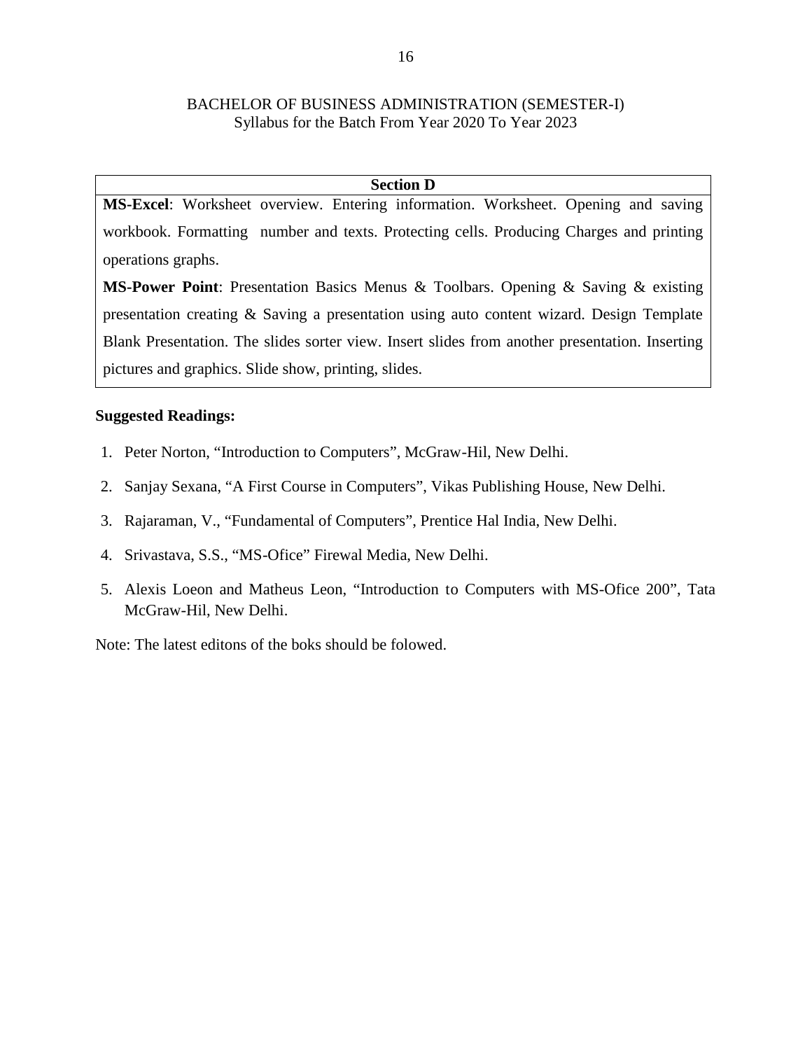BACHELOR OF BUSINESS ADMINISTRATION (SEMESTER-I)
Syllabus for the Batch From Year 2020 To Year 2023

| Section D |
|---|
| **MS-Excel**: Worksheet overview. Entering information. Worksheet. Opening and saving workbook. Formatting number and texts. Protecting cells. Producing Charges and printing operations graphs. <br> **MS-Power Point**: Presentation Basics Menus & Toolbars. Opening & Saving & existing presentation creating & Saving a presentation using auto content wizard. Design Template Blank Presentation. The slides sorter view. Insert slides from another presentation. Inserting pictures and graphics. Slide show, printing, slides. |

**Suggested Readings:**

1. Peter Norton, "Introduction to Computers", McGraw-Hil, New Delhi.
2. Sanjay Sexana, "A First Course in Computers", Vikas Publishing House, New Delhi.
3. Rajaraman, V., "Fundamental of Computers", Prentice Hal India, New Delhi.
4. Srivastava, S.S., "MS-Ofice" Firewal Media, New Delhi.
5. Alexis Loeon and Matheus Leon, "Introduction to Computers with MS-Ofice 200", Tata McGraw-Hil, New Delhi.

Note: The latest editons of the boks should be folowed.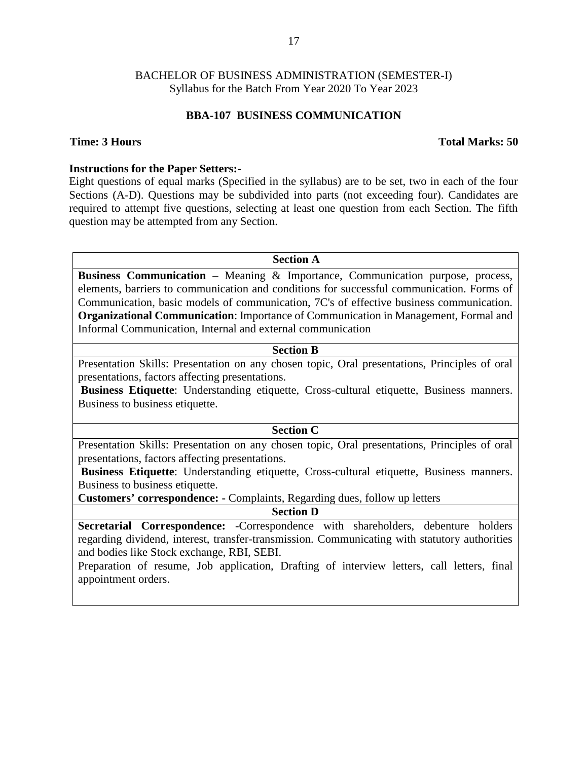BACHELOR OF BUSINESS ADMINISTRATION (SEMESTER-I)
Syllabus for the Batch From Year 2020 To Year 2023

## BBA-107 BUSINESS COMMUNICATION

**Time: 3 Hours** **Total Marks: 50**

**Instructions for the Paper Setters:-**
Eight questions of equal marks (Specified in the syllabus) are to be set, two in each of the four Sections (A-D). Questions may be subdivided into parts (not exceeding four). Candidates are required to attempt five questions, selecting at least one question from each Section. The fifth question may be attempted from any Section.

### Section A

**Business Communication** – Meaning & Importance, Communication purpose, process, elements, barriers to communication and conditions for successful communication. Forms of Communication, basic models of communication, 7C's of effective business communication.
**Organizational Communication**: Importance of Communication in Management, Formal and Informal Communication, Internal and external communication

### Section B

Presentation Skills: Presentation on any chosen topic, Oral presentations, Principles of oral presentations, factors affecting presentations.
**Business Etiquette**: Understanding etiquette, Cross-cultural etiquette, Business manners. Business to business etiquette.

### Section C

Presentation Skills: Presentation on any chosen topic, Oral presentations, Principles of oral presentations, factors affecting presentations.
**Business Etiquette**: Understanding etiquette, Cross-cultural etiquette, Business manners. Business to business etiquette.
**Customers' correspondence: -** Complaints, Regarding dues, follow up letters

### Section D

**Secretarial Correspondence:** -Correspondence with shareholders, debenture holders regarding dividend, interest, transfer-transmission. Communicating with statutory authorities and bodies like Stock exchange, RBI, SEBI.
Preparation of resume, Job application, Drafting of interview letters, call letters, final appointment orders.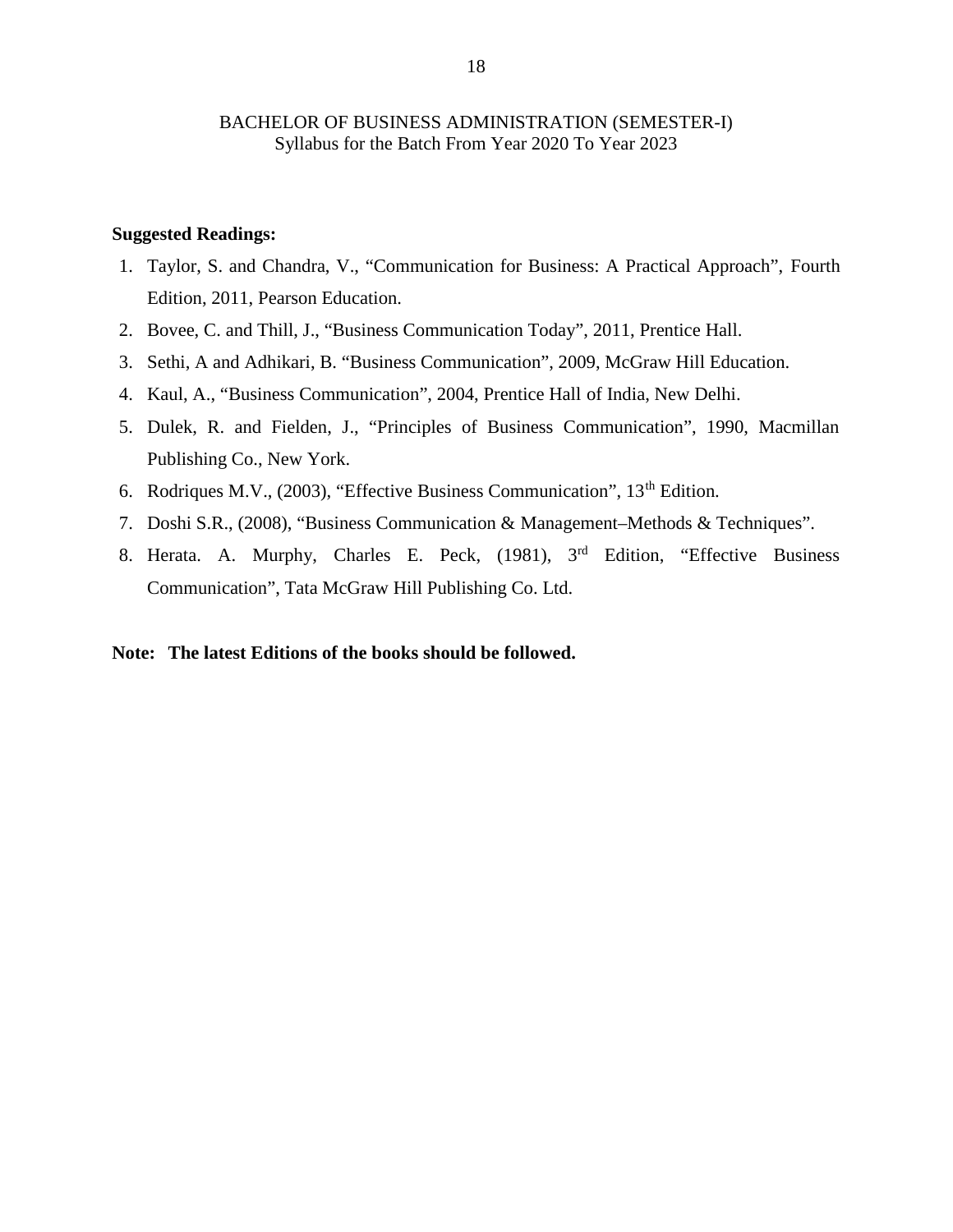**Suggested Readings:**

1. Taylor, S. and Chandra, V., "Communication for Business: A Practical Approach", Fourth Edition, 2011, Pearson Education.
2. Bovee, C. and Thill, J., "Business Communication Today", 2011, Prentice Hall.
3. Sethi, A and Adhikari, B. "Business Communication", 2009, McGraw Hill Education.
4. Kaul, A., "Business Communication", 2004, Prentice Hall of India, New Delhi.
5. Dulek, R. and Fielden, J., "Principles of Business Communication", 1990, Macmillan Publishing Co., New York.
6. Rodriques M.V., (2003), "Effective Business Communication", 13th Edition.
7. Doshi S.R., (2008), "Business Communication & Management–Methods & Techniques".
8. Herata. A. Murphy, Charles E. Peck, (1981), 3rd Edition, "Effective Business Communication", Tata McGraw Hill Publishing Co. Ltd.

**Note: The latest Editions of the books should be followed.**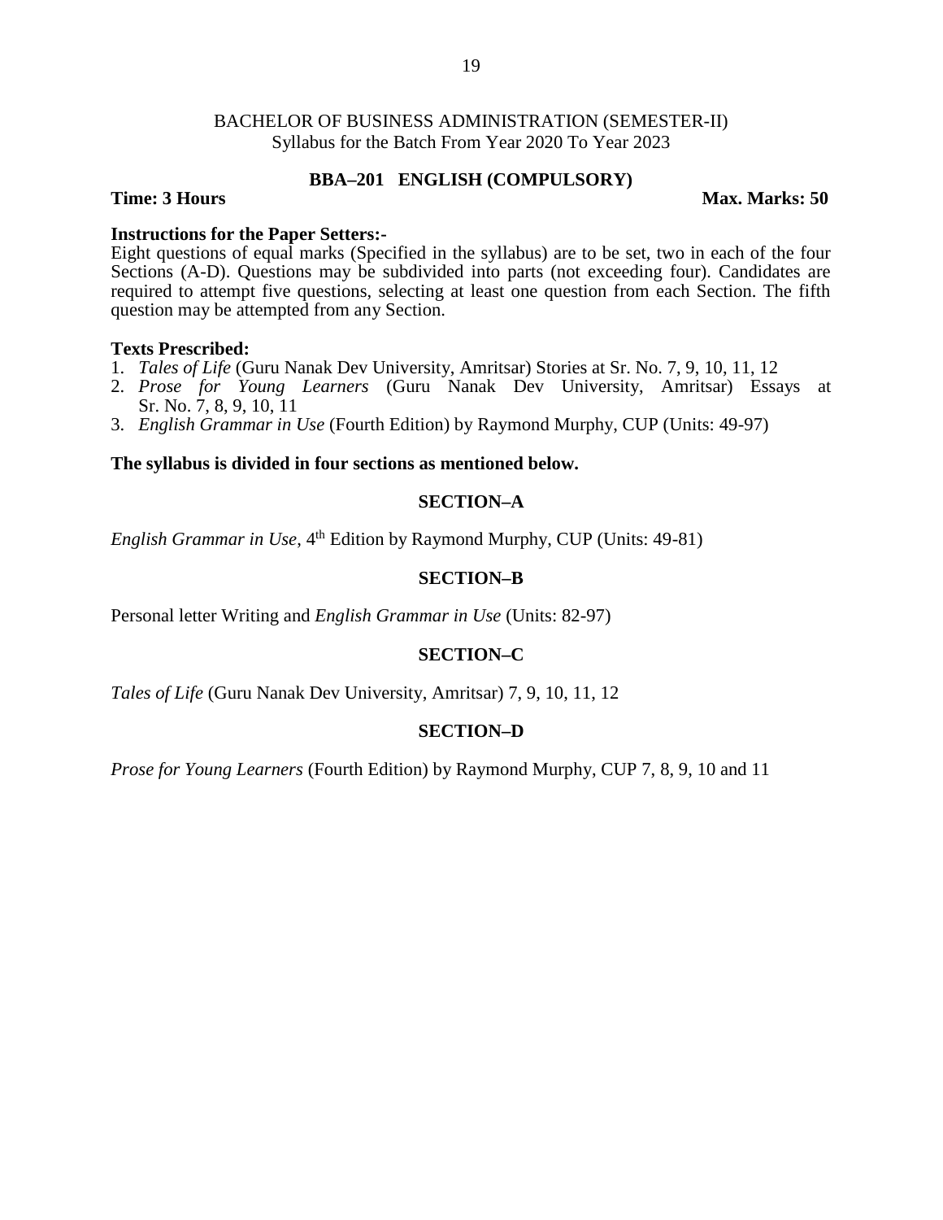BACHELOR OF BUSINESS ADMINISTRATION (SEMESTER-II)
Syllabus for the Batch From Year 2020 To Year 2023

## BBA–201 ENGLISH (COMPULSORY)

**Time: 3 Hours** **Max. Marks: 50**

**Instructions for the Paper Setters:-**
Eight questions of equal marks (Specified in the syllabus) are to be set, two in each of the four Sections (A-D). Questions may be subdivided into parts (not exceeding four). Candidates are required to attempt five questions, selecting at least one question from each Section. The fifth question may be attempted from any Section.

**Texts Prescribed:**

1. *Tales of Life* (Guru Nanak Dev University, Amritsar) Stories at Sr. No. 7, 9, 10, 11, 12
2. *Prose for Young Learners* (Guru Nanak Dev University, Amritsar) Essays at Sr. No. 7, 8, 9, 10, 11
3. *English Grammar in Use* (Fourth Edition) by Raymond Murphy, CUP (Units: 49-97)

**The syllabus is divided in four sections as mentioned below.**

### SECTION–A

*English Grammar in Use*, 4th Edition by Raymond Murphy, CUP (Units: 49-81)

### SECTION–B

Personal letter Writing and *English Grammar in Use* (Units: 82-97)

### SECTION–C

*Tales of Life* (Guru Nanak Dev University, Amritsar) 7, 9, 10, 11, 12

### SECTION–D

*Prose for Young Learners* (Fourth Edition) by Raymond Murphy, CUP 7, 8, 9, 10 and 11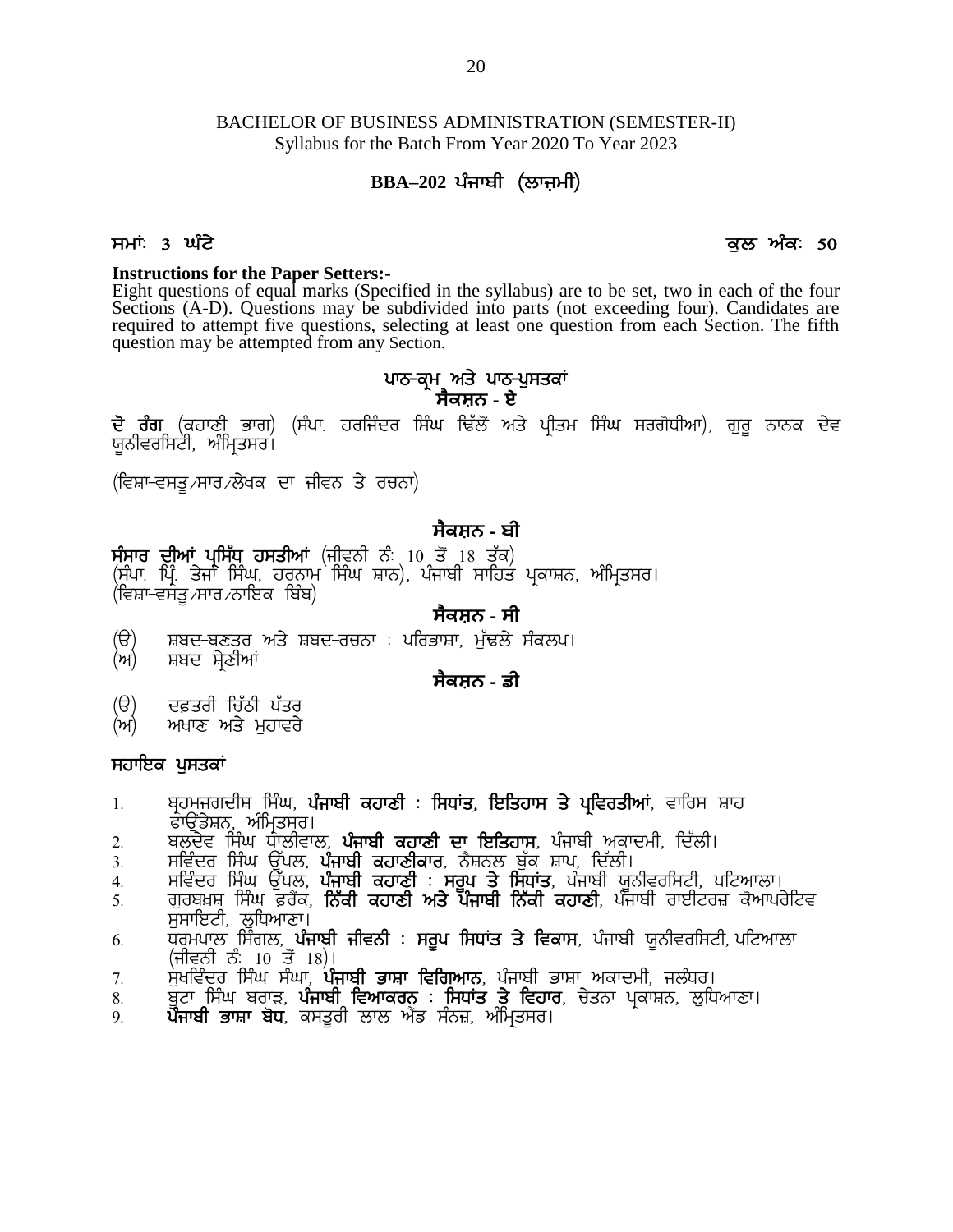BACHELOR OF BUSINESS ADMINISTRATION (SEMESTER-II)
Syllabus for the Batch From Year 2020 To Year 2023

## BBA–202 ਪੰਜਾਬੀ (ਲਾਜ਼ਮੀ)

**ਸਮਾਂ: 3 ਘੰਟੇ** **ਕੁਲ ਅੰਕ: 50**

**Instructions for the Paper Setters:-**
Eight questions of equal marks (Specified in the syllabus) are to be set, two in each of the four Sections (A-D). Questions may be subdivided into parts (not exceeding four). Candidates are required to attempt five questions, selecting at least one question from each Section. The fifth question may be attempted from any Section.

### ਪਾਠ-ਕ੍ਰਮ ਅਤੇ ਪਾਠ-ਪੁਸਤਕਾਂ

### ਸੈਕਸ਼ਨ - ਏ

**ਦੋ ਰੰਗ** (ਕਹਾਣੀ ਭਾਗ) (ਸੰਪਾ. ਹਰਜਿੰਦਰ ਸਿੰਘ ਢਿੱਲੋਂ ਅਤੇ ਪ੍ਰੀਤਮ ਸਿੰਘ ਸਰਗੋਧੀਆ), ਗੁਰੂ ਨਾਨਕ ਦੇਵ ਯੂਨੀਵਰਸਿਟੀ, ਅੰਮ੍ਰਿਤਸਰ।

(ਵਿਸ਼ਾ-ਵਸਤੂ/ਸਾਰ/ਲੇਖਕ ਦਾ ਜੀਵਨ ਤੇ ਰਚਨਾ)

### ਸੈਕਸ਼ਨ - ਬੀ

**ਸੰਸਾਰ ਦੀਆਂ ਪ੍ਰਸਿੱਧ ਹਸਤੀਆਂ** (ਜੀਵਨੀ ਨੰ: 10 ਤੋਂ 18 ਤੱਕ)
(ਸੰਪਾ. ਪ੍ਰਿੰ. ਤੇਜਾ ਸਿੰਘ, ਹਰਨਾਮ ਸਿੰਘ ਸ਼ਾਨ), ਪੰਜਾਬੀ ਸਾਹਿਤ ਪ੍ਰਕਾਸ਼ਨ, ਅੰਮ੍ਰਿਤਸਰ।
(ਵਿਸ਼ਾ-ਵਸਤੂ/ਸਾਰ/ਨਾਇਕ ਬਿੰਬ)

### ਸੈਕਸ਼ਨ - ਸੀ

(ੳ) ਸ਼ਬਦ-ਬਣਤਰ ਅਤੇ ਸ਼ਬਦ-ਰਚਨਾ : ਪਰਿਭਾਸ਼ਾ, ਮੁੱਢਲੇ ਸੰਕਲਪ।
(ਅ) ਸ਼ਬਦ ਸ਼੍ਰੇਣੀਆਂ

### ਸੈਕਸ਼ਨ - ਡੀ

(ੳ) ਦਫ਼ਤਰੀ ਚਿੱਠੀ ਪੱਤਰ
(ਅ) ਅਖਾਣ ਅਤੇ ਮੁਹਾਵਰੇ

### ਸਹਾਇਕ ਪੁਸਤਕਾਂ

1. ਬ੍ਰਹਮਜਗਦੀਸ਼ ਸਿੰਘ, **ਪੰਜਾਬੀ ਕਹਾਣੀ : ਸਿਧਾਂਤ, ਇਤਿਹਾਸ ਤੇ ਪ੍ਰਵਿਰਤੀਆਂ**, ਵਾਰਿਸ ਸ਼ਾਹ ਫਾਊਂਡੇਸ਼ਨ, ਅੰਮ੍ਰਿਤਸਰ।
2. ਬਲਦੇਵ ਸਿੰਘ ਧਾਲੀਵਾਲ, **ਪੰਜਾਬੀ ਕਹਾਣੀ ਦਾ ਇਤਿਹਾਸ**, ਪੰਜਾਬੀ ਅਕਾਦਮੀ, ਦਿੱਲੀ।
3. ਸਵਿੰਦਰ ਸਿੰਘ ਉੱਪਲ, **ਪੰਜਾਬੀ ਕਹਾਣੀਕਾਰ**, ਨੈਸ਼ਨਲ ਬੁੱਕ ਸ਼ਾਪ, ਦਿੱਲੀ।
4. ਸਵਿੰਦਰ ਸਿੰਘ ਉੱਪਲ, **ਪੰਜਾਬੀ ਕਹਾਣੀ : ਸਰੂਪ ਤੇ ਸਿਧਾਂਤ**, ਪੰਜਾਬੀ ਯੂਨੀਵਰਸਿਟੀ, ਪਟਿਆਲਾ।
5. ਗੁਰਬਖ਼ਸ਼ ਸਿੰਘ ਫ਼ਰੈਂਕ, **ਨਿੱਕੀ ਕਹਾਣੀ ਅਤੇ ਪੰਜਾਬੀ ਨਿੱਕੀ ਕਹਾਣੀ**, ਪੰਜਾਬੀ ਰਾਈਟਰਜ਼ ਕੋਆਪਰੇਟਿਵ ਸੁਸਾਇਟੀ, ਲੁਧਿਆਣਾ।
6. ਧਰਮਪਾਲ ਸਿੰਗਲ, **ਪੰਜਾਬੀ ਜੀਵਨੀ : ਸਰੂਪ ਸਿਧਾਂਤ ਤੇ ਵਿਕਾਸ**, ਪੰਜਾਬੀ ਯੂਨੀਵਰਸਿਟੀ, ਪਟਿਆਲਾ (ਜੀਵਨੀ ਨੰ: 10 ਤੋਂ 18)।
7. ਸੁਖਵਿੰਦਰ ਸਿੰਘ ਸੰਘਾ, **ਪੰਜਾਬੀ ਭਾਸ਼ਾ ਵਿਗਿਆਨ**, ਪੰਜਾਬੀ ਭਾਸ਼ਾ ਅਕਾਦਮੀ, ਜਲੰਧਰ।
8. ਬੂਟਾ ਸਿੰਘ ਬਰਾੜ, **ਪੰਜਾਬੀ ਵਿਆਕਰਨ : ਸਿਧਾਂਤ ਤੇ ਵਿਹਾਰ**, ਚੇਤਨਾ ਪ੍ਰਕਾਸ਼ਨ, ਲੁਧਿਆਣਾ।
9. **ਪੰਜਾਬੀ ਭਾਸ਼ਾ ਬੋਧ**, ਕਸਤੂਰੀ ਲਾਲ ਐਂਡ ਸੰਨਜ਼, ਅੰਮ੍ਰਿਤਸਰ।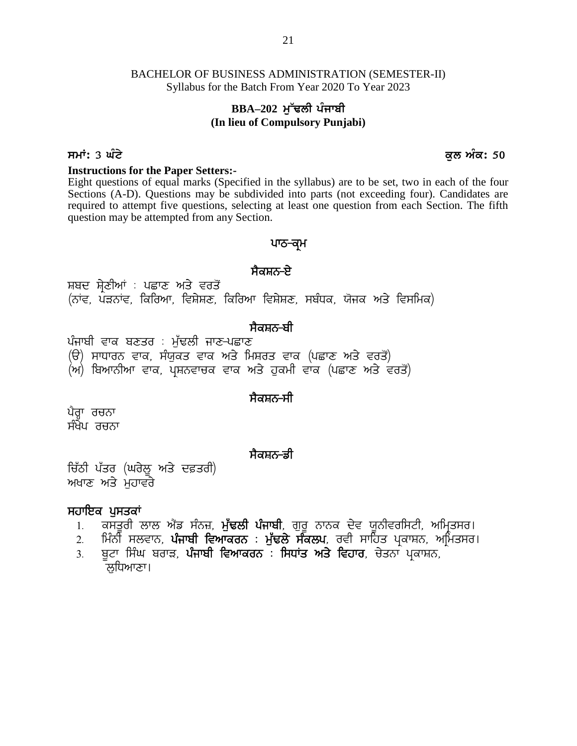BACHELOR OF BUSINESS ADMINISTRATION (SEMESTER-II)
Syllabus for the Batch From Year 2020 To Year 2023

## BBA–202 ਮੁੱਢਲੀ ਪੰਜਾਬੀ
## (In lieu of Compulsory Punjabi)

**ਸਮਾਂ: 3 ਘੰਟੇ** **ਕੁਲ ਅੰਕ: 50**

**Instructions for the Paper Setters:-**
Eight questions of equal marks (Specified in the syllabus) are to be set, two in each of the four Sections (A-D). Questions may be subdivided into parts (not exceeding four). Candidates are required to attempt five questions, selecting at least one question from each Section. The fifth question may be attempted from any Section.

## ਪਾਠ-ਕ੍ਰਮ

### ਸੈਕਸ਼ਨ-ਏ

ਸ਼ਬਦ ਸ਼੍ਰੇਣੀਆਂ : ਪਛਾਣ ਅਤੇ ਵਰਤੋਂ
(ਨਾਂਵ, ਪੜਨਾਂਵ, ਕਿਰਿਆ, ਵਿਸ਼ੇਸ਼ਣ, ਕਿਰਿਆ ਵਿਸ਼ੇਸ਼ਣ, ਸਬੰਧਕ, ਯੋਜਕ ਅਤੇ ਵਿਸਮਿਕ)

### ਸੈਕਸ਼ਨ-ਬੀ

ਪੰਜਾਬੀ ਵਾਕ ਬਣਤਰ : ਮੁੱਢਲੀ ਜਾਣ-ਪਛਾਣ
(ੳ) ਸਾਧਾਰਨ ਵਾਕ, ਸੰਯੁਕਤ ਵਾਕ ਅਤੇ ਮਿਸ਼ਰਤ ਵਾਕ (ਪਛਾਣ ਅਤੇ ਵਰਤੋਂ)
(ਅ) ਬਿਆਨੀਆ ਵਾਕ, ਪ੍ਰਸ਼ਨਵਾਚਕ ਵਾਕ ਅਤੇ ਹੁਕਮੀ ਵਾਕ (ਪਛਾਣ ਅਤੇ ਵਰਤੋਂ)

### ਸੈਕਸ਼ਨ-ਸੀ

ਪੈਰ੍ਹਾ ਰਚਨਾ
ਸੰਖੇਪ ਰਚਨਾ

### ਸੈਕਸ਼ਨ-ਡੀ

ਚਿੱਠੀ ਪੱਤਰ (ਘਰੇਲੂ ਅਤੇ ਦਫ਼ਤਰੀ)
ਅਖਾਣ ਅਤੇ ਮੁਹਾਵਰੇ

**ਸਹਾਇਕ ਪੁਸਤਕਾਂ**

1. ਕਸਤੂਰੀ ਲਾਲ ਐਂਡ ਸੰਨਜ਼, **ਮੁੱਢਲੀ ਪੰਜਾਬੀ**, ਗੁਰੂ ਨਾਨਕ ਦੇਵ ਯੂਨੀਵਰਸਿਟੀ, ਅਮ੍ਰਿਤਸਰ।
2. ਮਿੰਨੀ ਸਲਵਾਨ, **ਪੰਜਾਬੀ ਵਿਆਕਰਨ : ਮੁੱਢਲੇ ਸੰਕਲਪ**, ਰਵੀ ਸਾਹਿਤ ਪ੍ਰਕਾਸ਼ਨ, ਅਮ੍ਰਿਤਸਰ।
3. ਬੂਟਾ ਸਿੰਘ ਬਰਾੜ, **ਪੰਜਾਬੀ ਵਿਆਕਰਨ : ਸਿਧਾਂਤ ਅਤੇ ਵਿਹਾਰ**, ਚੇਤਨਾ ਪ੍ਰਕਾਸ਼ਨ, ਲੁਧਿਆਣਾ।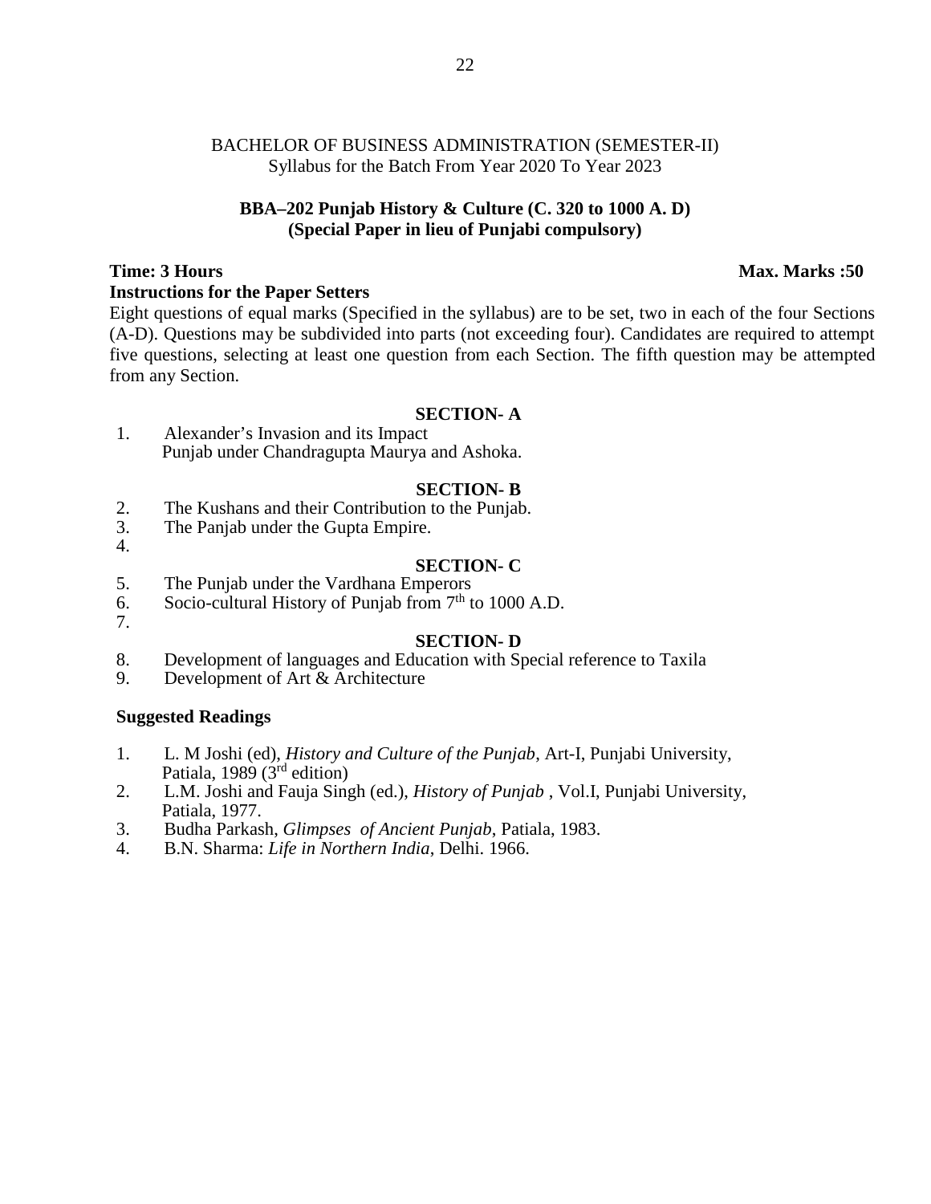BACHELOR OF BUSINESS ADMINISTRATION (SEMESTER-II)
Syllabus for the Batch From Year 2020 To Year 2023

## BBA–202 Punjab History & Culture (C. 320 to 1000 A. D)
## (Special Paper in lieu of Punjabi compulsory)

**Time: 3 Hours** **Max. Marks :50**

**Instructions for the Paper Setters**

Eight questions of equal marks (Specified in the syllabus) are to be set, two in each of the four Sections (A-D). Questions may be subdivided into parts (not exceeding four). Candidates are required to attempt five questions, selecting at least one question from each Section. The fifth question may be attempted from any Section.

### SECTION- A

1. Alexander's Invasion and its Impact
   Punjab under Chandragupta Maurya and Ashoka.

### SECTION- B

2. The Kushans and their Contribution to the Punjab.
3. The Panjab under the Gupta Empire.
4. 

### SECTION- C

5. The Punjab under the Vardhana Emperors
6. Socio-cultural History of Punjab from 7th to 1000 A.D.
7. 

### SECTION- D

8. Development of languages and Education with Special reference to Taxila
9. Development of Art & Architecture

**Suggested Readings**

1. L. M Joshi (ed), *History and Culture of the Punjab*, Art-I, Punjabi University, Patiala, 1989 (3rd edition)
2. L.M. Joshi and Fauja Singh (ed.), *History of Punjab* , Vol.I, Punjabi University, Patiala, 1977.
3. Budha Parkash, *Glimpses of Ancient Punjab*, Patiala, 1983.
4. B.N. Sharma: *Life in Northern India*, Delhi. 1966.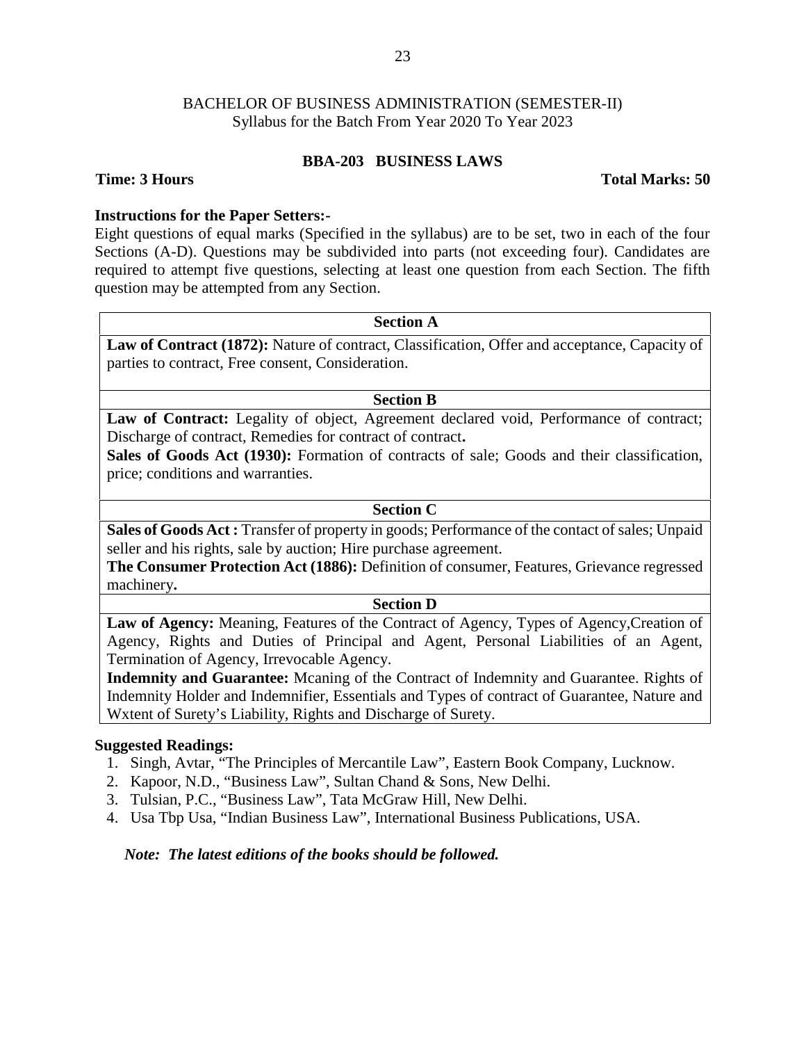BACHELOR OF BUSINESS ADMINISTRATION (SEMESTER-II)
Syllabus for the Batch From Year 2020 To Year 2023

## BBA-203 BUSINESS LAWS

**Time: 3 Hours** **Total Marks: 50**

**Instructions for the Paper Setters:-**

Eight questions of equal marks (Specified in the syllabus) are to be set, two in each of the four Sections (A-D). Questions may be subdivided into parts (not exceeding four). Candidates are required to attempt five questions, selecting at least one question from each Section. The fifth question may be attempted from any Section.

### Section A

**Law of Contract (1872):** Nature of contract, Classification, Offer and acceptance, Capacity of parties to contract, Free consent, Consideration.

### Section B

**Law of Contract:** Legality of object, Agreement declared void, Performance of contract; Discharge of contract, Remedies for contract of contract**.**

**Sales of Goods Act (1930):** Formation of contracts of sale; Goods and their classification, price; conditions and warranties.

### Section C

**Sales of Goods Act :** Transfer of property in goods; Performance of the contact of sales; Unpaid seller and his rights, sale by auction; Hire purchase agreement.

**The Consumer Protection Act (1886):** Definition of consumer, Features, Grievance regressed machinery**.**

### Section D

**Law of Agency:** Meaning, Features of the Contract of Agency, Types of Agency,Creation of Agency, Rights and Duties of Principal and Agent, Personal Liabilities of an Agent, Termination of Agency, Irrevocable Agency.

**Indemnity and Guarantee:** Mcaning of the Contract of Indemnity and Guarantee. Rights of Indemnity Holder and Indemnifier, Essentials and Types of contract of Guarantee, Nature and Wxtent of Surety's Liability, Rights and Discharge of Surety.

**Suggested Readings:**

1. Singh, Avtar, "The Principles of Mercantile Law", Eastern Book Company, Lucknow.
2. Kapoor, N.D., "Business Law", Sultan Chand & Sons, New Delhi.
3. Tulsian, P.C., "Business Law", Tata McGraw Hill, New Delhi.
4. Usa Tbp Usa, "Indian Business Law", International Business Publications, USA.

***Note: The latest editions of the books should be followed.***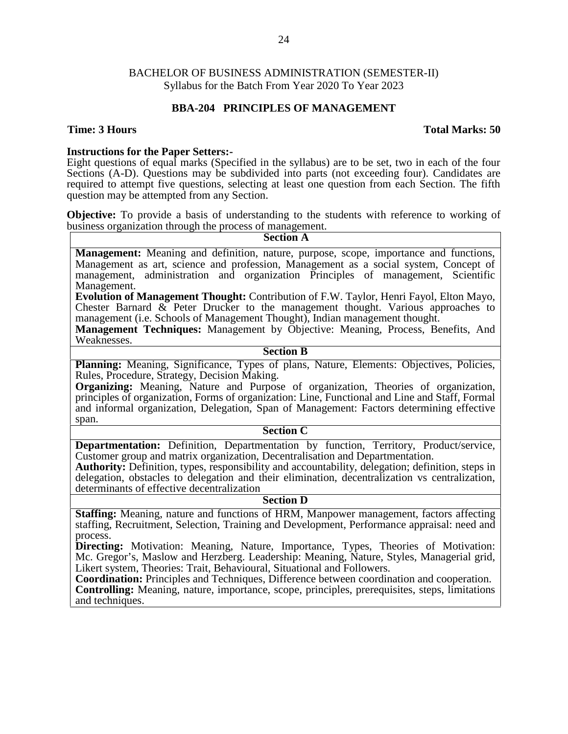BACHELOR OF BUSINESS ADMINISTRATION (SEMESTER-II)
Syllabus for the Batch From Year 2020 To Year 2023

## BBA-204 PRINCIPLES OF MANAGEMENT

**Time: 3 Hours** **Total Marks: 50**

**Instructions for the Paper Setters:-**
Eight questions of equal marks (Specified in the syllabus) are to be set, two in each of the four Sections (A-D). Questions may be subdivided into parts (not exceeding four). Candidates are required to attempt five questions, selecting at least one question from each Section. The fifth question may be attempted from any Section.

**Objective:** To provide a basis of understanding to the students with reference to working of business organization through the process of management.

### Section A

**Management:** Meaning and definition, nature, purpose, scope, importance and functions, Management as art, science and profession, Management as a social system, Concept of management, administration and organization Principles of management, Scientific Management.
**Evolution of Management Thought:** Contribution of F.W. Taylor, Henri Fayol, Elton Mayo, Chester Barnard & Peter Drucker to the management thought. Various approaches to management (i.e. Schools of Management Thought), Indian management thought.
**Management Techniques:** Management by Objective: Meaning, Process, Benefits, And Weaknesses.

### Section B

**Planning:** Meaning, Significance, Types of plans, Nature, Elements: Objectives, Policies, Rules, Procedure, Strategy, Decision Making.
**Organizing:** Meaning, Nature and Purpose of organization, Theories of organization, principles of organization, Forms of organization: Line, Functional and Line and Staff, Formal and informal organization, Delegation, Span of Management: Factors determining effective span.

### Section C

**Departmentation:** Definition, Departmentation by function, Territory, Product/service, Customer group and matrix organization, Decentralisation and Departmentation.
**Authority:** Definition, types, responsibility and accountability, delegation; definition, steps in delegation, obstacles to delegation and their elimination, decentralization vs centralization, determinants of effective decentralization

### Section D

**Staffing:** Meaning, nature and functions of HRM, Manpower management, factors affecting staffing, Recruitment, Selection, Training and Development, Performance appraisal: need and process.
**Directing:** Motivation: Meaning, Nature, Importance, Types, Theories of Motivation: Mc. Gregor's, Maslow and Herzberg. Leadership: Meaning, Nature, Styles, Managerial grid, Likert system, Theories: Trait, Behavioural, Situational and Followers.
**Coordination:** Principles and Techniques, Difference between coordination and cooperation.
**Controlling:** Meaning, nature, importance, scope, principles, prerequisites, steps, limitations and techniques.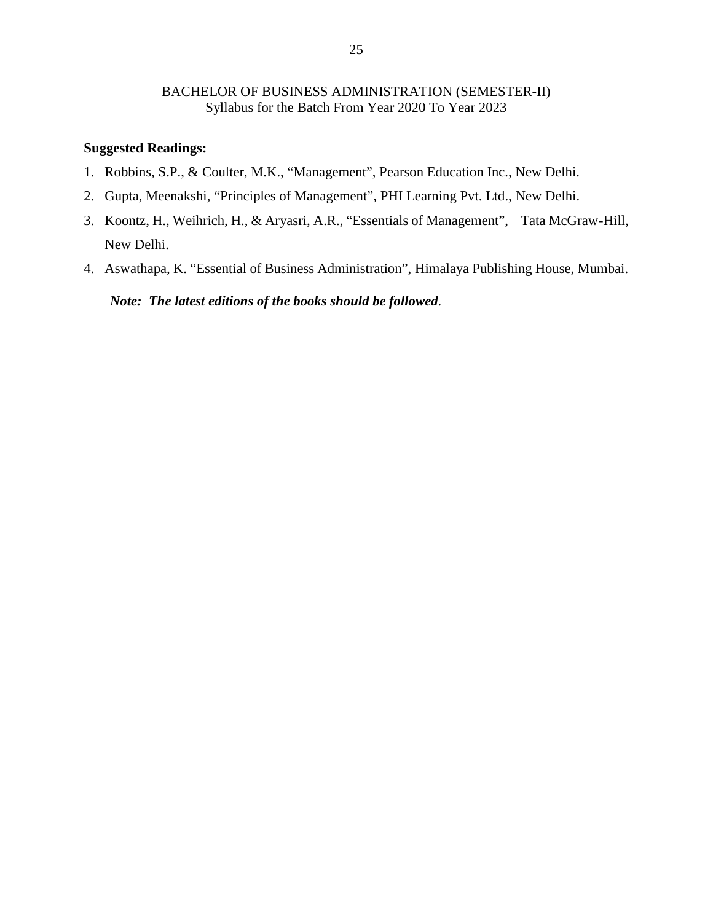BACHELOR OF BUSINESS ADMINISTRATION (SEMESTER-II)
Syllabus for the Batch From Year 2020 To Year 2023

**Suggested Readings:**

1. Robbins, S.P., & Coulter, M.K., "Management", Pearson Education Inc., New Delhi.
2. Gupta, Meenakshi, "Principles of Management", PHI Learning Pvt. Ltd., New Delhi.
3. Koontz, H., Weihrich, H., & Aryasri, A.R., "Essentials of Management", Tata McGraw-Hill, New Delhi.
4. Aswathapa, K. "Essential of Business Administration", Himalaya Publishing House, Mumbai.

***Note: The latest editions of the books should be followed***.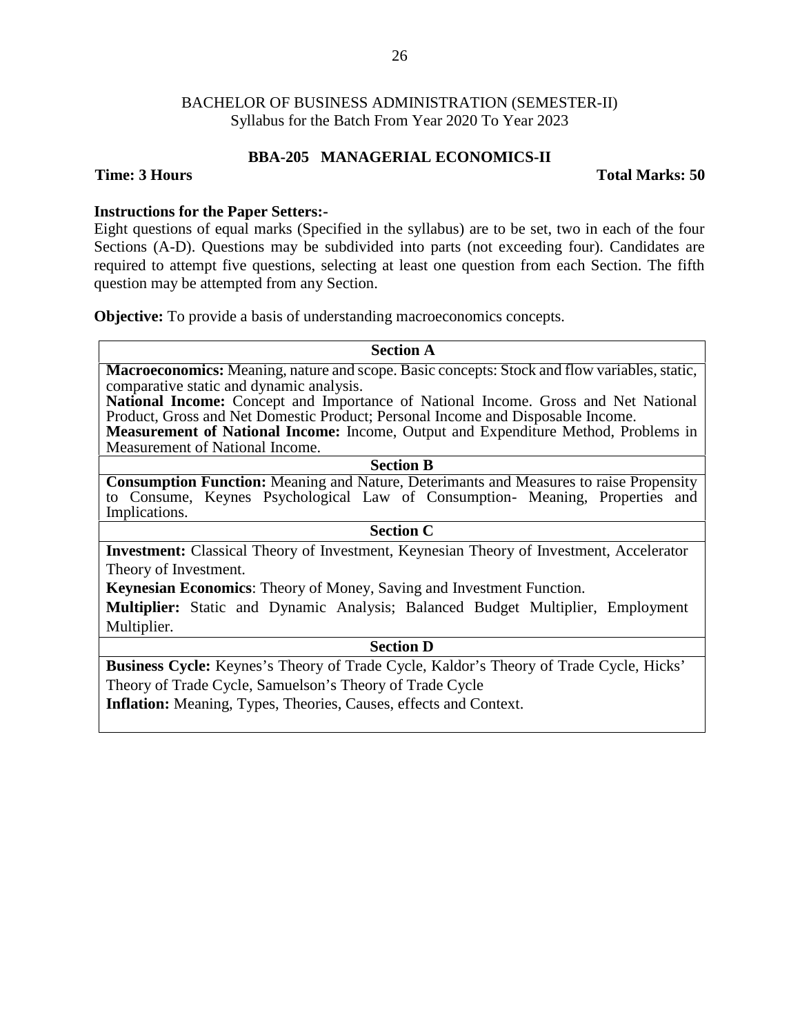BACHELOR OF BUSINESS ADMINISTRATION (SEMESTER-II)
Syllabus for the Batch From Year 2020 To Year 2023

## BBA-205 MANAGERIAL ECONOMICS-II

**Time: 3 Hours** **Total Marks: 50**

**Instructions for the Paper Setters:-**

Eight questions of equal marks (Specified in the syllabus) are to be set, two in each of the four Sections (A-D). Questions may be subdivided into parts (not exceeding four). Candidates are required to attempt five questions, selecting at least one question from each Section. The fifth question may be attempted from any Section.

**Objective:** To provide a basis of understanding macroeconomics concepts.

| Section A |
|---|
| **Macroeconomics:** Meaning, nature and scope. Basic concepts: Stock and flow variables, static, comparative static and dynamic analysis.<br>**National Income:** Concept and Importance of National Income. Gross and Net National Product, Gross and Net Domestic Product; Personal Income and Disposable Income.<br>**Measurement of National Income:** Income, Output and Expenditure Method, Problems in Measurement of National Income. |
| **Section B** |
| **Consumption Function:** Meaning and Nature, Deterimants and Measures to raise Propensity to Consume, Keynes Psychological Law of Consumption- Meaning, Properties and Implications. |
| **Section C** |
| **Investment:** Classical Theory of Investment, Keynesian Theory of Investment, Accelerator Theory of Investment.<br>**Keynesian Economics**: Theory of Money, Saving and Investment Function.<br>**Multiplier:** Static and Dynamic Analysis; Balanced Budget Multiplier, Employment Multiplier. |
| **Section D** |
| **Business Cycle:** Keynes's Theory of Trade Cycle, Kaldor's Theory of Trade Cycle, Hicks' Theory of Trade Cycle, Samuelson's Theory of Trade Cycle<br>**Inflation:** Meaning, Types, Theories, Causes, effects and Context. |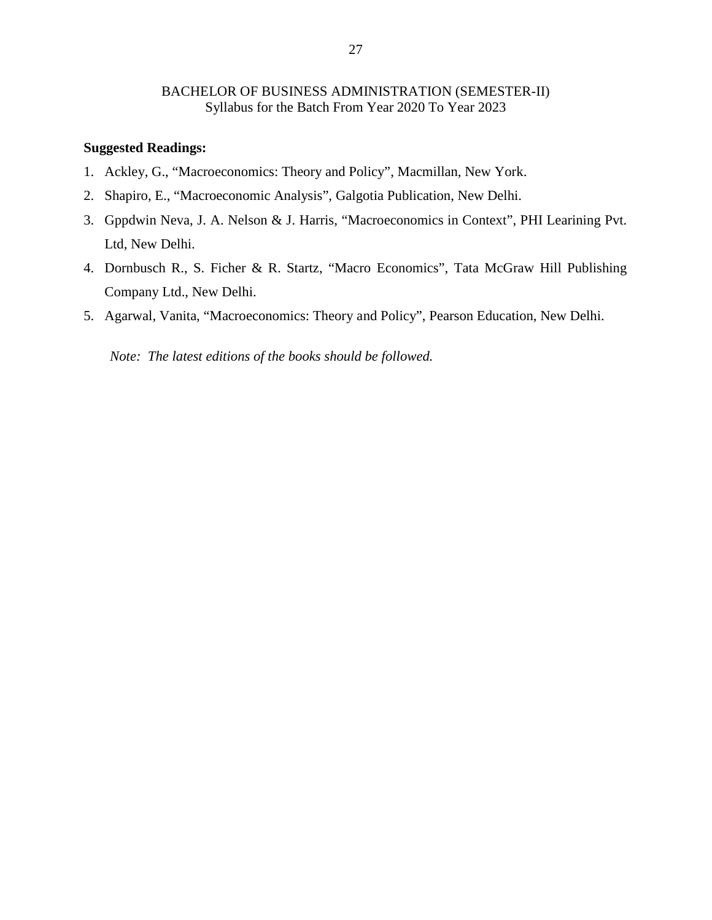BACHELOR OF BUSINESS ADMINISTRATION (SEMESTER-II)
Syllabus for the Batch From Year 2020 To Year 2023

**Suggested Readings:**

1. Ackley, G., “Macroeconomics: Theory and Policy”, Macmillan, New York.
2. Shapiro, E., “Macroeconomic Analysis”, Galgotia Publication, New Delhi.
3. Gppdwin Neva, J. A. Nelson & J. Harris, “Macroeconomics in Context”, PHI Learining Pvt. Ltd, New Delhi.
4. Dornbusch R., S. Ficher & R. Startz, “Macro Economics”, Tata McGraw Hill Publishing Company Ltd., New Delhi.
5. Agarwal, Vanita, “Macroeconomics: Theory and Policy”, Pearson Education, New Delhi.

*Note: The latest editions of the books should be followed.*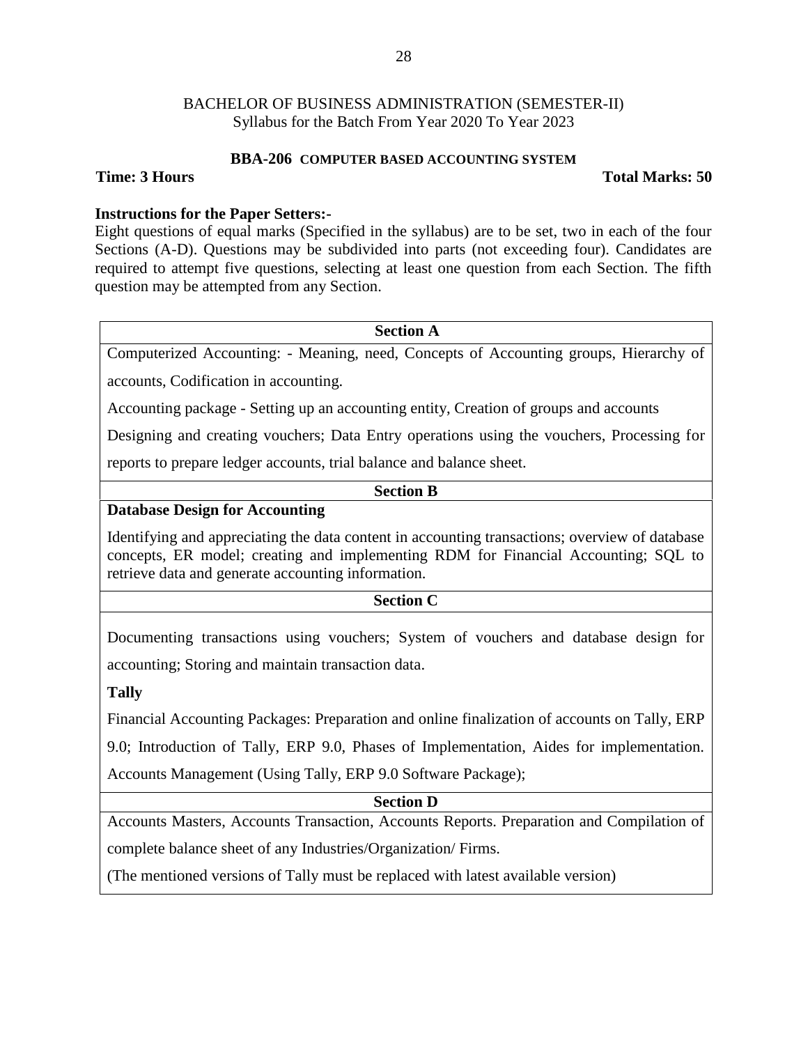BACHELOR OF BUSINESS ADMINISTRATION (SEMESTER-II)
Syllabus for the Batch From Year 2020 To Year 2023

**BBA-206 COMPUTER BASED ACCOUNTING SYSTEM**

**Time: 3 Hours** **Total Marks: 50**

**Instructions for the Paper Setters:-**

Eight questions of equal marks (Specified in the syllabus) are to be set, two in each of the four Sections (A-D). Questions may be subdivided into parts (not exceeding four). Candidates are required to attempt five questions, selecting at least one question from each Section. The fifth question may be attempted from any Section.

**Section A**

Computerized Accounting: - Meaning, need, Concepts of Accounting groups, Hierarchy of accounts, Codification in accounting.

Accounting package - Setting up an accounting entity, Creation of groups and accounts

Designing and creating vouchers; Data Entry operations using the vouchers, Processing for reports to prepare ledger accounts, trial balance and balance sheet.

**Section B**

**Database Design for Accounting**

Identifying and appreciating the data content in accounting transactions; overview of database concepts, ER model; creating and implementing RDM for Financial Accounting; SQL to retrieve data and generate accounting information.

**Section C**

Documenting transactions using vouchers; System of vouchers and database design for accounting; Storing and maintain transaction data.

**Tally**

Financial Accounting Packages: Preparation and online finalization of accounts on Tally, ERP 9.0; Introduction of Tally, ERP 9.0, Phases of Implementation, Aides for implementation. Accounts Management (Using Tally, ERP 9.0 Software Package);

**Section D**

Accounts Masters, Accounts Transaction, Accounts Reports. Preparation and Compilation of complete balance sheet of any Industries/Organization/ Firms.

(The mentioned versions of Tally must be replaced with latest available version)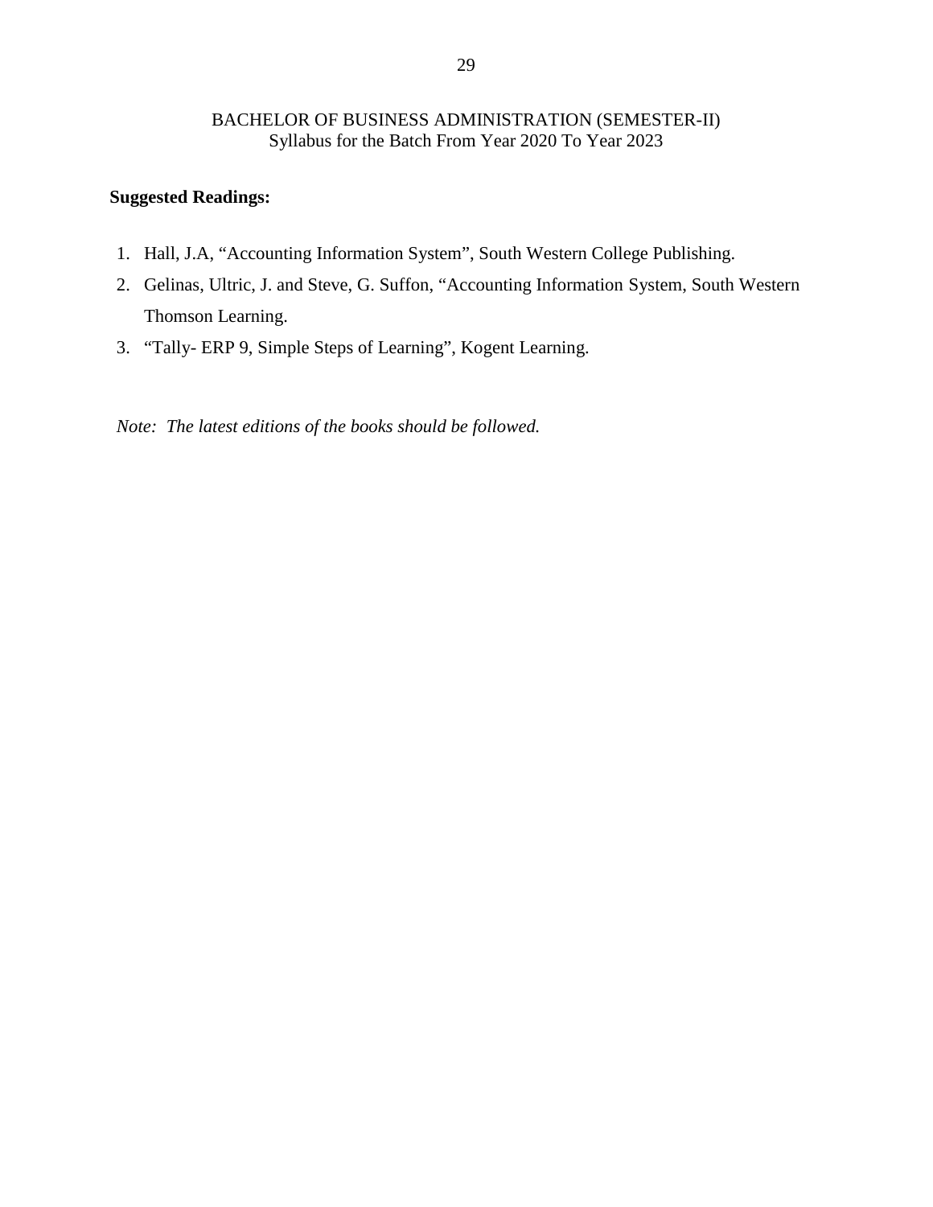**Suggested Readings:**

1. Hall, J.A, "Accounting Information System", South Western College Publishing.
2. Gelinas, Ultric, J. and Steve, G. Suffon, "Accounting Information System, South Western Thomson Learning.
3. "Tally- ERP 9, Simple Steps of Learning", Kogent Learning.

*Note: The latest editions of the books should be followed.*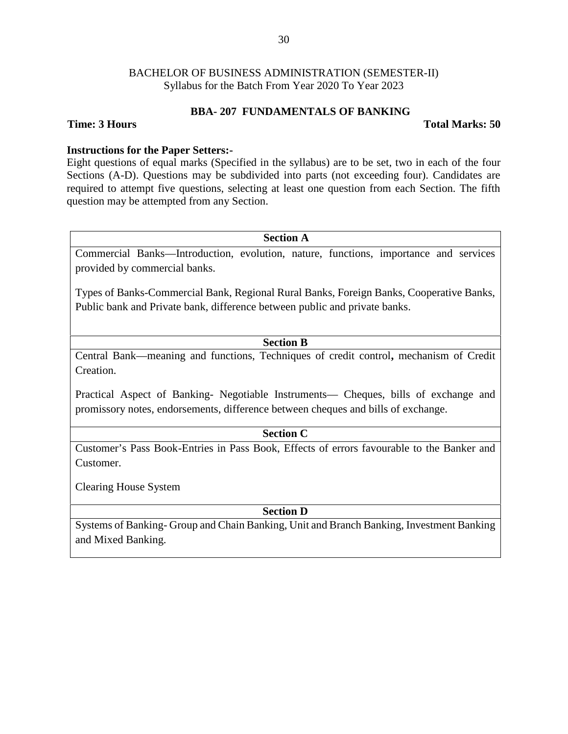BACHELOR OF BUSINESS ADMINISTRATION (SEMESTER-II)
Syllabus for the Batch From Year 2020 To Year 2023

## BBA- 207 FUNDAMENTALS OF BANKING

**Time: 3 Hours** **Total Marks: 50**

**Instructions for the Paper Setters:-**
Eight questions of equal marks (Specified in the syllabus) are to be set, two in each of the four Sections (A-D). Questions may be subdivided into parts (not exceeding four). Candidates are required to attempt five questions, selecting at least one question from each Section. The fifth question may be attempted from any Section.

| **Section A** |
|---|
| Commercial Banks—Introduction, evolution, nature, functions, importance and services provided by commercial banks.<br><br>Types of Banks-Commercial Bank, Regional Rural Banks, Foreign Banks, Cooperative Banks, Public bank and Private bank, difference between public and private banks. |
| **Section B** |
| Central Bank—meaning and functions, Techniques of credit control**,** mechanism of Credit Creation.<br><br>Practical Aspect of Banking- Negotiable Instruments— Cheques, bills of exchange and promissory notes, endorsements, difference between cheques and bills of exchange. |
| **Section C** |
| Customer's Pass Book-Entries in Pass Book, Effects of errors favourable to the Banker and Customer.<br><br>Clearing House System |
| **Section D** |
| Systems of Banking- Group and Chain Banking, Unit and Branch Banking, Investment Banking and Mixed Banking. |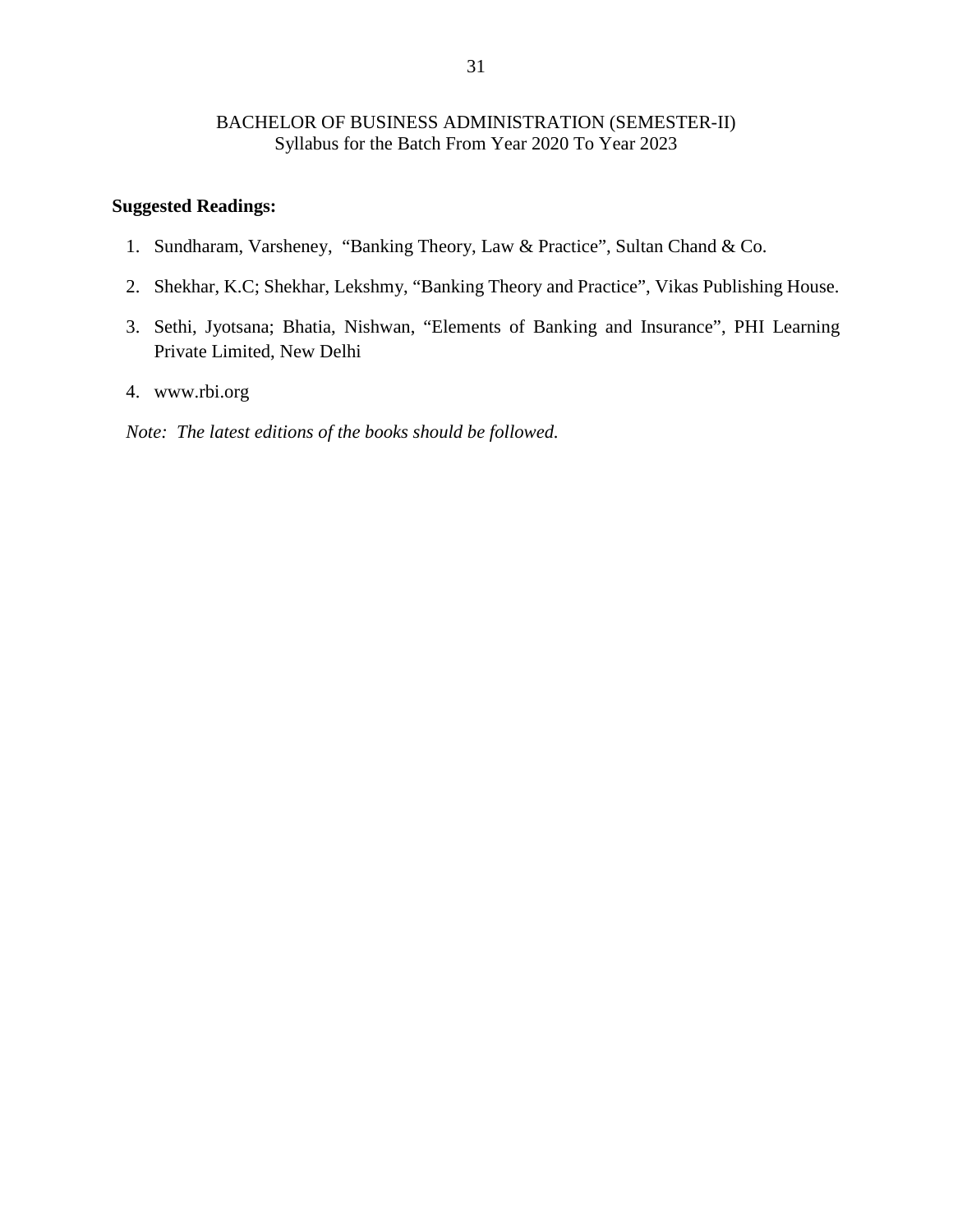BACHELOR OF BUSINESS ADMINISTRATION (SEMESTER-II)
Syllabus for the Batch From Year 2020 To Year 2023

**Suggested Readings:**

1. Sundharam, Varsheney, "Banking Theory, Law & Practice", Sultan Chand & Co.
2. Shekhar, K.C; Shekhar, Lekshmy, "Banking Theory and Practice", Vikas Publishing House.
3. Sethi, Jyotsana; Bhatia, Nishwan, "Elements of Banking and Insurance", PHI Learning Private Limited, New Delhi
4. www.rbi.org

*Note: The latest editions of the books should be followed.*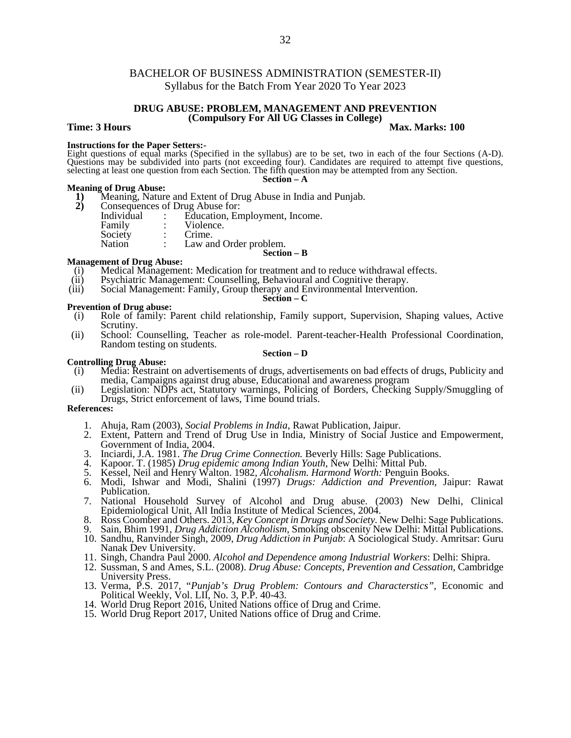# BACHELOR OF BUSINESS ADMINISTRATION (SEMESTER-II)

Syllabus for the Batch From Year 2020 To Year 2023

## DRUG ABUSE: PROBLEM, MANAGEMENT AND PREVENTION

**(Compulsory For All UG Classes in College)**

**Time: 3 Hours** **Max. Marks: 100**

**Instructions for the Paper Setters:-**

Eight questions of equal marks (Specified in the syllabus) are to be set, two in each of the four Sections (A-D). Questions may be subdivided into parts (not exceeding four). Candidates are required to attempt five questions, selecting at least one question from each Section. The fifth question may be attempted from any Section.

### Section – A

**Meaning of Drug Abuse:**

**1)** Meaning, Nature and Extent of Drug Abuse in India and Punjab.

**2)** Consequences of Drug Abuse for:

| | | |
|---|---|---|
| Individual | : | Education, Employment, Income. |
| Family | : | Violence. |
| Society | : | Crime. |
| Nation | : | Law and Order problem. |

### Section – B

**Management of Drug Abuse:**

(i) Medical Management: Medication for treatment and to reduce withdrawal effects.

(ii) Psychiatric Management: Counselling, Behavioural and Cognitive therapy.

(iii) Social Management: Family, Group therapy and Environmental Intervention.

### Section – C

**Prevention of Drug abuse:**

(i) Role of family: Parent child relationship, Family support, Supervision, Shaping values, Active Scrutiny.

(ii) School: Counselling, Teacher as role-model. Parent-teacher-Health Professional Coordination, Random testing on students.

### Section – D

**Controlling Drug Abuse:**

(i) Media: Restraint on advertisements of drugs, advertisements on bad effects of drugs, Publicity and media, Campaigns against drug abuse, Educational and awareness program

(ii) Legislation: NDPs act, Statutory warnings, Policing of Borders, Checking Supply/Smuggling of Drugs, Strict enforcement of laws, Time bound trials.

**References:**

1. Ahuja, Ram (2003), *Social Problems in India*, Rawat Publication, Jaipur.
2. Extent, Pattern and Trend of Drug Use in India, Ministry of Social Justice and Empowerment, Government of India, 2004.
3. Inciardi, J.A. 1981. *The Drug Crime Connection.* Beverly Hills: Sage Publications.
4. Kapoor. T. (1985) *Drug epidemic among Indian Youth*, New Delhi: Mittal Pub.
5. Kessel, Neil and Henry Walton. 1982, *Alcohalism. Harmond Worth:* Penguin Books.
6. Modi, Ishwar and Modi, Shalini (1997) *Drugs: Addiction and Prevention*, Jaipur: Rawat Publication.
7. National Household Survey of Alcohol and Drug abuse. (2003) New Delhi, Clinical Epidemiological Unit, All India Institute of Medical Sciences, 2004.
8. Ross Coomber and Others. 2013, *Key Concept in Drugs and Society*. New Delhi: Sage Publications.
9. Sain, Bhim 1991, *Drug Addiction Alcoholism*, Smoking obscenity New Delhi: Mittal Publications.
10. Sandhu, Ranvinder Singh, 2009, *Drug Addiction in Punjab*: A Sociological Study. Amritsar: Guru Nanak Dev University.
11. Singh, Chandra Paul 2000. *Alcohol and Dependence among Industrial Workers*: Delhi: Shipra.
12. Sussman, S and Ames, S.L. (2008). *Drug Abuse: Concepts, Prevention and Cessation,* Cambridge University Press.
13. Verma, P.S. 2017, *"Punjab's Drug Problem: Contours and Characterstics",* Economic and Political Weekly, Vol. LII, No. 3, P.P. 40-43.
14. World Drug Report 2016, United Nations office of Drug and Crime.
15. World Drug Report 2017, United Nations office of Drug and Crime.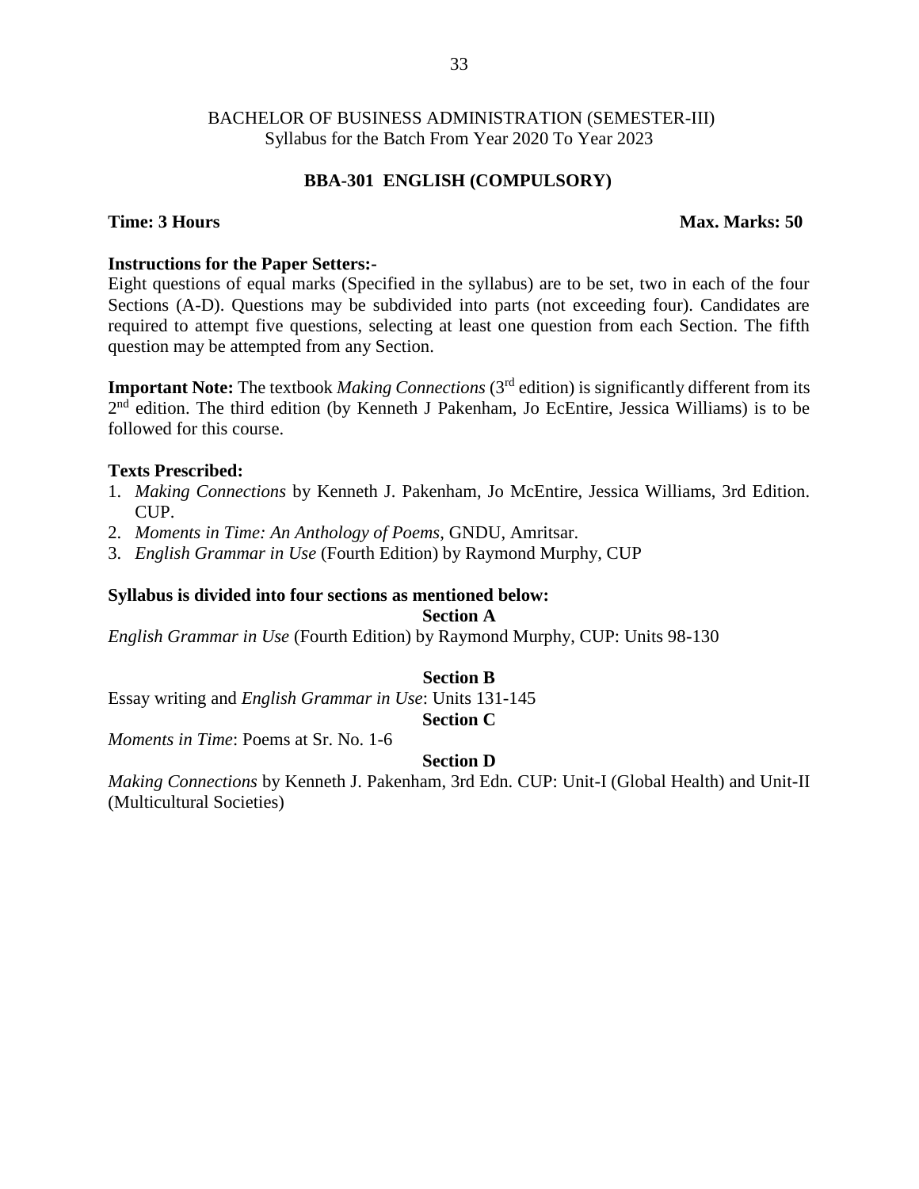BACHELOR OF BUSINESS ADMINISTRATION (SEMESTER-III)
Syllabus for the Batch From Year 2020 To Year 2023

## BBA-301 ENGLISH (COMPULSORY)

**Time: 3 Hours** **Max. Marks: 50**

**Instructions for the Paper Setters:-**
Eight questions of equal marks (Specified in the syllabus) are to be set, two in each of the four Sections (A-D). Questions may be subdivided into parts (not exceeding four). Candidates are required to attempt five questions, selecting at least one question from each Section. The fifth question may be attempted from any Section.

**Important Note:** The textbook *Making Connections* (3rd edition) is significantly different from its 2nd edition. The third edition (by Kenneth J Pakenham, Jo EcEntire, Jessica Williams) is to be followed for this course.

**Texts Prescribed:**
1. *Making Connections* by Kenneth J. Pakenham, Jo McEntire, Jessica Williams, 3rd Edition. CUP.
2. *Moments in Time: An Anthology of Poems*, GNDU, Amritsar.
3. *English Grammar in Use* (Fourth Edition) by Raymond Murphy, CUP

**Syllabus is divided into four sections as mentioned below:**

**Section A**

*English Grammar in Use* (Fourth Edition) by Raymond Murphy, CUP: Units 98-130

**Section B**

Essay writing and *English Grammar in Use*: Units 131-145

**Section C**

*Moments in Time*: Poems at Sr. No. 1-6

**Section D**

*Making Connections* by Kenneth J. Pakenham, 3rd Edn. CUP: Unit-I (Global Health) and Unit-II (Multicultural Societies)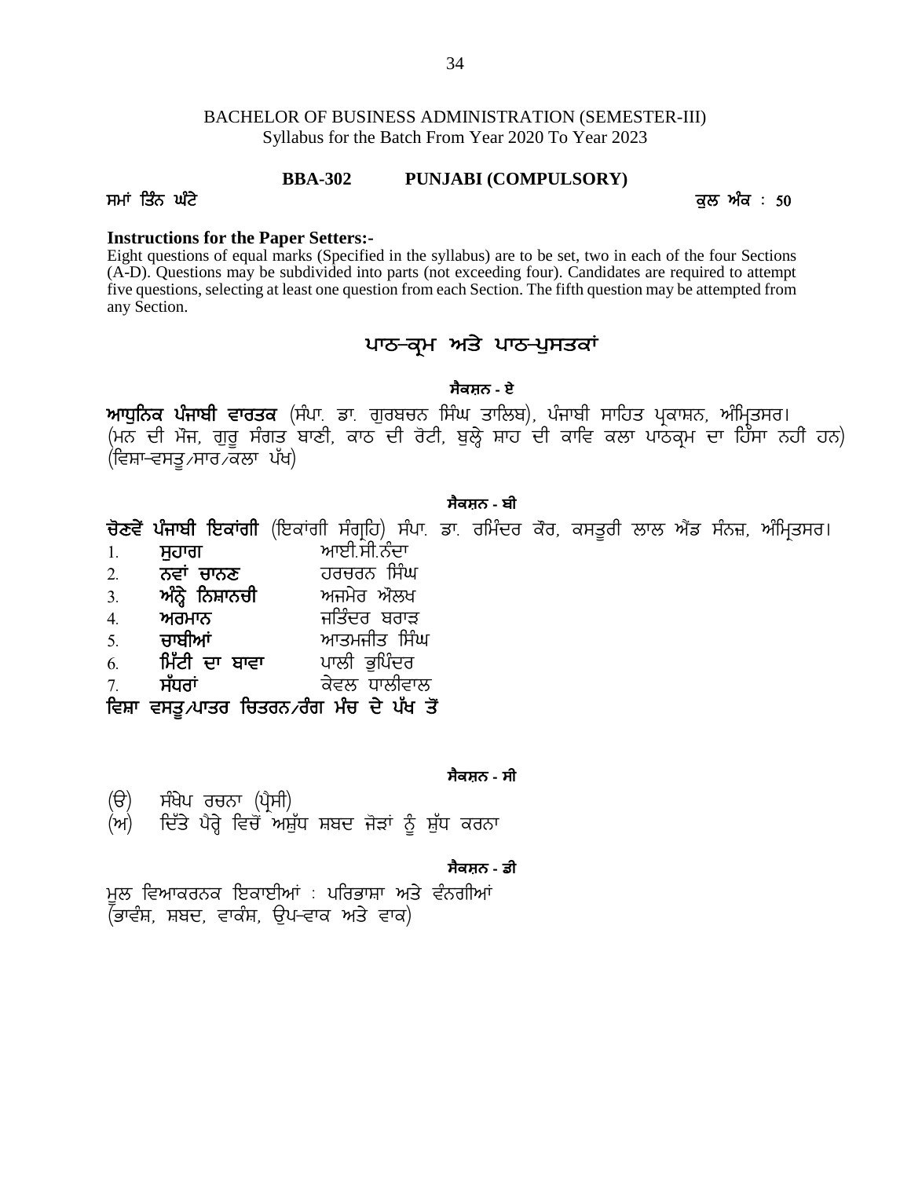BACHELOR OF BUSINESS ADMINISTRATION (SEMESTER-III)
Syllabus for the Batch From Year 2020 To Year 2023

**BBA-302 PUNJABI (COMPULSORY)**

ਸਮਾਂ ਤਿੰਨ ਘੰਟੇ ਕੁਲ ਅੰਕ : 50

**Instructions for the Paper Setters:-**

Eight questions of equal marks (Specified in the syllabus) are to be set, two in each of the four Sections (A-D). Questions may be subdivided into parts (not exceeding four). Candidates are required to attempt five questions, selecting at least one question from each Section. The fifth question may be attempted from any Section.

## ਪਾਠ-ਕ੍ਰਮ ਅਤੇ ਪਾਠ-ਪੁਸਤਕਾਂ

### ਸੈਕਸ਼ਨ - ਏ

**ਆਧੁਨਿਕ ਪੰਜਾਬੀ ਵਾਰਤਕ** (ਸੰਪਾ. ਡਾ. ਗੁਰਬਚਨ ਸਿੰਘ ਤਾਲਿਬ), ਪੰਜਾਬੀ ਸਾਹਿਤ ਪ੍ਰਕਾਸ਼ਨ, ਅੰਮ੍ਰਿਤਸਰ।
(ਮਨ ਦੀ ਮੌਜ, ਗੁਰੂ ਸੰਗਤ ਬਾਣੀ, ਕਾਠ ਦੀ ਰੋਟੀ, ਬੁਲ੍ਹੇ ਸ਼ਾਹ ਦੀ ਕਾਵਿ ਕਲਾ ਪਾਠਕ੍ਰਮ ਦਾ ਹਿੱਸਾ ਨਹੀਂ ਹਨ)
(ਵਿਸ਼ਾ-ਵਸਤੂ/ਸਾਰ/ਕਲਾ ਪੱਖ)

### ਸੈਕਸ਼ਨ - ਬੀ

**ਚੋਣਵੇਂ ਪੰਜਾਬੀ ਇਕਾਂਗੀ** (ਇਕਾਂਗੀ ਸੰਗ੍ਰਹਿ) ਸੰਪਾ. ਡਾ. ਰਮਿੰਦਰ ਕੌਰ, ਕਸਤੂਰੀ ਲਾਲ ਐਂਡ ਸੰਨਜ਼, ਅੰਮ੍ਰਿਤਸਰ।

1. **ਸੁਹਾਗ** ਆਈ.ਸੀ.ਨੰਦਾ
2. **ਨਵਾਂ ਚਾਨਣ** ਹਰਚਰਨ ਸਿੰਘ
3. **ਅੰਨ੍ਹੇ ਨਿਸ਼ਾਨਚੀ** ਅਜਮੇਰ ਔਲਖ
4. **ਅਰਮਾਨ** ਜਤਿੰਦਰ ਬਰਾੜ
5. **ਚਾਬੀਆਂ** ਆਤਮਜੀਤ ਸਿੰਘ
6. **ਮਿੱਟੀ ਦਾ ਬਾਵਾ** ਪਾਲੀ ਭੁਪਿੰਦਰ
7. **ਸੰਧਰਾਂ** ਕੇਵਲ ਧਾਲੀਵਾਲ

**ਵਿਸ਼ਾ ਵਸਤੂ/ਪਾਤਰ ਚਿਤਰਨ/ਰੰਗ ਮੰਚ ਦੇ ਪੱਖ ਤੋਂ**

### ਸੈਕਸ਼ਨ - ਸੀ

(ੳ) ਸੰਖੇਪ ਰਚਨਾ (ਪ੍ਰੈਸੀ)
(ਅ) ਦਿੱਤੇ ਪੈਰ੍ਹੇ ਵਿਚੋਂ ਅਸ਼ੁੱਧ ਸ਼ਬਦ ਜੋੜਾਂ ਨੂੰ ਸ਼ੁੱਧ ਕਰਨਾ

### ਸੈਕਸ਼ਨ - ਡੀ

ਮੂਲ ਵਿਆਕਰਨਕ ਇਕਾਈਆਂ : ਪਰਿਭਾਸ਼ਾ ਅਤੇ ਵੰਨਗੀਆਂ
(ਭਾਵੰਸ਼, ਸ਼ਬਦ, ਵਾਕੰਸ਼, ਉਪ-ਵਾਕ ਅਤੇ ਵਾਕ)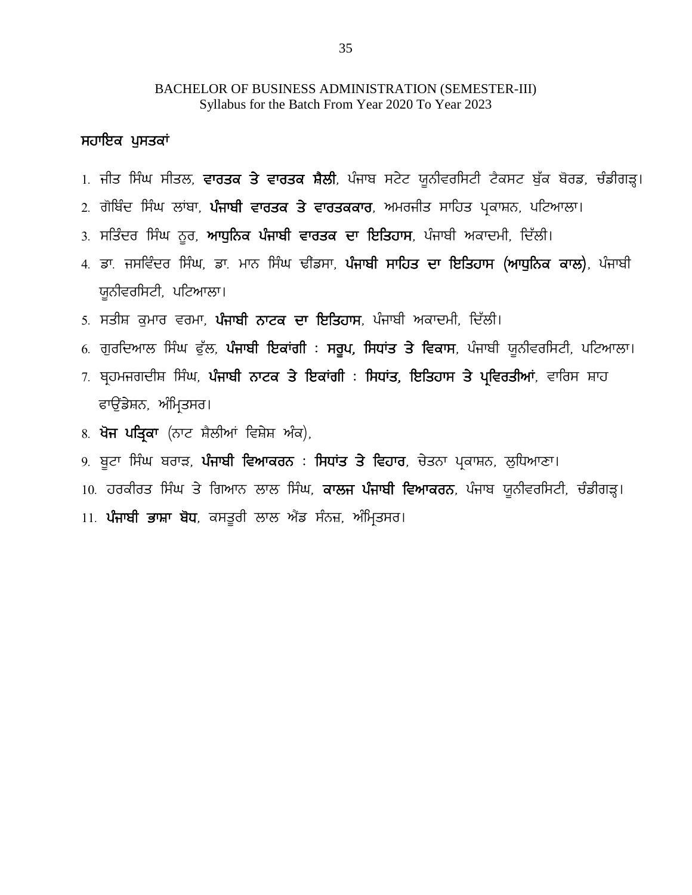## ਸਹਾਇਕ ਪੁਸਤਕਾਂ

1. ਜੀਤ ਸਿੰਘ ਸੀਤਲ, **ਵਾਰਤਕ ਤੇ ਵਾਰਤਕ ਸ਼ੈਲੀ**, ਪੰਜਾਬ ਸਟੇਟ ਯੂਨੀਵਰਸਿਟੀ ਟੈਕਸਟ ਬੁੱਕ ਬੋਰਡ, ਚੰਡੀਗੜ੍ਹ।
2. ਗੋਬਿੰਦ ਸਿੰਘ ਲਾਂਬਾ, **ਪੰਜਾਬੀ ਵਾਰਤਕ ਤੇ ਵਾਰਤਕਕਾਰ**, ਅਮਰਜੀਤ ਸਾਹਿਤ ਪ੍ਰਕਾਸ਼ਨ, ਪਟਿਆਲਾ।
3. ਸਤਿੰਦਰ ਸਿੰਘ ਨੂਰ, **ਆਧੁਨਿਕ ਪੰਜਾਬੀ ਵਾਰਤਕ ਦਾ ਇਤਿਹਾਸ**, ਪੰਜਾਬੀ ਅਕਾਦਮੀ, ਦਿੱਲੀ।
4. ਡਾ. ਜਸਵਿੰਦਰ ਸਿੰਘ, ਡਾ. ਮਾਨ ਸਿੰਘ ਢੀਂਡਸਾ, **ਪੰਜਾਬੀ ਸਾਹਿਤ ਦਾ ਇਤਿਹਾਸ (ਆਧੁਨਿਕ ਕਾਲ)**, ਪੰਜਾਬੀ ਯੂਨੀਵਰਸਿਟੀ, ਪਟਿਆਲਾ।
5. ਸਤੀਸ਼ ਕੁਮਾਰ ਵਰਮਾ, **ਪੰਜਾਬੀ ਨਾਟਕ ਦਾ ਇਤਿਹਾਸ**, ਪੰਜਾਬੀ ਅਕਾਦਮੀ, ਦਿੱਲੀ।
6. ਗੁਰਦਿਆਲ ਸਿੰਘ ਫੁੱਲ, **ਪੰਜਾਬੀ ਇਕਾਂਗੀ : ਸਰੂਪ, ਸਿਧਾਂਤ ਤੇ ਵਿਕਾਸ**, ਪੰਜਾਬੀ ਯੂਨੀਵਰਸਿਟੀ, ਪਟਿਆਲਾ।
7. ਬ੍ਰਹਮਜਗਦੀਸ਼ ਸਿੰਘ, **ਪੰਜਾਬੀ ਨਾਟਕ ਤੇ ਇਕਾਂਗੀ : ਸਿਧਾਂਤ, ਇਤਿਹਾਸ ਤੇ ਪ੍ਰਵਿਰਤੀਆਂ**, ਵਾਰਿਸ ਸ਼ਾਹ ਫਾਉਂਡੇਸ਼ਨ, ਅੰਮ੍ਰਿਤਸਰ।
8. **ਖੋਜ ਪਤ੍ਰਿਕਾ** (ਨਾਟ ਸ਼ੈਲੀਆਂ ਵਿਸ਼ੇਸ਼ ਅੰਕ),
9. ਬੂਟਾ ਸਿੰਘ ਬਰਾੜ, **ਪੰਜਾਬੀ ਵਿਆਕਰਨ : ਸਿਧਾਂਤ ਤੇ ਵਿਹਾਰ**, ਚੇਤਨਾ ਪ੍ਰਕਾਸ਼ਨ, ਲੁਧਿਆਣਾ।
10. ਹਰਕੀਰਤ ਸਿੰਘ ਤੇ ਗਿਆਨ ਲਾਲ ਸਿੰਘ, **ਕਾਲਜ ਪੰਜਾਬੀ ਵਿਆਕਰਨ**, ਪੰਜਾਬ ਯੂਨੀਵਰਸਿਟੀ, ਚੰਡੀਗੜ੍ਹ।
11. **ਪੰਜਾਬੀ ਭਾਸ਼ਾ ਬੋਧ**, ਕਸਤੂਰੀ ਲਾਲ ਐਂਡ ਸੰਨਜ਼, ਅੰਮ੍ਰਿਤਸਰ।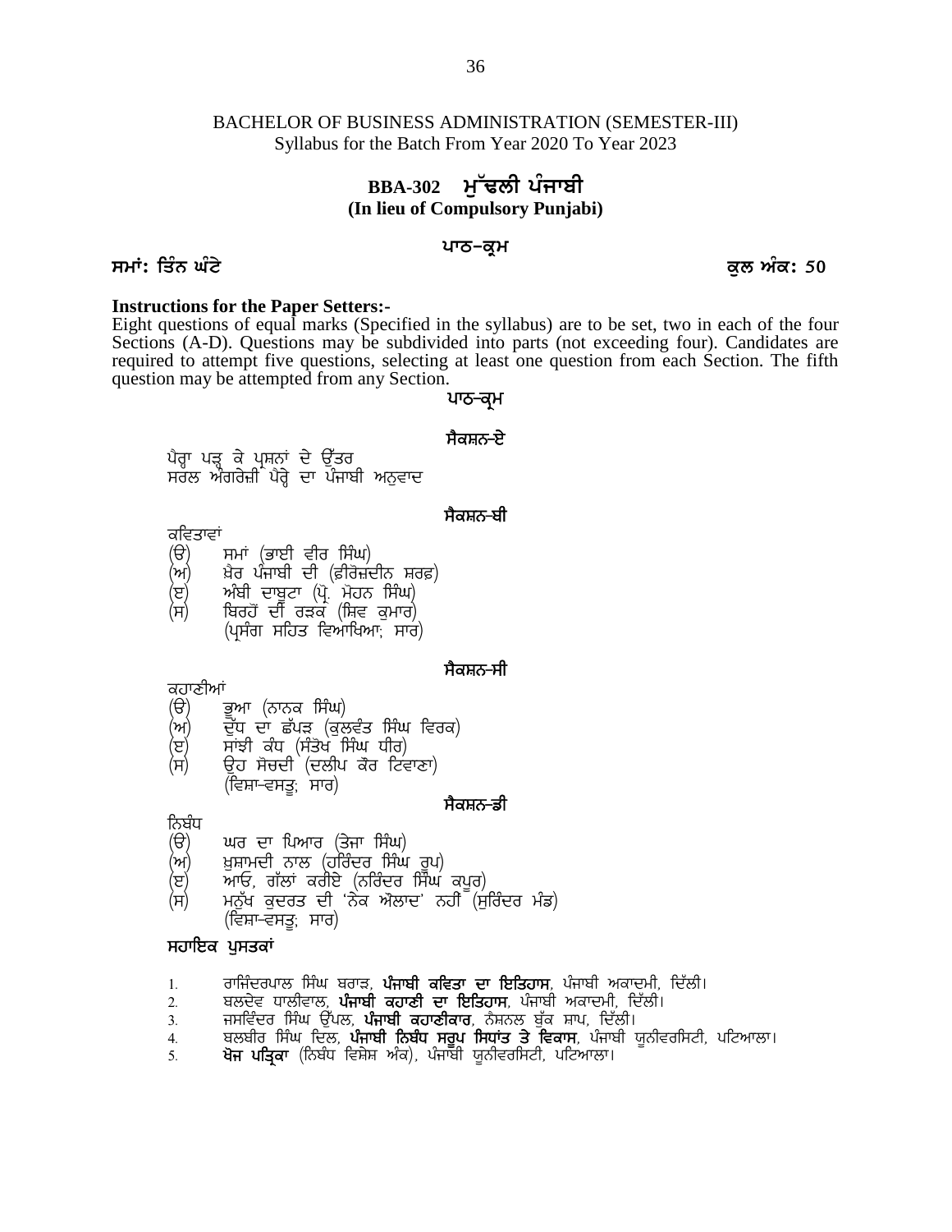BACHELOR OF BUSINESS ADMINISTRATION (SEMESTER-III)
Syllabus for the Batch From Year 2020 To Year 2023

## BBA-302 ਮੁੱਢਲੀ ਪੰਜਾਬੀ
**(In lieu of Compulsory Punjabi)**

**ਪਾਠ–ਕ੍ਰਮ**

**ਸਮਾਂ: ਤਿੰਨ ਘੰਟੇ** **ਕੁਲ ਅੰਕ: 50**

**Instructions for the Paper Setters:-**
Eight questions of equal marks (Specified in the syllabus) are to be set, two in each of the four Sections (A-D). Questions may be subdivided into parts (not exceeding four). Candidates are required to attempt five questions, selecting at least one question from each Section. The fifth question may be attempted from any Section.

**ਪਾਠ-ਕ੍ਰਮ**

**ਸੈਕਸ਼ਨ-ਏ**

ਪੈਰ੍ਹਾ ਪੜ੍ਹ ਕੇ ਪ੍ਰਸ਼ਨਾਂ ਦੇ ਉੱਤਰ
ਸਰਲ ਅੰਗਰੇਜ਼ੀ ਪੈਰ੍ਹੇ ਦਾ ਪੰਜਾਬੀ ਅਨੁਵਾਦ

**ਸੈਕਸ਼ਨ-ਬੀ**

ਕਵਿਤਾਵਾਂ
(ੳ) ਸਮਾਂ (ਭਾਈ ਵੀਰ ਸਿੰਘ)
(ਅ) ਖ਼ੈਰ ਪੰਜਾਬੀ ਦੀ (ਫ਼ੀਰੋਜ਼ਦੀਨ ਸ਼ਰਫ਼)
(ੲ) ਅੰਬੀ ਦਾਬੂਟਾ (ਪ੍ਰੋ. ਮੋਹਨ ਸਿੰਘ)
(ਸ) ਬਿਰਹੋਂ ਦੀ ਰੜਕ (ਸ਼ਿਵ ਕੁਮਾਰ)
(ਪ੍ਰਸੰਗ ਸਹਿਤ ਵਿਆਖਿਆ; ਸਾਰ)

**ਸੈਕਸ਼ਨ-ਸੀ**

ਕਹਾਣੀਆਂ
(ੳ) ਭੂਆ (ਨਾਨਕ ਸਿੰਘ)
(ਅ) ਦੁੱਧ ਦਾ ਛੱਪੜ (ਕੁਲਵੰਤ ਸਿੰਘ ਵਿਰਕ)
(ੲ) ਸਾਂਝੀ ਕੰਧ (ਸੰਤੋਖ ਸਿੰਘ ਧੀਰ)
(ਸ) ਉਹ ਸੋਚਦੀ (ਦਲੀਪ ਕੌਰ ਟਿਵਾਣਾ)
(ਵਿਸ਼ਾ-ਵਸਤੂ; ਸਾਰ)

**ਸੈਕਸ਼ਨ-ਡੀ**

ਨਿਬੰਧ
(ੳ) ਘਰ ਦਾ ਪਿਆਰ (ਤੇਜਾ ਸਿੰਘ)
(ਅ) ਖ਼ੁਸ਼ਾਮਦੀ ਨਾਲ (ਹਰਿੰਦਰ ਸਿੰਘ ਰੂਪ)
(ੲ) ਆਓ, ਗੱਲਾਂ ਕਰੀਏ (ਨਰਿੰਦਰ ਸਿੰਘ ਕਪੂਰ)
(ਸ) ਮਨੁੱਖ ਕੁਦਰਤ ਦੀ 'ਨੇਕ ਔਲਾਦ' ਨਹੀਂ (ਸੁਰਿੰਦਰ ਮੰਡ)
(ਵਿਸ਼ਾ-ਵਸਤੂ; ਸਾਰ)

**ਸਹਾਇਕ ਪੁਸਤਕਾਂ**

1. ਰਾਜਿੰਦਰਪਾਲ ਸਿੰਘ ਬਰਾੜ, **ਪੰਜਾਬੀ ਕਵਿਤਾ ਦਾ ਇਤਿਹਾਸ**, ਪੰਜਾਬੀ ਅਕਾਦਮੀ, ਦਿੱਲੀ।
2. ਬਲਦੇਵ ਧਾਲੀਵਾਲ, **ਪੰਜਾਬੀ ਕਹਾਣੀ ਦਾ ਇਤਿਹਾਸ**, ਪੰਜਾਬੀ ਅਕਾਦਮੀ, ਦਿੱਲੀ।
3. ਜਸਵਿੰਦਰ ਸਿੰਘ ਉੱਪਲ, **ਪੰਜਾਬੀ ਕਹਾਣੀਕਾਰ**, ਨੈਸ਼ਨਲ ਬੁੱਕ ਸ਼ਾਪ, ਦਿੱਲੀ।
4. ਬਲਬੀਰ ਸਿੰਘ ਦਿਲ, **ਪੰਜਾਬੀ ਨਿਬੰਧ ਸਰੂਪ ਸਿਧਾਂਤ ਤੇ ਵਿਕਾਸ**, ਪੰਜਾਬੀ ਯੂਨੀਵਰਸਿਟੀ, ਪਟਿਆਲਾ।
5. **ਖੋਜ ਪਤ੍ਰਿਕਾ** (ਨਿਬੰਧ ਵਿਸ਼ੇਸ਼ ਅੰਕ), ਪੰਜਾਬੀ ਯੂਨੀਵਰਸਿਟੀ, ਪਟਿਆਲਾ।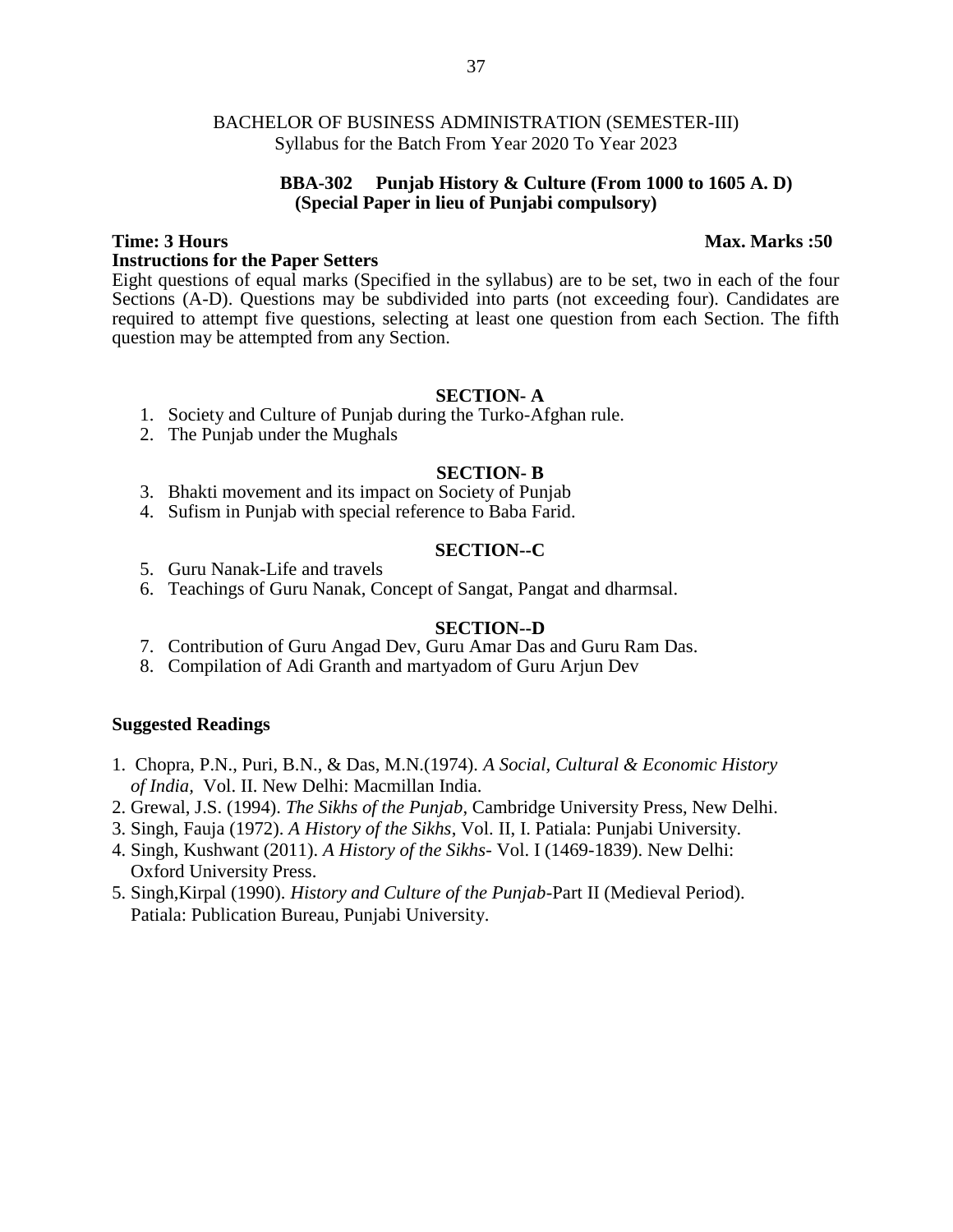BACHELOR OF BUSINESS ADMINISTRATION (SEMESTER-III)
Syllabus for the Batch From Year 2020 To Year 2023

**BBA-302 Punjab History & Culture (From 1000 to 1605 A. D)**
**(Special Paper in lieu of Punjabi compulsory)**

**Time: 3 Hours** **Max. Marks :50**

**Instructions for the Paper Setters**

Eight questions of equal marks (Specified in the syllabus) are to be set, two in each of the four Sections (A-D). Questions may be subdivided into parts (not exceeding four). Candidates are required to attempt five questions, selecting at least one question from each Section. The fifth question may be attempted from any Section.

**SECTION- A**

1. Society and Culture of Punjab during the Turko-Afghan rule.
2. The Punjab under the Mughals

**SECTION- B**

3. Bhakti movement and its impact on Society of Punjab
4. Sufism in Punjab with special reference to Baba Farid.

**SECTION--C**

5. Guru Nanak-Life and travels
6. Teachings of Guru Nanak, Concept of Sangat, Pangat and dharmsal.

**SECTION--D**

7. Contribution of Guru Angad Dev, Guru Amar Das and Guru Ram Das.
8. Compilation of Adi Granth and martyadom of Guru Arjun Dev

**Suggested Readings**

1. Chopra, P.N., Puri, B.N., & Das, M.N.(1974). *A Social, Cultural & Economic History of India,* Vol. II. New Delhi: Macmillan India.
2. Grewal, J.S. (1994). *The Sikhs of the Punjab*, Cambridge University Press, New Delhi.
3. Singh, Fauja (1972). *A History of the Sikhs*, Vol. II, I. Patiala: Punjabi University.
4. Singh, Kushwant (2011). *A History of the Sikhs*- Vol. I (1469-1839). New Delhi: Oxford University Press.
5. Singh,Kirpal (1990). *History and Culture of the Punjab*-Part II (Medieval Period). Patiala: Publication Bureau, Punjabi University.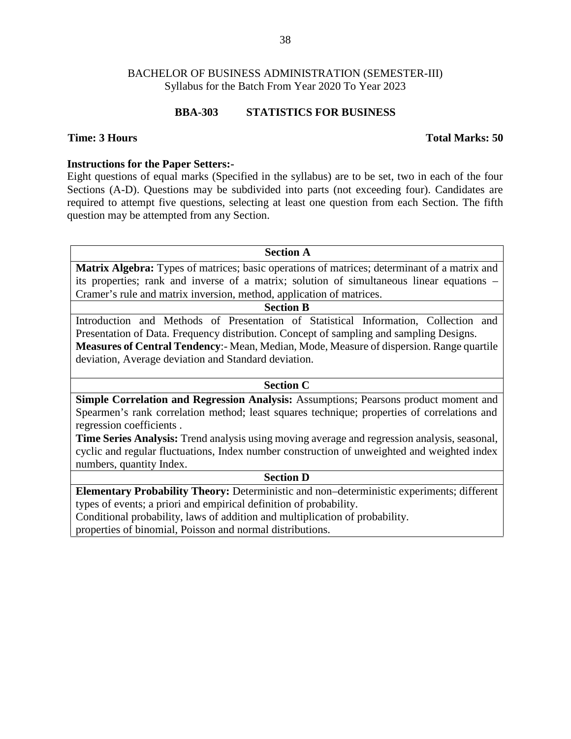BACHELOR OF BUSINESS ADMINISTRATION (SEMESTER-III)
Syllabus for the Batch From Year 2020 To Year 2023

## BBA-303 STATISTICS FOR BUSINESS

**Time: 3 Hours** **Total Marks: 50**

**Instructions for the Paper Setters:-**
Eight questions of equal marks (Specified in the syllabus) are to be set, two in each of the four Sections (A-D). Questions may be subdivided into parts (not exceeding four). Candidates are required to attempt five questions, selecting at least one question from each Section. The fifth question may be attempted from any Section.

### Section A

**Matrix Algebra:** Types of matrices; basic operations of matrices; determinant of a matrix and its properties; rank and inverse of a matrix; solution of simultaneous linear equations – Cramer's rule and matrix inversion, method, application of matrices.

### Section B

Introduction and Methods of Presentation of Statistical Information, Collection and Presentation of Data. Frequency distribution. Concept of sampling and sampling Designs.
**Measures of Central Tendency**:- Mean, Median, Mode, Measure of dispersion. Range quartile deviation, Average deviation and Standard deviation.

### Section C

**Simple Correlation and Regression Analysis:** Assumptions; Pearsons product moment and Spearmen's rank correlation method; least squares technique; properties of correlations and regression coefficients .
**Time Series Analysis:** Trend analysis using moving average and regression analysis, seasonal, cyclic and regular fluctuations, Index number construction of unweighted and weighted index numbers, quantity Index.

### Section D

**Elementary Probability Theory:** Deterministic and non–deterministic experiments; different types of events; a priori and empirical definition of probability.
Conditional probability, laws of addition and multiplication of probability.
properties of binomial, Poisson and normal distributions.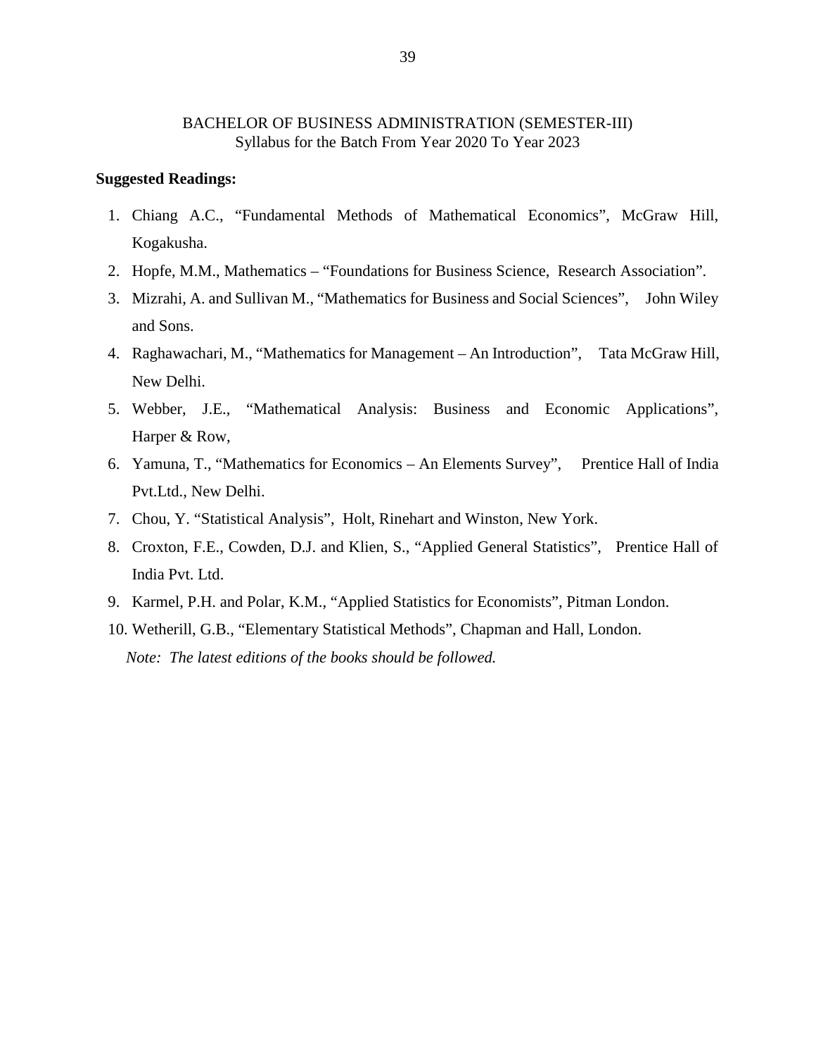BACHELOR OF BUSINESS ADMINISTRATION (SEMESTER-III)
Syllabus for the Batch From Year 2020 To Year 2023

**Suggested Readings:**

1. Chiang A.C., "Fundamental Methods of Mathematical Economics", McGraw Hill, Kogakusha.
2. Hopfe, M.M., Mathematics – "Foundations for Business Science, Research Association".
3. Mizrahi, A. and Sullivan M., "Mathematics for Business and Social Sciences", John Wiley and Sons.
4. Raghawachari, M., "Mathematics for Management – An Introduction", Tata McGraw Hill, New Delhi.
5. Webber, J.E., "Mathematical Analysis: Business and Economic Applications", Harper & Row,
6. Yamuna, T., "Mathematics for Economics – An Elements Survey", Prentice Hall of India Pvt.Ltd., New Delhi.
7. Chou, Y. "Statistical Analysis", Holt, Rinehart and Winston, New York.
8. Croxton, F.E., Cowden, D.J. and Klien, S., "Applied General Statistics", Prentice Hall of India Pvt. Ltd.
9. Karmel, P.H. and Polar, K.M., "Applied Statistics for Economists", Pitman London.
10. Wetherill, G.B., "Elementary Statistical Methods", Chapman and Hall, London.

*Note: The latest editions of the books should be followed.*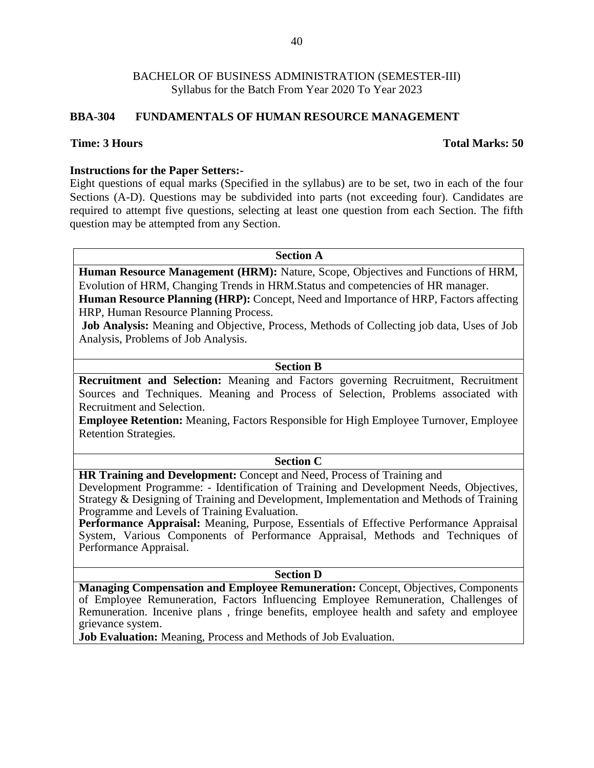BACHELOR OF BUSINESS ADMINISTRATION (SEMESTER-III)
Syllabus for the Batch From Year 2020 To Year 2023

## BBA-304 FUNDAMENTALS OF HUMAN RESOURCE MANAGEMENT

**Time: 3 Hours** **Total Marks: 50**

**Instructions for the Paper Setters:-**

Eight questions of equal marks (Specified in the syllabus) are to be set, two in each of the four Sections (A-D). Questions may be subdivided into parts (not exceeding four). Candidates are required to attempt five questions, selecting at least one question from each Section. The fifth question may be attempted from any Section.

### Section A

**Human Resource Management (HRM):** Nature, Scope, Objectives and Functions of HRM, Evolution of HRM, Changing Trends in HRM.Status and competencies of HR manager.

**Human Resource Planning (HRP):** Concept, Need and Importance of HRP, Factors affecting HRP, Human Resource Planning Process.

**Job Analysis:** Meaning and Objective, Process, Methods of Collecting job data, Uses of Job Analysis, Problems of Job Analysis.

### Section B

**Recruitment and Selection:** Meaning and Factors governing Recruitment, Recruitment Sources and Techniques. Meaning and Process of Selection, Problems associated with Recruitment and Selection.

**Employee Retention:** Meaning, Factors Responsible for High Employee Turnover, Employee Retention Strategies.

### Section C

**HR Training and Development:** Concept and Need, Process of Training and Development Programme: - Identification of Training and Development Needs, Objectives, Strategy & Designing of Training and Development, Implementation and Methods of Training Programme and Levels of Training Evaluation.

**Performance Appraisal:** Meaning, Purpose, Essentials of Effective Performance Appraisal System, Various Components of Performance Appraisal, Methods and Techniques of Performance Appraisal.

### Section D

**Managing Compensation and Employee Remuneration:** Concept, Objectives, Components of Employee Remuneration, Factors Influencing Employee Remuneration, Challenges of Remuneration. Incenive plans , fringe benefits, employee health and safety and employee grievance system.

**Job Evaluation:** Meaning, Process and Methods of Job Evaluation.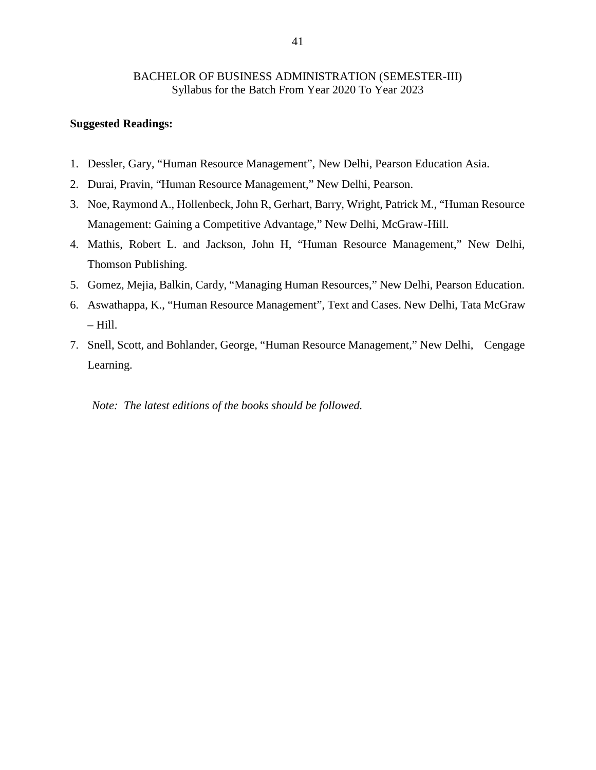**Suggested Readings:**

1. Dessler, Gary, "Human Resource Management", New Delhi, Pearson Education Asia.
2. Durai, Pravin, "Human Resource Management," New Delhi, Pearson.
3. Noe, Raymond A., Hollenbeck, John R, Gerhart, Barry, Wright, Patrick M., "Human Resource Management: Gaining a Competitive Advantage," New Delhi, McGraw-Hill.
4. Mathis, Robert L. and Jackson, John H, "Human Resource Management," New Delhi, Thomson Publishing.
5. Gomez, Mejia, Balkin, Cardy, "Managing Human Resources," New Delhi, Pearson Education.
6. Aswathappa, K., "Human Resource Management", Text and Cases. New Delhi, Tata McGraw – Hill.
7. Snell, Scott, and Bohlander, George, "Human Resource Management," New Delhi, Cengage Learning.

*Note: The latest editions of the books should be followed.*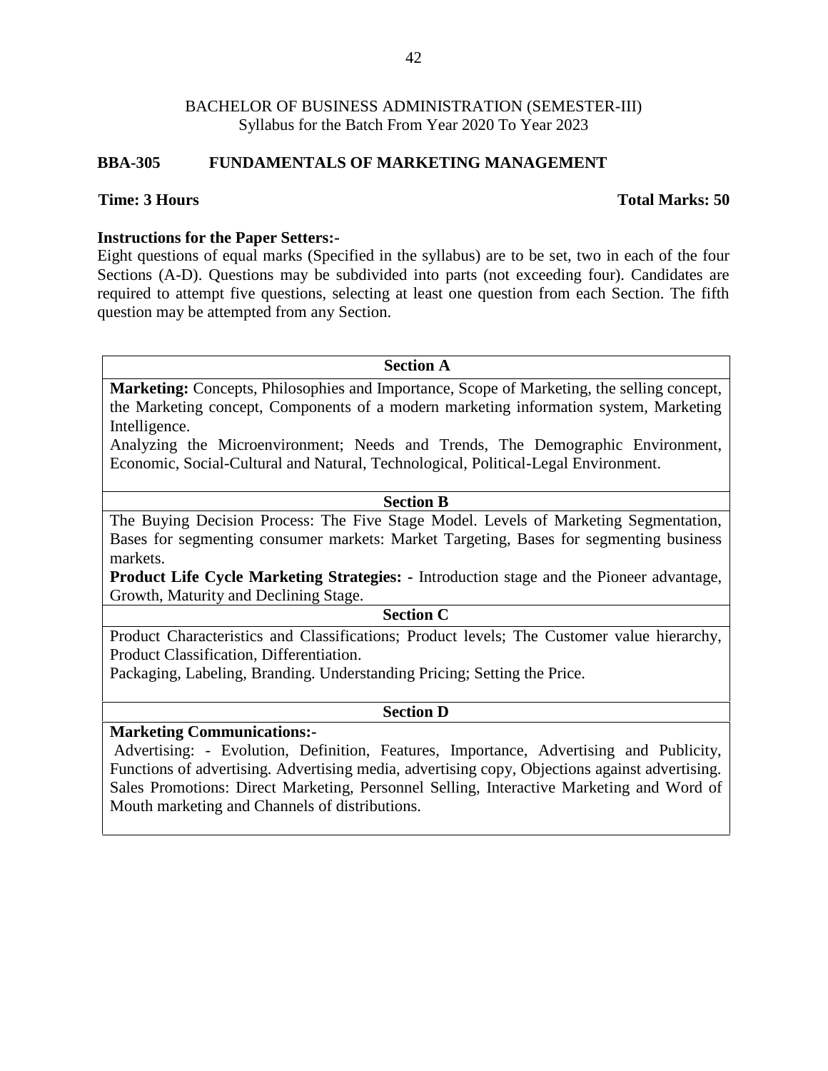BACHELOR OF BUSINESS ADMINISTRATION (SEMESTER-III)
Syllabus for the Batch From Year 2020 To Year 2023

## BBA-305 FUNDAMENTALS OF MARKETING MANAGEMENT

**Time: 3 Hours** **Total Marks: 50**

**Instructions for the Paper Setters:-**
Eight questions of equal marks (Specified in the syllabus) are to be set, two in each of the four Sections (A-D). Questions may be subdivided into parts (not exceeding four). Candidates are required to attempt five questions, selecting at least one question from each Section. The fifth question may be attempted from any Section.

### Section A

**Marketing:** Concepts, Philosophies and Importance, Scope of Marketing, the selling concept, the Marketing concept, Components of a modern marketing information system, Marketing Intelligence.

Analyzing the Microenvironment; Needs and Trends, The Demographic Environment, Economic, Social-Cultural and Natural, Technological, Political-Legal Environment.

### Section B

The Buying Decision Process: The Five Stage Model. Levels of Marketing Segmentation, Bases for segmenting consumer markets: Market Targeting, Bases for segmenting business markets.

**Product Life Cycle Marketing Strategies: -** Introduction stage and the Pioneer advantage, Growth, Maturity and Declining Stage.

### Section C

Product Characteristics and Classifications; Product levels; The Customer value hierarchy, Product Classification, Differentiation.

Packaging, Labeling, Branding. Understanding Pricing; Setting the Price.

### Section D

**Marketing Communications:-**

Advertising: - Evolution, Definition, Features, Importance, Advertising and Publicity, Functions of advertising. Advertising media, advertising copy, Objections against advertising. Sales Promotions: Direct Marketing, Personnel Selling, Interactive Marketing and Word of Mouth marketing and Channels of distributions.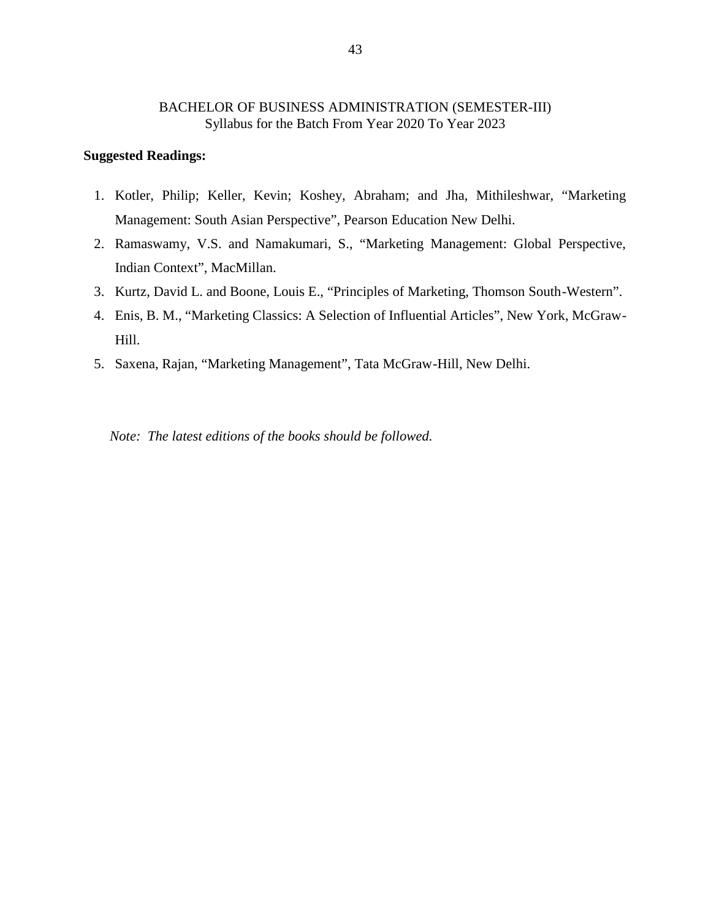BACHELOR OF BUSINESS ADMINISTRATION (SEMESTER-III)
Syllabus for the Batch From Year 2020 To Year 2023

**Suggested Readings:**

1. Kotler, Philip; Keller, Kevin; Koshey, Abraham; and Jha, Mithileshwar, "Marketing Management: South Asian Perspective", Pearson Education New Delhi.
2. Ramaswamy, V.S. and Namakumari, S., "Marketing Management: Global Perspective, Indian Context", MacMillan.
3. Kurtz, David L. and Boone, Louis E., "Principles of Marketing, Thomson South-Western".
4. Enis, B. M., "Marketing Classics: A Selection of Influential Articles", New York, McGraw-Hill.
5. Saxena, Rajan, "Marketing Management", Tata McGraw-Hill, New Delhi.

*Note: The latest editions of the books should be followed.*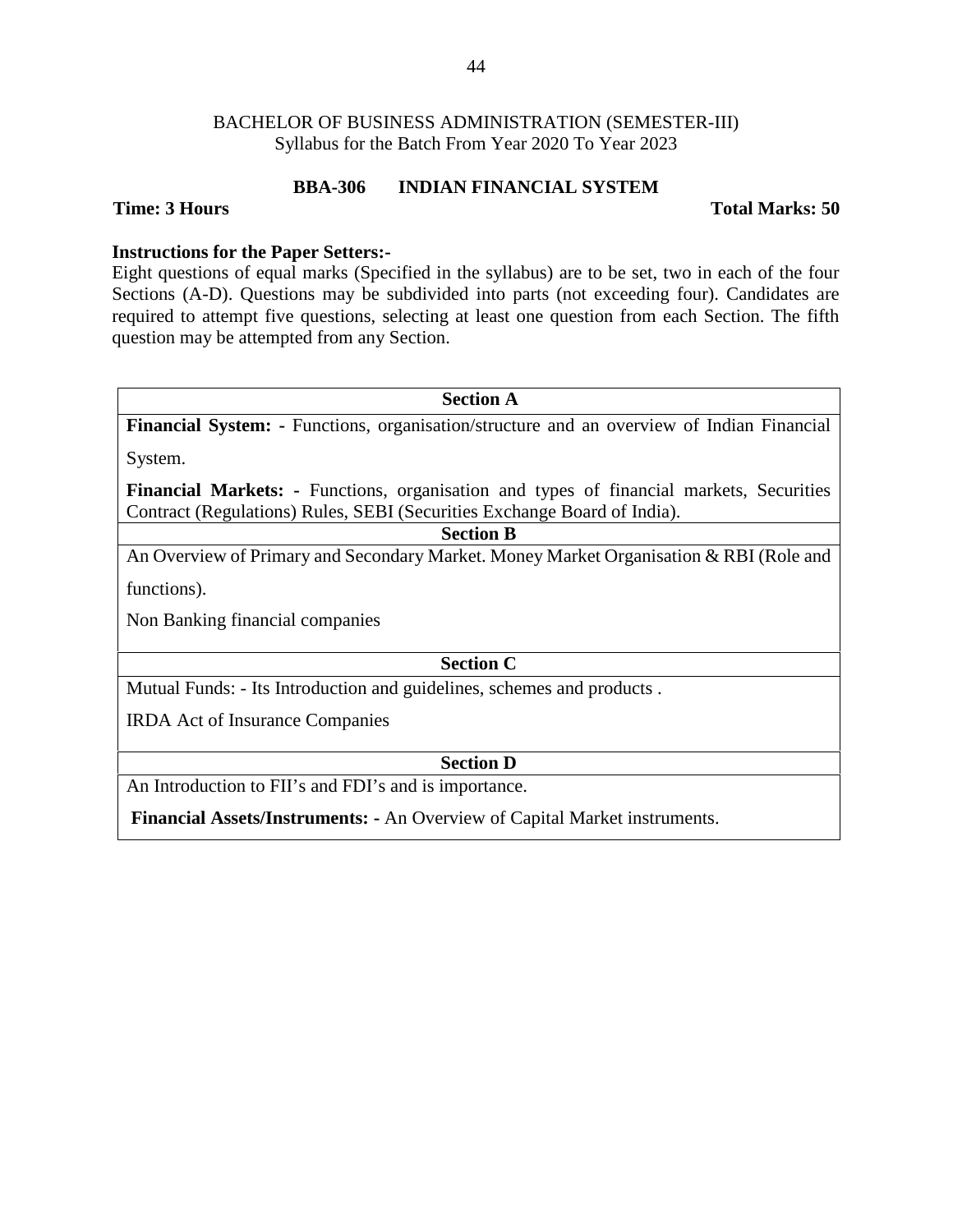BACHELOR OF BUSINESS ADMINISTRATION (SEMESTER-III)
Syllabus for the Batch From Year 2020 To Year 2023

## BBA-306 INDIAN FINANCIAL SYSTEM

**Time: 3 Hours** **Total Marks: 50**

**Instructions for the Paper Setters:-**
Eight questions of equal marks (Specified in the syllabus) are to be set, two in each of the four Sections (A-D). Questions may be subdivided into parts (not exceeding four). Candidates are required to attempt five questions, selecting at least one question from each Section. The fifth question may be attempted from any Section.

### Section A

**Financial System: -** Functions, organisation/structure and an overview of Indian Financial System.

**Financial Markets: -** Functions, organisation and types of financial markets, Securities Contract (Regulations) Rules, SEBI (Securities Exchange Board of India).

### Section B

An Overview of Primary and Secondary Market. Money Market Organisation & RBI (Role and functions).

Non Banking financial companies

### Section C

Mutual Funds: - Its Introduction and guidelines, schemes and products .

IRDA Act of Insurance Companies

### Section D

An Introduction to FII's and FDI's and is importance.

**Financial Assets/Instruments: -** An Overview of Capital Market instruments.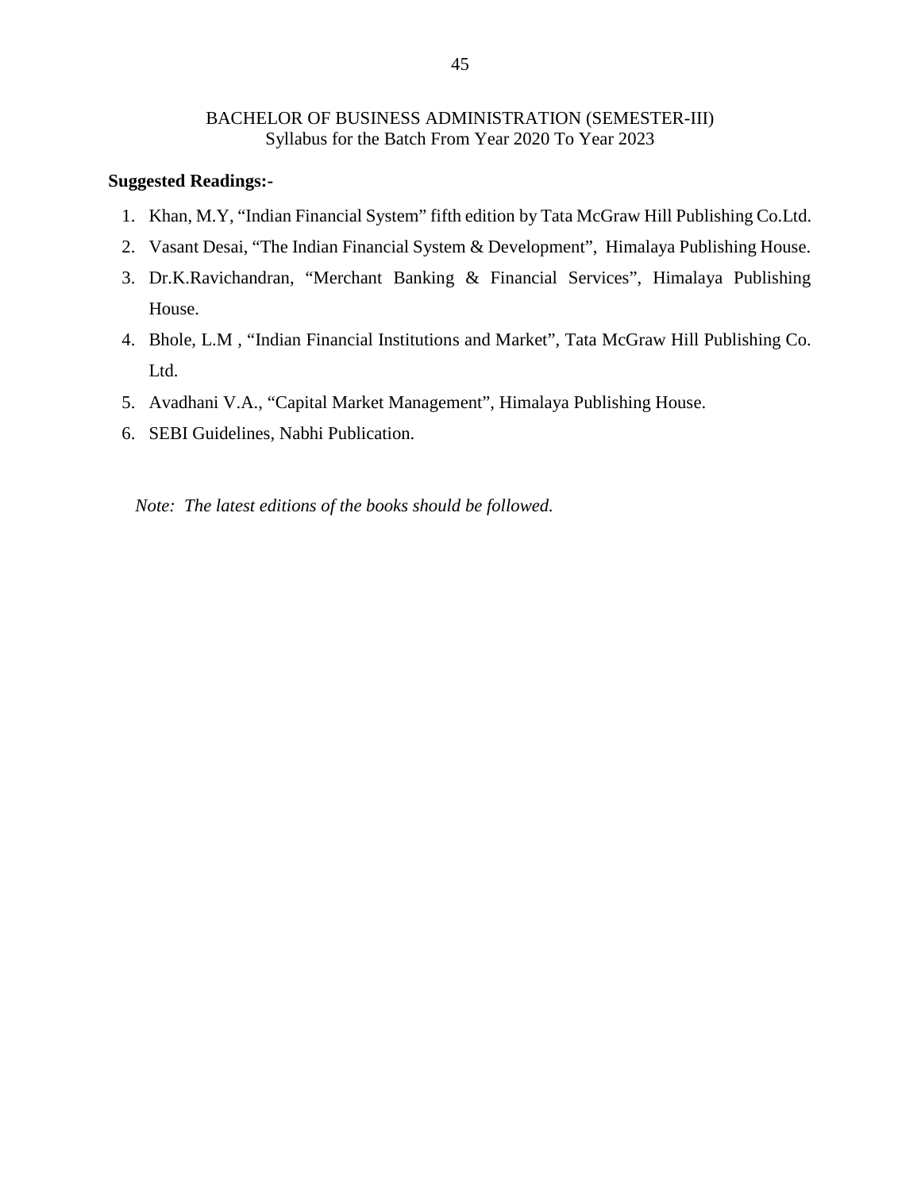BACHELOR OF BUSINESS ADMINISTRATION (SEMESTER-III)
Syllabus for the Batch From Year 2020 To Year 2023

**Suggested Readings:-**

1. Khan, M.Y, "Indian Financial System" fifth edition by Tata McGraw Hill Publishing Co.Ltd.
2. Vasant Desai, "The Indian Financial System & Development", Himalaya Publishing House.
3. Dr.K.Ravichandran, "Merchant Banking & Financial Services", Himalaya Publishing House.
4. Bhole, L.M , "Indian Financial Institutions and Market", Tata McGraw Hill Publishing Co. Ltd.
5. Avadhani V.A., "Capital Market Management", Himalaya Publishing House.
6. SEBI Guidelines, Nabhi Publication.

*Note: The latest editions of the books should be followed.*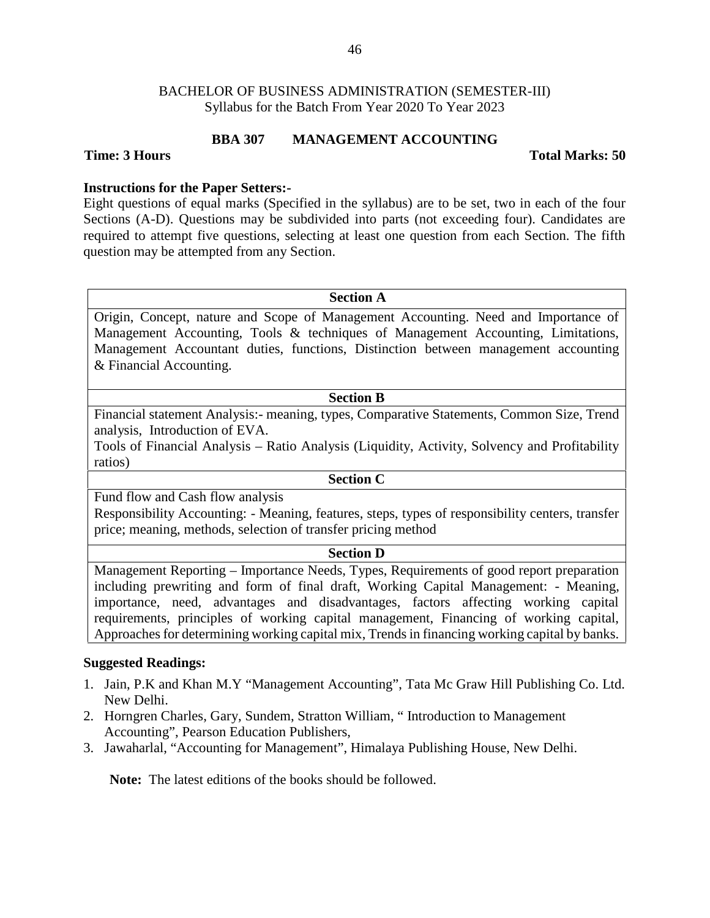BACHELOR OF BUSINESS ADMINISTRATION (SEMESTER-III)
Syllabus for the Batch From Year 2020 To Year 2023

## BBA 307 MANAGEMENT ACCOUNTING

**Time: 3 Hours** **Total Marks: 50**

**Instructions for the Paper Setters:-**

Eight questions of equal marks (Specified in the syllabus) are to be set, two in each of the four Sections (A-D). Questions may be subdivided into parts (not exceeding four). Candidates are required to attempt five questions, selecting at least one question from each Section. The fifth question may be attempted from any Section.

| Section A |
|---|
| Origin, Concept, nature and Scope of Management Accounting. Need and Importance of Management Accounting, Tools & techniques of Management Accounting, Limitations, Management Accountant duties, functions, Distinction between management accounting & Financial Accounting. |
| **Section B** |
| Financial statement Analysis:- meaning, types, Comparative Statements, Common Size, Trend analysis, Introduction of EVA.<br>Tools of Financial Analysis – Ratio Analysis (Liquidity, Activity, Solvency and Profitability ratios) |
| **Section C** |
| Fund flow and Cash flow analysis<br>Responsibility Accounting: - Meaning, features, steps, types of responsibility centers, transfer price; meaning, methods, selection of transfer pricing method |
| **Section D** |
| Management Reporting – Importance Needs, Types, Requirements of good report preparation including prewriting and form of final draft, Working Capital Management: - Meaning, importance, need, advantages and disadvantages, factors affecting working capital requirements, principles of working capital management, Financing of working capital, Approaches for determining working capital mix, Trends in financing working capital by banks. |

**Suggested Readings:**

1. Jain, P.K and Khan M.Y "Management Accounting", Tata Mc Graw Hill Publishing Co. Ltd. New Delhi.
2. Horngren Charles, Gary, Sundem, Stratton William, " Introduction to Management Accounting", Pearson Education Publishers,
3. Jawaharlal, "Accounting for Management", Himalaya Publishing House, New Delhi.

**Note:** The latest editions of the books should be followed.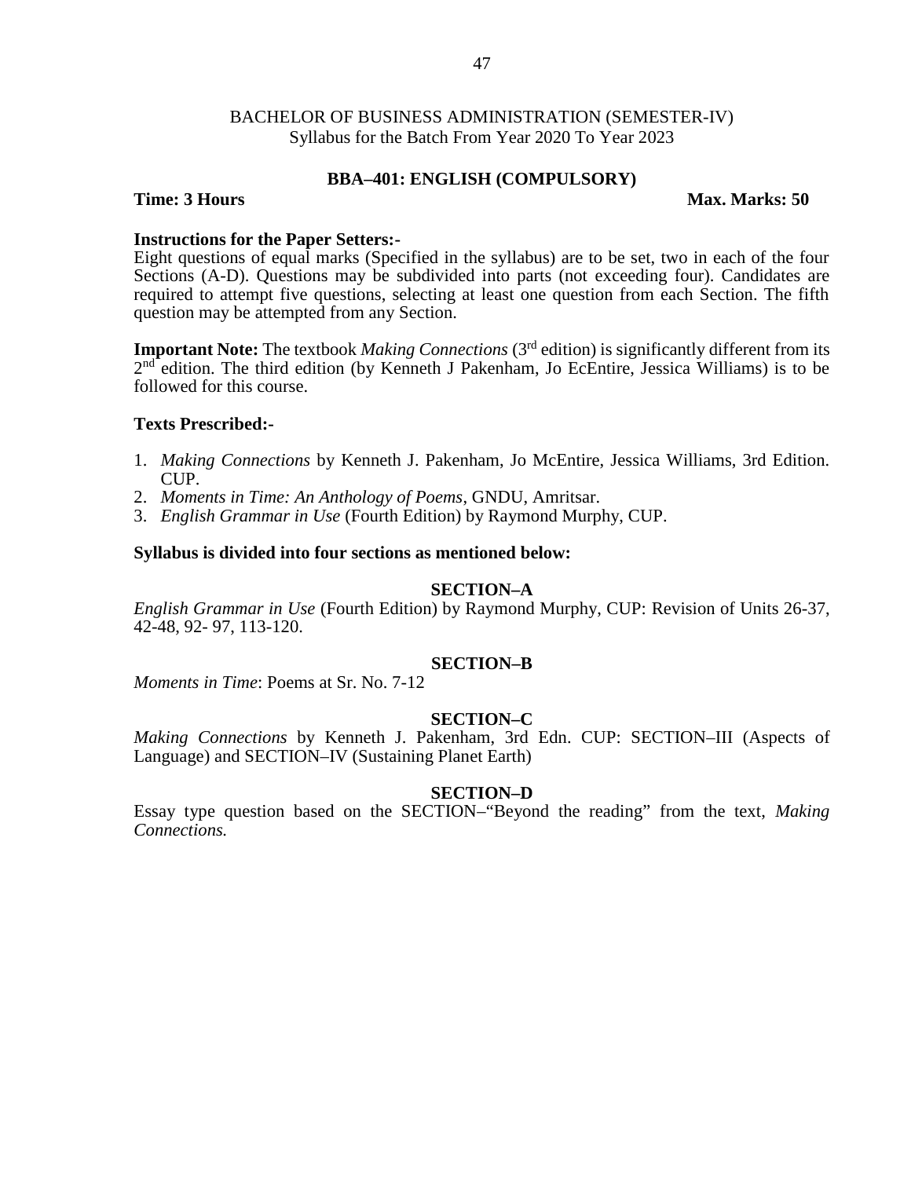## BACHELOR OF BUSINESS ADMINISTRATION (SEMESTER-IV)

Syllabus for the Batch From Year 2020 To Year 2023

### BBA–401: ENGLISH (COMPULSORY)

**Time: 3 Hours** **Max. Marks: 50**

**Instructions for the Paper Setters:-**

Eight questions of equal marks (Specified in the syllabus) are to be set, two in each of the four Sections (A-D). Questions may be subdivided into parts (not exceeding four). Candidates are required to attempt five questions, selecting at least one question from each Section. The fifth question may be attempted from any Section.

**Important Note:** The textbook *Making Connections* (3rd edition) is significantly different from its 2nd edition. The third edition (by Kenneth J Pakenham, Jo EcEntire, Jessica Williams) is to be followed for this course.

**Texts Prescribed:-**

1. *Making Connections* by Kenneth J. Pakenham, Jo McEntire, Jessica Williams, 3rd Edition. CUP.
2. *Moments in Time: An Anthology of Poems*, GNDU, Amritsar.
3. *English Grammar in Use* (Fourth Edition) by Raymond Murphy, CUP.

**Syllabus is divided into four sections as mentioned below:**

**SECTION–A**

*English Grammar in Use* (Fourth Edition) by Raymond Murphy, CUP: Revision of Units 26-37, 42-48, 92- 97, 113-120.

**SECTION–B**

*Moments in Time*: Poems at Sr. No. 7-12

**SECTION–C**

*Making Connections* by Kenneth J. Pakenham, 3rd Edn. CUP: SECTION–III (Aspects of Language) and SECTION–IV (Sustaining Planet Earth)

**SECTION–D**

Essay type question based on the SECTION–"Beyond the reading" from the text, *Making Connections.*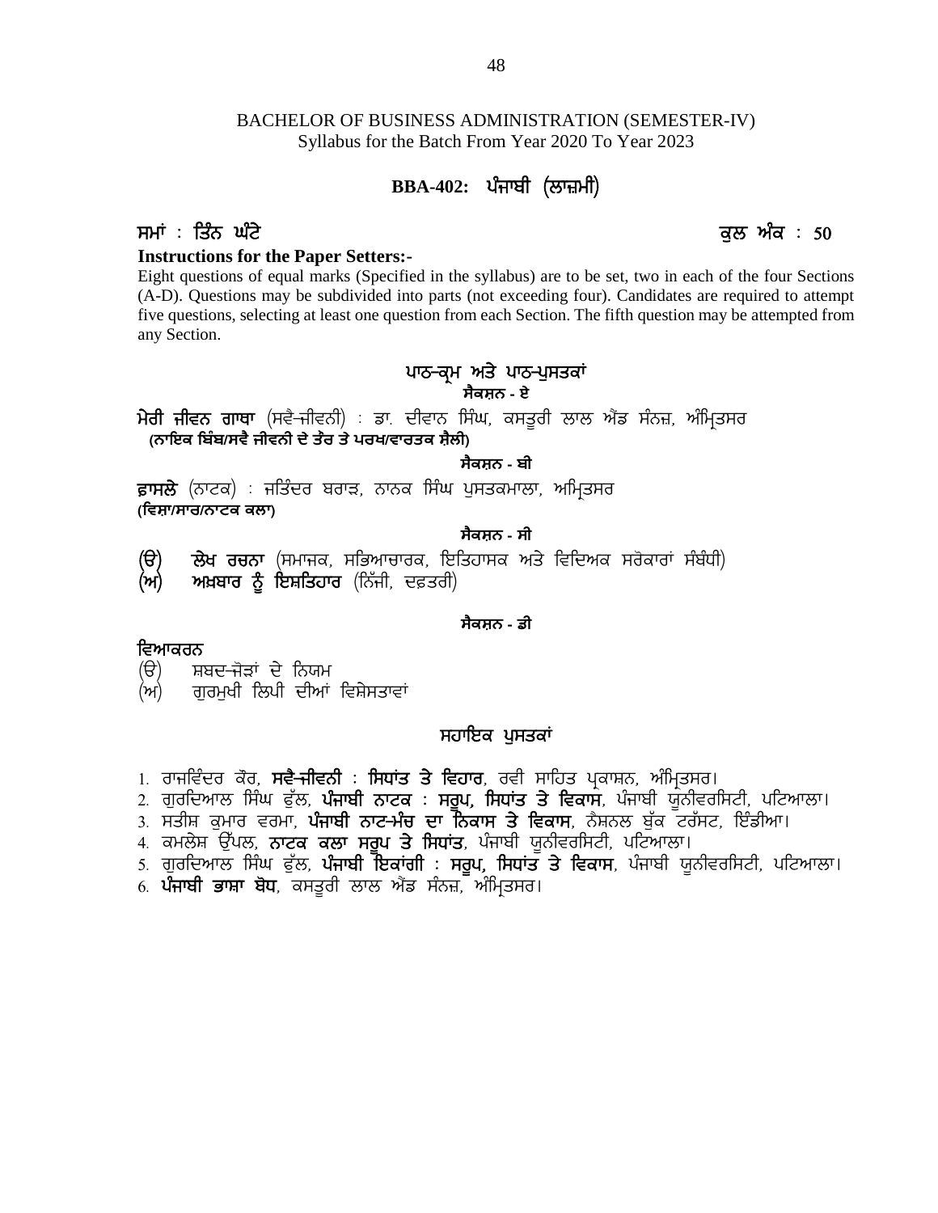BACHELOR OF BUSINESS ADMINISTRATION (SEMESTER-IV)
Syllabus for the Batch From Year 2020 To Year 2023

## BBA-402: ਪੰਜਾਬੀ (ਲਾਜ਼ਮੀ)

**ਸਮਾਂ : ਤਿੰਨ ਘੰਟੇ** **ਕੁਲ ਅੰਕ : 50**

**Instructions for the Paper Setters:-**

Eight questions of equal marks (Specified in the syllabus) are to be set, two in each of the four Sections (A-D). Questions may be subdivided into parts (not exceeding four). Candidates are required to attempt five questions, selecting at least one question from each Section. The fifth question may be attempted from any Section.

### ਪਾਠ-ਕ੍ਰਮ ਅਤੇ ਪਾਠ-ਪੁਸਤਕਾਂ

**ਸੈਕਸ਼ਨ - ਏ**

**ਮੇਰੀ ਜੀਵਨ ਗਾਥਾ** (ਸਵੈ-ਜੀਵਨੀ) : ਡਾ. ਦੀਵਾਨ ਸਿੰਘ, ਕਸਤੂਰੀ ਲਾਲ ਐਂਡ ਸੰਨਜ਼, ਅੰਮ੍ਰਿਤਸਰ
**(ਨਾਇਕ ਬਿੰਬ/ਸਵੈ ਜੀਵਨੀ ਦੇ ਤੌਰ ਤੇ ਪਰਖ/ਵਾਰਤਕ ਸ਼ੈਲੀ)**

**ਸੈਕਸ਼ਨ - ਬੀ**

**ਫ਼ਾਸਲੇ** (ਨਾਟਕ) : ਜਤਿੰਦਰ ਬਰਾੜ, ਨਾਨਕ ਸਿੰਘ ਪੁਸਤਕਮਾਲਾ, ਅੰਮ੍ਰਿਤਸਰ
**(ਵਿਸ਼ਾ/ਸਾਰ/ਨਾਟਕ ਕਲਾ)**

**ਸੈਕਸ਼ਨ - ਸੀ**

**(ੳ) ਲੇਖ ਰਚਨਾ** (ਸਮਾਜਕ, ਸਭਿਆਚਾਰਕ, ਇਤਿਹਾਸਕ ਅਤੇ ਵਿਦਿਅਕ ਸਰੋਕਾਰਾਂ ਸੰਬੰਧੀ)
**(ਅ) ਅਖ਼ਬਾਰ ਨੂੰ ਇਸ਼ਤਿਹਾਰ** (ਨਿੱਜੀ, ਦਫ਼ਤਰੀ)

**ਸੈਕਸ਼ਨ - ਡੀ**

**ਵਿਆਕਰਨ**
(ੳ) ਸ਼ਬਦ-ਜੋੜਾਂ ਦੇ ਨਿਯਮ
(ਅ) ਗੁਰਮੁਖੀ ਲਿਪੀ ਦੀਆਂ ਵਿਸ਼ੇਸਤਾਵਾਂ

### ਸਹਾਇਕ ਪੁਸਤਕਾਂ

1. ਰਾਜਵਿੰਦਰ ਕੌਰ, **ਸਵੈ-ਜੀਵਨੀ : ਸਿਧਾਂਤ ਤੇ ਵਿਹਾਰ**, ਰਵੀ ਸਾਹਿਤ ਪ੍ਰਕਾਸ਼ਨ, ਅੰਮ੍ਰਿਤਸਰ।
2. ਗੁਰਦਿਆਲ ਸਿੰਘ ਫੁੱਲ, **ਪੰਜਾਬੀ ਨਾਟਕ : ਸਰੂਪ, ਸਿਧਾਂਤ ਤੇ ਵਿਕਾਸ**, ਪੰਜਾਬੀ ਯੂਨੀਵਰਸਿਟੀ, ਪਟਿਆਲਾ।
3. ਸਤੀਸ਼ ਕੁਮਾਰ ਵਰਮਾ, **ਪੰਜਾਬੀ ਨਾਟ-ਮੰਚ ਦਾ ਨਿਕਾਸ ਤੇ ਵਿਕਾਸ**, ਨੈਸ਼ਨਲ ਬੁੱਕ ਟਰੱਸਟ, ਇੰਡੀਆ।
4. ਕਮਲੇਸ਼ ਉੱਪਲ, **ਨਾਟਕ ਕਲਾ ਸਰੂਪ ਤੇ ਸਿਧਾਂਤ**, ਪੰਜਾਬੀ ਯੂਨੀਵਰਸਿਟੀ, ਪਟਿਆਲਾ।
5. ਗੁਰਦਿਆਲ ਸਿੰਘ ਫੁੱਲ, **ਪੰਜਾਬੀ ਇਕਾਂਗੀ : ਸਰੂਪ, ਸਿਧਾਂਤ ਤੇ ਵਿਕਾਸ**, ਪੰਜਾਬੀ ਯੂਨੀਵਰਸਿਟੀ, ਪਟਿਆਲਾ।
6. **ਪੰਜਾਬੀ ਭਾਸ਼ਾ ਬੋਧ**, ਕਸਤੂਰੀ ਲਾਲ ਐਂਡ ਸੰਨਜ਼, ਅੰਮ੍ਰਿਤਸਰ।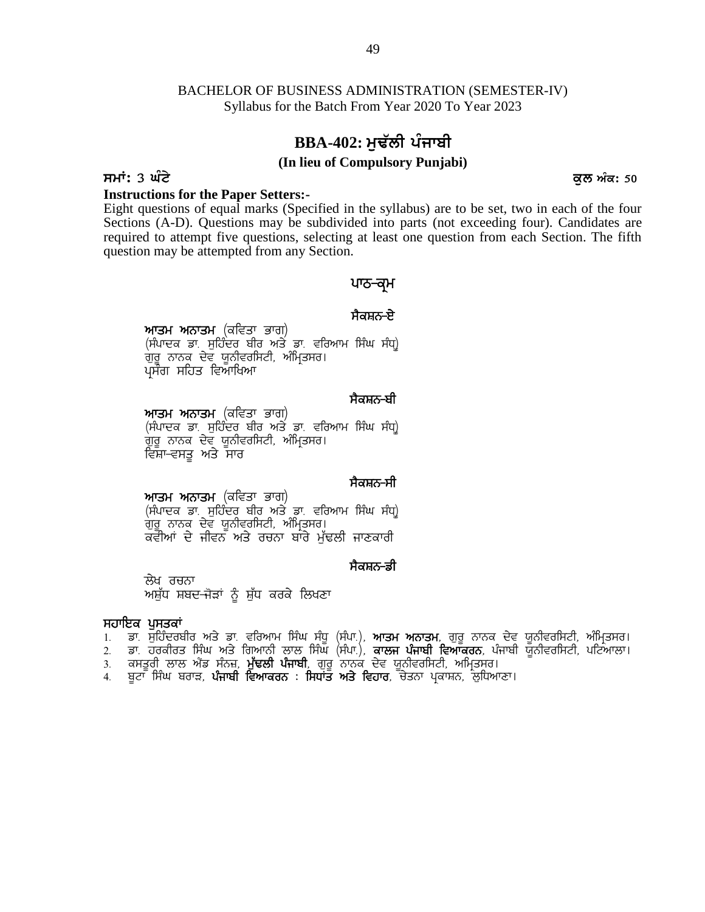BACHELOR OF BUSINESS ADMINISTRATION (SEMESTER-IV)
Syllabus for the Batch From Year 2020 To Year 2023

## BBA-402: ਮੁਢੱਲੀ ਪੰਜਾਬੀ

**(In lieu of Compulsory Punjabi)**

**ਸਮਾਂ: 3 ਘੰਟੇ** **ਕੁਲ ਅੰਕ: 50**

**Instructions for the Paper Setters:-**

Eight questions of equal marks (Specified in the syllabus) are to be set, two in each of the four Sections (A-D). Questions may be subdivided into parts (not exceeding four). Candidates are required to attempt five questions, selecting at least one question from each Section. The fifth question may be attempted from any Section.

### ਪਾਠ-ਕ੍ਰਮ

#### ਸੈਕਸ਼ਨ-ਏ

**ਆਤਮ ਅਨਾਤਮ** (ਕਵਿਤਾ ਭਾਗ)
(ਸੰਪਾਦਕ ਡਾ. ਸੁਹਿੰਦਰ ਬੀਰ ਅਤੇ ਡਾ. ਵਰਿਆਮ ਸਿੰਘ ਸੰਧੂ)
ਗੁਰੂ ਨਾਨਕ ਦੇਵ ਯੂਨੀਵਰਸਿਟੀ, ਅੰਮ੍ਰਿਤਸਰ।
ਪ੍ਰਸੰਗ ਸਹਿਤ ਵਿਆਖਿਆ

#### ਸੈਕਸ਼ਨ-ਬੀ

**ਆਤਮ ਅਨਾਤਮ** (ਕਵਿਤਾ ਭਾਗ)
(ਸੰਪਾਦਕ ਡਾ. ਸੁਹਿੰਦਰ ਬੀਰ ਅਤੇ ਡਾ. ਵਰਿਆਮ ਸਿੰਘ ਸੰਧੂ)
ਗੁਰੂ ਨਾਨਕ ਦੇਵ ਯੂਨੀਵਰਸਿਟੀ, ਅੰਮ੍ਰਿਤਸਰ।
ਵਿਸ਼ਾ-ਵਸਤੂ ਅਤੇ ਸਾਰ

#### ਸੈਕਸ਼ਨ-ਸੀ

**ਆਤਮ ਅਨਾਤਮ** (ਕਵਿਤਾ ਭਾਗ)
(ਸੰਪਾਦਕ ਡਾ. ਸੁਹਿੰਦਰ ਬੀਰ ਅਤੇ ਡਾ. ਵਰਿਆਮ ਸਿੰਘ ਸੰਧੂ)
ਗੁਰੂ ਨਾਨਕ ਦੇਵ ਯੂਨੀਵਰਸਿਟੀ, ਅੰਮ੍ਰਿਤਸਰ।
ਕਵੀਆਂ ਦੇ ਜੀਵਨ ਅਤੇ ਰਚਨਾ ਬਾਰੇ ਮੁੱਢਲੀ ਜਾਣਕਾਰੀ

#### ਸੈਕਸ਼ਨ-ਡੀ

ਲੇਖ ਰਚਨਾ
ਅਸ਼ੁੱਧ ਸ਼ਬਦ-ਜੋੜਾਂ ਨੂੰ ਸ਼ੁੱਧ ਕਰਕੇ ਲਿਖਣਾ

**ਸਹਾਇਕ ਪੁਸਤਕਾਂ**

1. ਡਾ. ਸੁਹਿੰਦਰਬੀਰ ਅਤੇ ਡਾ. ਵਰਿਆਮ ਸਿੰਘ ਸੰਧੂ (ਸੰਪਾ.), **ਆਤਮ ਅਨਾਤਮ**, ਗੁਰੂ ਨਾਨਕ ਦੇਵ ਯੂਨੀਵਰਸਿਟੀ, ਅੰਮ੍ਰਿਤਸਰ।
2. ਡਾ. ਹਰਕੀਰਤ ਸਿੰਘ ਅਤੇ ਗਿਆਨੀ ਲਾਲ ਸਿੰਘ (ਸੰਪਾ.), **ਕਾਲਜ ਪੰਜਾਬੀ ਵਿਆਕਰਨ**, ਪੰਜਾਬੀ ਯੂਨੀਵਰਸਿਟੀ, ਪਟਿਆਲਾ।
3. ਕਸਤੂਰੀ ਲਾਲ ਐਂਡ ਸੰਨਜ਼, **ਮੁੱਢਲੀ ਪੰਜਾਬੀ**, ਗੁਰੂ ਨਾਨਕ ਦੇਵ ਯੂਨੀਵਰਸਿਟੀ, ਅਮ੍ਰਿਤਸਰ।
4. ਬੂਟਾ ਸਿੰਘ ਬਰਾੜ, **ਪੰਜਾਬੀ ਵਿਆਕਰਨ : ਸਿਧਾਂਤ ਅਤੇ ਵਿਹਾਰ**, ਚੇਤਨਾ ਪ੍ਰਕਾਸ਼ਨ, ਲੁਧਿਆਣਾ।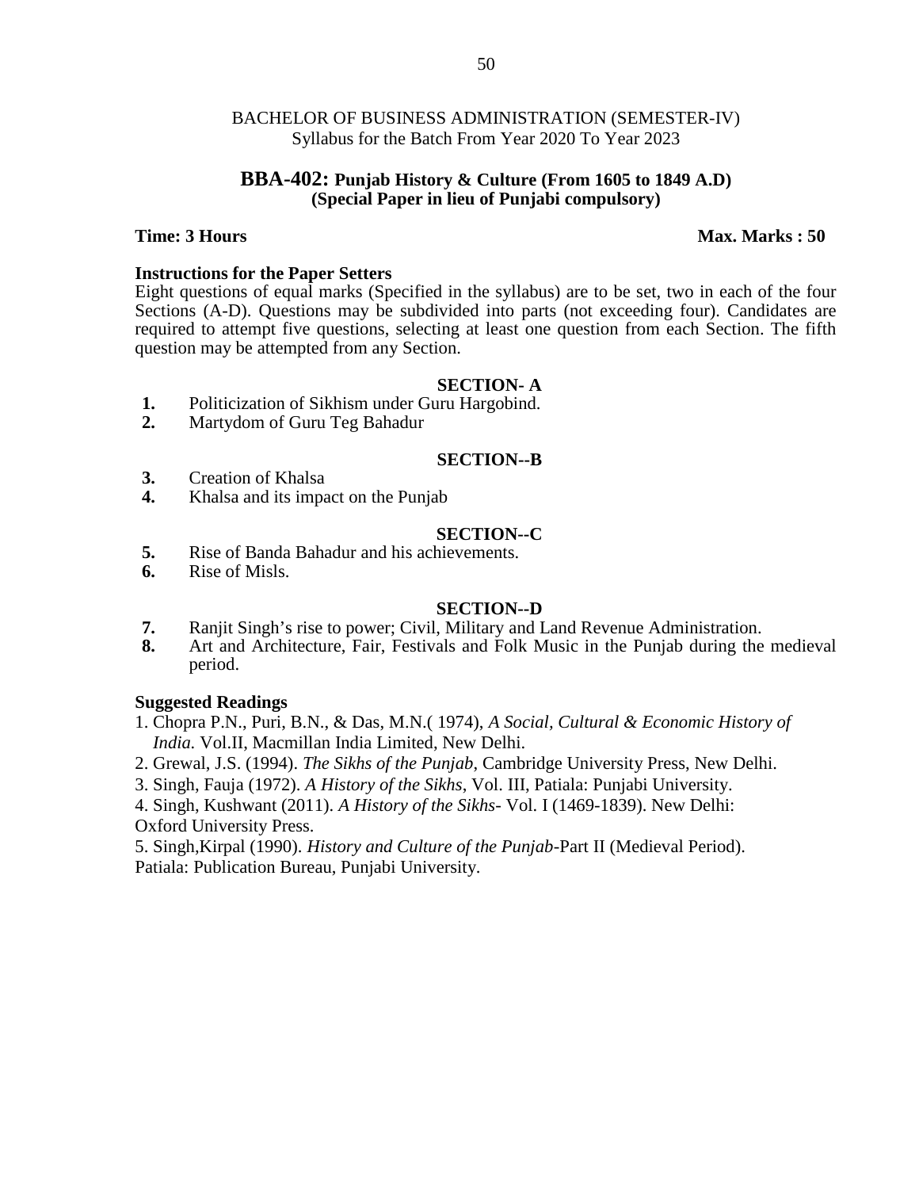BACHELOR OF BUSINESS ADMINISTRATION (SEMESTER-IV)
Syllabus for the Batch From Year 2020 To Year 2023

## BBA-402: Punjab History & Culture (From 1605 to 1849 A.D)
### (Special Paper in lieu of Punjabi compulsory)

**Time: 3 Hours** **Max. Marks : 50**

**Instructions for the Paper Setters**
Eight questions of equal marks (Specified in the syllabus) are to be set, two in each of the four Sections (A-D). Questions may be subdivided into parts (not exceeding four). Candidates are required to attempt five questions, selecting at least one question from each Section. The fifth question may be attempted from any Section.

**SECTION- A**

**1.** Politicization of Sikhism under Guru Hargobind.
**2.** Martydom of Guru Teg Bahadur

**SECTION--B**

**3.** Creation of Khalsa
**4.** Khalsa and its impact on the Punjab

**SECTION--C**

**5.** Rise of Banda Bahadur and his achievements.
**6.** Rise of Misls.

**SECTION--D**

**7.** Ranjit Singh's rise to power; Civil, Military and Land Revenue Administration.
**8.** Art and Architecture, Fair, Festivals and Folk Music in the Punjab during the medieval period.

**Suggested Readings**

1. Chopra P.N., Puri, B.N., & Das, M.N.( 1974), *A Social, Cultural & Economic History of India.* Vol.II, Macmillan India Limited, New Delhi.
2. Grewal, J.S. (1994). *The Sikhs of the Punjab*, Cambridge University Press, New Delhi.
3. Singh, Fauja (1972). *A History of the Sikhs*, Vol. III, Patiala: Punjabi University.
4. Singh, Kushwant (2011). *A History of the Sikhs*- Vol. I (1469-1839). New Delhi: Oxford University Press.
5. Singh,Kirpal (1990). *History and Culture of the Punjab*-Part II (Medieval Period). Patiala: Publication Bureau, Punjabi University.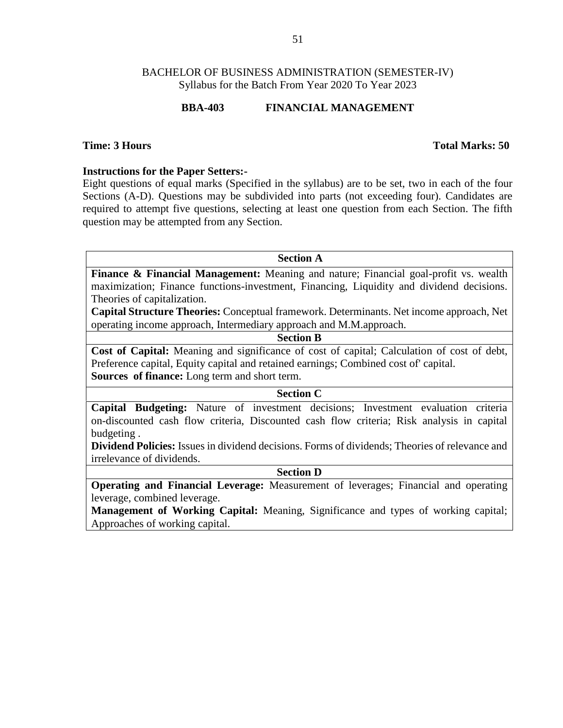BACHELOR OF BUSINESS ADMINISTRATION (SEMESTER-IV)
Syllabus for the Batch From Year 2020 To Year 2023

## BBA-403 FINANCIAL MANAGEMENT

**Time: 3 Hours** **Total Marks: 50**

**Instructions for the Paper Setters:-**

Eight questions of equal marks (Specified in the syllabus) are to be set, two in each of the four Sections (A-D). Questions may be subdivided into parts (not exceeding four). Candidates are required to attempt five questions, selecting at least one question from each Section. The fifth question may be attempted from any Section.

| Section A |
|---|
| **Finance & Financial Management:** Meaning and nature; Financial goal-profit vs. wealth maximization; Finance functions-investment, Financing, Liquidity and dividend decisions. Theories of capitalization. **Capital Structure Theories:** Conceptual framework. Determinants. Net income approach, Net operating income approach, Intermediary approach and M.M.approach. |
| **Section B** |
| **Cost of Capital:** Meaning and significance of cost of capital; Calculation of cost of debt, Preference capital, Equity capital and retained earnings; Combined cost of' capital. **Sources of finance:** Long term and short term. |
| **Section C** |
| **Capital Budgeting:** Nature of investment decisions; Investment evaluation criteria on-discounted cash flow criteria, Discounted cash flow criteria; Risk analysis in capital budgeting . **Dividend Policies:** Issues in dividend decisions. Forms of dividends; Theories of relevance and irrelevance of dividends. |
| **Section D** |
| **Operating and Financial Leverage:** Measurement of leverages; Financial and operating leverage, combined leverage. **Management of Working Capital:** Meaning, Significance and types of working capital; Approaches of working capital. |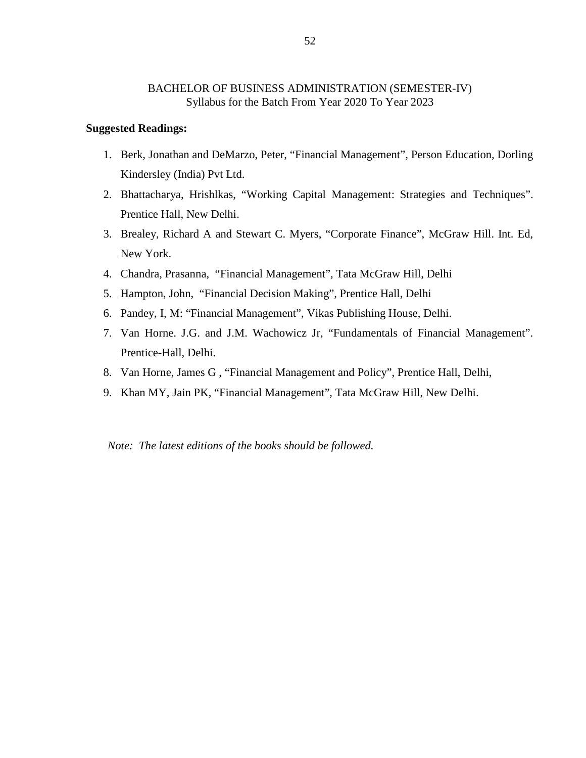BACHELOR OF BUSINESS ADMINISTRATION (SEMESTER-IV)
Syllabus for the Batch From Year 2020 To Year 2023

**Suggested Readings:**

1. Berk, Jonathan and DeMarzo, Peter, "Financial Management", Person Education, Dorling Kindersley (India) Pvt Ltd.
2. Bhattacharya, Hrishlkas, "Working Capital Management: Strategies and Techniques". Prentice Hall, New Delhi.
3. Brealey, Richard A and Stewart C. Myers, "Corporate Finance", McGraw Hill. Int. Ed, New York.
4. Chandra, Prasanna, "Financial Management", Tata McGraw Hill, Delhi
5. Hampton, John, "Financial Decision Making", Prentice Hall, Delhi
6. Pandey, I, M: "Financial Management", Vikas Publishing House, Delhi.
7. Van Horne. J.G. and J.M. Wachowicz Jr, "Fundamentals of Financial Management". Prentice-Hall, Delhi.
8. Van Horne, James G , "Financial Management and Policy", Prentice Hall, Delhi,
9. Khan MY, Jain PK, "Financial Management", Tata McGraw Hill, New Delhi.

*Note: The latest editions of the books should be followed.*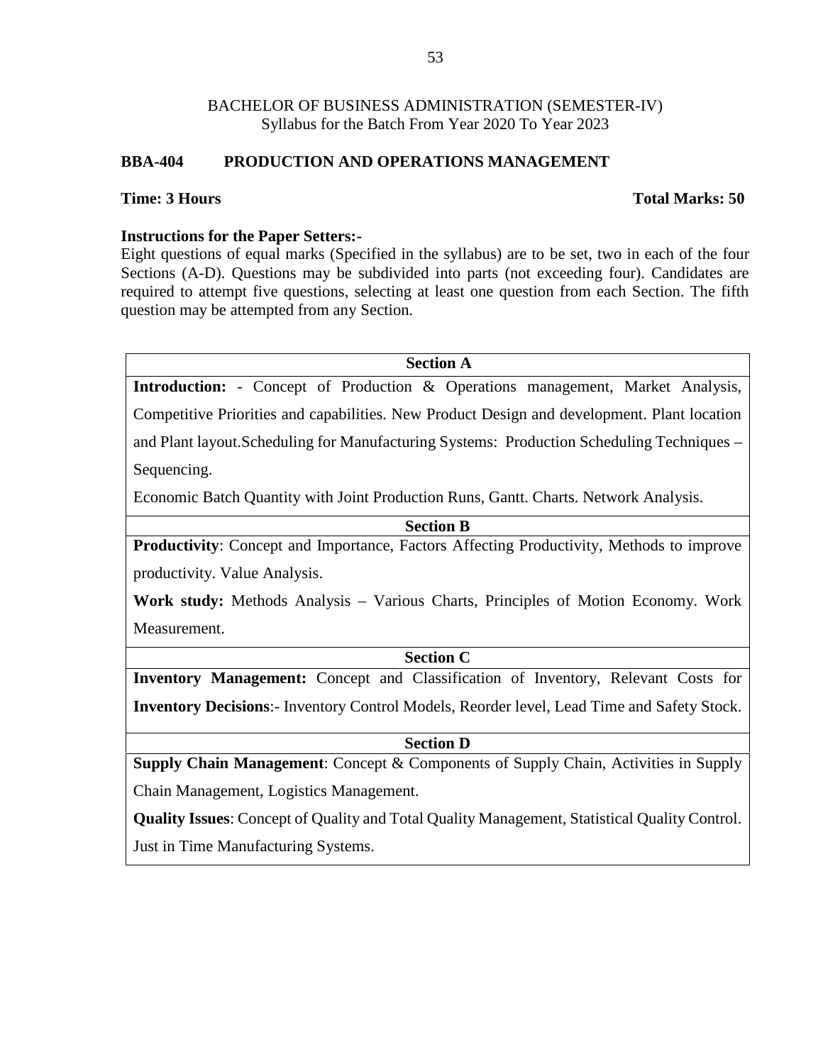BACHELOR OF BUSINESS ADMINISTRATION (SEMESTER-IV)
Syllabus for the Batch From Year 2020 To Year 2023

## BBA-404 PRODUCTION AND OPERATIONS MANAGEMENT

**Time: 3 Hours** **Total Marks: 50**

**Instructions for the Paper Setters:-**

Eight questions of equal marks (Specified in the syllabus) are to be set, two in each of the four Sections (A-D). Questions may be subdivided into parts (not exceeding four). Candidates are required to attempt five questions, selecting at least one question from each Section. The fifth question may be attempted from any Section.

### Section A

**Introduction:** - Concept of Production & Operations management, Market Analysis, Competitive Priorities and capabilities. New Product Design and development. Plant location and Plant layout.Scheduling for Manufacturing Systems: Production Scheduling Techniques – Sequencing.

Economic Batch Quantity with Joint Production Runs, Gantt. Charts. Network Analysis.

### Section B

**Productivity**: Concept and Importance, Factors Affecting Productivity, Methods to improve productivity. Value Analysis.

**Work study:** Methods Analysis – Various Charts, Principles of Motion Economy. Work Measurement.

### Section C

**Inventory Management:** Concept and Classification of Inventory, Relevant Costs for **Inventory Decisions**:- Inventory Control Models, Reorder level, Lead Time and Safety Stock.

### Section D

**Supply Chain Management**: Concept & Components of Supply Chain, Activities in Supply Chain Management, Logistics Management.

**Quality Issues**: Concept of Quality and Total Quality Management, Statistical Quality Control. Just in Time Manufacturing Systems.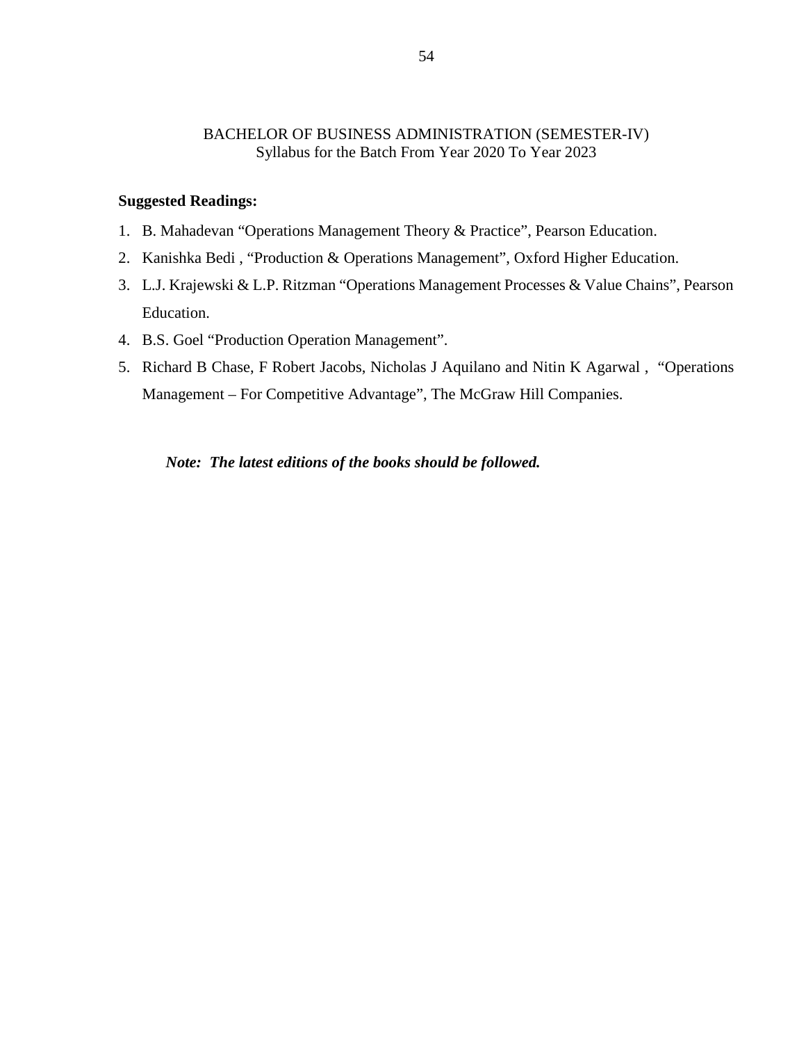BACHELOR OF BUSINESS ADMINISTRATION (SEMESTER-IV)
Syllabus for the Batch From Year 2020 To Year 2023

**Suggested Readings:**

1. B. Mahadevan "Operations Management Theory & Practice", Pearson Education.
2. Kanishka Bedi , "Production & Operations Management", Oxford Higher Education.
3. L.J. Krajewski & L.P. Ritzman "Operations Management Processes & Value Chains", Pearson Education.
4. B.S. Goel "Production Operation Management".
5. Richard B Chase, F Robert Jacobs, Nicholas J Aquilano and Nitin K Agarwal , "Operations Management – For Competitive Advantage", The McGraw Hill Companies.

***Note: The latest editions of the books should be followed.***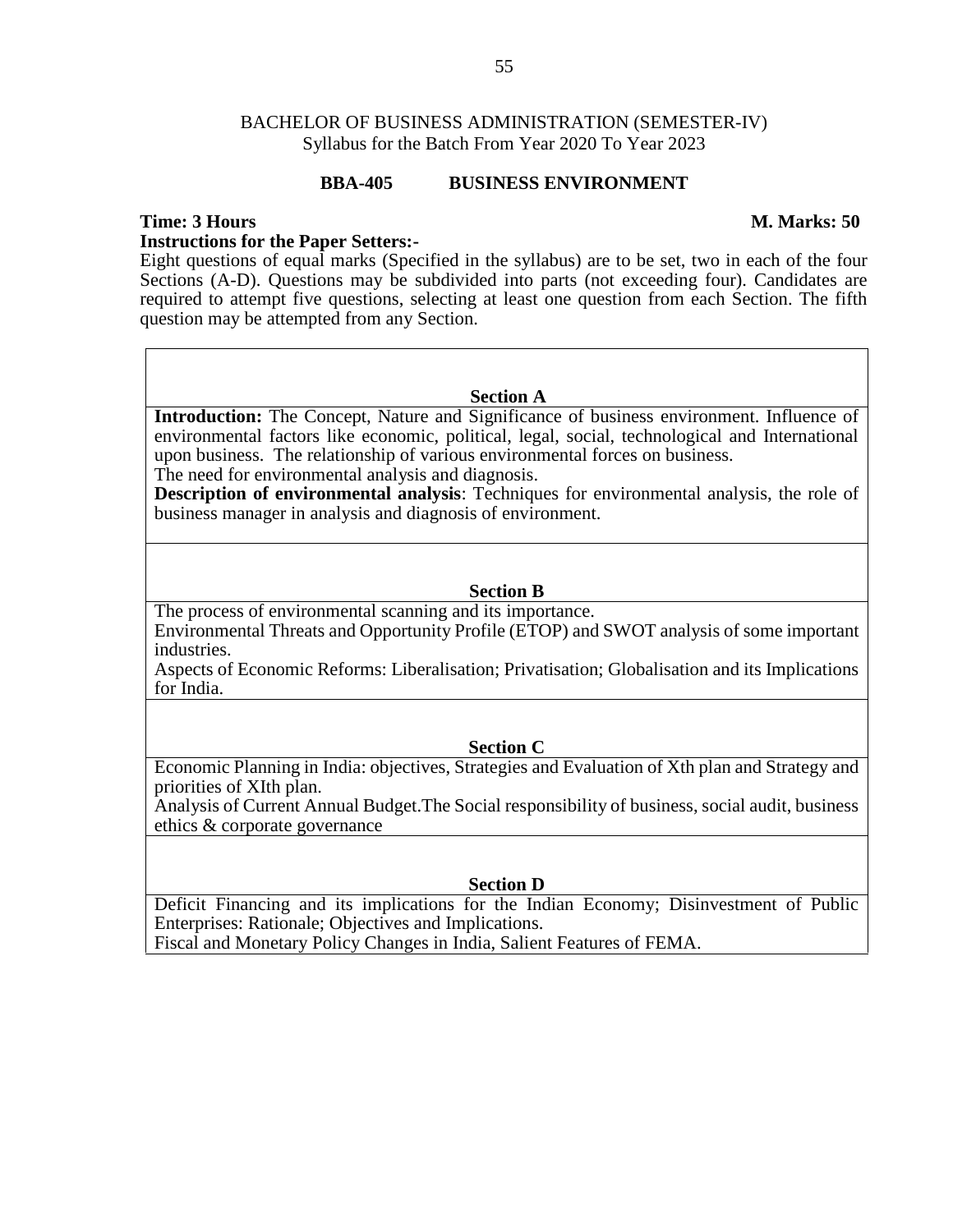BACHELOR OF BUSINESS ADMINISTRATION (SEMESTER-IV)
Syllabus for the Batch From Year 2020 To Year 2023

## BBA-405 BUSINESS ENVIRONMENT

**Time: 3 Hours** **M. Marks: 50**

**Instructions for the Paper Setters:-**

Eight questions of equal marks (Specified in the syllabus) are to be set, two in each of the four Sections (A-D). Questions may be subdivided into parts (not exceeding four). Candidates are required to attempt five questions, selecting at least one question from each Section. The fifth question may be attempted from any Section.

### Section A

**Introduction:** The Concept, Nature and Significance of business environment. Influence of environmental factors like economic, political, legal, social, technological and International upon business. The relationship of various environmental forces on business.

The need for environmental analysis and diagnosis.

**Description of environmental analysis**: Techniques for environmental analysis, the role of business manager in analysis and diagnosis of environment.

### Section B

The process of environmental scanning and its importance.

Environmental Threats and Opportunity Profile (ETOP) and SWOT analysis of some important industries.

Aspects of Economic Reforms: Liberalisation; Privatisation; Globalisation and its Implications for India.

### Section C

Economic Planning in India: objectives, Strategies and Evaluation of Xth plan and Strategy and priorities of XIth plan.

Analysis of Current Annual Budget.The Social responsibility of business, social audit, business ethics & corporate governance

### Section D

Deficit Financing and its implications for the Indian Economy; Disinvestment of Public Enterprises: Rationale; Objectives and Implications.

Fiscal and Monetary Policy Changes in India, Salient Features of FEMA.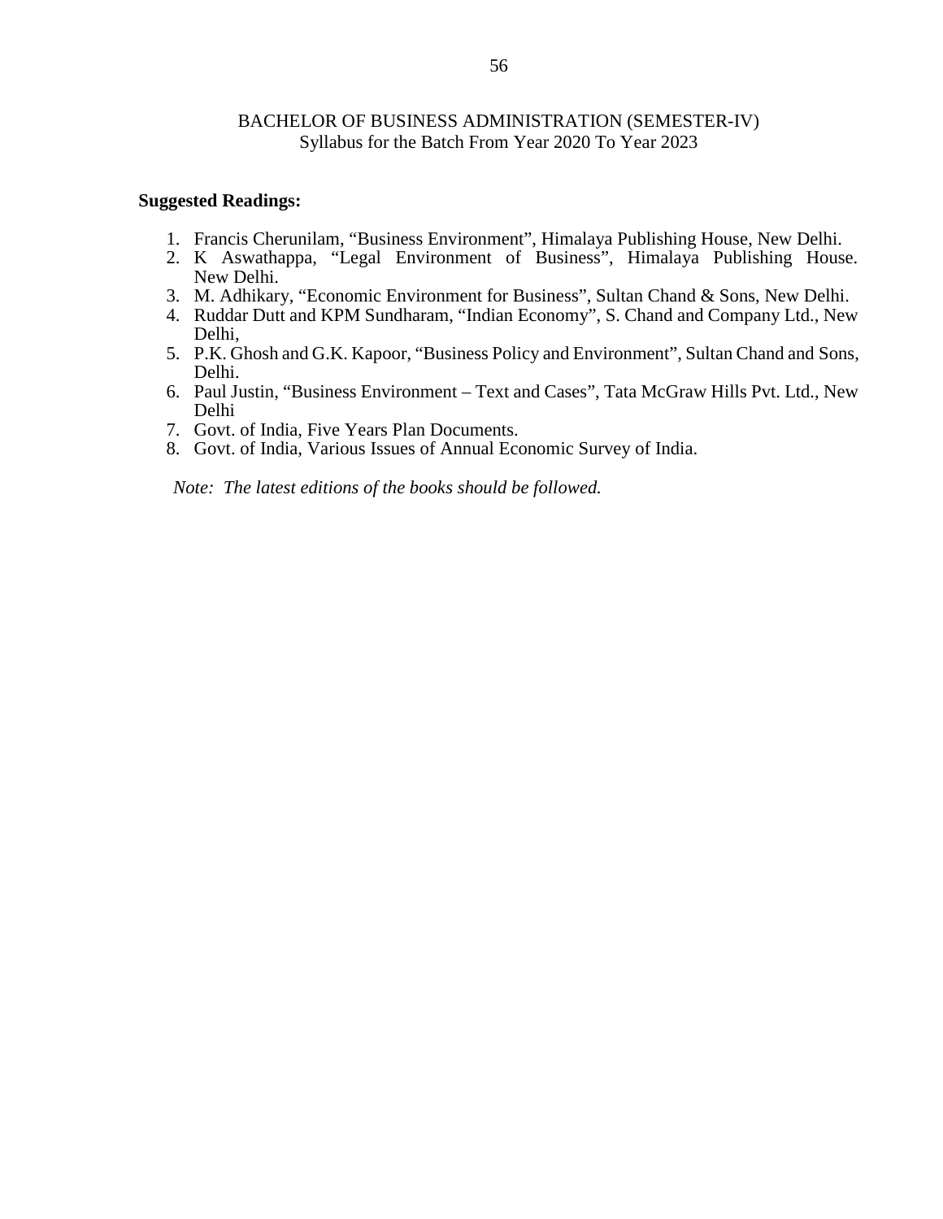BACHELOR OF BUSINESS ADMINISTRATION (SEMESTER-IV)
Syllabus for the Batch From Year 2020 To Year 2023

**Suggested Readings:**

1. Francis Cherunilam, "Business Environment", Himalaya Publishing House, New Delhi.
2. K Aswathappa, "Legal Environment of Business", Himalaya Publishing House. New Delhi.
3. M. Adhikary, "Economic Environment for Business", Sultan Chand & Sons, New Delhi.
4. Ruddar Dutt and KPM Sundharam, "Indian Economy", S. Chand and Company Ltd., New Delhi,
5. P.K. Ghosh and G.K. Kapoor, "Business Policy and Environment", Sultan Chand and Sons, Delhi.
6. Paul Justin, "Business Environment – Text and Cases", Tata McGraw Hills Pvt. Ltd., New Delhi
7. Govt. of India, Five Years Plan Documents.
8. Govt. of India, Various Issues of Annual Economic Survey of India.

*Note: The latest editions of the books should be followed.*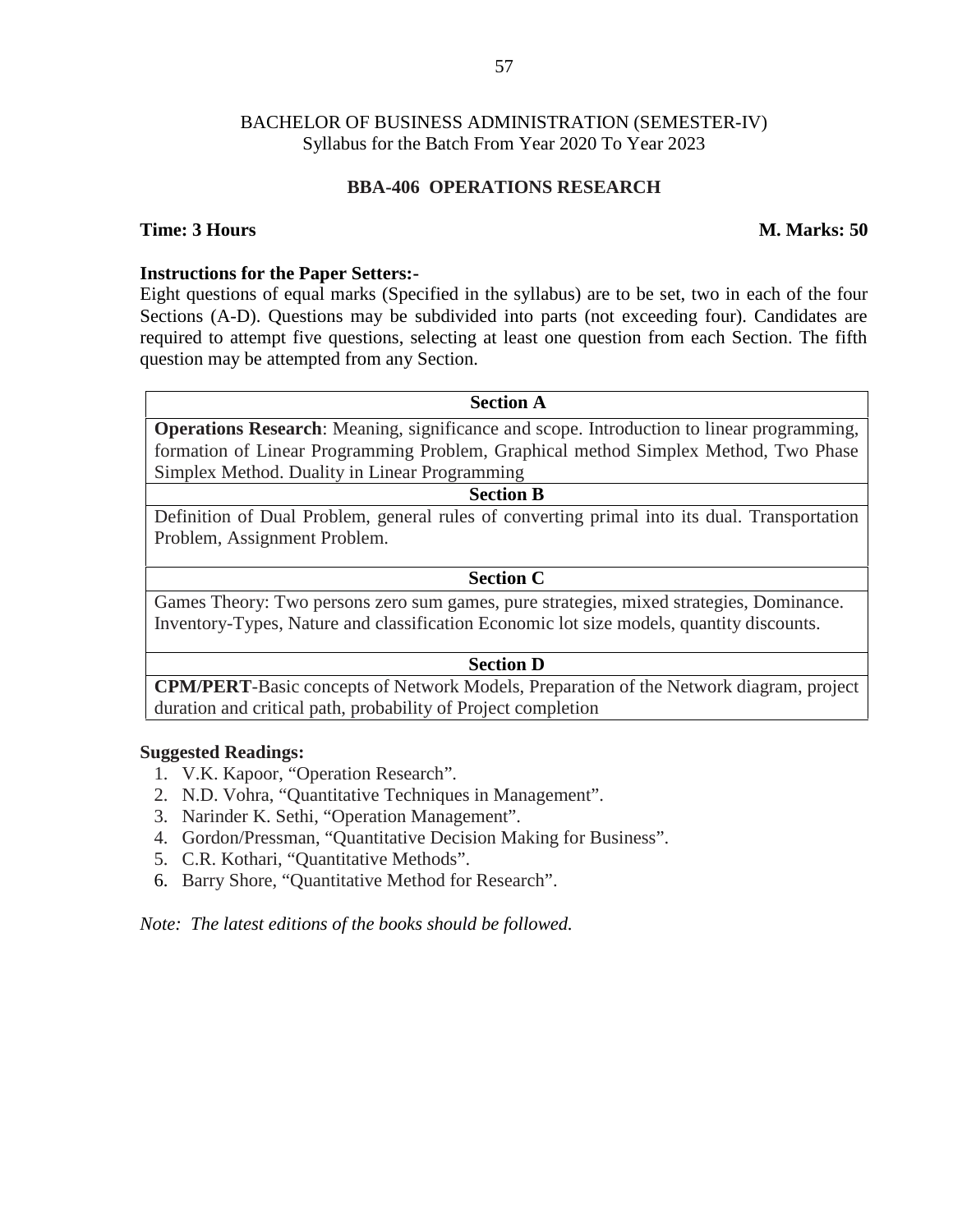BACHELOR OF BUSINESS ADMINISTRATION (SEMESTER-IV)
Syllabus for the Batch From Year 2020 To Year 2023

## BBA-406 OPERATIONS RESEARCH

**Time: 3 Hours** **M. Marks: 50**

**Instructions for the Paper Setters:-**
Eight questions of equal marks (Specified in the syllabus) are to be set, two in each of the four Sections (A-D). Questions may be subdivided into parts (not exceeding four). Candidates are required to attempt five questions, selecting at least one question from each Section. The fifth question may be attempted from any Section.

| Section A |
|---|
| **Operations Research**: Meaning, significance and scope. Introduction to linear programming, formation of Linear Programming Problem, Graphical method Simplex Method, Two Phase Simplex Method. Duality in Linear Programming |
| **Section B** |
| Definition of Dual Problem, general rules of converting primal into its dual. Transportation Problem, Assignment Problem. |
| **Section C** |
| Games Theory: Two persons zero sum games, pure strategies, mixed strategies, Dominance. Inventory-Types, Nature and classification Economic lot size models, quantity discounts. |
| **Section D** |
| **CPM/PERT**-Basic concepts of Network Models, Preparation of the Network diagram, project duration and critical path, probability of Project completion |

**Suggested Readings:**

1. V.K. Kapoor, "Operation Research".
2. N.D. Vohra, "Quantitative Techniques in Management".
3. Narinder K. Sethi, "Operation Management".
4. Gordon/Pressman, "Quantitative Decision Making for Business".
5. C.R. Kothari, "Quantitative Methods".
6. Barry Shore, "Quantitative Method for Research".

*Note: The latest editions of the books should be followed.*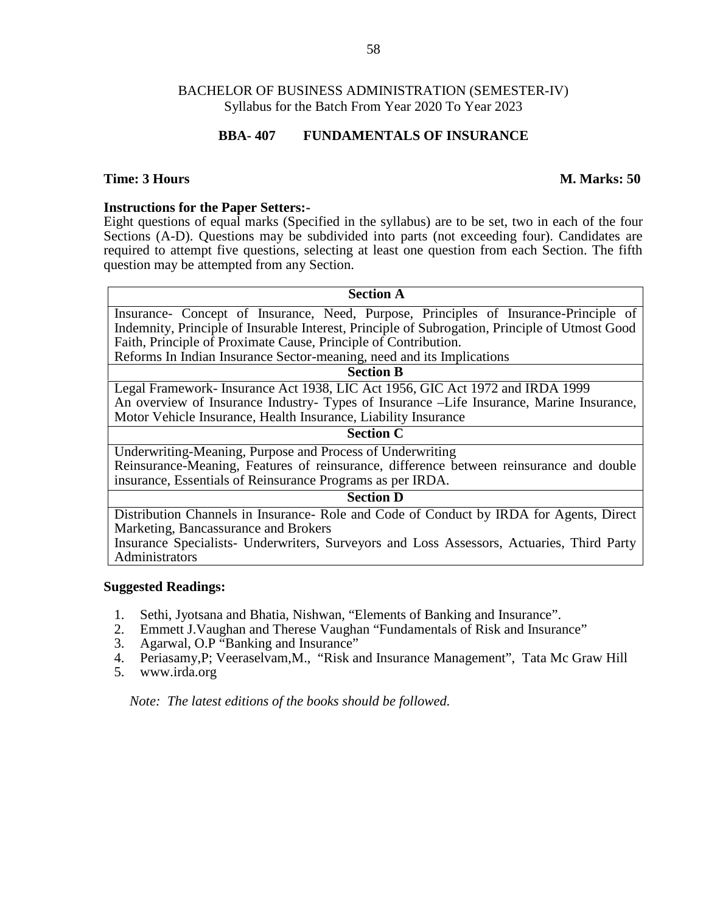BACHELOR OF BUSINESS ADMINISTRATION (SEMESTER-IV)
Syllabus for the Batch From Year 2020 To Year 2023

## BBA- 407 FUNDAMENTALS OF INSURANCE

**Time: 3 Hours** **M. Marks: 50**

**Instructions for the Paper Setters:-**
Eight questions of equal marks (Specified in the syllabus) are to be set, two in each of the four Sections (A-D). Questions may be subdivided into parts (not exceeding four). Candidates are required to attempt five questions, selecting at least one question from each Section. The fifth question may be attempted from any Section.

| **Section A** |
|---|
| Insurance- Concept of Insurance, Need, Purpose, Principles of Insurance-Principle of Indemnity, Principle of Insurable Interest, Principle of Subrogation, Principle of Utmost Good Faith, Principle of Proximate Cause, Principle of Contribution.<br>Reforms In Indian Insurance Sector-meaning, need and its Implications |
| **Section B** |
| Legal Framework- Insurance Act 1938, LIC Act 1956, GIC Act 1972 and IRDA 1999<br>An overview of Insurance Industry- Types of Insurance –Life Insurance, Marine Insurance, Motor Vehicle Insurance, Health Insurance, Liability Insurance |
| **Section C** |
| Underwriting-Meaning, Purpose and Process of Underwriting<br>Reinsurance-Meaning, Features of reinsurance, difference between reinsurance and double insurance, Essentials of Reinsurance Programs as per IRDA. |
| **Section D** |
| Distribution Channels in Insurance- Role and Code of Conduct by IRDA for Agents, Direct Marketing, Bancassurance and Brokers<br>Insurance Specialists- Underwriters, Surveyors and Loss Assessors, Actuaries, Third Party Administrators |

**Suggested Readings:**

1. Sethi, Jyotsana and Bhatia, Nishwan, “Elements of Banking and Insurance”.
2. Emmett J.Vaughan and Therese Vaughan “Fundamentals of Risk and Insurance”
3. Agarwal, O.P “Banking and Insurance”
4. Periasamy,P; Veeraselvam,M., “Risk and Insurance Management”, Tata Mc Graw Hill
5. www.irda.org

*Note: The latest editions of the books should be followed.*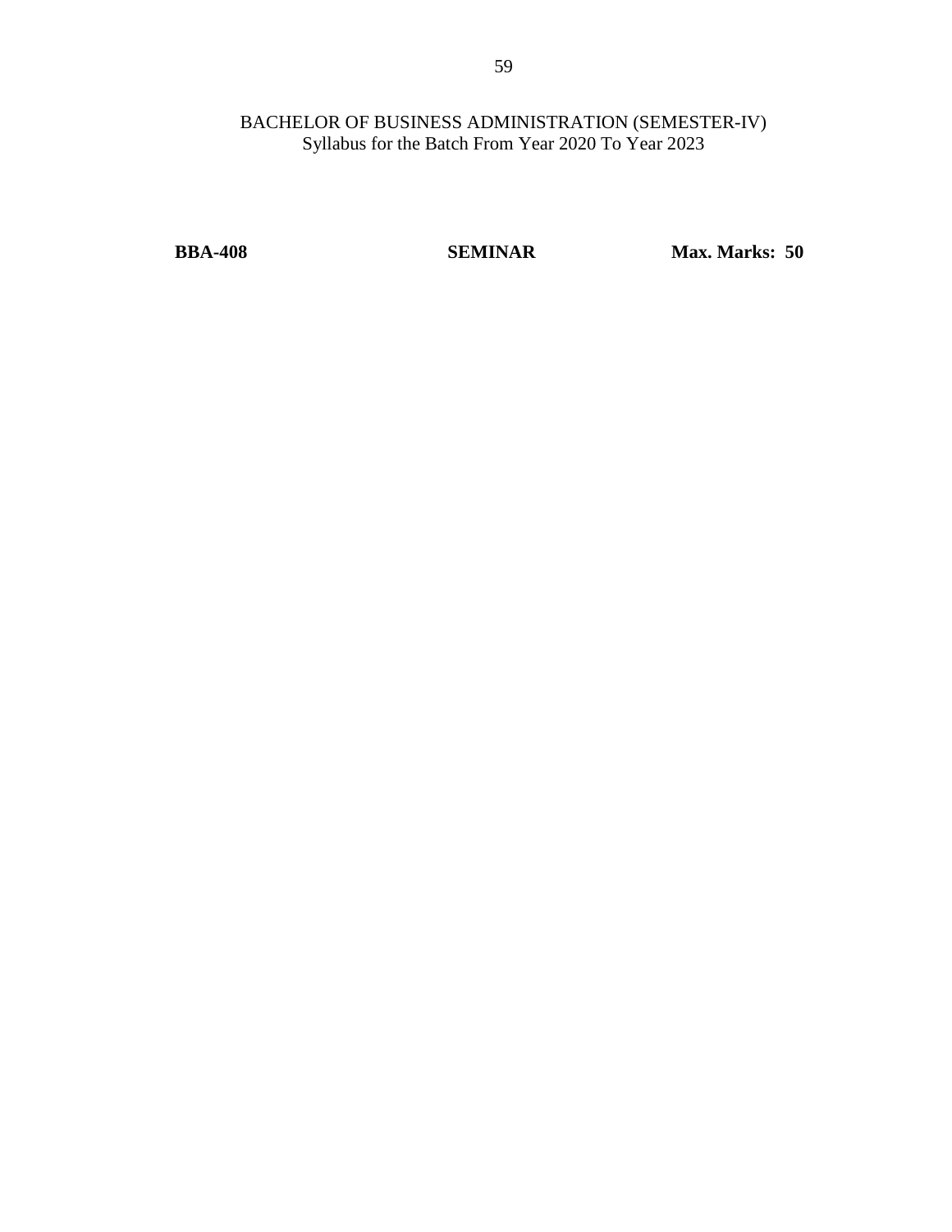BACHELOR OF BUSINESS ADMINISTRATION (SEMESTER-IV)
Syllabus for the Batch From Year 2020 To Year 2023

| **BBA-408** | **SEMINAR** | **Max. Marks: 50** |
|---|---|---|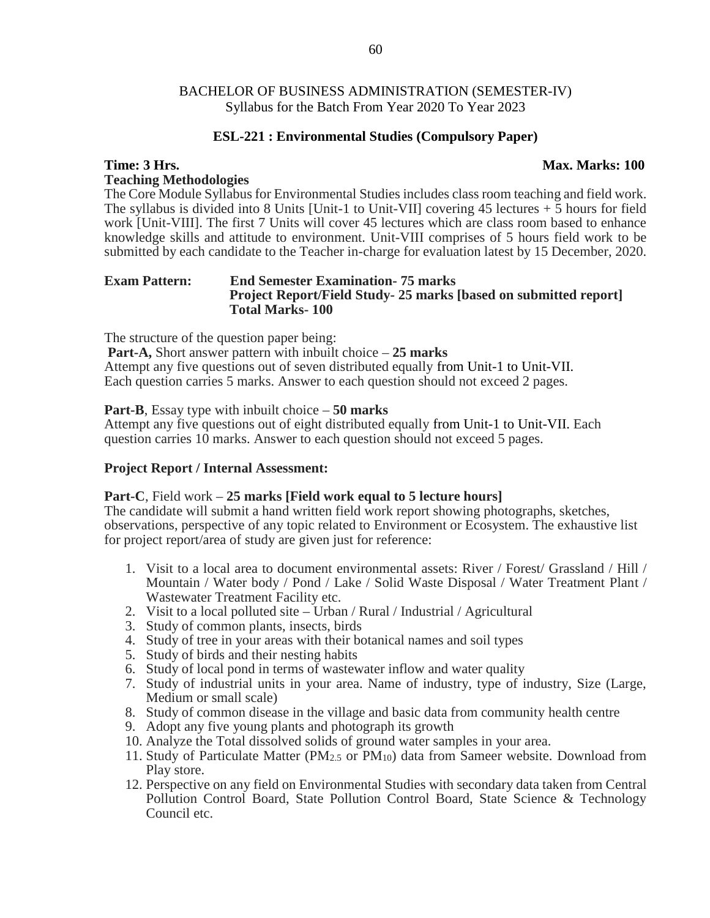BACHELOR OF BUSINESS ADMINISTRATION (SEMESTER-IV)
Syllabus for the Batch From Year 2020 To Year 2023

## ESL-221 : Environmental Studies (Compulsory Paper)

**Time: 3 Hrs.** **Max. Marks: 100**

**Teaching Methodologies**

The Core Module Syllabus for Environmental Studies includes class room teaching and field work. The syllabus is divided into 8 Units [Unit-1 to Unit-VII] covering 45 lectures + 5 hours for field work [Unit-VIII]. The first 7 Units will cover 45 lectures which are class room based to enhance knowledge skills and attitude to environment. Unit-VIII comprises of 5 hours field work to be submitted by each candidate to the Teacher in-charge for evaluation latest by 15 December, 2020.

**Exam Pattern:** **End Semester Examination- 75 marks**
**Project Report/Field Study- 25 marks [based on submitted report]**
**Total Marks- 100**

The structure of the question paper being:

**Part-A,** Short answer pattern with inbuilt choice – **25 marks**
Attempt any five questions out of seven distributed equally from Unit-1 to Unit-VII. Each question carries 5 marks. Answer to each question should not exceed 2 pages.

**Part-B**, Essay type with inbuilt choice – **50 marks**
Attempt any five questions out of eight distributed equally from Unit-1 to Unit-VII. Each question carries 10 marks. Answer to each question should not exceed 5 pages.

**Project Report / Internal Assessment:**

**Part-C**, Field work – **25 marks [Field work equal to 5 lecture hours]**
The candidate will submit a hand written field work report showing photographs, sketches, observations, perspective of any topic related to Environment or Ecosystem. The exhaustive list for project report/area of study are given just for reference:

1. Visit to a local area to document environmental assets: River / Forest/ Grassland / Hill / Mountain / Water body / Pond / Lake / Solid Waste Disposal / Water Treatment Plant / Wastewater Treatment Facility etc.
2. Visit to a local polluted site – Urban / Rural / Industrial / Agricultural
3. Study of common plants, insects, birds
4. Study of tree in your areas with their botanical names and soil types
5. Study of birds and their nesting habits
6. Study of local pond in terms of wastewater inflow and water quality
7. Study of industrial units in your area. Name of industry, type of industry, Size (Large, Medium or small scale)
8. Study of common disease in the village and basic data from community health centre
9. Adopt any five young plants and photograph its growth
10. Analyze the Total dissolved solids of ground water samples in your area.
11. Study of Particulate Matter ($PM_{2.5}$ or $PM_{10}$) data from Sameer website. Download from Play store.
12. Perspective on any field on Environmental Studies with secondary data taken from Central Pollution Control Board, State Pollution Control Board, State Science & Technology Council etc.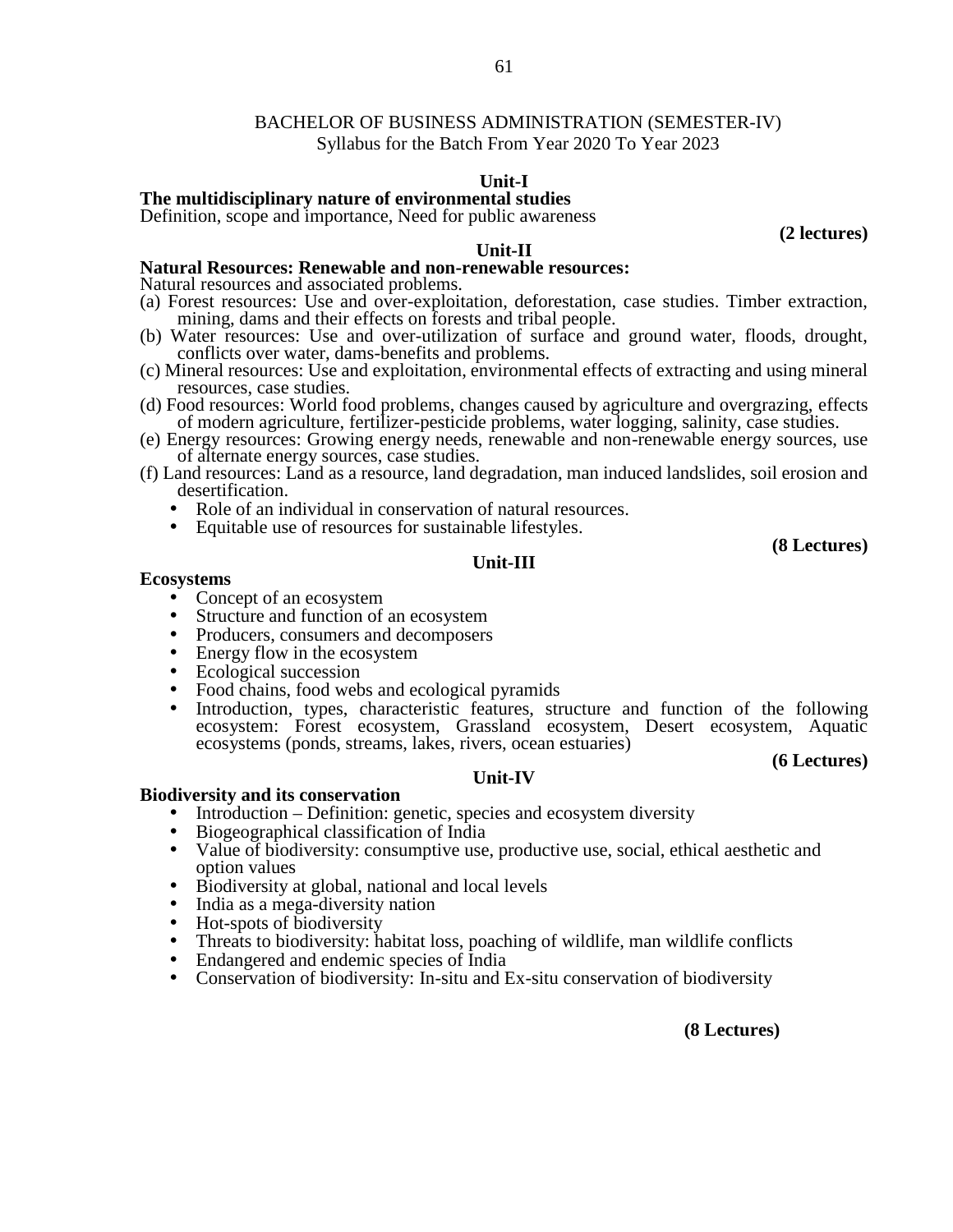BACHELOR OF BUSINESS ADMINISTRATION (SEMESTER-IV)
Syllabus for the Batch From Year 2020 To Year 2023

## Unit-I

**The multidisciplinary nature of environmental studies**

Definition, scope and importance, Need for public awareness

**(2 lectures)**

## Unit-II

**Natural Resources: Renewable and non-renewable resources:**

Natural resources and associated problems.

(a) Forest resources: Use and over-exploitation, deforestation, case studies. Timber extraction, mining, dams and their effects on forests and tribal people.

(b) Water resources: Use and over-utilization of surface and ground water, floods, drought, conflicts over water, dams-benefits and problems.

(c) Mineral resources: Use and exploitation, environmental effects of extracting and using mineral resources, case studies.

(d) Food resources: World food problems, changes caused by agriculture and overgrazing, effects of modern agriculture, fertilizer-pesticide problems, water logging, salinity, case studies.

(e) Energy resources: Growing energy needs, renewable and non-renewable energy sources, use of alternate energy sources, case studies.

(f) Land resources: Land as a resource, land degradation, man induced landslides, soil erosion and desertification.

- Role of an individual in conservation of natural resources.
- Equitable use of resources for sustainable lifestyles.

**(8 Lectures)**

## Unit-III

**Ecosystems**

- Concept of an ecosystem
- Structure and function of an ecosystem
- Producers, consumers and decomposers
- Energy flow in the ecosystem
- Ecological succession
- Food chains, food webs and ecological pyramids
- Introduction, types, characteristic features, structure and function of the following ecosystem: Forest ecosystem, Grassland ecosystem, Desert ecosystem, Aquatic ecosystems (ponds, streams, lakes, rivers, ocean estuaries)

**(6 Lectures)**

## Unit-IV

**Biodiversity and its conservation**

- Introduction – Definition: genetic, species and ecosystem diversity
- Biogeographical classification of India
- Value of biodiversity: consumptive use, productive use, social, ethical aesthetic and option values
- Biodiversity at global, national and local levels
- India as a mega-diversity nation
- Hot-spots of biodiversity
- Threats to biodiversity: habitat loss, poaching of wildlife, man wildlife conflicts
- Endangered and endemic species of India
- Conservation of biodiversity: In-situ and Ex-situ conservation of biodiversity

**(8 Lectures)**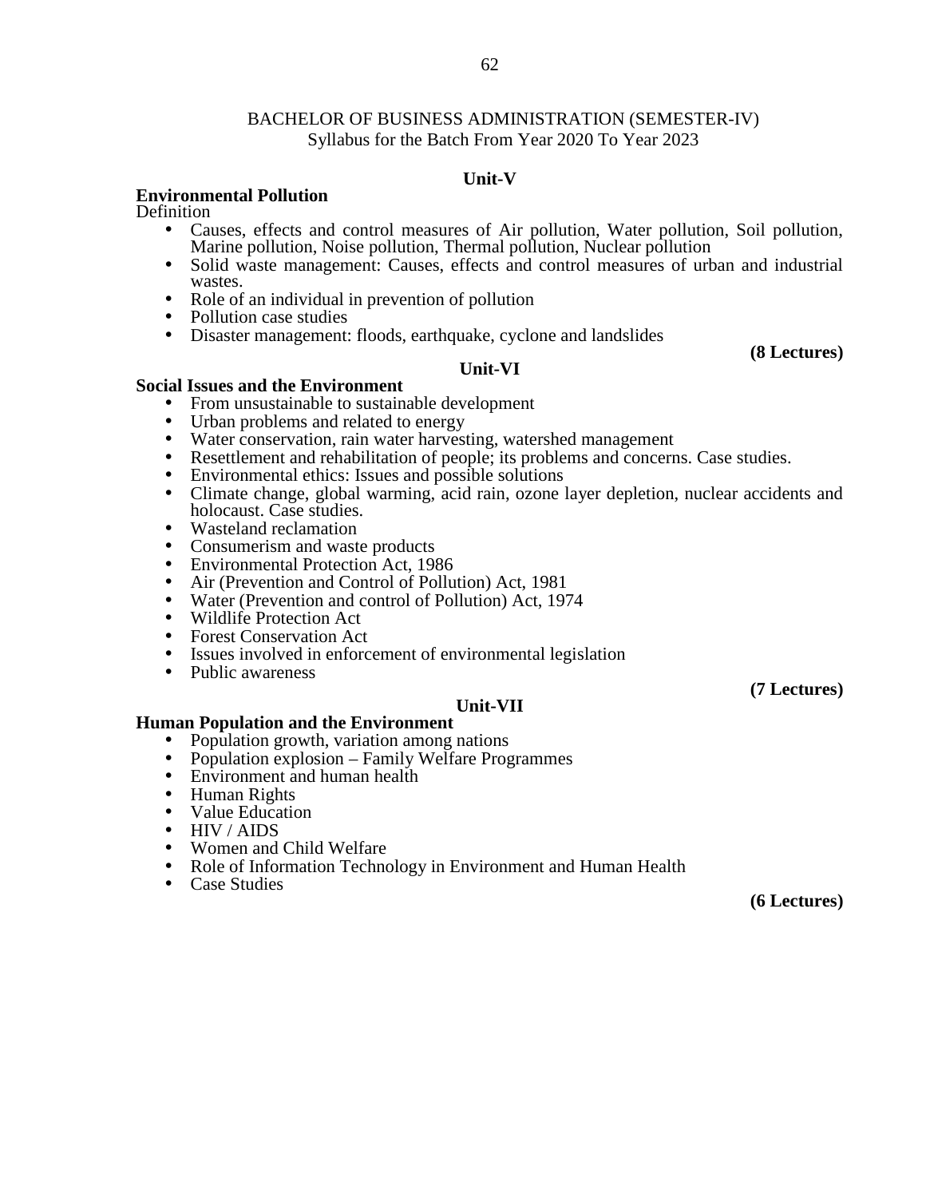BACHELOR OF BUSINESS ADMINISTRATION (SEMESTER-IV)
Syllabus for the Batch From Year 2020 To Year 2023

## Unit-V

**Environmental Pollution**

Definition

- Causes, effects and control measures of Air pollution, Water pollution, Soil pollution, Marine pollution, Noise pollution, Thermal pollution, Nuclear pollution
- Solid waste management: Causes, effects and control measures of urban and industrial wastes.
- Role of an individual in prevention of pollution
- Pollution case studies
- Disaster management: floods, earthquake, cyclone and landslides

**(8 Lectures)**

## Unit-VI

**Social Issues and the Environment**

- From unsustainable to sustainable development
- Urban problems and related to energy
- Water conservation, rain water harvesting, watershed management
- Resettlement and rehabilitation of people; its problems and concerns. Case studies.
- Environmental ethics: Issues and possible solutions
- Climate change, global warming, acid rain, ozone layer depletion, nuclear accidents and holocaust. Case studies.
- Wasteland reclamation
- Consumerism and waste products
- Environmental Protection Act, 1986
- Air (Prevention and Control of Pollution) Act, 1981
- Water (Prevention and control of Pollution) Act, 1974
- Wildlife Protection Act
- Forest Conservation Act
- Issues involved in enforcement of environmental legislation
- Public awareness

**(7 Lectures)**

## Unit-VII

**Human Population and the Environment**

- Population growth, variation among nations
- Population explosion – Family Welfare Programmes
- Environment and human health
- Human Rights
- Value Education
- HIV / AIDS
- Women and Child Welfare
- Role of Information Technology in Environment and Human Health
- Case Studies

**(6 Lectures)**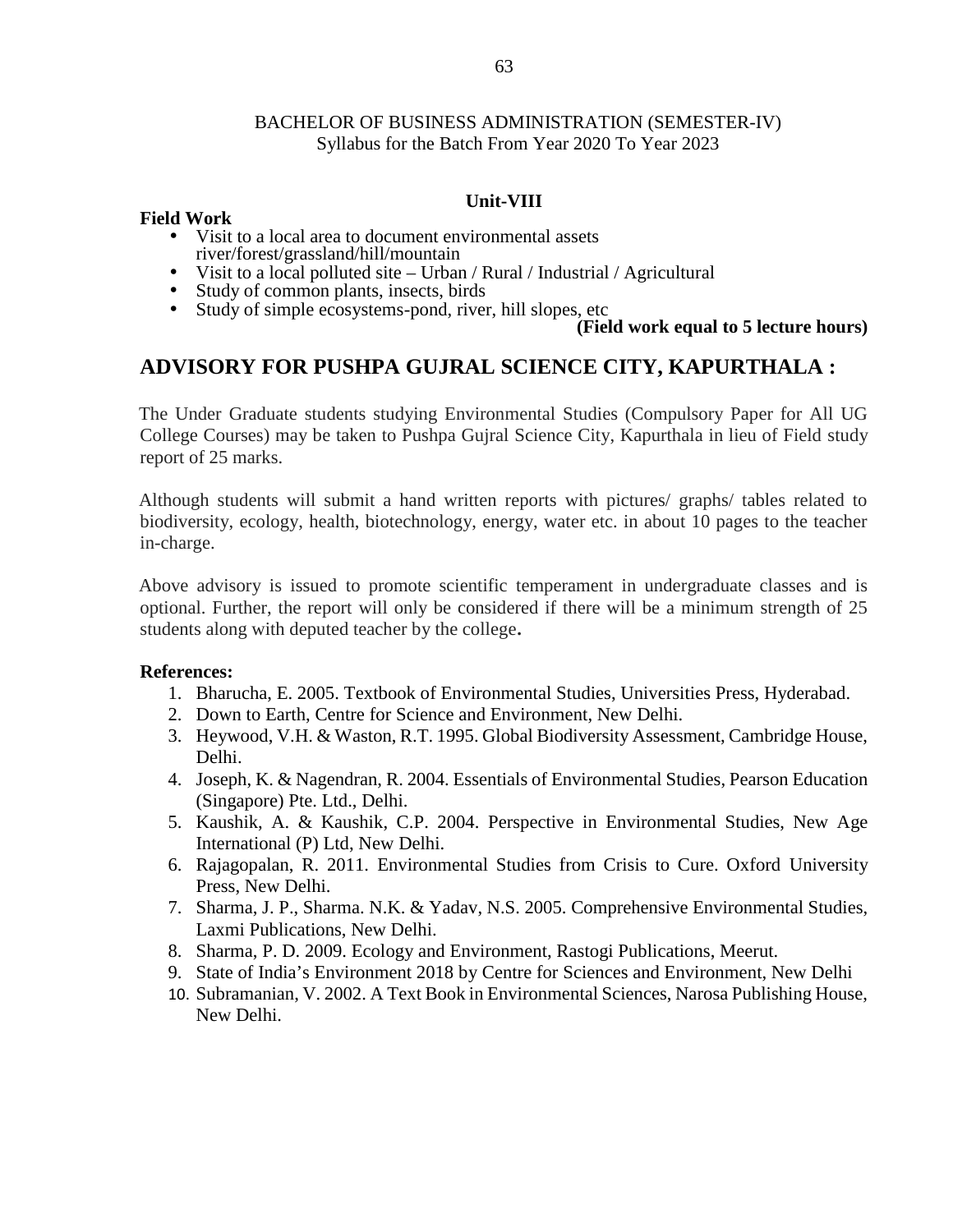BACHELOR OF BUSINESS ADMINISTRATION (SEMESTER-IV)
Syllabus for the Batch From Year 2020 To Year 2023

### Unit-VIII

**Field Work**

- Visit to a local area to document environmental assets river/forest/grassland/hill/mountain
- Visit to a local polluted site – Urban / Rural / Industrial / Agricultural
- Study of common plants, insects, birds
- Study of simple ecosystems-pond, river, hill slopes, etc

**(Field work equal to 5 lecture hours)**

## ADVISORY FOR PUSHPA GUJRAL SCIENCE CITY, KAPURTHALA :

The Under Graduate students studying Environmental Studies (Compulsory Paper for All UG College Courses) may be taken to Pushpa Gujral Science City, Kapurthala in lieu of Field study report of 25 marks.

Although students will submit a hand written reports with pictures/ graphs/ tables related to biodiversity, ecology, health, biotechnology, energy, water etc. in about 10 pages to the teacher in-charge.

Above advisory is issued to promote scientific temperament in undergraduate classes and is optional. Further, the report will only be considered if there will be a minimum strength of 25 students along with deputed teacher by the college**.**

**References:**

1. Bharucha, E. 2005. Textbook of Environmental Studies, Universities Press, Hyderabad.
2. Down to Earth, Centre for Science and Environment, New Delhi.
3. Heywood, V.H. & Waston, R.T. 1995. Global Biodiversity Assessment, Cambridge House, Delhi.
4. Joseph, K. & Nagendran, R. 2004. Essentials of Environmental Studies, Pearson Education (Singapore) Pte. Ltd., Delhi.
5. Kaushik, A. & Kaushik, C.P. 2004. Perspective in Environmental Studies, New Age International (P) Ltd, New Delhi.
6. Rajagopalan, R. 2011. Environmental Studies from Crisis to Cure. Oxford University Press, New Delhi.
7. Sharma, J. P., Sharma. N.K. & Yadav, N.S. 2005. Comprehensive Environmental Studies, Laxmi Publications, New Delhi.
8. Sharma, P. D. 2009. Ecology and Environment, Rastogi Publications, Meerut.
9. State of India's Environment 2018 by Centre for Sciences and Environment, New Delhi
10. Subramanian, V. 2002. A Text Book in Environmental Sciences, Narosa Publishing House, New Delhi.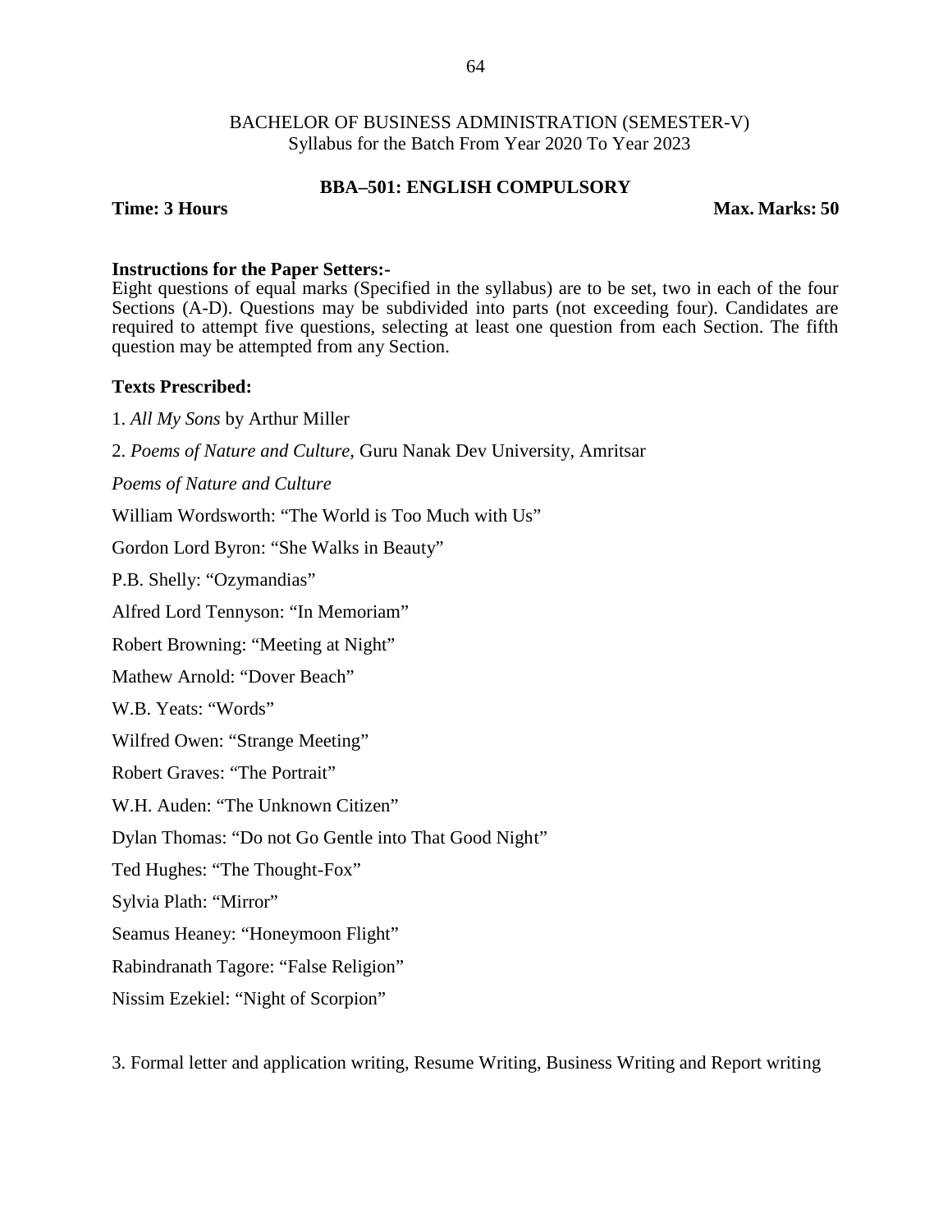BACHELOR OF BUSINESS ADMINISTRATION (SEMESTER-V)
Syllabus for the Batch From Year 2020 To Year 2023

## BBA–501: ENGLISH COMPULSORY

**Time: 3 Hours** **Max. Marks: 50**

**Instructions for the Paper Setters:-**
Eight questions of equal marks (Specified in the syllabus) are to be set, two in each of the four Sections (A-D). Questions may be subdivided into parts (not exceeding four). Candidates are required to attempt five questions, selecting at least one question from each Section. The fifth question may be attempted from any Section.

**Texts Prescribed:**

1. *All My Sons* by Arthur Miller

2. *Poems of Nature and Culture*, Guru Nanak Dev University, Amritsar

*Poems of Nature and Culture*

William Wordsworth: "The World is Too Much with Us"

Gordon Lord Byron: "She Walks in Beauty"

P.B. Shelly: "Ozymandias"

Alfred Lord Tennyson: "In Memoriam"

Robert Browning: "Meeting at Night"

Mathew Arnold: "Dover Beach"

W.B. Yeats: "Words"

Wilfred Owen: "Strange Meeting"

Robert Graves: "The Portrait"

W.H. Auden: "The Unknown Citizen"

Dylan Thomas: "Do not Go Gentle into That Good Night"

Ted Hughes: "The Thought-Fox"

Sylvia Plath: "Mirror"

Seamus Heaney: "Honeymoon Flight"

Rabindranath Tagore: "False Religion"

Nissim Ezekiel: "Night of Scorpion"

3. Formal letter and application writing, Resume Writing, Business Writing and Report writing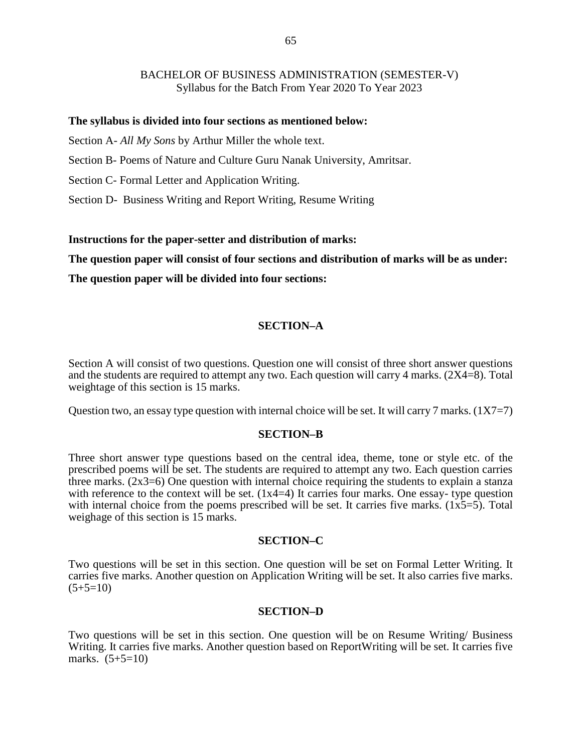BACHELOR OF BUSINESS ADMINISTRATION (SEMESTER-V)
Syllabus for the Batch From Year 2020 To Year 2023

**The syllabus is divided into four sections as mentioned below:**

Section A- *All My Sons* by Arthur Miller the whole text.

Section B- Poems of Nature and Culture Guru Nanak University, Amritsar.

Section C- Formal Letter and Application Writing.

Section D- Business Writing and Report Writing, Resume Writing

**Instructions for the paper-setter and distribution of marks:**

**The question paper will consist of four sections and distribution of marks will be as under:**

**The question paper will be divided into four sections:**

## SECTION–A

Section A will consist of two questions. Question one will consist of three short answer questions and the students are required to attempt any two. Each question will carry 4 marks. (2X4=8). Total weightage of this section is 15 marks.

Question two, an essay type question with internal choice will be set. It will carry 7 marks. (1X7=7)

## SECTION–B

Three short answer type questions based on the central idea, theme, tone or style etc. of the prescribed poems will be set. The students are required to attempt any two. Each question carries three marks. (2x3=6) One question with internal choice requiring the students to explain a stanza with reference to the context will be set. (1x4=4) It carries four marks. One essay- type question with internal choice from the poems prescribed will be set. It carries five marks. (1x5=5). Total weighage of this section is 15 marks.

## SECTION–C

Two questions will be set in this section. One question will be set on Formal Letter Writing. It carries five marks. Another question on Application Writing will be set. It also carries five marks. (5+5=10)

## SECTION–D

Two questions will be set in this section. One question will be on Resume Writing/ Business Writing. It carries five marks. Another question based on ReportWriting will be set. It carries five marks. (5+5=10)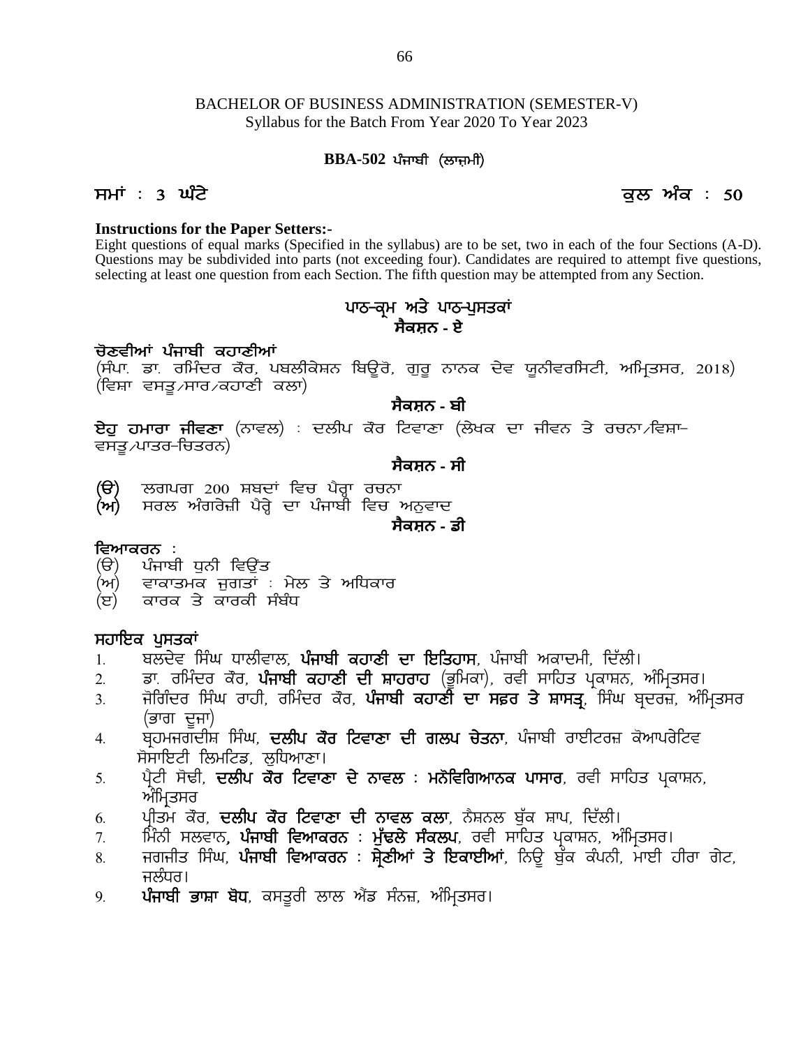BACHELOR OF BUSINESS ADMINISTRATION (SEMESTER-V)
Syllabus for the Batch From Year 2020 To Year 2023

**BBA-502 ਪੰਜਾਬੀ (ਲਾਜ਼ਮੀ)**

**ਸਮਾਂ : 3 ਘੰਟੇ** **ਕੁਲ ਅੰਕ : 50**

**Instructions for the Paper Setters:-**

Eight questions of equal marks (Specified in the syllabus) are to be set, two in each of the four Sections (A-D). Questions may be subdivided into parts (not exceeding four). Candidates are required to attempt five questions, selecting at least one question from each Section. The fifth question may be attempted from any Section.

## ਪਾਠ-ਕ੍ਰਮ ਅਤੇ ਪਾਠ-ਪੁਸਤਕਾਂ

### ਸੈਕਸ਼ਨ - ਏ

**ਚੋਣਵੀਆਂ ਪੰਜਾਬੀ ਕਹਾਣੀਆਂ**
(ਸੰਪਾ. ਡਾ. ਰਮਿੰਦਰ ਕੌਰ, ਪਬਲੀਕੇਸ਼ਨ ਬਿਊਰੋ, ਗੁਰੂ ਨਾਨਕ ਦੇਵ ਯੂਨੀਵਰਸਿਟੀ, ਅੰਮ੍ਰਿਤਸਰ, 2018)
(ਵਿਸ਼ਾ ਵਸਤੂ/ਸਾਰ/ਕਹਾਣੀ ਕਲਾ)

### ਸੈਕਸ਼ਨ - ਬੀ

**ਏਹੁ ਹਮਾਰਾ ਜੀਵਣਾ** (ਨਾਵਲ) : ਦਲੀਪ ਕੌਰ ਟਿਵਾਣਾ (ਲੇਖਕ ਦਾ ਜੀਵਨ ਤੇ ਰਚਨਾ/ਵਿਸ਼ਾ-ਵਸਤੂ/ਪਾਤਰ-ਚਿਤਰਨ)

### ਸੈਕਸ਼ਨ - ਸੀ

**(ੳ)** ਲਗਪਗ 200 ਸ਼ਬਦਾਂ ਵਿਚ ਪੈਰ੍ਹਾ ਰਚਨਾ
**(ਅ)** ਸਰਲ ਅੰਗਰੇਜ਼ੀ ਪੈਰ੍ਹੇ ਦਾ ਪੰਜਾਬੀ ਵਿਚ ਅਨੁਵਾਦ

### ਸੈਕਸ਼ਨ - ਡੀ

**ਵਿਆਕਰਨ :**
(ੳ) ਪੰਜਾਬੀ ਧੁਨੀ ਵਿਉਂਤ
(ਅ) ਵਾਕਾਤਮਕ ਜੁਗਤਾਂ : ਮੇਲ ਤੇ ਅਧਿਕਾਰ
(ੲ) ਕਾਰਕ ਤੇ ਕਾਰਕੀ ਸੰਬੰਧ

**ਸਹਾਇਕ ਪੁਸਤਕਾਂ**

1. ਬਲਦੇਵ ਸਿੰਘ ਧਾਲੀਵਾਲ, **ਪੰਜਾਬੀ ਕਹਾਣੀ ਦਾ ਇਤਿਹਾਸ**, ਪੰਜਾਬੀ ਅਕਾਦਮੀ, ਦਿੱਲੀ।
2. ਡਾ. ਰਮਿੰਦਰ ਕੌਰ, **ਪੰਜਾਬੀ ਕਹਾਣੀ ਦੀ ਸ਼ਾਹਰਾਹ** (ਭੂਮਿਕਾ), ਰਵੀ ਸਾਹਿਤ ਪ੍ਰਕਾਸ਼ਨ, ਅੰਮ੍ਰਿਤਸਰ।
3. ਜੋਗਿੰਦਰ ਸਿੰਘ ਰਾਹੀ, ਰਮਿੰਦਰ ਕੌਰ, **ਪੰਜਾਬੀ ਕਹਾਣੀ ਦਾ ਸਫ਼ਰ ਤੇ ਸ਼ਾਸਤ੍ਰ**, ਸਿੰਘ ਬ੍ਰਦਰਜ਼, ਅੰਮ੍ਰਿਤਸਰ (ਭਾਗ ਦੂਜਾ)
4. ਬ੍ਰਹਮਜਗਦੀਸ਼ ਸਿੰਘ, **ਦਲੀਪ ਕੌਰ ਟਿਵਾਣਾ ਦੀ ਗਲਪ ਚੇਤਨਾ**, ਪੰਜਾਬੀ ਰਾਈਟਰਜ਼ ਕੋਆਪਰੇਟਿਵ ਸੋਸਾਇਟੀ ਲਿਮਟਿਡ, ਲੁਧਿਆਣਾ।
5. ਪ੍ਰੈਟੀ ਸੋਢੀ, **ਦਲੀਪ ਕੌਰ ਟਿਵਾਣਾ ਦੇ ਨਾਵਲ : ਮਨੋਵਿਗਿਆਨਕ ਪਾਸਾਰ**, ਰਵੀ ਸਾਹਿਤ ਪ੍ਰਕਾਸ਼ਨ, ਅੰਮ੍ਰਿਤਸਰ
6. ਪ੍ਰੀਤਮ ਕੌਰ, **ਦਲੀਪ ਕੌਰ ਟਿਵਾਣਾ ਦੀ ਨਾਵਲ ਕਲਾ**, ਨੈਸ਼ਨਲ ਬੁੱਕ ਸ਼ਾਪ, ਦਿੱਲੀ।
7. ਮਿੰਨੀ ਸਲਵਾਨ, **ਪੰਜਾਬੀ ਵਿਆਕਰਨ : ਮੁੱਢਲੇ ਸੰਕਲਪ**, ਰਵੀ ਸਾਹਿਤ ਪ੍ਰਕਾਸ਼ਨ, ਅੰਮ੍ਰਿਤਸਰ।
8. ਜਗਜੀਤ ਸਿੰਘ, **ਪੰਜਾਬੀ ਵਿਆਕਰਨ : ਸ਼੍ਰੇਣੀਆਂ ਤੇ ਇਕਾਈਆਂ**, ਨਿਊ ਬੁੱਕ ਕੰਪਨੀ, ਮਾਈ ਹੀਰਾ ਗੇਟ, ਜਲੰਧਰ।
9. **ਪੰਜਾਬੀ ਭਾਸ਼ਾ ਬੋਧ**, ਕਸਤੂਰੀ ਲਾਲ ਐਂਡ ਸੰਨਜ਼, ਅੰਮ੍ਰਿਤਸਰ।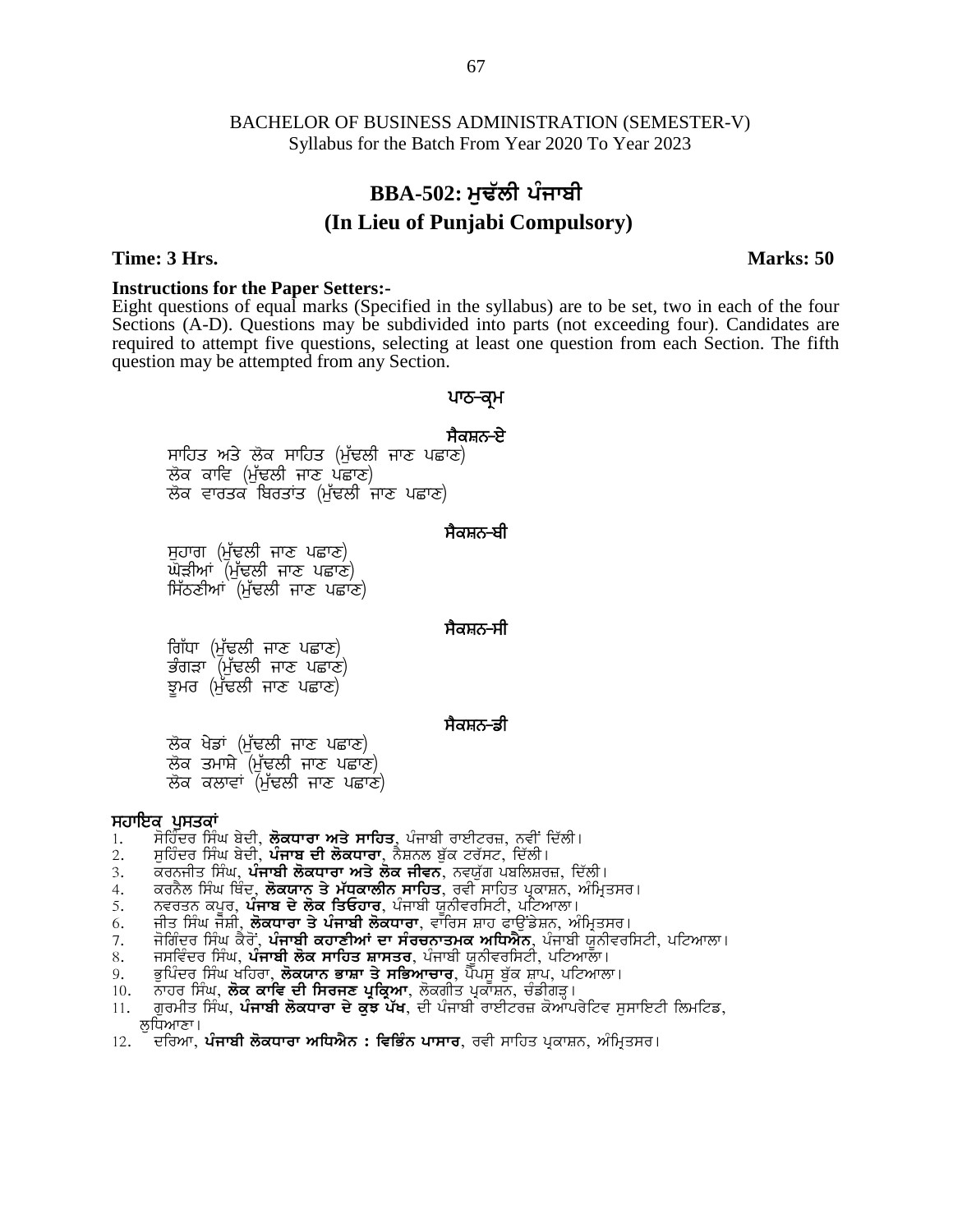BACHELOR OF BUSINESS ADMINISTRATION (SEMESTER-V)
Syllabus for the Batch From Year 2020 To Year 2023

# BBA-502: ਮੁਢੱਲੀ ਪੰਜਾਬੀ
## (In Lieu of Punjabi Compulsory)

**Time: 3 Hrs.** **Marks: 50**

**Instructions for the Paper Setters:-**
Eight questions of equal marks (Specified in the syllabus) are to be set, two in each of the four Sections (A-D). Questions may be subdivided into parts (not exceeding four). Candidates are required to attempt five questions, selecting at least one question from each Section. The fifth question may be attempted from any Section.

### ਪਾਠ-ਕ੍ਰਮ

**ਸੈਕਸ਼ਨ-ਏ**

ਸਾਹਿਤ ਅਤੇ ਲੋਕ ਸਾਹਿਤ (ਮੁੱਢਲੀ ਜਾਣ ਪਛਾਣ)
ਲੋਕ ਕਾਵਿ (ਮੁੱਢਲੀ ਜਾਣ ਪਛਾਣ)
ਲੋਕ ਵਾਰਤਕ ਬਿਰਤਾਂਤ (ਮੁੱਢਲੀ ਜਾਣ ਪਛਾਣ)

**ਸੈਕਸ਼ਨ-ਬੀ**

ਸੁਹਾਗ (ਮੁੱਢਲੀ ਜਾਣ ਪਛਾਣ)
ਘੋੜੀਆਂ (ਮੁੱਢਲੀ ਜਾਣ ਪਛਾਣ)
ਸਿੱਠਣੀਆਂ (ਮੁੱਢਲੀ ਜਾਣ ਪਛਾਣ)

**ਸੈਕਸ਼ਨ-ਸੀ**

ਗਿੱਧਾ (ਮੁੱਢਲੀ ਜਾਣ ਪਛਾਣ)
ਭੰਗੜਾ (ਮੁੱਢਲੀ ਜਾਣ ਪਛਾਣ)
ਝੂਮਰ (ਮੁੱਢਲੀ ਜਾਣ ਪਛਾਣ)

**ਸੈਕਸ਼ਨ-ਡੀ**

ਲੋਕ ਖੇਡਾਂ (ਮੁੱਢਲੀ ਜਾਣ ਪਛਾਣ)
ਲੋਕ ਤਮਾਸ਼ੇ (ਮੁੱਢਲੀ ਜਾਣ ਪਛਾਣ)
ਲੋਕ ਕਲਾਵਾਂ (ਮੁੱਢਲੀ ਜਾਣ ਪਛਾਣ)

**ਸਹਾਇਕ ਪੁਸਤਕਾਂ**

1. ਸੋਹਿੰਦਰ ਸਿੰਘ ਬੇਦੀ, **ਲੋਕਧਾਰਾ ਅਤੇ ਸਾਹਿਤ**, ਪੰਜਾਬੀ ਰਾਈਟਰਜ਼, ਨਵੀਂ ਦਿੱਲੀ।
2. ਸੁਹਿੰਦਰ ਸਿੰਘ ਬੇਦੀ, **ਪੰਜਾਬ ਦੀ ਲੋਕਧਾਰਾ**, ਨੈਸ਼ਨਲ ਬੁੱਕ ਟਰੱਸਟ, ਦਿੱਲੀ।
3. ਕਰਨਜੀਤ ਸਿੰਘ, **ਪੰਜਾਬੀ ਲੋਕਧਾਰਾ ਅਤੇ ਲੋਕ ਜੀਵਨ**, ਨਵਯੁੱਗ ਪਬਲਿਸ਼ਰਜ਼, ਦਿੱਲੀ।
4. ਕਰਨੈਲ ਸਿੰਘ ਥਿੰਦ, **ਲੋਕਯਾਨ ਤੇ ਮੱਧਕਾਲੀਨ ਸਾਹਿਤ**, ਰਵੀ ਸਾਹਿਤ ਪ੍ਰਕਾਸ਼ਨ, ਅੰਮ੍ਰਿਤਸਰ।
5. ਨਵਰਤਨ ਕਪੂਰ, **ਪੰਜਾਬ ਦੇ ਲੋਕ ਤਿਓਹਾਰ**, ਪੰਜਾਬੀ ਯੂਨੀਵਰਸਿਟੀ, ਪਟਿਆਲਾ।
6. ਜੀਤ ਸਿੰਘ ਜੋਸ਼ੀ, **ਲੋਕਧਾਰਾ ਤੇ ਪੰਜਾਬੀ ਲੋਕਧਾਰਾ**, ਵਾਰਿਸ ਸ਼ਾਹ ਫਾਉਂਡੇਸ਼ਨ, ਅੰਮ੍ਰਿਤਸਰ।
7. ਜੋਗਿੰਦਰ ਸਿੰਘ ਕੈਰੋਂ, **ਪੰਜਾਬੀ ਕਹਾਣੀਆਂ ਦਾ ਸੰਰਚਨਾਤਮਕ ਅਧਿਐਨ**, ਪੰਜਾਬੀ ਯੂਨੀਵਰਸਿਟੀ, ਪਟਿਆਲਾ।
8. ਜਸਵਿੰਦਰ ਸਿੰਘ, **ਪੰਜਾਬੀ ਲੋਕ ਸਾਹਿਤ ਸ਼ਾਸਤਰ**, ਪੰਜਾਬੀ ਯੂਨੀਵਰਸਿਟੀ, ਪਟਿਆਲਾ।
9. ਭੁਪਿੰਦਰ ਸਿੰਘ ਖਹਿਰਾ, **ਲੋਕਯਾਨ ਭਾਸ਼ਾ ਤੇ ਸਭਿਆਚਾਰ**, ਪੈਪਸੂ ਬੁੱਕ ਸ਼ਾਪ, ਪਟਿਆਲਾ।
10. ਨਾਹਰ ਸਿੰਘ, **ਲੋਕ ਕਾਵਿ ਦੀ ਸਿਰਜਣ ਪ੍ਰਕ੍ਰਿਆ**, ਲੋਕਗੀਤ ਪ੍ਰਕਾਸ਼ਨ, ਚੰਡੀਗੜ੍ਹ।
11. ਗੁਰਮੀਤ ਸਿੰਘ, **ਪੰਜਾਬੀ ਲੋਕਧਾਰਾ ਦੇ ਕੁਝ ਪੱਖ**, ਦੀ ਪੰਜਾਬੀ ਰਾਈਟਰਜ਼ ਕੋਆਪਰੇਟਿਵ ਸੁਸਾਇਟੀ ਲਿਮਟਿਡ, ਲੁਧਿਆਣਾ।
12. ਦਰਿਆ, **ਪੰਜਾਬੀ ਲੋਕਧਾਰਾ ਅਧਿਐਨ : ਵਿਭਿੰਨ ਪਾਸਾਰ**, ਰਵੀ ਸਾਹਿਤ ਪ੍ਰਕਾਸ਼ਨ, ਅੰਮ੍ਰਿਤਸਰ।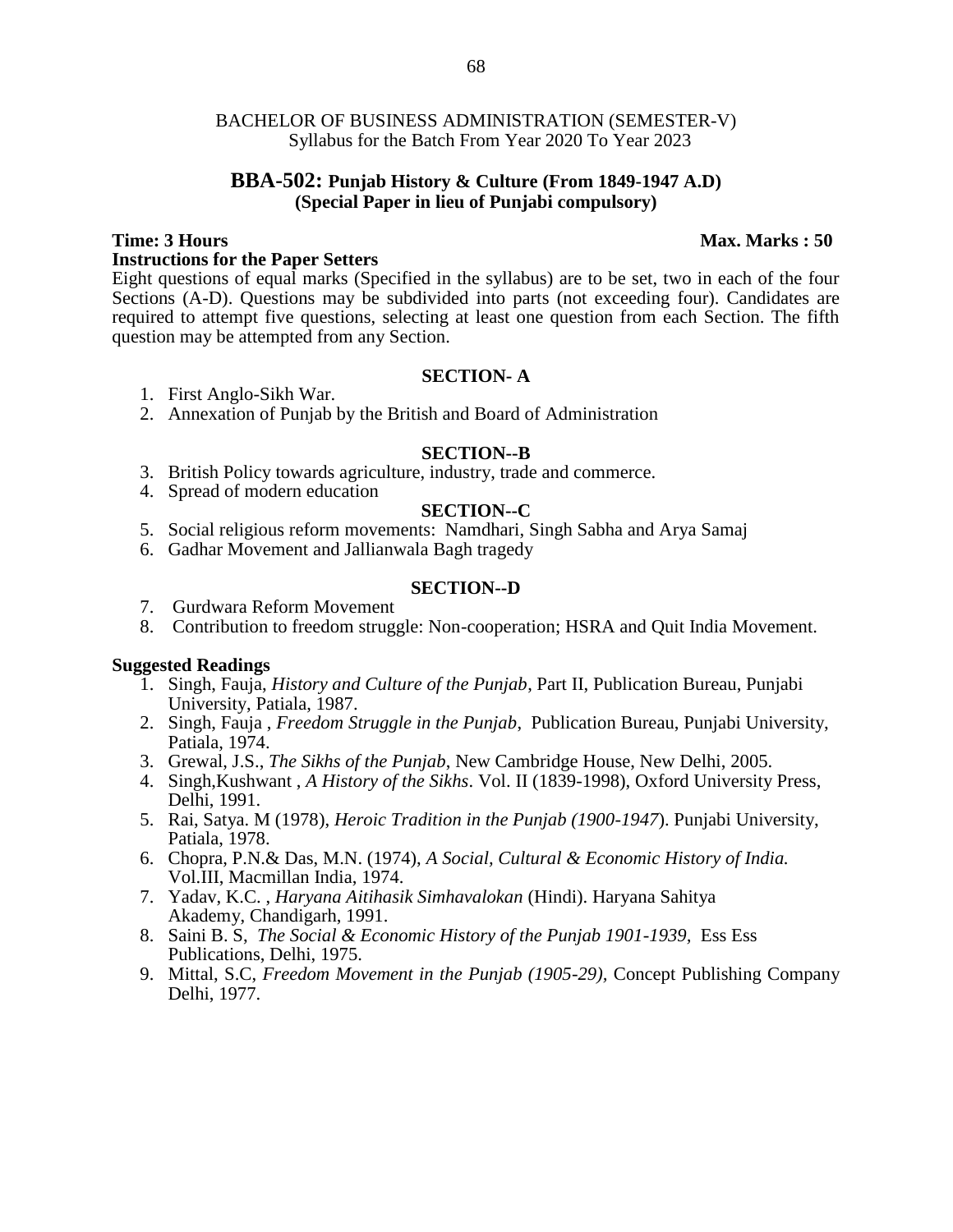BACHELOR OF BUSINESS ADMINISTRATION (SEMESTER-V)
Syllabus for the Batch From Year 2020 To Year 2023

## BBA-502: Punjab History & Culture (From 1849-1947 A.D)
### (Special Paper in lieu of Punjabi compulsory)

**Time: 3 Hours** **Max. Marks : 50**

**Instructions for the Paper Setters**

Eight questions of equal marks (Specified in the syllabus) are to be set, two in each of the four Sections (A-D). Questions may be subdivided into parts (not exceeding four). Candidates are required to attempt five questions, selecting at least one question from each Section. The fifth question may be attempted from any Section.

### SECTION- A

1. First Anglo-Sikh War.
2. Annexation of Punjab by the British and Board of Administration

### SECTION--B

3. British Policy towards agriculture, industry, trade and commerce.
4. Spread of modern education

### SECTION--C

5. Social religious reform movements: Namdhari, Singh Sabha and Arya Samaj
6. Gadhar Movement and Jallianwala Bagh tragedy

### SECTION--D

7. Gurdwara Reform Movement
8. Contribution to freedom struggle: Non-cooperation; HSRA and Quit India Movement.

**Suggested Readings**

1. Singh, Fauja, *History and Culture of the Punjab*, Part II, Publication Bureau, Punjabi University, Patiala, 1987.
2. Singh, Fauja , *Freedom Struggle in the Punjab*, Publication Bureau, Punjabi University, Patiala, 1974.
3. Grewal, J.S., *The Sikhs of the Punjab*, New Cambridge House, New Delhi, 2005.
4. Singh,Kushwant , *A History of the Sikhs*. Vol. II (1839-1998), Oxford University Press, Delhi, 1991.
5. Rai, Satya. M (1978), *Heroic Tradition in the Punjab (1900-1947*). Punjabi University, Patiala, 1978.
6. Chopra, P.N.& Das, M.N. (1974), *A Social, Cultural & Economic History of India.* Vol.III, Macmillan India, 1974.
7. Yadav, K.C. , *Haryana Aitihasik Simhavalokan* (Hindi). Haryana Sahitya Akademy, Chandigarh, 1991.
8. Saini B. S, *The Social & Economic History of the Punjab 1901-1939*, Ess Ess Publications, Delhi, 1975.
9. Mittal, S.C, *Freedom Movement in the Punjab (1905-29)*, Concept Publishing Company Delhi, 1977.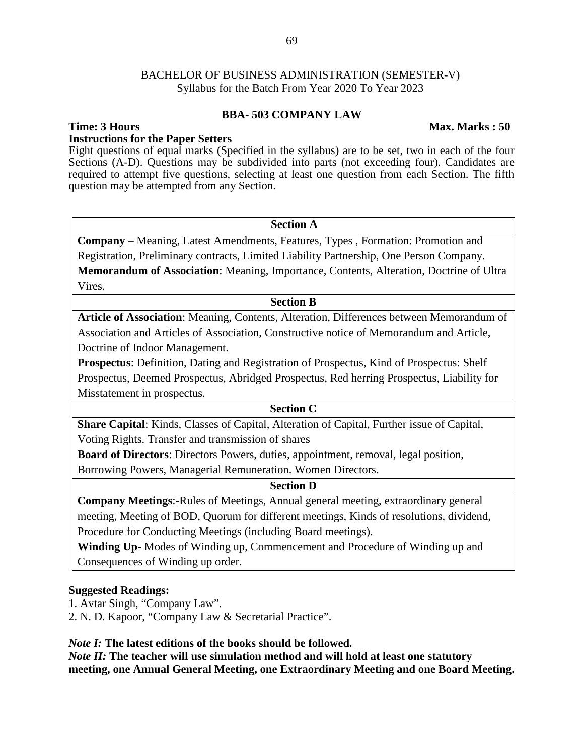BACHELOR OF BUSINESS ADMINISTRATION (SEMESTER-V)
Syllabus for the Batch From Year 2020 To Year 2023

## BBA- 503 COMPANY LAW

**Time: 3 Hours** **Max. Marks : 50**

**Instructions for the Paper Setters**

Eight questions of equal marks (Specified in the syllabus) are to be set, two in each of the four Sections (A-D). Questions may be subdivided into parts (not exceeding four). Candidates are required to attempt five questions, selecting at least one question from each Section. The fifth question may be attempted from any Section.

| Section A |
|---|
| **Company** – Meaning, Latest Amendments, Features, Types , Formation: Promotion and Registration, Preliminary contracts, Limited Liability Partnership, One Person Company. **Memorandum of Association**: Meaning, Importance, Contents, Alteration, Doctrine of Ultra Vires. |
| **Section B** |
| **Article of Association**: Meaning, Contents, Alteration, Differences between Memorandum of Association and Articles of Association, Constructive notice of Memorandum and Article, Doctrine of Indoor Management. **Prospectus**: Definition, Dating and Registration of Prospectus, Kind of Prospectus: Shelf Prospectus, Deemed Prospectus, Abridged Prospectus, Red herring Prospectus, Liability for Misstatement in prospectus. |
| **Section C** |
| **Share Capital**: Kinds, Classes of Capital, Alteration of Capital, Further issue of Capital, Voting Rights. Transfer and transmission of shares **Board of Directors**: Directors Powers, duties, appointment, removal, legal position, Borrowing Powers, Managerial Remuneration. Women Directors. |
| **Section D** |
| **Company Meetings**:-Rules of Meetings, Annual general meeting, extraordinary general meeting, Meeting of BOD, Quorum for different meetings, Kinds of resolutions, dividend, Procedure for Conducting Meetings (including Board meetings). **Winding Up**- Modes of Winding up, Commencement and Procedure of Winding up and Consequences of Winding up order. |

**Suggested Readings:**

1. Avtar Singh, "Company Law".
2. N. D. Kapoor, "Company Law & Secretarial Practice".

***Note I:*** **The latest editions of the books should be followed.**

***Note II:*** **The teacher will use simulation method and will hold at least one statutory meeting, one Annual General Meeting, one Extraordinary Meeting and one Board Meeting.**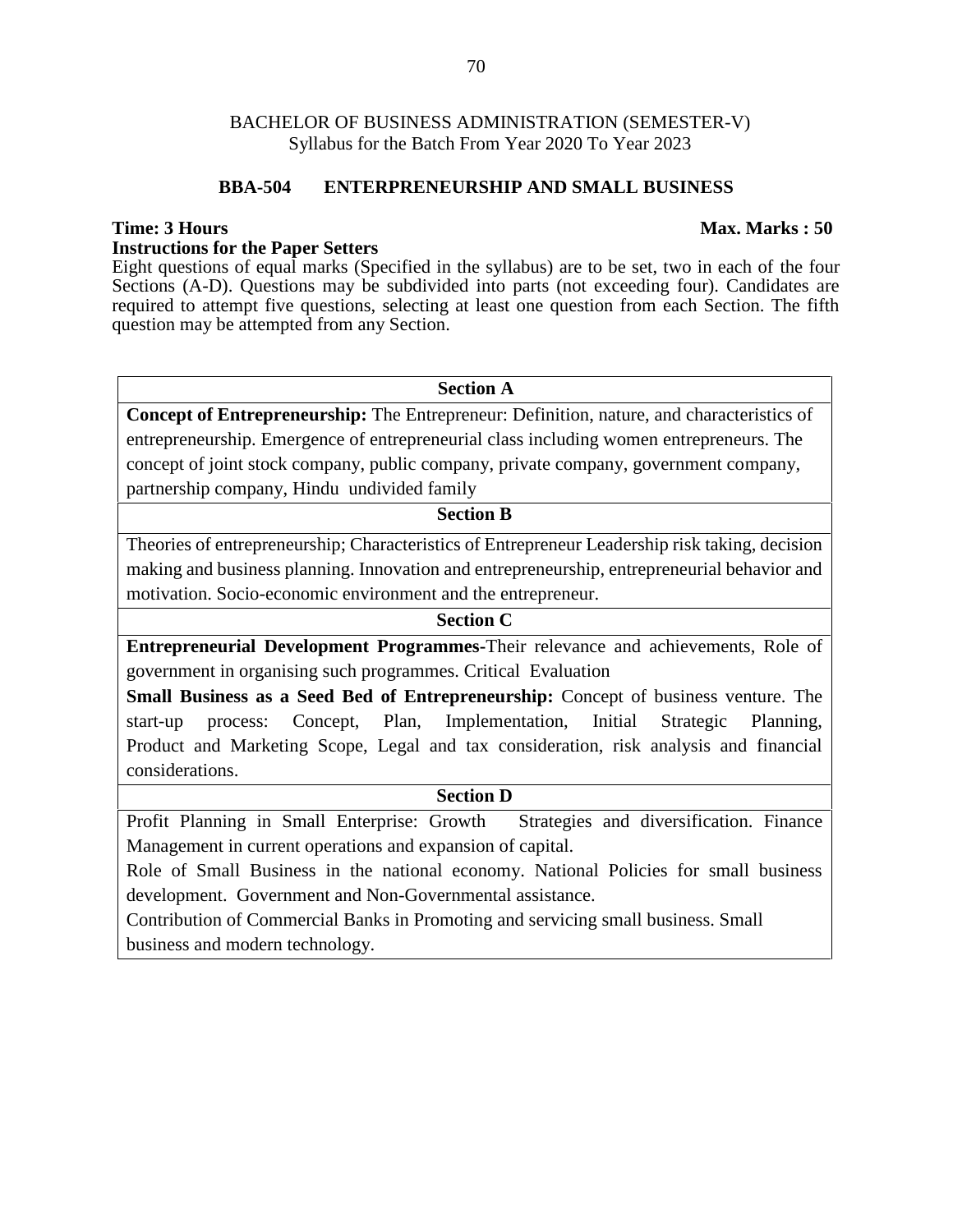BACHELOR OF BUSINESS ADMINISTRATION (SEMESTER-V)
Syllabus for the Batch From Year 2020 To Year 2023

## BBA-504 ENTERPRENEURSHIP AND SMALL BUSINESS

**Time: 3 Hours** **Max. Marks : 50**

**Instructions for the Paper Setters**

Eight questions of equal marks (Specified in the syllabus) are to be set, two in each of the four Sections (A-D). Questions may be subdivided into parts (not exceeding four). Candidates are required to attempt five questions, selecting at least one question from each Section. The fifth question may be attempted from any Section.

### Section A

**Concept of Entrepreneurship:** The Entrepreneur: Definition, nature, and characteristics of entrepreneurship. Emergence of entrepreneurial class including women entrepreneurs. The concept of joint stock company, public company, private company, government company, partnership company, Hindu undivided family

### Section B

Theories of entrepreneurship; Characteristics of Entrepreneur Leadership risk taking, decision making and business planning. Innovation and entrepreneurship, entrepreneurial behavior and motivation. Socio-economic environment and the entrepreneur.

### Section C

**Entrepreneurial Development Programmes-**Their relevance and achievements, Role of government in organising such programmes. Critical Evaluation

**Small Business as a Seed Bed of Entrepreneurship:** Concept of business venture. The start-up process: Concept, Plan, Implementation, Initial Strategic Planning, Product and Marketing Scope, Legal and tax consideration, risk analysis and financial considerations.

### Section D

Profit Planning in Small Enterprise: Growth Strategies and diversification. Finance Management in current operations and expansion of capital.

Role of Small Business in the national economy. National Policies for small business development. Government and Non-Governmental assistance.

Contribution of Commercial Banks in Promoting and servicing small business. Small business and modern technology.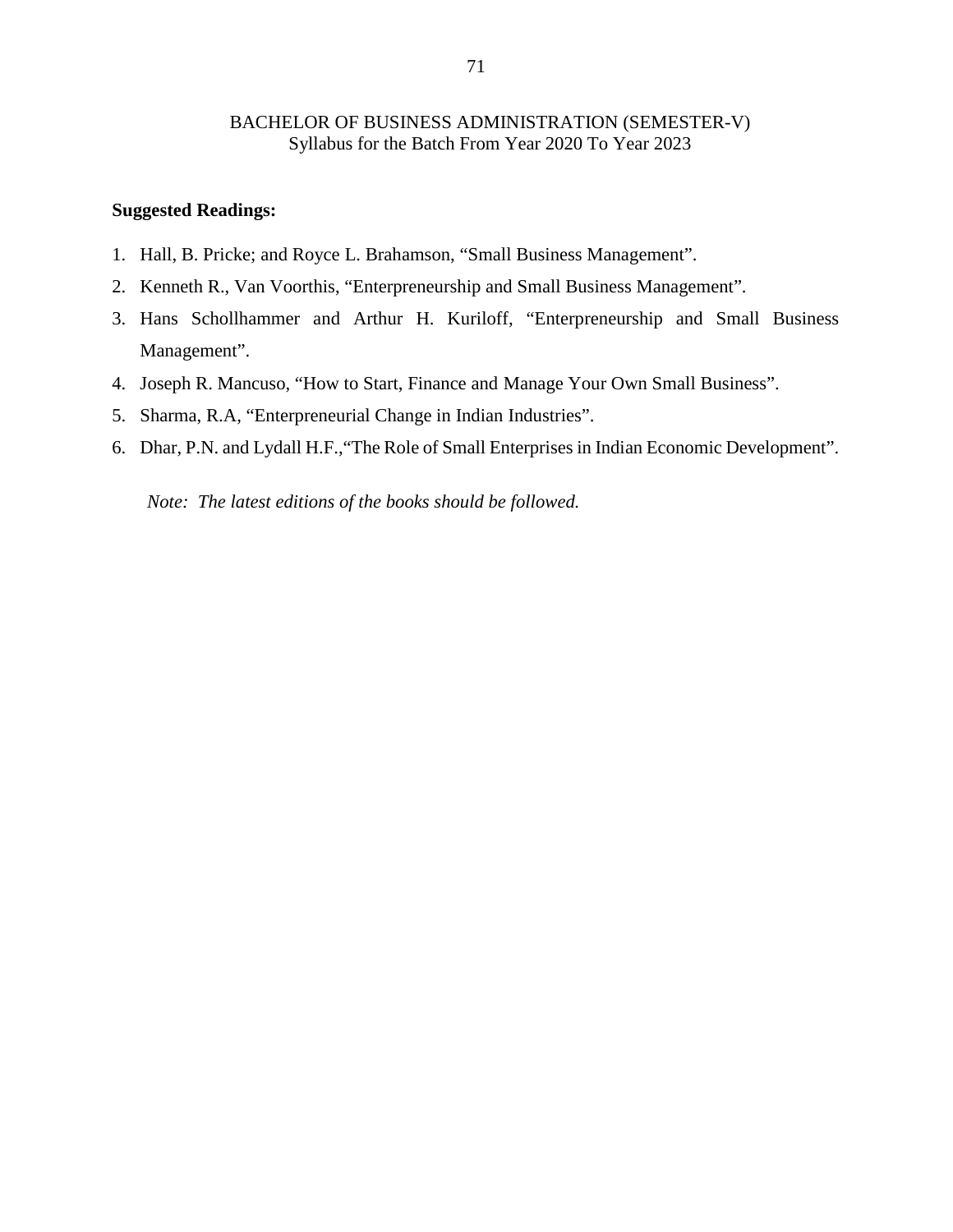BACHELOR OF BUSINESS ADMINISTRATION (SEMESTER-V)
Syllabus for the Batch From Year 2020 To Year 2023

**Suggested Readings:**

1. Hall, B. Pricke; and Royce L. Brahamson, "Small Business Management".
2. Kenneth R., Van Voorthis, "Enterpreneurship and Small Business Management".
3. Hans Schollhammer and Arthur H. Kuriloff, "Enterpreneurship and Small Business Management".
4. Joseph R. Mancuso, "How to Start, Finance and Manage Your Own Small Business".
5. Sharma, R.A, "Enterpreneurial Change in Indian Industries".
6. Dhar, P.N. and Lydall H.F.,"The Role of Small Enterprises in Indian Economic Development".

*Note: The latest editions of the books should be followed.*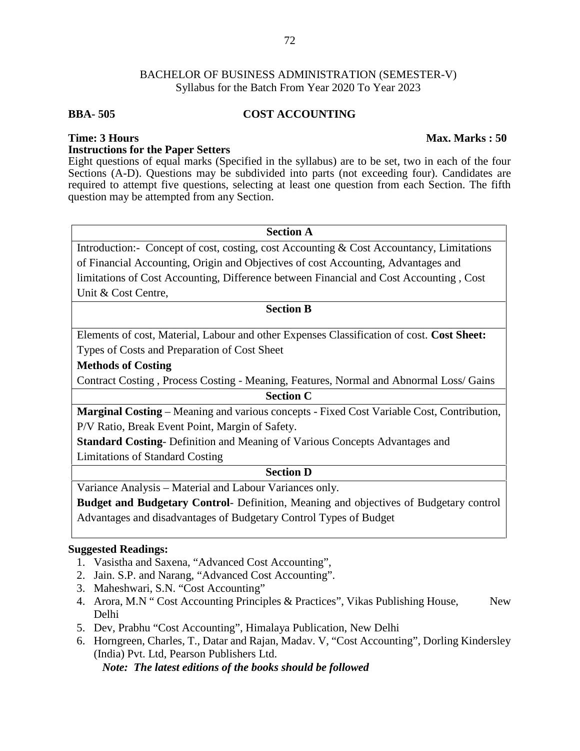BACHELOR OF BUSINESS ADMINISTRATION (SEMESTER-V)
Syllabus for the Batch From Year 2020 To Year 2023

**BBA- 505** **COST ACCOUNTING**

**Time: 3 Hours** **Max. Marks : 50**

**Instructions for the Paper Setters**

Eight questions of equal marks (Specified in the syllabus) are to be set, two in each of the four Sections (A-D). Questions may be subdivided into parts (not exceeding four). Candidates are required to attempt five questions, selecting at least one question from each Section. The fifth question may be attempted from any Section.

| **Section A** |
|---|
| Introduction:- Concept of cost, costing, cost Accounting & Cost Accountancy, Limitations of Financial Accounting, Origin and Objectives of cost Accounting, Advantages and limitations of Cost Accounting, Difference between Financial and Cost Accounting , Cost Unit & Cost Centre, |
| **Section B** |
| Elements of cost, Material, Labour and other Expenses Classification of cost. **Cost Sheet:** Types of Costs and Preparation of Cost Sheet<br>**Methods of Costing**<br>Contract Costing , Process Costing - Meaning, Features, Normal and Abnormal Loss/ Gains |
| **Section C** |
| **Marginal Costing** – Meaning and various concepts - Fixed Cost Variable Cost, Contribution, P/V Ratio, Break Event Point, Margin of Safety.<br>**Standard Costing**- Definition and Meaning of Various Concepts Advantages and Limitations of Standard Costing |
| **Section D** |
| Variance Analysis – Material and Labour Variances only.<br>**Budget and Budgetary Control**- Definition, Meaning and objectives of Budgetary control Advantages and disadvantages of Budgetary Control Types of Budget |

**Suggested Readings:**

1. Vasistha and Saxena, "Advanced Cost Accounting",
2. Jain. S.P. and Narang, "Advanced Cost Accounting".
3. Maheshwari, S.N. "Cost Accounting"
4. Arora, M.N " Cost Accounting Principles & Practices", Vikas Publishing House, New Delhi
5. Dev, Prabhu "Cost Accounting", Himalaya Publication, New Delhi
6. Horngreen, Charles, T., Datar and Rajan, Madav. V, "Cost Accounting", Dorling Kindersley (India) Pvt. Ltd, Pearson Publishers Ltd.

***Note: The latest editions of the books should be followed***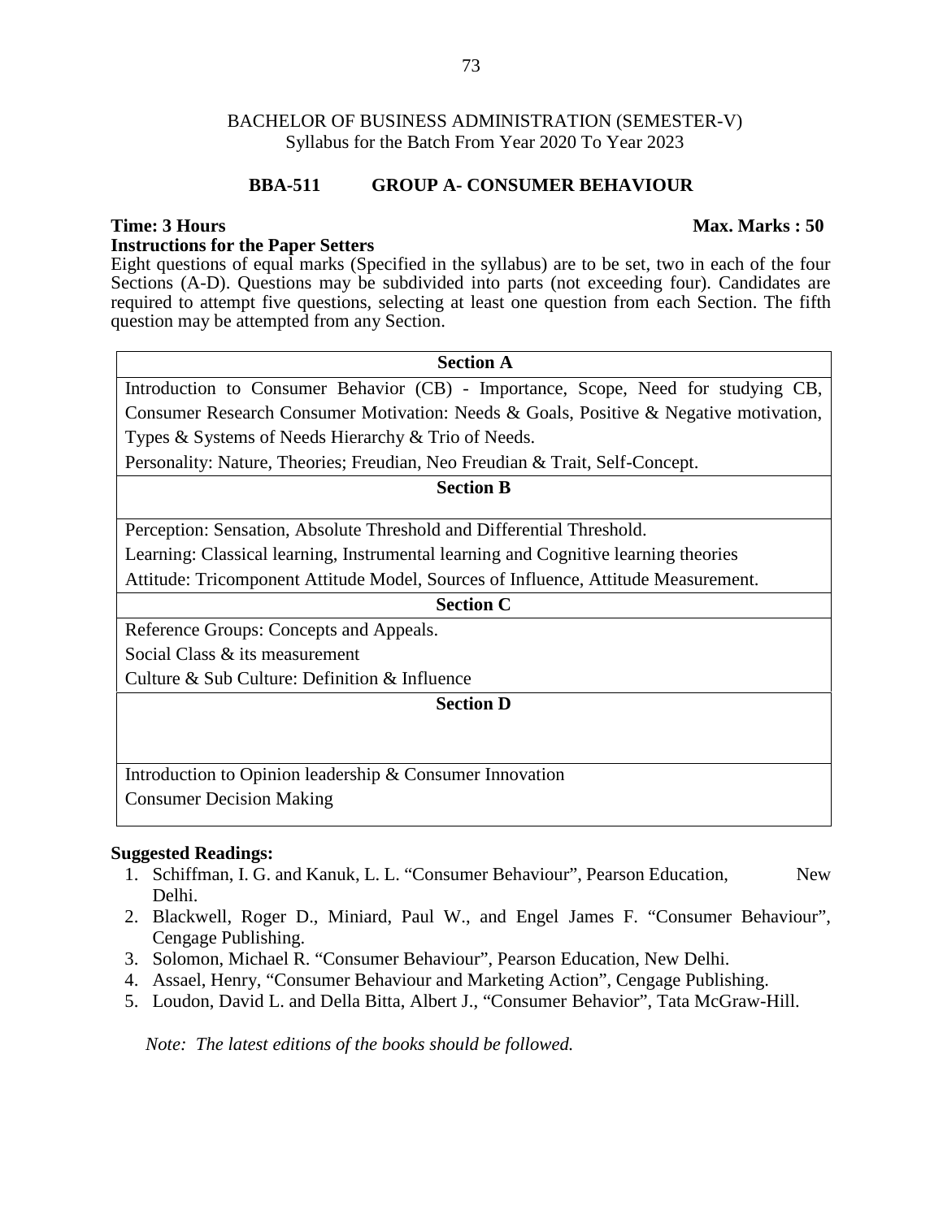BACHELOR OF BUSINESS ADMINISTRATION (SEMESTER-V)
Syllabus for the Batch From Year 2020 To Year 2023

## BBA-511 GROUP A- CONSUMER BEHAVIOUR

**Time: 3 Hours** **Max. Marks : 50**

**Instructions for the Paper Setters**

Eight questions of equal marks (Specified in the syllabus) are to be set, two in each of the four Sections (A-D). Questions may be subdivided into parts (not exceeding four). Candidates are required to attempt five questions, selecting at least one question from each Section. The fifth question may be attempted from any Section.

| **Section A** |
|---|
| Introduction to Consumer Behavior (CB) - Importance, Scope, Need for studying CB, Consumer Research Consumer Motivation: Needs & Goals, Positive & Negative motivation, Types & Systems of Needs Hierarchy & Trio of Needs.<br>Personality: Nature, Theories; Freudian, Neo Freudian & Trait, Self-Concept. |
| **Section B** |
| Perception: Sensation, Absolute Threshold and Differential Threshold.<br>Learning: Classical learning, Instrumental learning and Cognitive learning theories<br>Attitude: Tricomponent Attitude Model, Sources of Influence, Attitude Measurement. |
| **Section C** |
| Reference Groups: Concepts and Appeals.<br>Social Class & its measurement<br>Culture & Sub Culture: Definition & Influence |
| **Section D** |
| Introduction to Opinion leadership & Consumer Innovation<br>Consumer Decision Making |

**Suggested Readings:**

1. Schiffman, I. G. and Kanuk, L. L. "Consumer Behaviour", Pearson Education, New Delhi.
2. Blackwell, Roger D., Miniard, Paul W., and Engel James F. "Consumer Behaviour", Cengage Publishing.
3. Solomon, Michael R. "Consumer Behaviour", Pearson Education, New Delhi.
4. Assael, Henry, "Consumer Behaviour and Marketing Action", Cengage Publishing.
5. Loudon, David L. and Della Bitta, Albert J., "Consumer Behavior", Tata McGraw-Hill.

*Note: The latest editions of the books should be followed.*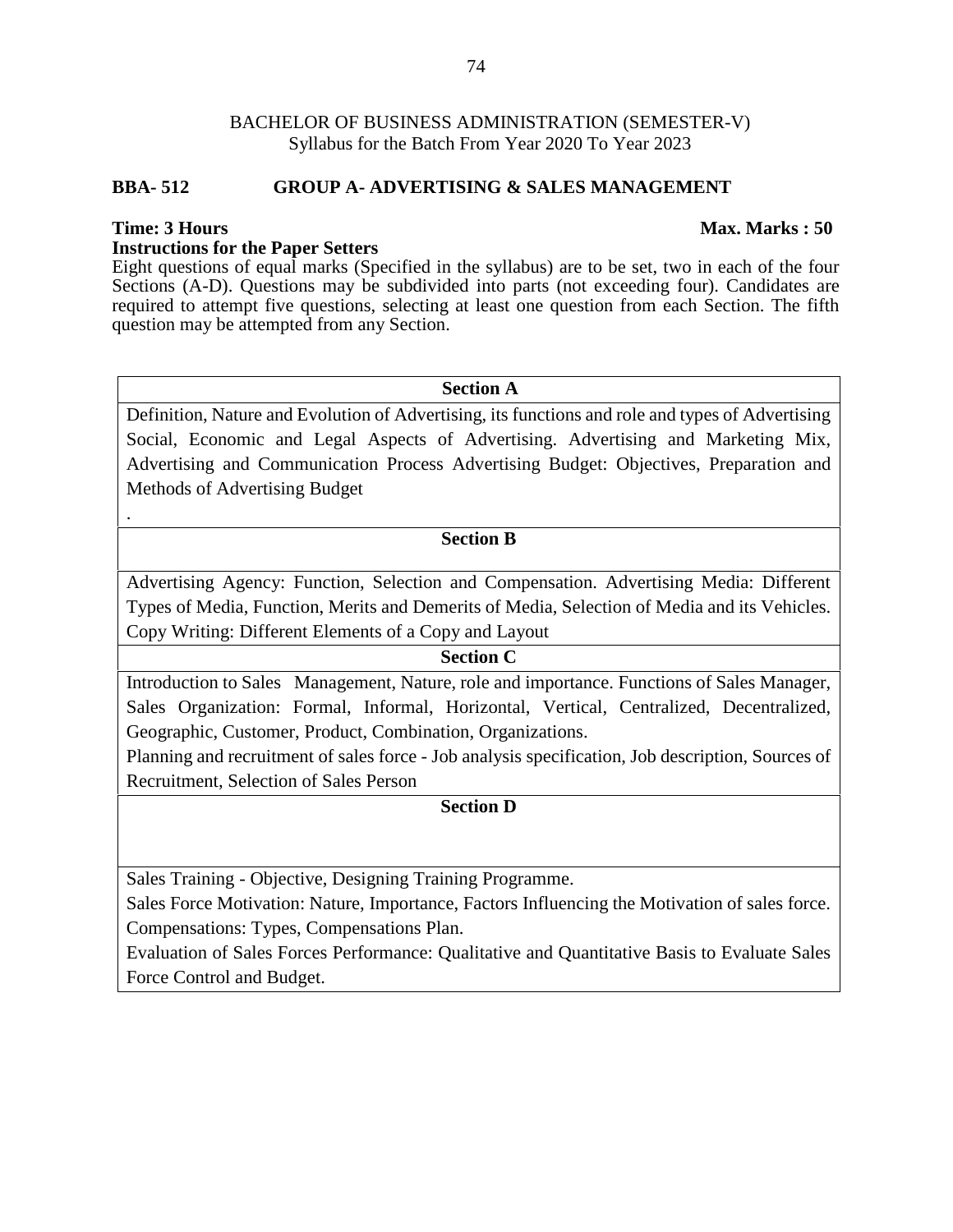BACHELOR OF BUSINESS ADMINISTRATION (SEMESTER-V)
Syllabus for the Batch From Year 2020 To Year 2023

**BBA- 512 GROUP A- ADVERTISING & SALES MANAGEMENT**

**Time: 3 Hours** **Max. Marks : 50**

**Instructions for the Paper Setters**

Eight questions of equal marks (Specified in the syllabus) are to be set, two in each of the four Sections (A-D). Questions may be subdivided into parts (not exceeding four). Candidates are required to attempt five questions, selecting at least one question from each Section. The fifth question may be attempted from any Section.

| **Section A** |
|---|
| Definition, Nature and Evolution of Advertising, its functions and role and types of Advertising Social, Economic and Legal Aspects of Advertising. Advertising and Marketing Mix, Advertising and Communication Process Advertising Budget: Objectives, Preparation and Methods of Advertising Budget<br>. |
| **Section B** |
| Advertising Agency: Function, Selection and Compensation. Advertising Media: Different Types of Media, Function, Merits and Demerits of Media, Selection of Media and its Vehicles. Copy Writing: Different Elements of a Copy and Layout |
| **Section C** |
| Introduction to Sales Management, Nature, role and importance. Functions of Sales Manager, Sales Organization: Formal, Informal, Horizontal, Vertical, Centralized, Decentralized, Geographic, Customer, Product, Combination, Organizations.<br>Planning and recruitment of sales force - Job analysis specification, Job description, Sources of Recruitment, Selection of Sales Person |
| **Section D** |
| Sales Training - Objective, Designing Training Programme.<br>Sales Force Motivation: Nature, Importance, Factors Influencing the Motivation of sales force.<br>Compensations: Types, Compensations Plan.<br>Evaluation of Sales Forces Performance: Qualitative and Quantitative Basis to Evaluate Sales Force Control and Budget. |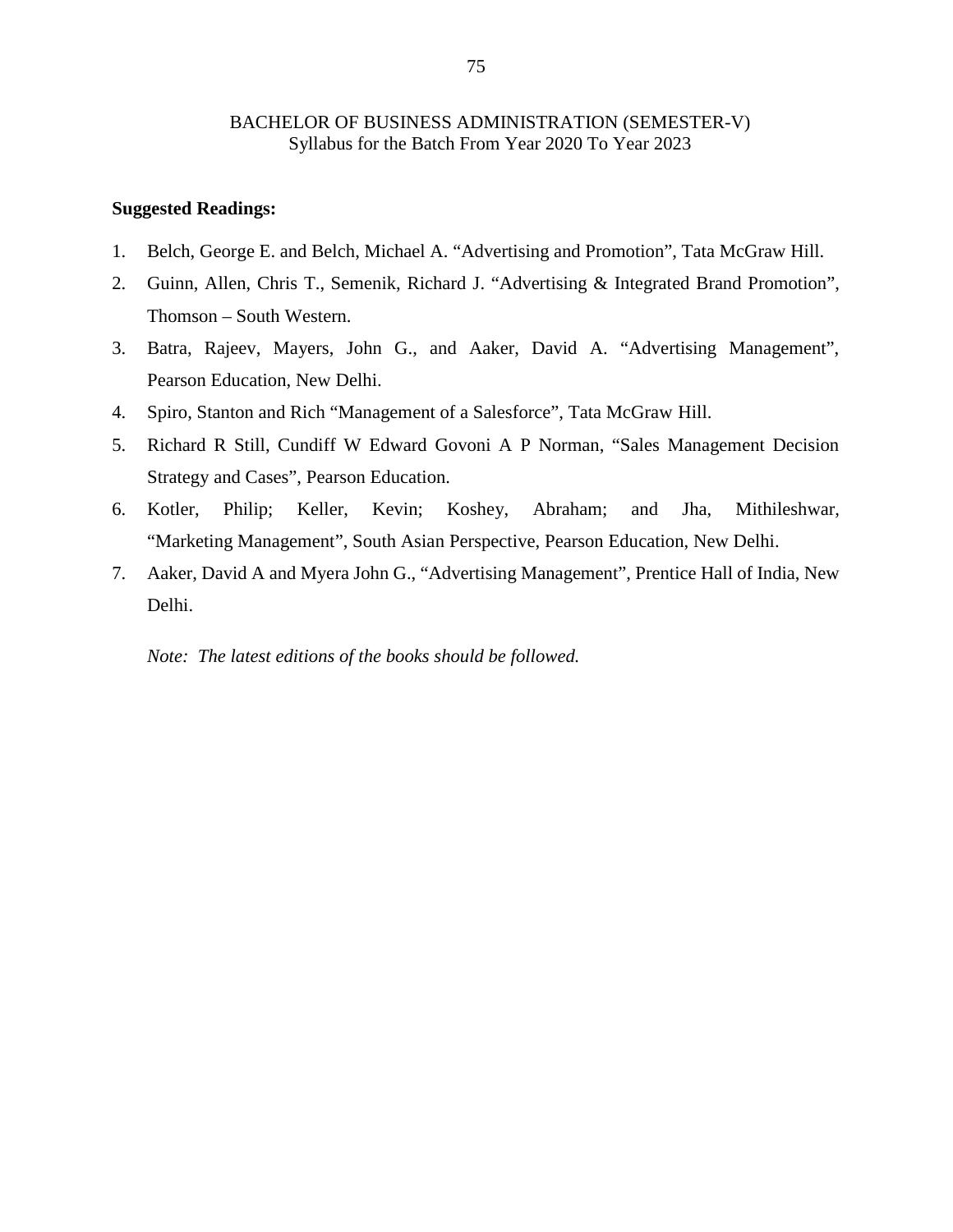BACHELOR OF BUSINESS ADMINISTRATION (SEMESTER-V)
Syllabus for the Batch From Year 2020 To Year 2023

**Suggested Readings:**

1. Belch, George E. and Belch, Michael A. "Advertising and Promotion", Tata McGraw Hill.
2. Guinn, Allen, Chris T., Semenik, Richard J. "Advertising & Integrated Brand Promotion", Thomson – South Western.
3. Batra, Rajeev, Mayers, John G., and Aaker, David A. "Advertising Management", Pearson Education, New Delhi.
4. Spiro, Stanton and Rich "Management of a Salesforce", Tata McGraw Hill.
5. Richard R Still, Cundiff W Edward Govoni A P Norman, "Sales Management Decision Strategy and Cases", Pearson Education.
6. Kotler, Philip; Keller, Kevin; Koshey, Abraham; and Jha, Mithileshwar, "Marketing Management", South Asian Perspective, Pearson Education, New Delhi.
7. Aaker, David A and Myera John G., "Advertising Management", Prentice Hall of India, New Delhi.

*Note: The latest editions of the books should be followed.*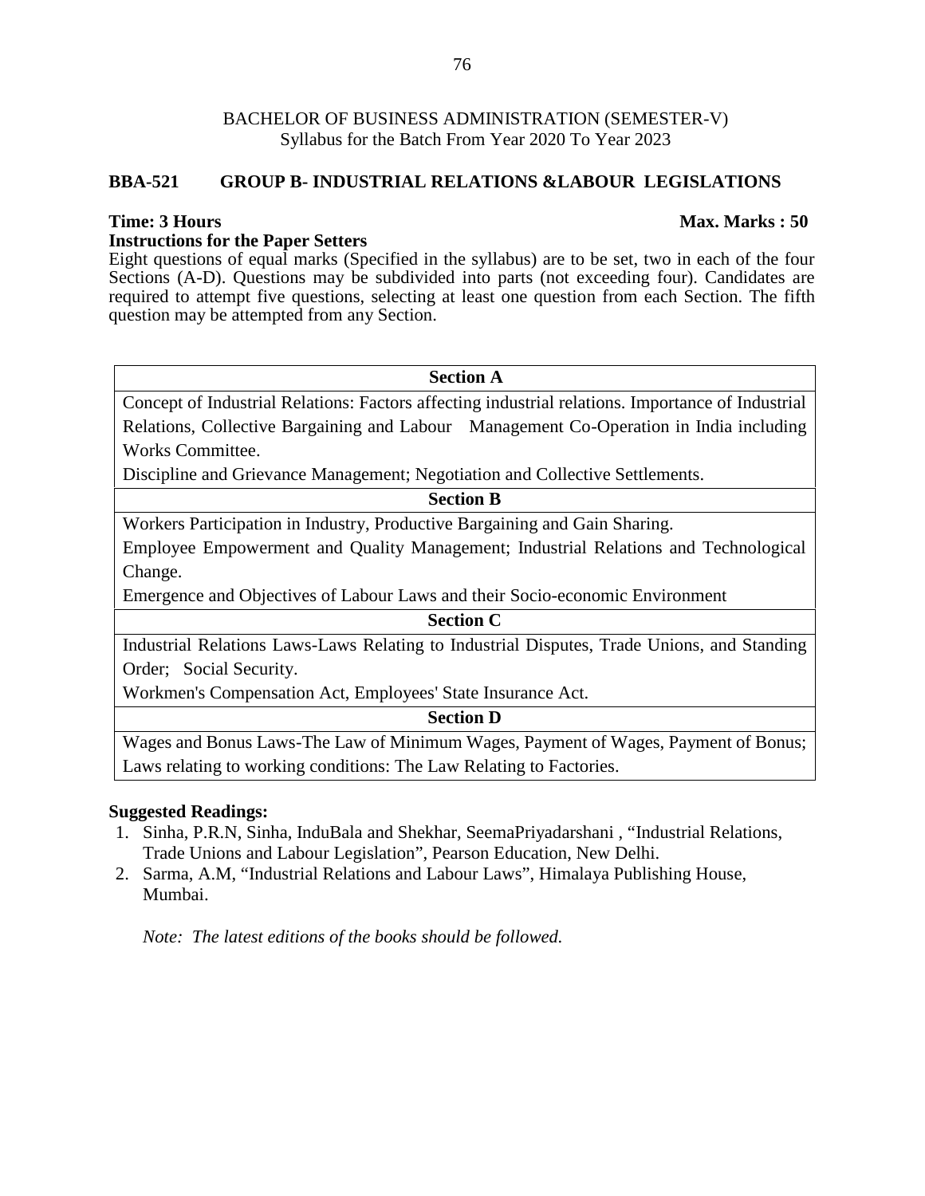BACHELOR OF BUSINESS ADMINISTRATION (SEMESTER-V)
Syllabus for the Batch From Year 2020 To Year 2023

**BBA-521 GROUP B- INDUSTRIAL RELATIONS &LABOUR LEGISLATIONS**

**Time: 3 Hours** **Max. Marks : 50**

**Instructions for the Paper Setters**

Eight questions of equal marks (Specified in the syllabus) are to be set, two in each of the four Sections (A-D). Questions may be subdivided into parts (not exceeding four). Candidates are required to attempt five questions, selecting at least one question from each Section. The fifth question may be attempted from any Section.

| **Section A** |
|---|
| Concept of Industrial Relations: Factors affecting industrial relations. Importance of Industrial Relations, Collective Bargaining and Labour Management Co-Operation in India including Works Committee.<br>Discipline and Grievance Management; Negotiation and Collective Settlements. |
| **Section B** |
| Workers Participation in Industry, Productive Bargaining and Gain Sharing.<br>Employee Empowerment and Quality Management; Industrial Relations and Technological Change.<br>Emergence and Objectives of Labour Laws and their Socio-economic Environment |
| **Section C** |
| Industrial Relations Laws-Laws Relating to Industrial Disputes, Trade Unions, and Standing Order; Social Security.<br>Workmen's Compensation Act, Employees' State Insurance Act. |
| **Section D** |
| Wages and Bonus Laws-The Law of Minimum Wages, Payment of Wages, Payment of Bonus; Laws relating to working conditions: The Law Relating to Factories. |

**Suggested Readings:**

1. Sinha, P.R.N, Sinha, InduBala and Shekhar, SeemaPriyadarshani , "Industrial Relations, Trade Unions and Labour Legislation", Pearson Education, New Delhi.
2. Sarma, A.M, "Industrial Relations and Labour Laws", Himalaya Publishing House, Mumbai.

*Note: The latest editions of the books should be followed.*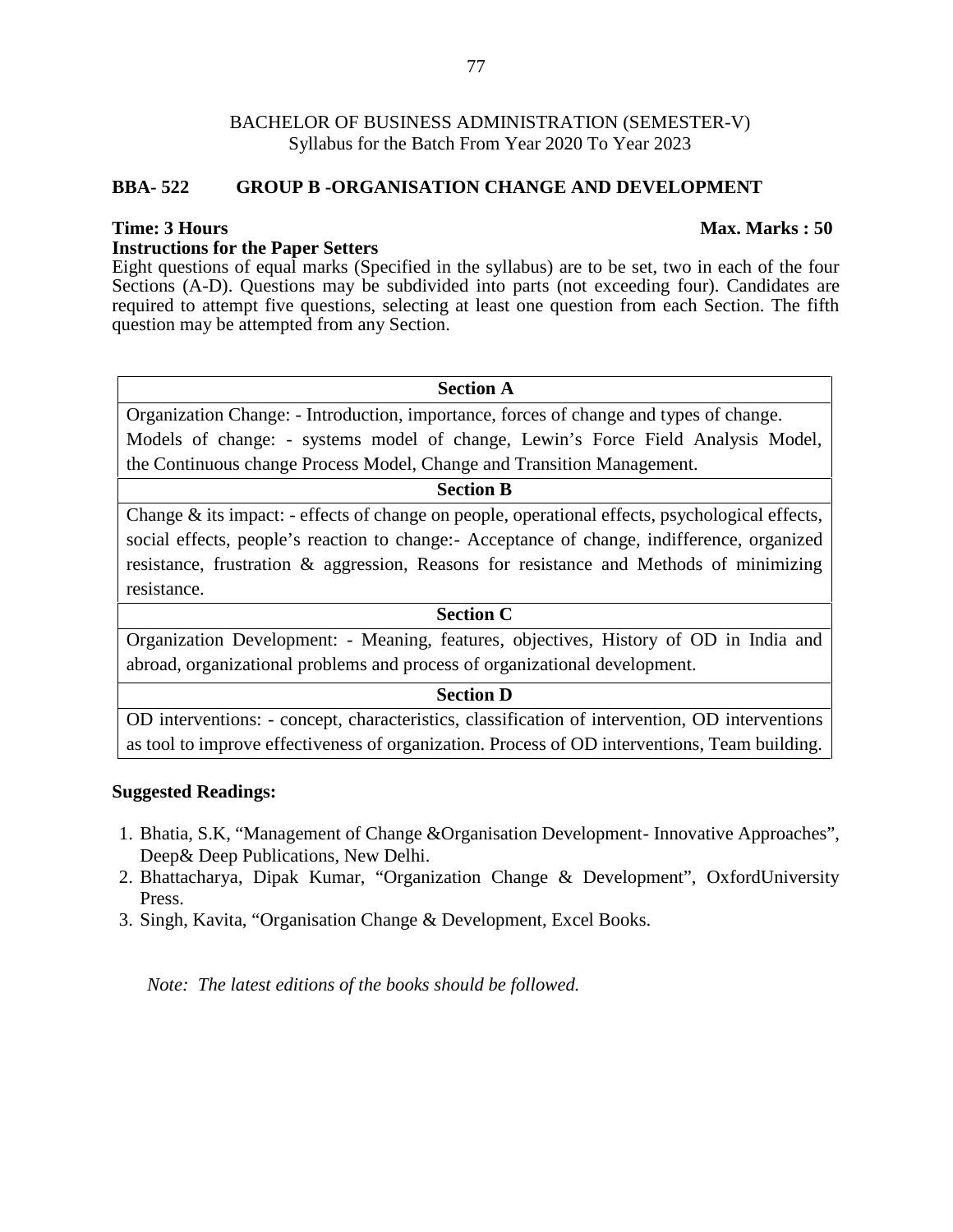BACHELOR OF BUSINESS ADMINISTRATION (SEMESTER-V)
Syllabus for the Batch From Year 2020 To Year 2023

**BBA- 522 GROUP B -ORGANISATION CHANGE AND DEVELOPMENT**

**Time: 3 Hours** **Max. Marks : 50**

**Instructions for the Paper Setters**

Eight questions of equal marks (Specified in the syllabus) are to be set, two in each of the four Sections (A-D). Questions may be subdivided into parts (not exceeding four). Candidates are required to attempt five questions, selecting at least one question from each Section. The fifth question may be attempted from any Section.

| **Section A** |
|---|
| Organization Change: - Introduction, importance, forces of change and types of change. Models of change: - systems model of change, Lewin's Force Field Analysis Model, the Continuous change Process Model, Change and Transition Management. |
| **Section B** |
| Change & its impact: - effects of change on people, operational effects, psychological effects, social effects, people's reaction to change:- Acceptance of change, indifference, organized resistance, frustration & aggression, Reasons for resistance and Methods of minimizing resistance. |
| **Section C** |
| Organization Development: - Meaning, features, objectives, History of OD in India and abroad, organizational problems and process of organizational development. |
| **Section D** |
| OD interventions: - concept, characteristics, classification of intervention, OD interventions as tool to improve effectiveness of organization. Process of OD interventions, Team building. |

**Suggested Readings:**

1. Bhatia, S.K, "Management of Change &Organisation Development- Innovative Approaches", Deep& Deep Publications, New Delhi.
2. Bhattacharya, Dipak Kumar, "Organization Change & Development", OxfordUniversity Press.
3. Singh, Kavita, "Organisation Change & Development, Excel Books.

*Note: The latest editions of the books should be followed.*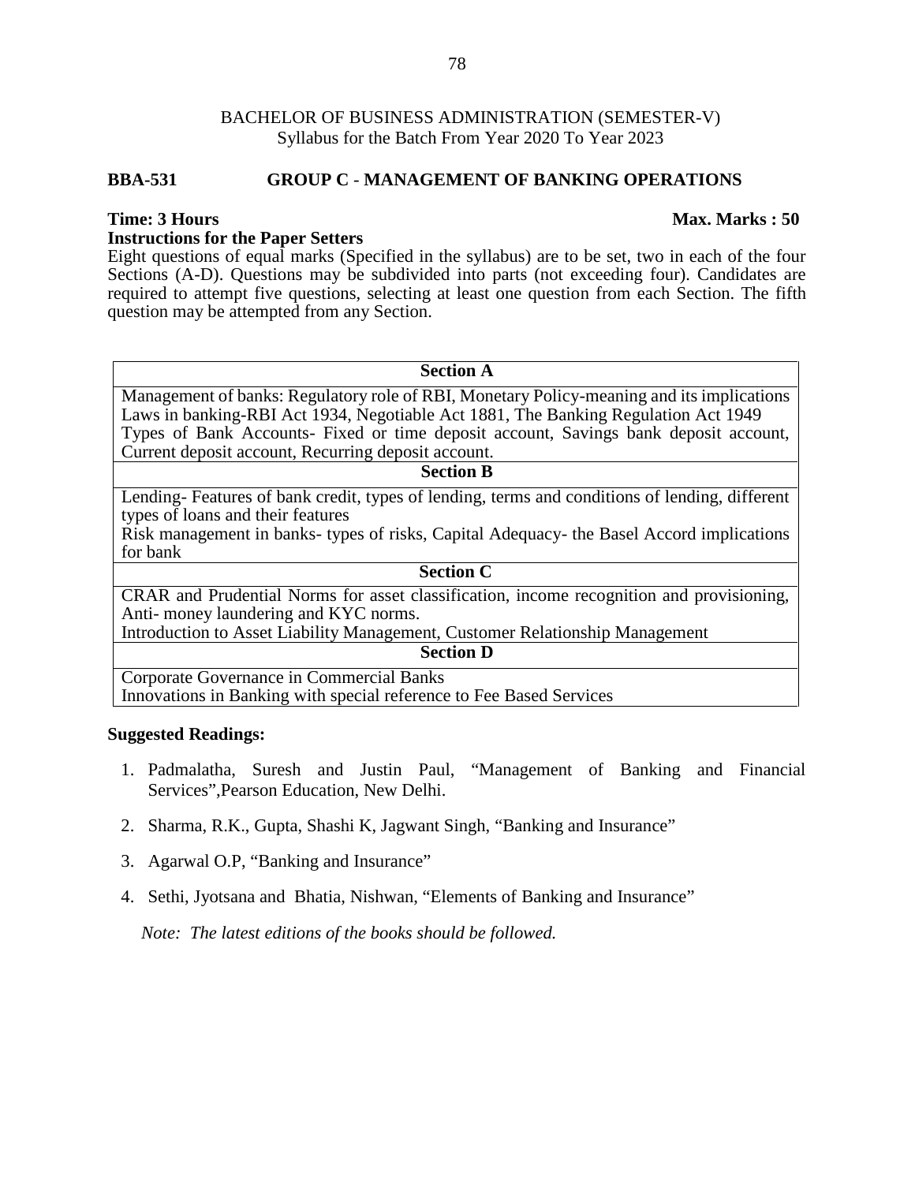BACHELOR OF BUSINESS ADMINISTRATION (SEMESTER-V)
Syllabus for the Batch From Year 2020 To Year 2023

## BBA-531 GROUP C - MANAGEMENT OF BANKING OPERATIONS

**Time: 3 Hours** **Max. Marks : 50**

**Instructions for the Paper Setters**

Eight questions of equal marks (Specified in the syllabus) are to be set, two in each of the four Sections (A-D). Questions may be subdivided into parts (not exceeding four). Candidates are required to attempt five questions, selecting at least one question from each Section. The fifth question may be attempted from any Section.

| **Section A** |
|---|
| Management of banks: Regulatory role of RBI, Monetary Policy-meaning and its implications<br>Laws in banking-RBI Act 1934, Negotiable Act 1881, The Banking Regulation Act 1949<br>Types of Bank Accounts- Fixed or time deposit account, Savings bank deposit account, Current deposit account, Recurring deposit account. |
| **Section B** |
| Lending- Features of bank credit, types of lending, terms and conditions of lending, different types of loans and their features<br>Risk management in banks- types of risks, Capital Adequacy- the Basel Accord implications for bank |
| **Section C** |
| CRAR and Prudential Norms for asset classification, income recognition and provisioning, Anti- money laundering and KYC norms.<br>Introduction to Asset Liability Management, Customer Relationship Management |
| **Section D** |
| Corporate Governance in Commercial Banks<br>Innovations in Banking with special reference to Fee Based Services |

**Suggested Readings:**

1. Padmalatha, Suresh and Justin Paul, "Management of Banking and Financial Services",Pearson Education, New Delhi.
2. Sharma, R.K., Gupta, Shashi K, Jagwant Singh, "Banking and Insurance"
3. Agarwal O.P, "Banking and Insurance"
4. Sethi, Jyotsana and Bhatia, Nishwan, "Elements of Banking and Insurance"

*Note: The latest editions of the books should be followed.*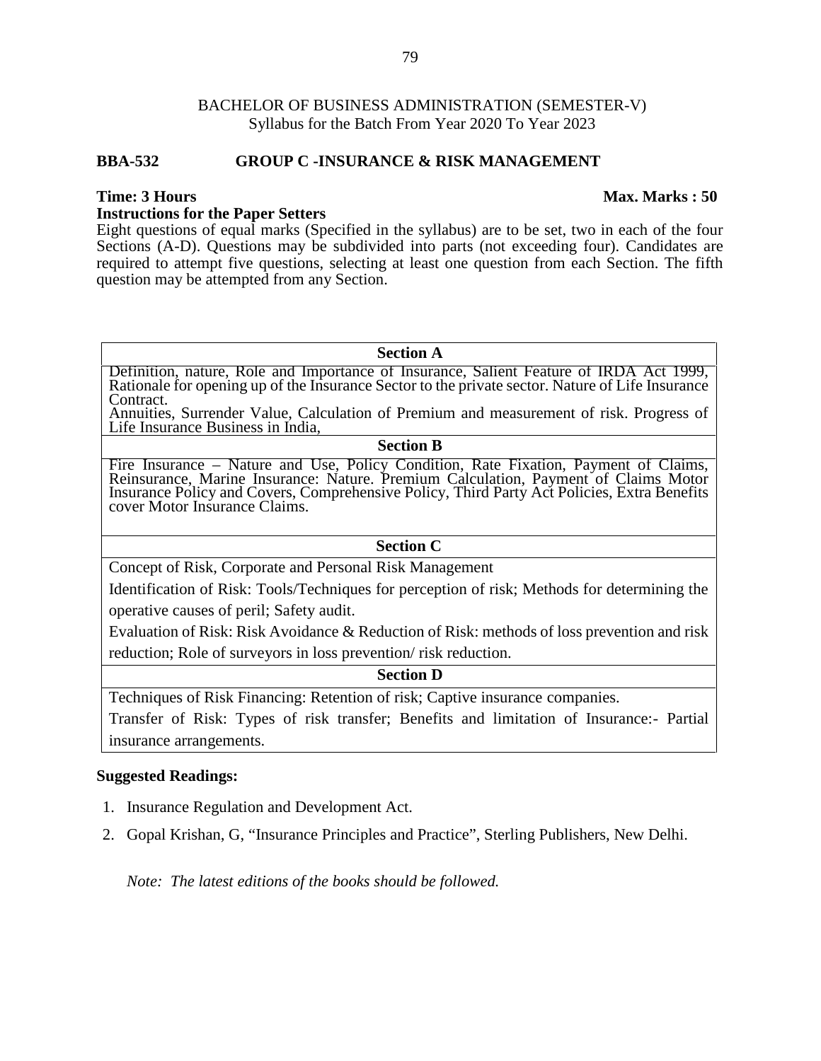BACHELOR OF BUSINESS ADMINISTRATION (SEMESTER-V)
Syllabus for the Batch From Year 2020 To Year 2023

**BBA-532 GROUP C -INSURANCE & RISK MANAGEMENT**

**Time: 3 Hours** **Max. Marks : 50**

**Instructions for the Paper Setters**

Eight questions of equal marks (Specified in the syllabus) are to be set, two in each of the four Sections (A-D). Questions may be subdivided into parts (not exceeding four). Candidates are required to attempt five questions, selecting at least one question from each Section. The fifth question may be attempted from any Section.

| **Section A** |
|---|
| Definition, nature, Role and Importance of Insurance, Salient Feature of IRDA Act 1999, Rationale for opening up of the Insurance Sector to the private sector. Nature of Life Insurance Contract. Annuities, Surrender Value, Calculation of Premium and measurement of risk. Progress of Life Insurance Business in India, |
| **Section B** |
| Fire Insurance – Nature and Use, Policy Condition, Rate Fixation, Payment of Claims, Reinsurance, Marine Insurance: Nature. Premium Calculation, Payment of Claims Motor Insurance Policy and Covers, Comprehensive Policy, Third Party Act Policies, Extra Benefits cover Motor Insurance Claims. |
| **Section C** |
| Concept of Risk, Corporate and Personal Risk Management<br>Identification of Risk: Tools/Techniques for perception of risk; Methods for determining the operative causes of peril; Safety audit.<br>Evaluation of Risk: Risk Avoidance & Reduction of Risk: methods of loss prevention and risk reduction; Role of surveyors in loss prevention/ risk reduction. |
| **Section D** |
| Techniques of Risk Financing: Retention of risk; Captive insurance companies.<br>Transfer of Risk: Types of risk transfer; Benefits and limitation of Insurance:- Partial insurance arrangements. |

**Suggested Readings:**

1. Insurance Regulation and Development Act.
2. Gopal Krishan, G, "Insurance Principles and Practice", Sterling Publishers, New Delhi.

*Note: The latest editions of the books should be followed.*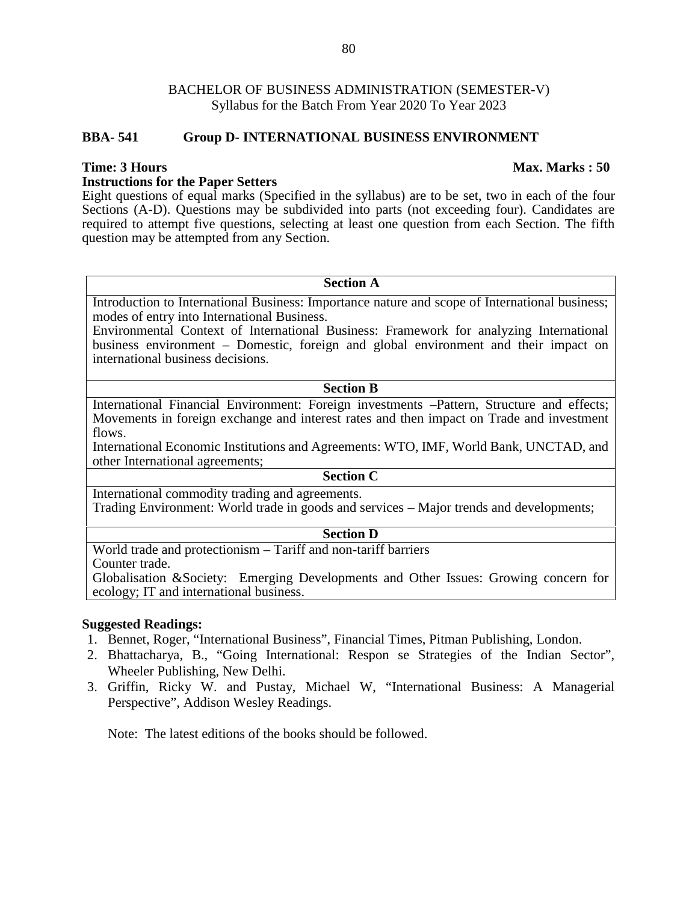BACHELOR OF BUSINESS ADMINISTRATION (SEMESTER-V)
Syllabus for the Batch From Year 2020 To Year 2023

## BBA- 541 Group D- INTERNATIONAL BUSINESS ENVIRONMENT

**Time: 3 Hours** **Max. Marks : 50**

**Instructions for the Paper Setters**

Eight questions of equal marks (Specified in the syllabus) are to be set, two in each of the four Sections (A-D). Questions may be subdivided into parts (not exceeding four). Candidates are required to attempt five questions, selecting at least one question from each Section. The fifth question may be attempted from any Section.

| **Section A** |
|---|
| Introduction to International Business: Importance nature and scope of International business; modes of entry into International Business.<br>Environmental Context of International Business: Framework for analyzing International business environment – Domestic, foreign and global environment and their impact on international business decisions. |
| **Section B** |
| International Financial Environment: Foreign investments –Pattern, Structure and effects; Movements in foreign exchange and interest rates and then impact on Trade and investment flows.<br>International Economic Institutions and Agreements: WTO, IMF, World Bank, UNCTAD, and other International agreements; |
| **Section C** |
| International commodity trading and agreements.<br>Trading Environment: World trade in goods and services – Major trends and developments; |
| **Section D** |
| World trade and protectionism – Tariff and non-tariff barriers<br>Counter trade.<br>Globalisation &Society: Emerging Developments and Other Issues: Growing concern for ecology; IT and international business. |

**Suggested Readings:**

1. Bennet, Roger, "International Business", Financial Times, Pitman Publishing, London.
2. Bhattacharya, B., "Going International: Respon se Strategies of the Indian Sector", Wheeler Publishing, New Delhi.
3. Griffin, Ricky W. and Pustay, Michael W, "International Business: A Managerial Perspective", Addison Wesley Readings.

Note: The latest editions of the books should be followed.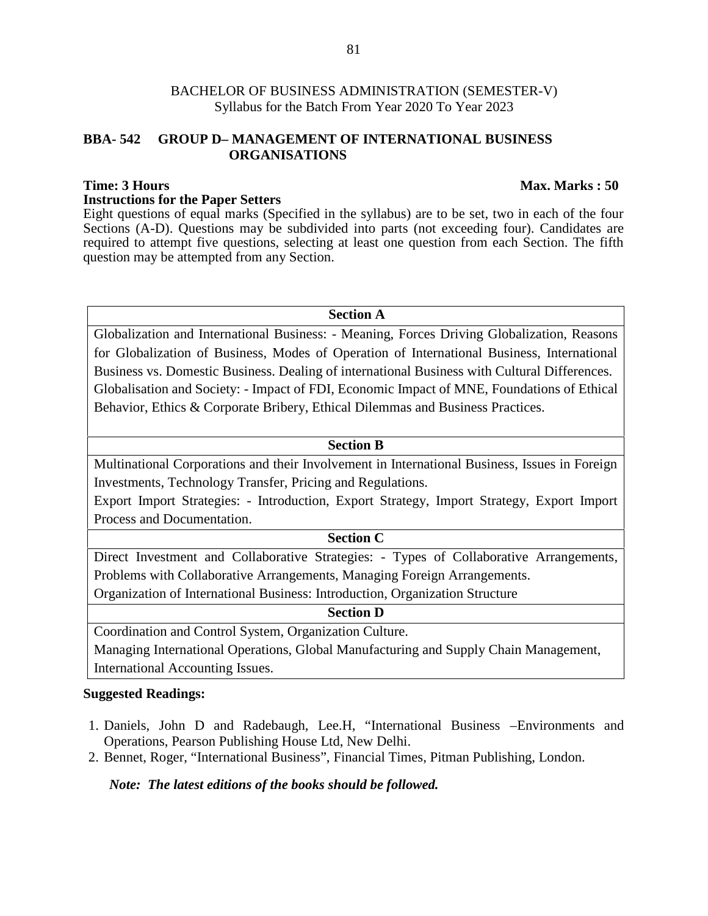BACHELOR OF BUSINESS ADMINISTRATION (SEMESTER-V)
Syllabus for the Batch From Year 2020 To Year 2023

## BBA- 542 GROUP D– MANAGEMENT OF INTERNATIONAL BUSINESS ORGANISATIONS

**Time: 3 Hours** **Max. Marks : 50**

**Instructions for the Paper Setters**

Eight questions of equal marks (Specified in the syllabus) are to be set, two in each of the four Sections (A-D). Questions may be subdivided into parts (not exceeding four). Candidates are required to attempt five questions, selecting at least one question from each Section. The fifth question may be attempted from any Section.

| **Section A** |
|---|
| Globalization and International Business: - Meaning, Forces Driving Globalization, Reasons for Globalization of Business, Modes of Operation of International Business, International Business vs. Domestic Business. Dealing of international Business with Cultural Differences. Globalisation and Society: - Impact of FDI, Economic Impact of MNE, Foundations of Ethical Behavior, Ethics & Corporate Bribery, Ethical Dilemmas and Business Practices. |
| **Section B** |
| Multinational Corporations and their Involvement in International Business, Issues in Foreign Investments, Technology Transfer, Pricing and Regulations. Export Import Strategies: - Introduction, Export Strategy, Import Strategy, Export Import Process and Documentation. |
| **Section C** |
| Direct Investment and Collaborative Strategies: - Types of Collaborative Arrangements, Problems with Collaborative Arrangements, Managing Foreign Arrangements. Organization of International Business: Introduction, Organization Structure |
| **Section D** |
| Coordination and Control System, Organization Culture. Managing International Operations, Global Manufacturing and Supply Chain Management, International Accounting Issues. |

**Suggested Readings:**

1. Daniels, John D and Radebaugh, Lee.H, "International Business –Environments and Operations, Pearson Publishing House Ltd, New Delhi.
2. Bennet, Roger, "International Business", Financial Times, Pitman Publishing, London.

***Note: The latest editions of the books should be followed.***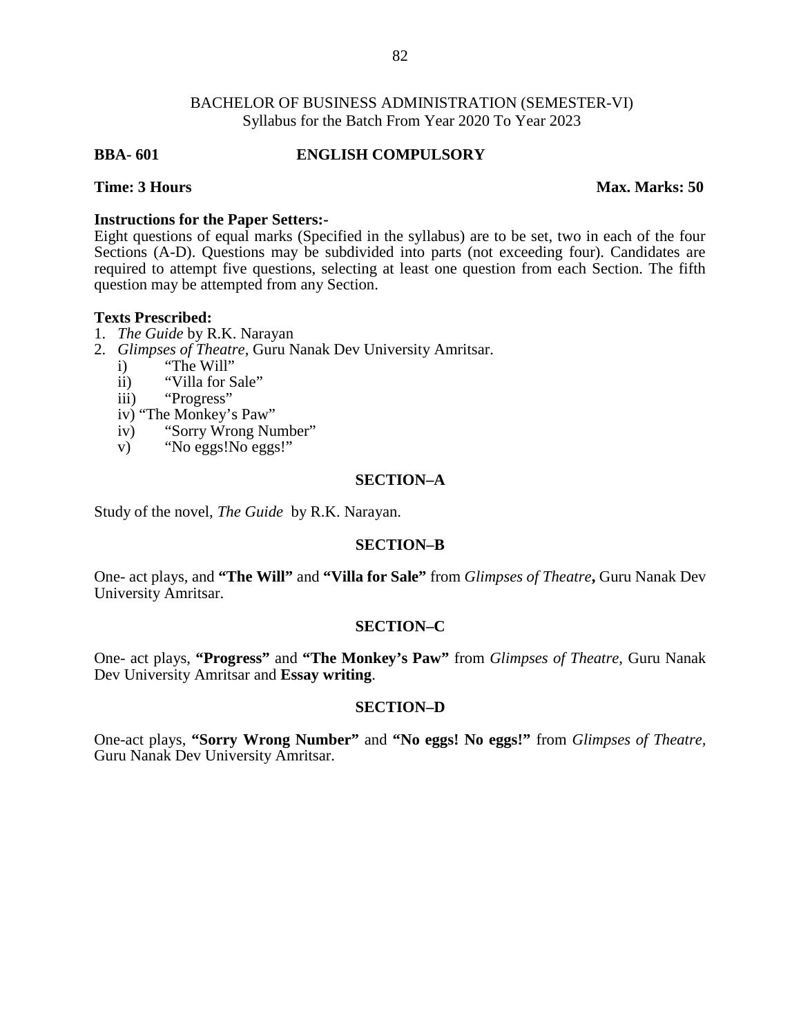BACHELOR OF BUSINESS ADMINISTRATION (SEMESTER-VI)
Syllabus for the Batch From Year 2020 To Year 2023

**BBA- 601 ENGLISH COMPULSORY**

**Time: 3 Hours** **Max. Marks: 50**

**Instructions for the Paper Setters:-**
Eight questions of equal marks (Specified in the syllabus) are to be set, two in each of the four Sections (A-D). Questions may be subdivided into parts (not exceeding four). Candidates are required to attempt five questions, selecting at least one question from each Section. The fifth question may be attempted from any Section.

**Texts Prescribed:**
1. *The Guide* by R.K. Narayan
2. *Glimpses of Theatre*, Guru Nanak Dev University Amritsar.
   i) "The Will"
   ii) "Villa for Sale"
   iii) "Progress"
   iv) "The Monkey's Paw"
   iv) "Sorry Wrong Number"
   v) "No eggs!No eggs!"

## SECTION–A

Study of the novel, *The Guide* by R.K. Narayan.

## SECTION–B

One- act plays, and **"The Will"** and **"Villa for Sale"** from *Glimpses of Theatre***,** Guru Nanak Dev University Amritsar.

## SECTION–C

One- act plays, **"Progress"** and **"The Monkey's Paw"** from *Glimpses of Theatre,* Guru Nanak Dev University Amritsar and **Essay writing**.

## SECTION–D

One-act plays, **"Sorry Wrong Number"** and **"No eggs! No eggs!"** from *Glimpses of Theatre,* Guru Nanak Dev University Amritsar.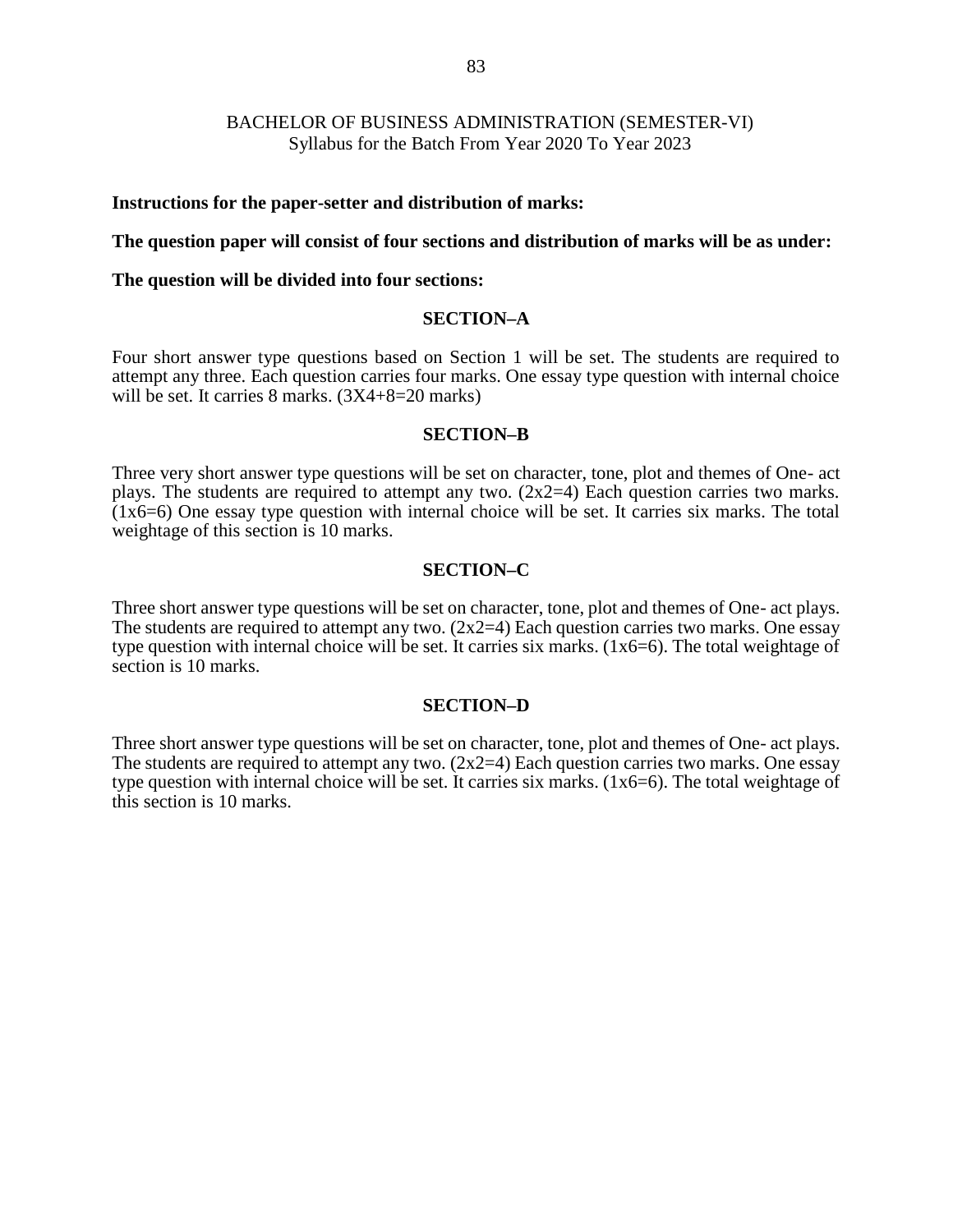BACHELOR OF BUSINESS ADMINISTRATION (SEMESTER-VI)
Syllabus for the Batch From Year 2020 To Year 2023

**Instructions for the paper-setter and distribution of marks:**

**The question paper will consist of four sections and distribution of marks will be as under:**

**The question will be divided into four sections:**

### SECTION–A

Four short answer type questions based on Section 1 will be set. The students are required to attempt any three. Each question carries four marks. One essay type question with internal choice will be set. It carries 8 marks. (3X4+8=20 marks)

### SECTION–B

Three very short answer type questions will be set on character, tone, plot and themes of One- act plays. The students are required to attempt any two. (2x2=4) Each question carries two marks. (1x6=6) One essay type question with internal choice will be set. It carries six marks. The total weightage of this section is 10 marks.

### SECTION–C

Three short answer type questions will be set on character, tone, plot and themes of One- act plays. The students are required to attempt any two. (2x2=4) Each question carries two marks. One essay type question with internal choice will be set. It carries six marks. (1x6=6). The total weightage of section is 10 marks.

### SECTION–D

Three short answer type questions will be set on character, tone, plot and themes of One- act plays. The students are required to attempt any two. (2x2=4) Each question carries two marks. One essay type question with internal choice will be set. It carries six marks. (1x6=6). The total weightage of this section is 10 marks.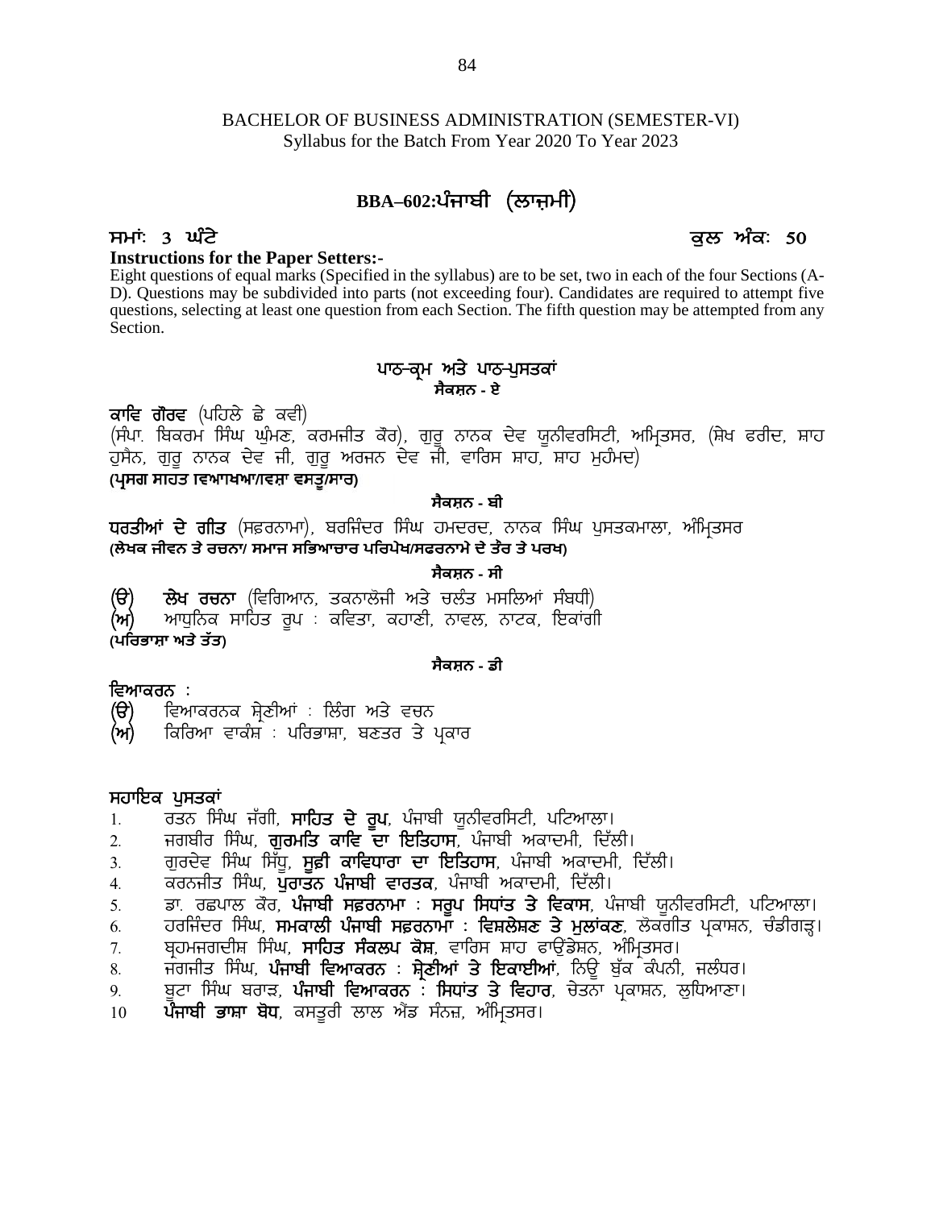BACHELOR OF BUSINESS ADMINISTRATION (SEMESTER-VI)
Syllabus for the Batch From Year 2020 To Year 2023

## BBA–602:ਪੰਜਾਬੀ (ਲਾਜ਼ਮੀ)

**ਸਮਾਂ: 3 ਘੰਟੇ** **ਕੁਲ ਅੰਕ: 50**

**Instructions for the Paper Setters:-**

Eight questions of equal marks (Specified in the syllabus) are to be set, two in each of the four Sections (A-D). Questions may be subdivided into parts (not exceeding four). Candidates are required to attempt five questions, selecting at least one question from each Section. The fifth question may be attempted from any Section.

### ਪਾਠ-ਕ੍ਰਮ ਅਤੇ ਪਾਠ-ਪੁਸਤਕਾਂ

#### ਸੈਕਸ਼ਨ - ਏ

**ਕਾਵਿ ਗੌਰਵ** (ਪਹਿਲੇ ਛੇ ਕਵੀ)
(ਸੰਪਾ. ਬਿਕਰਮ ਸਿੰਘ ਘੁੰਮਣ, ਕਰਮਜੀਤ ਕੌਰ), ਗੁਰੂ ਨਾਨਕ ਦੇਵ ਯੂਨੀਵਰਸਿਟੀ, ਅੰਮ੍ਰਿਤਸਰ, (ਸ਼ੇਖ ਫਰੀਦ, ਸ਼ਾਹ ਹੁਸੈਨ, ਗੁਰੂ ਨਾਨਕ ਦੇਵ ਜੀ, ਗੁਰੂ ਅਰਜਨ ਦੇਵ ਜੀ, ਵਾਰਿਸ ਸ਼ਾਹ, ਸ਼ਾਹ ਮੁਹੰਮਦ)
**(ਪ੍ਰਸਗ ਸਹਿਤ ਵਿਆਖਿਆ/ਵਿਸ਼ਾ ਵਸਤੂ/ਸਾਰ)**

#### ਸੈਕਸ਼ਨ - ਬੀ

**ਧਰਤੀਆਂ ਦੇ ਗੀਤ** (ਸਫ਼ਰਨਾਮਾ), ਬਰਜਿੰਦਰ ਸਿੰਘ ਹਮਦਰਦ, ਨਾਨਕ ਸਿੰਘ ਪੁਸਤਕਮਾਲਾ, ਅੰਮ੍ਰਿਤਸਰ
**(ਲੇਖਕ ਜੀਵਨ ਤੇ ਰਚਨਾ/ ਸਮਾਜ ਸਭਿਆਚਾਰ ਪਰਿਪੇਖ/ਸਫਰਨਾਮੇ ਦੇ ਤੌਰ ਤੇ ਪਰਖ)**

#### ਸੈਕਸ਼ਨ - ਸੀ

(ੳ) **ਲੇਖ ਰਚਨਾ** (ਵਿਗਿਆਨ, ਤਕਨਾਲੋਜੀ ਅਤੇ ਚਲੰਤ ਮਸਲਿਆਂ ਸੰਬਧੀ)
(ਅ) ਆਧੁਨਿਕ ਸਾਹਿਤ ਰੂਪ : ਕਵਿਤਾ, ਕਹਾਣੀ, ਨਾਵਲ, ਨਾਟਕ, ਇਕਾਂਗੀ
**(ਪਰਿਭਾਸ਼ਾ ਅਤੇ ਤੱਤ)**

#### ਸੈਕਸ਼ਨ - ਡੀ

**ਵਿਆਕਰਨ :**
(ੳ) ਵਿਆਕਰਨਕ ਸ਼੍ਰੇਣੀਆਂ : ਲਿੰਗ ਅਤੇ ਵਚਨ
(ਅ) ਕਿਰਿਆ ਵਾਕੰਸ਼ : ਪਰਿਭਾਸ਼ਾ, ਬਣਤਰ ਤੇ ਪ੍ਰਕਾਰ

**ਸਹਾਇਕ ਪੁਸਤਕਾਂ**

1. ਰਤਨ ਸਿੰਘ ਜੱਗੀ, **ਸਾਹਿਤ ਦੇ ਰੂਪ**, ਪੰਜਾਬੀ ਯੂਨੀਵਰਸਿਟੀ, ਪਟਿਆਲਾ।
2. ਜਗਬੀਰ ਸਿੰਘ, **ਗੁਰਮਤਿ ਕਾਵਿ ਦਾ ਇਤਿਹਾਸ**, ਪੰਜਾਬੀ ਅਕਾਦਮੀ, ਦਿੱਲੀ।
3. ਗੁਰਦੇਵ ਸਿੰਘ ਸਿੱਧੂ, **ਸੂਫ਼ੀ ਕਾਵਿਧਾਰਾ ਦਾ ਇਤਿਹਾਸ**, ਪੰਜਾਬੀ ਅਕਾਦਮੀ, ਦਿੱਲੀ।
4. ਕਰਨਜੀਤ ਸਿੰਘ, **ਪੁਰਾਤਨ ਪੰਜਾਬੀ ਵਾਰਤਕ**, ਪੰਜਾਬੀ ਅਕਾਦਮੀ, ਦਿੱਲੀ।
5. ਡਾ. ਰਛਪਾਲ ਕੌਰ, **ਪੰਜਾਬੀ ਸਫ਼ਰਨਾਮਾ : ਸਰੂਪ ਸਿਧਾਂਤ ਤੇ ਵਿਕਾਸ**, ਪੰਜਾਬੀ ਯੂਨੀਵਰਸਿਟੀ, ਪਟਿਆਲਾ।
6. ਹਰਜਿੰਦਰ ਸਿੰਘ, **ਸਮਕਾਲੀ ਪੰਜਾਬੀ ਸਫ਼ਰਨਾਮਾ : ਵਿਸ਼ਲੇਸ਼ਣ ਤੇ ਮੁਲਾਂਕਣ**, ਲੋਕਗੀਤ ਪ੍ਰਕਾਸ਼ਨ, ਚੰਡੀਗੜ੍ਹ।
7. ਬ੍ਰਹਮਜਗਦੀਸ਼ ਸਿੰਘ, **ਸਾਹਿਤ ਸੰਕਲਪ ਕੋਸ਼**, ਵਾਰਿਸ ਸ਼ਾਹ ਫਾਊਂਡੇਸ਼ਨ, ਅੰਮ੍ਰਿਤਸਰ।
8. ਜਗਜੀਤ ਸਿੰਘ, **ਪੰਜਾਬੀ ਵਿਆਕਰਨ : ਸ਼੍ਰੇਣੀਆਂ ਤੇ ਇਕਾਈਆਂ**, ਨਿਊ ਬੁੱਕ ਕੰਪਨੀ, ਜਲੰਧਰ।
9. ਬੂਟਾ ਸਿੰਘ ਬਰਾੜ, **ਪੰਜਾਬੀ ਵਿਆਕਰਨ : ਸਿਧਾਂਤ ਤੇ ਵਿਹਾਰ**, ਚੇਤਨਾ ਪ੍ਰਕਾਸ਼ਨ, ਲੁਧਿਆਣਾ।
10. **ਪੰਜਾਬੀ ਭਾਸ਼ਾ ਬੋਧ**, ਕਸਤੂਰੀ ਲਾਲ ਐਂਡ ਸੰਨਜ਼, ਅੰਮ੍ਰਿਤਸਰ।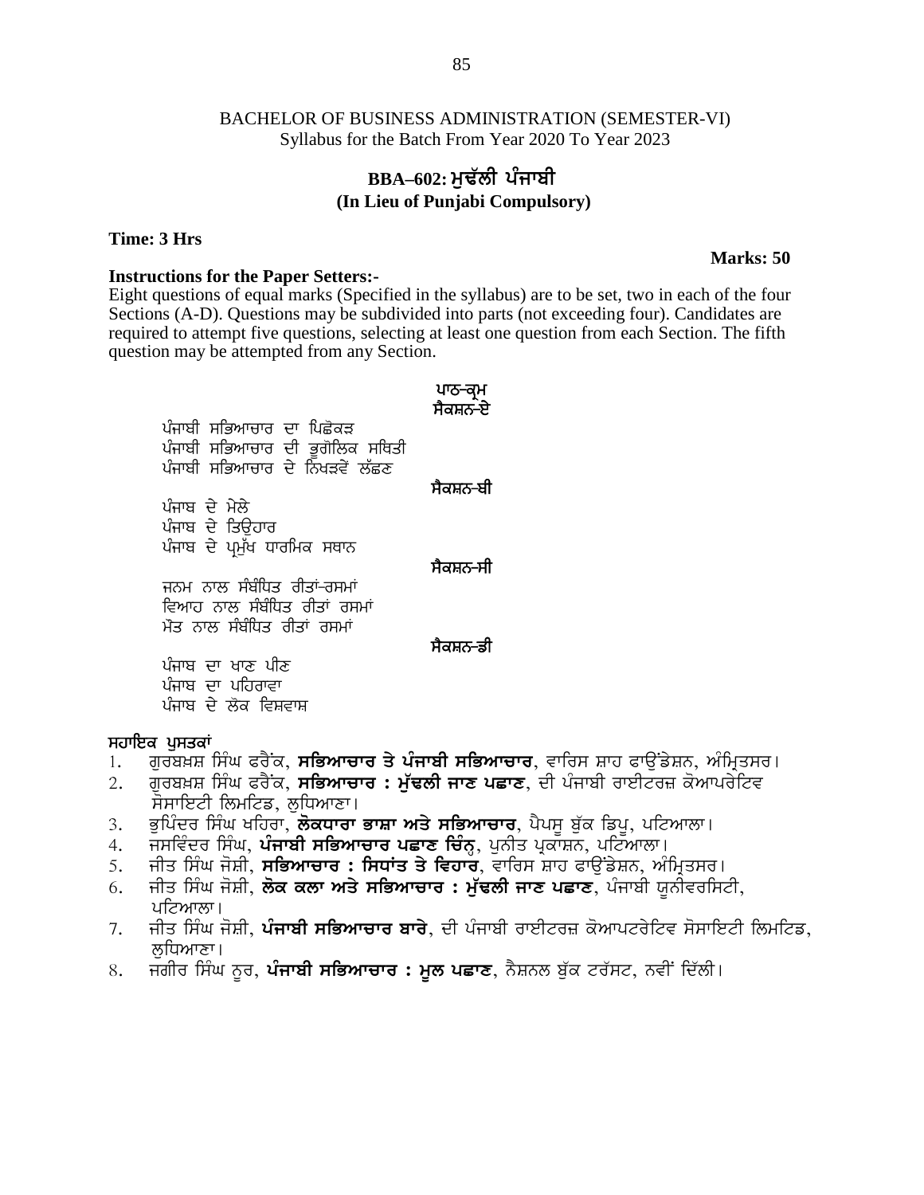BACHELOR OF BUSINESS ADMINISTRATION (SEMESTER-VI)
Syllabus for the Batch From Year 2020 To Year 2023

## BBA–602: ਮੁਢੱਲੀ ਪੰਜਾਬੀ
### (In Lieu of Punjabi Compulsory)

**Time: 3 Hrs** **Marks: 50**

**Instructions for the Paper Setters:-**
Eight questions of equal marks (Specified in the syllabus) are to be set, two in each of the four Sections (A-D). Questions may be subdivided into parts (not exceeding four). Candidates are required to attempt five questions, selecting at least one question from each Section. The fifth question may be attempted from any Section.

### ਪਾਠ-ਕ੍ਰਮ

**ਸੈਕਸ਼ਨ-ਏ**

ਪੰਜਾਬੀ ਸਭਿਆਚਾਰ ਦਾ ਪਿਛੋਕੜ
ਪੰਜਾਬੀ ਸਭਿਆਚਾਰ ਦੀ ਭੂਗੋਲਿਕ ਸਥਿਤੀ
ਪੰਜਾਬੀ ਸਭਿਆਚਾਰ ਦੇ ਨਿਖੜਵੇਂ ਲੱਛਣ

**ਸੈਕਸ਼ਨ-ਬੀ**

ਪੰਜਾਬ ਦੇ ਮੇਲੇ
ਪੰਜਾਬ ਦੇ ਤਿਉਹਾਰ
ਪੰਜਾਬ ਦੇ ਪ੍ਰਮੁੱਖ ਧਾਰਮਿਕ ਸਥਾਨ

**ਸੈਕਸ਼ਨ-ਸੀ**

ਜਨਮ ਨਾਲ ਸੰਬੰਧਿਤ ਰੀਤਾਂ-ਰਸਮਾਂ
ਵਿਆਹ ਨਾਲ ਸੰਬੰਧਿਤ ਰੀਤਾਂ ਰਸਮਾਂ
ਮੌਤ ਨਾਲ ਸੰਬੰਧਿਤ ਰੀਤਾਂ ਰਸਮਾਂ

**ਸੈਕਸ਼ਨ-ਡੀ**

ਪੰਜਾਬ ਦਾ ਖਾਣ ਪੀਣ
ਪੰਜਾਬ ਦਾ ਪਹਿਰਾਵਾ
ਪੰਜਾਬ ਦੇ ਲੋਕ ਵਿਸ਼ਵਾਸ਼

**ਸਹਾਇਕ ਪੁਸਤਕਾਂ**

1. ਗੁਰਬਖ਼ਸ਼ ਸਿੰਘ ਫਰੈਂਕ, **ਸਭਿਆਚਾਰ ਤੇ ਪੰਜਾਬੀ ਸਭਿਆਚਾਰ**, ਵਾਰਿਸ ਸ਼ਾਹ ਫਾਉਂਡੇਸ਼ਨ, ਅੰਮ੍ਰਿਤਸਰ।
2. ਗੁਰਬਖ਼ਸ਼ ਸਿੰਘ ਫਰੈਂਕ, **ਸਭਿਆਚਾਰ : ਮੁੱਢਲੀ ਜਾਣ ਪਛਾਣ**, ਦੀ ਪੰਜਾਬੀ ਰਾਈਟਰਜ਼ ਕੋਆਪਰੇਟਿਵ ਸੋਸਾਇਟੀ ਲਿਮਟਿਡ, ਲੁਧਿਆਣਾ।
3. ਭੁਪਿੰਦਰ ਸਿੰਘ ਖਹਿਰਾ, **ਲੋਕਧਾਰਾ ਭਾਸ਼ਾ ਅਤੇ ਸਭਿਆਚਾਰ**, ਪੈਪਸੂ ਬੁੱਕ ਡਿਪੂ, ਪਟਿਆਲਾ।
4. ਜਸਵਿੰਦਰ ਸਿੰਘ, **ਪੰਜਾਬੀ ਸਭਿਆਚਾਰ ਪਛਾਣ ਚਿੰਨ੍ਹ**, ਪੁਨੀਤ ਪ੍ਰਕਾਸ਼ਨ, ਪਟਿਆਲਾ।
5. ਜੀਤ ਸਿੰਘ ਜੋਸ਼ੀ, **ਸਭਿਆਚਾਰ : ਸਿਧਾਂਤ ਤੇ ਵਿਹਾਰ**, ਵਾਰਿਸ ਸ਼ਾਹ ਫਾਉਂਡੇਸ਼ਨ, ਅੰਮ੍ਰਿਤਸਰ।
6. ਜੀਤ ਸਿੰਘ ਜੋਸ਼ੀ, **ਲੋਕ ਕਲਾ ਅਤੇ ਸਭਿਆਚਾਰ : ਮੁੱਢਲੀ ਜਾਣ ਪਛਾਣ**, ਪੰਜਾਬੀ ਯੂਨੀਵਰਸਿਟੀ, ਪਟਿਆਲਾ।
7. ਜੀਤ ਸਿੰਘ ਜੋਸ਼ੀ, **ਪੰਜਾਬੀ ਸਭਿਆਚਾਰ ਬਾਰੇ**, ਦੀ ਪੰਜਾਬੀ ਰਾਈਟਰਜ਼ ਕੋਆਪਟਰੇਟਿਵ ਸੋਸਾਇਟੀ ਲਿਮਟਿਡ, ਲੁਧਿਆਣਾ।
8. ਜਗੀਰ ਸਿੰਘ ਨੂਰ, **ਪੰਜਾਬੀ ਸਭਿਆਚਾਰ : ਮੂਲ ਪਛਾਣ**, ਨੈਸ਼ਨਲ ਬੁੱਕ ਟਰੱਸਟ, ਨਵੀਂ ਦਿੱਲੀ।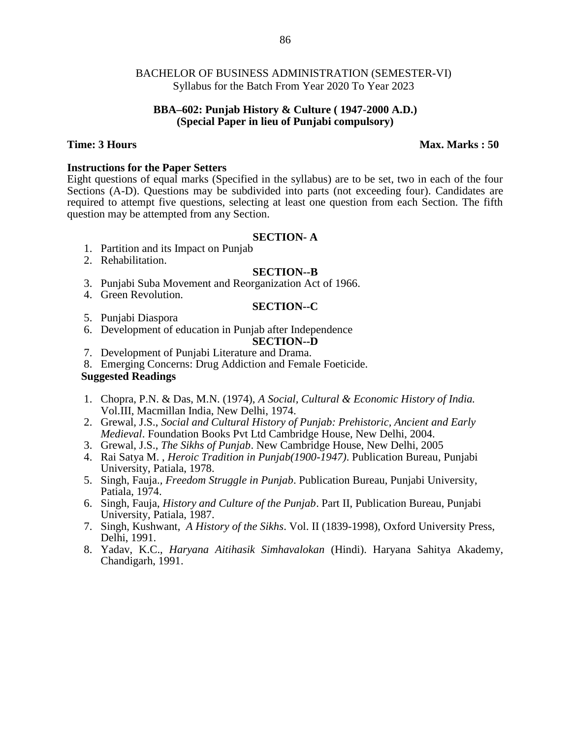BACHELOR OF BUSINESS ADMINISTRATION (SEMESTER-VI)
Syllabus for the Batch From Year 2020 To Year 2023

**BBA–602: Punjab History & Culture ( 1947-2000 A.D.)**
**(Special Paper in lieu of Punjabi compulsory)**

**Time: 3 Hours** **Max. Marks : 50**

**Instructions for the Paper Setters**
Eight questions of equal marks (Specified in the syllabus) are to be set, two in each of the four Sections (A-D). Questions may be subdivided into parts (not exceeding four). Candidates are required to attempt five questions, selecting at least one question from each Section. The fifth question may be attempted from any Section.

**SECTION- A**

1. Partition and its Impact on Punjab
2. Rehabilitation.

**SECTION--B**

3. Punjabi Suba Movement and Reorganization Act of 1966.
4. Green Revolution.

**SECTION--C**

5. Punjabi Diaspora
6. Development of education in Punjab after Independence

**SECTION--D**

7. Development of Punjabi Literature and Drama.
8. Emerging Concerns: Drug Addiction and Female Foeticide.

**Suggested Readings**

1. Chopra, P.N. & Das, M.N. (1974), *A Social, Cultural & Economic History of India.* Vol.III, Macmillan India, New Delhi, 1974.
2. Grewal, J.S., *Social and Cultural History of Punjab: Prehistoric, Ancient and Early Medieval*. Foundation Books Pvt Ltd Cambridge House, New Delhi, 2004.
3. Grewal, J.S., *The Sikhs of Punjab*. New Cambridge House, New Delhi, 2005
4. Rai Satya M. , *Heroic Tradition in Punjab(1900-1947)*. Publication Bureau, Punjabi University, Patiala, 1978.
5. Singh, Fauja., *Freedom Struggle in Punjab*. Publication Bureau, Punjabi University, Patiala, 1974.
6. Singh, Fauja, *History and Culture of the Punjab*. Part II, Publication Bureau, Punjabi University, Patiala, 1987.
7. Singh, Kushwant, *A History of the Sikhs*. Vol. II (1839-1998), Oxford University Press, Delhi, 1991.
8. Yadav, K.C., *Haryana Aitihasik Simhavalokan* (Hindi). Haryana Sahitya Akademy, Chandigarh, 1991.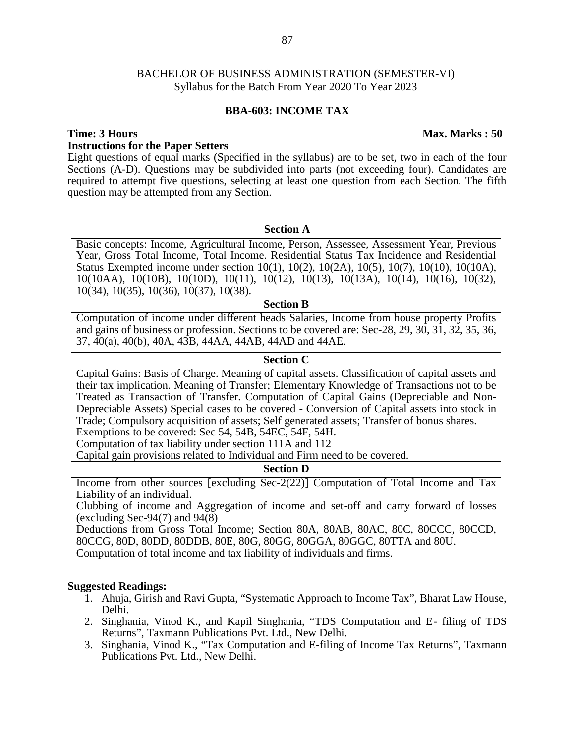BACHELOR OF BUSINESS ADMINISTRATION (SEMESTER-VI)
Syllabus for the Batch From Year 2020 To Year 2023

## BBA-603: INCOME TAX

**Time: 3 Hours** **Max. Marks : 50**

**Instructions for the Paper Setters**

Eight questions of equal marks (Specified in the syllabus) are to be set, two in each of the four Sections (A-D). Questions may be subdivided into parts (not exceeding four). Candidates are required to attempt five questions, selecting at least one question from each Section. The fifth question may be attempted from any Section.

### Section A

Basic concepts: Income, Agricultural Income, Person, Assessee, Assessment Year, Previous Year, Gross Total Income, Total Income. Residential Status Tax Incidence and Residential Status Exempted income under section 10(1), 10(2), 10(2A), 10(5), 10(7), 10(10), 10(10A), 10(10AA), 10(10B), 10(10D), 10(11), 10(12), 10(13), 10(13A), 10(14), 10(16), 10(32), 10(34), 10(35), 10(36), 10(37), 10(38).

### Section B

Computation of income under different heads Salaries, Income from house property Profits and gains of business or profession. Sections to be covered are: Sec-28, 29, 30, 31, 32, 35, 36, 37, 40(a), 40(b), 40A, 43B, 44AA, 44AB, 44AD and 44AE.

### Section C

Capital Gains: Basis of Charge. Meaning of capital assets. Classification of capital assets and their tax implication. Meaning of Transfer; Elementary Knowledge of Transactions not to be Treated as Transaction of Transfer. Computation of Capital Gains (Depreciable and Non-Depreciable Assets) Special cases to be covered - Conversion of Capital assets into stock in Trade; Compulsory acquisition of assets; Self generated assets; Transfer of bonus shares.

Exemptions to be covered: Sec 54, 54B, 54EC, 54F, 54H.

Computation of tax liability under section 111A and 112

Capital gain provisions related to Individual and Firm need to be covered.

### Section D

Income from other sources [excluding Sec-2(22)] Computation of Total Income and Tax Liability of an individual.

Clubbing of income and Aggregation of income and set-off and carry forward of losses (excluding Sec-94(7) and 94(8)

Deductions from Gross Total Income; Section 80A, 80AB, 80AC, 80C, 80CCC, 80CCD, 80CCG, 80D, 80DD, 80DDB, 80E, 80G, 80GG, 80GGA, 80GGC, 80TTA and 80U.

Computation of total income and tax liability of individuals and firms.

**Suggested Readings:**

1. Ahuja, Girish and Ravi Gupta, "Systematic Approach to Income Tax", Bharat Law House, Delhi.
2. Singhania, Vinod K., and Kapil Singhania, "TDS Computation and E- filing of TDS Returns", Taxmann Publications Pvt. Ltd., New Delhi.
3. Singhania, Vinod K., "Tax Computation and E-filing of Income Tax Returns", Taxmann Publications Pvt. Ltd., New Delhi.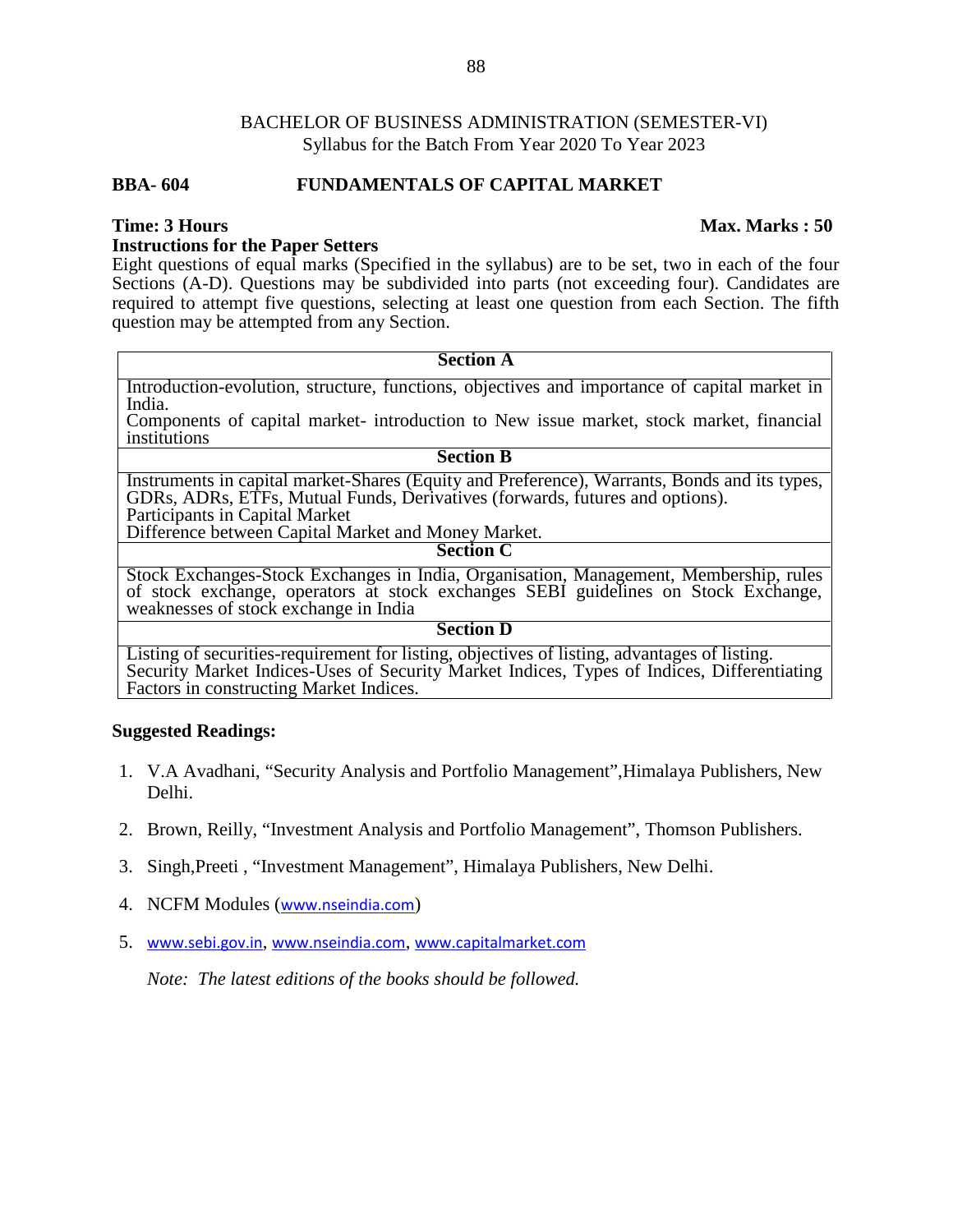BACHELOR OF BUSINESS ADMINISTRATION (SEMESTER-VI)
Syllabus for the Batch From Year 2020 To Year 2023

## BBA- 604 FUNDAMENTALS OF CAPITAL MARKET

**Time: 3 Hours** **Max. Marks : 50**

**Instructions for the Paper Setters**

Eight questions of equal marks (Specified in the syllabus) are to be set, two in each of the four Sections (A-D). Questions may be subdivided into parts (not exceeding four). Candidates are required to attempt five questions, selecting at least one question from each Section. The fifth question may be attempted from any Section.

| Section A |
|---|
| Introduction-evolution, structure, functions, objectives and importance of capital market in India.<br>Components of capital market- introduction to New issue market, stock market, financial institutions |
| **Section B** |
| Instruments in capital market-Shares (Equity and Preference), Warrants, Bonds and its types, GDRs, ADRs, ETFs, Mutual Funds, Derivatives (forwards, futures and options).<br>Participants in Capital Market<br>Difference between Capital Market and Money Market. |
| **Section C** |
| Stock Exchanges-Stock Exchanges in India, Organisation, Management, Membership, rules of stock exchange, operators at stock exchanges SEBI guidelines on Stock Exchange, weaknesses of stock exchange in India |
| **Section D** |
| Listing of securities-requirement for listing, objectives of listing, advantages of listing.<br>Security Market Indices-Uses of Security Market Indices, Types of Indices, Differentiating Factors in constructing Market Indices. |

**Suggested Readings:**

1. V.A Avadhani, "Security Analysis and Portfolio Management",Himalaya Publishers, New Delhi.
2. Brown, Reilly, "Investment Analysis and Portfolio Management", Thomson Publishers.
3. Singh,Preeti , "Investment Management", Himalaya Publishers, New Delhi.
4. NCFM Modules (www.nseindia.com)
5. www.sebi.gov.in, www.nseindia.com, www.capitalmarket.com

*Note: The latest editions of the books should be followed.*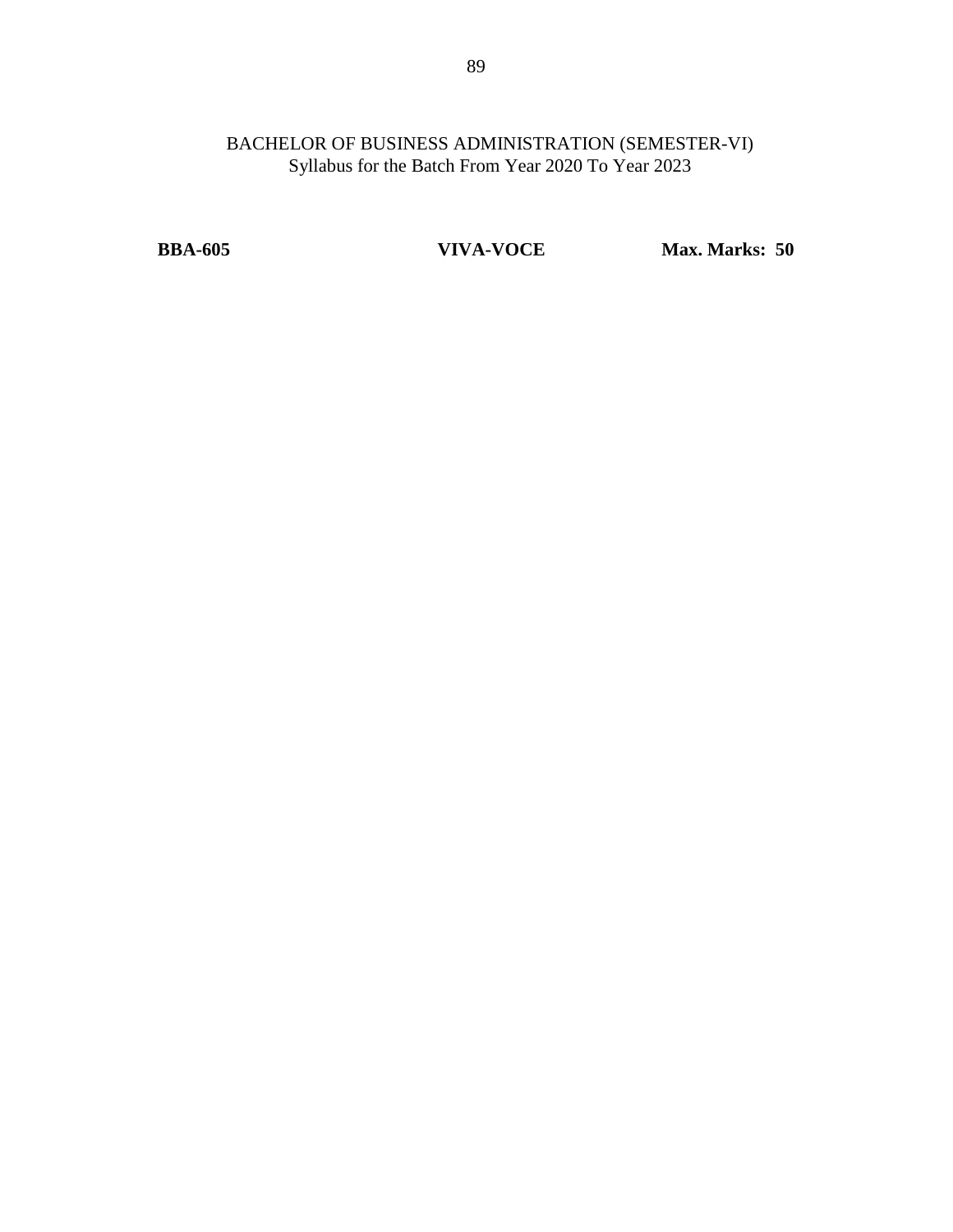BACHELOR OF BUSINESS ADMINISTRATION (SEMESTER-VI)
Syllabus for the Batch From Year 2020 To Year 2023

| **BBA-605** | **VIVA-VOCE** | **Max. Marks: 50** |
|---|---|---|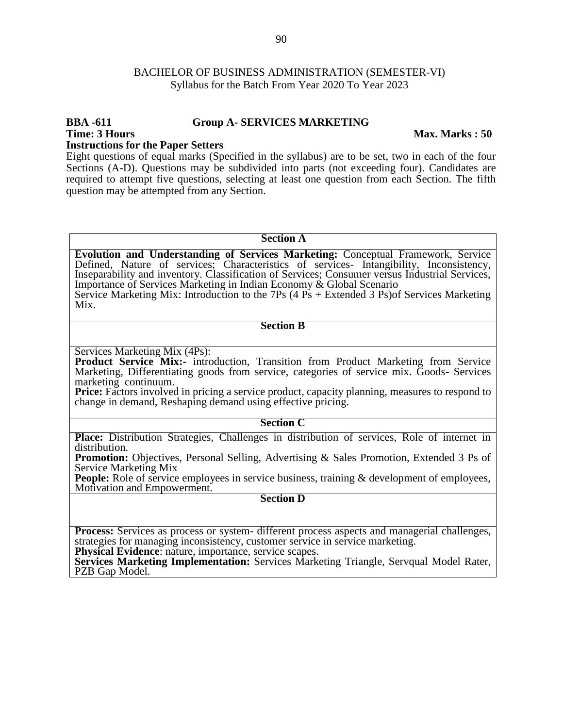BACHELOR OF BUSINESS ADMINISTRATION (SEMESTER-VI)
Syllabus for the Batch From Year 2020 To Year 2023

**BBA -611 Group A- SERVICES MARKETING**

**Time: 3 Hours** **Max. Marks : 50**

**Instructions for the Paper Setters**

Eight questions of equal marks (Specified in the syllabus) are to be set, two in each of the four Sections (A-D). Questions may be subdivided into parts (not exceeding four). Candidates are required to attempt five questions, selecting at least one question from each Section. The fifth question may be attempted from any Section.

| **Section A** |
|---|
| **Evolution and Understanding of Services Marketing:** Conceptual Framework, Service Defined, Nature of services; Characteristics of services- Intangibility, Inconsistency, Inseparability and inventory. Classification of Services; Consumer versus Industrial Services, Importance of Services Marketing in Indian Economy & Global Scenario<br>Service Marketing Mix: Introduction to the 7Ps (4 Ps + Extended 3 Ps)of Services Marketing Mix. |
| **Section B** |
| Services Marketing Mix (4Ps):<br>**Product Service Mix:-** introduction, Transition from Product Marketing from Service Marketing, Differentiating goods from service, categories of service mix. Goods- Services marketing continuum.<br>**Price:** Factors involved in pricing a service product, capacity planning, measures to respond to change in demand, Reshaping demand using effective pricing. |
| **Section C** |
| **Place:** Distribution Strategies, Challenges in distribution of services, Role of internet in distribution.<br>**Promotion:** Objectives, Personal Selling, Advertising & Sales Promotion, Extended 3 Ps of Service Marketing Mix<br>**People:** Role of service employees in service business, training & development of employees, Motivation and Empowerment. |
| **Section D** |
| **Process:** Services as process or system- different process aspects and managerial challenges, strategies for managing inconsistency, customer service in service marketing.<br>**Physical Evidence**: nature, importance, service scapes.<br>**Services Marketing Implementation:** Services Marketing Triangle, Servqual Model Rater, PZB Gap Model. |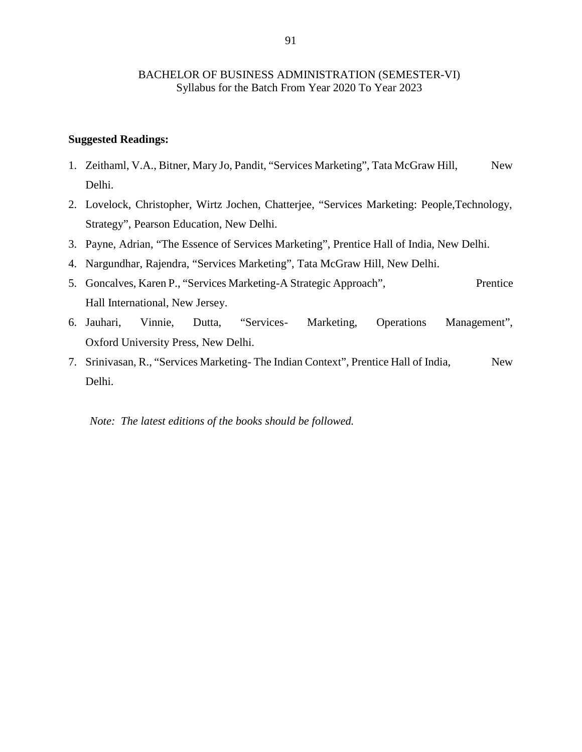BACHELOR OF BUSINESS ADMINISTRATION (SEMESTER-VI)
Syllabus for the Batch From Year 2020 To Year 2023

**Suggested Readings:**

1. Zeithaml, V.A., Bitner, Mary Jo, Pandit, "Services Marketing", Tata McGraw Hill, New Delhi.
2. Lovelock, Christopher, Wirtz Jochen, Chatterjee, "Services Marketing: People,Technology, Strategy", Pearson Education, New Delhi.
3. Payne, Adrian, "The Essence of Services Marketing", Prentice Hall of India, New Delhi.
4. Nargundhar, Rajendra, "Services Marketing", Tata McGraw Hill, New Delhi.
5. Goncalves, Karen P., "Services Marketing-A Strategic Approach", Prentice Hall International, New Jersey.
6. Jauhari, Vinnie, Dutta, "Services- Marketing, Operations Management", Oxford University Press, New Delhi.
7. Srinivasan, R., "Services Marketing- The Indian Context", Prentice Hall of India, New Delhi.

*Note: The latest editions of the books should be followed.*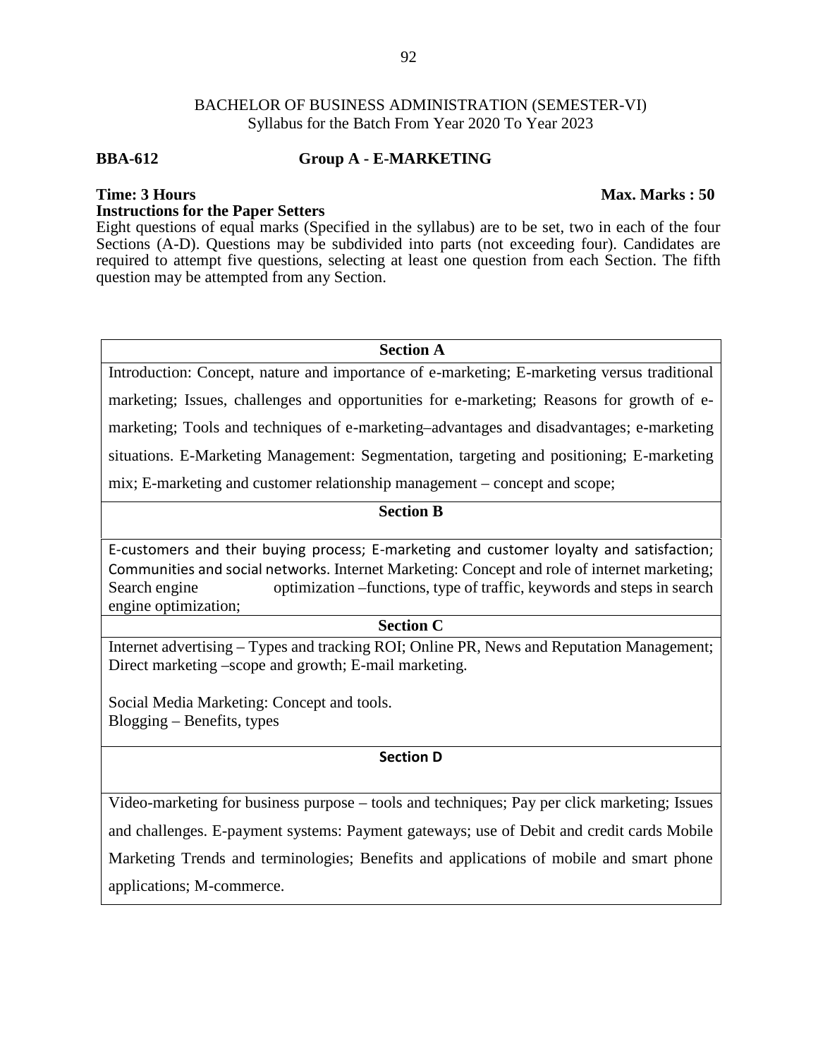BACHELOR OF BUSINESS ADMINISTRATION (SEMESTER-VI)
Syllabus for the Batch From Year 2020 To Year 2023

**BBA-612** **Group A - E-MARKETING**

**Time: 3 Hours** **Max. Marks : 50**

**Instructions for the Paper Setters**

Eight questions of equal marks (Specified in the syllabus) are to be set, two in each of the four Sections (A-D). Questions may be subdivided into parts (not exceeding four). Candidates are required to attempt five questions, selecting at least one question from each Section. The fifth question may be attempted from any Section.

| **Section A** |
|---|
| Introduction: Concept, nature and importance of e-marketing; E-marketing versus traditional marketing; Issues, challenges and opportunities for e-marketing; Reasons for growth of e-marketing; Tools and techniques of e-marketing–advantages and disadvantages; e-marketing situations. E-Marketing Management: Segmentation, targeting and positioning; E-marketing mix; E-marketing and customer relationship management – concept and scope; |
| **Section B** |
| E-customers and their buying process; E-marketing and customer loyalty and satisfaction; Communities and social networks. Internet Marketing: Concept and role of internet marketing; Search engine optimization –functions, type of traffic, keywords and steps in search engine optimization; |
| **Section C** |
| Internet advertising – Types and tracking ROI; Online PR, News and Reputation Management; Direct marketing –scope and growth; E-mail marketing.<br><br>Social Media Marketing: Concept and tools.<br>Blogging – Benefits, types |
| **Section D** |
| Video-marketing for business purpose – tools and techniques; Pay per click marketing; Issues and challenges. E-payment systems: Payment gateways; use of Debit and credit cards Mobile Marketing Trends and terminologies; Benefits and applications of mobile and smart phone applications; M-commerce. |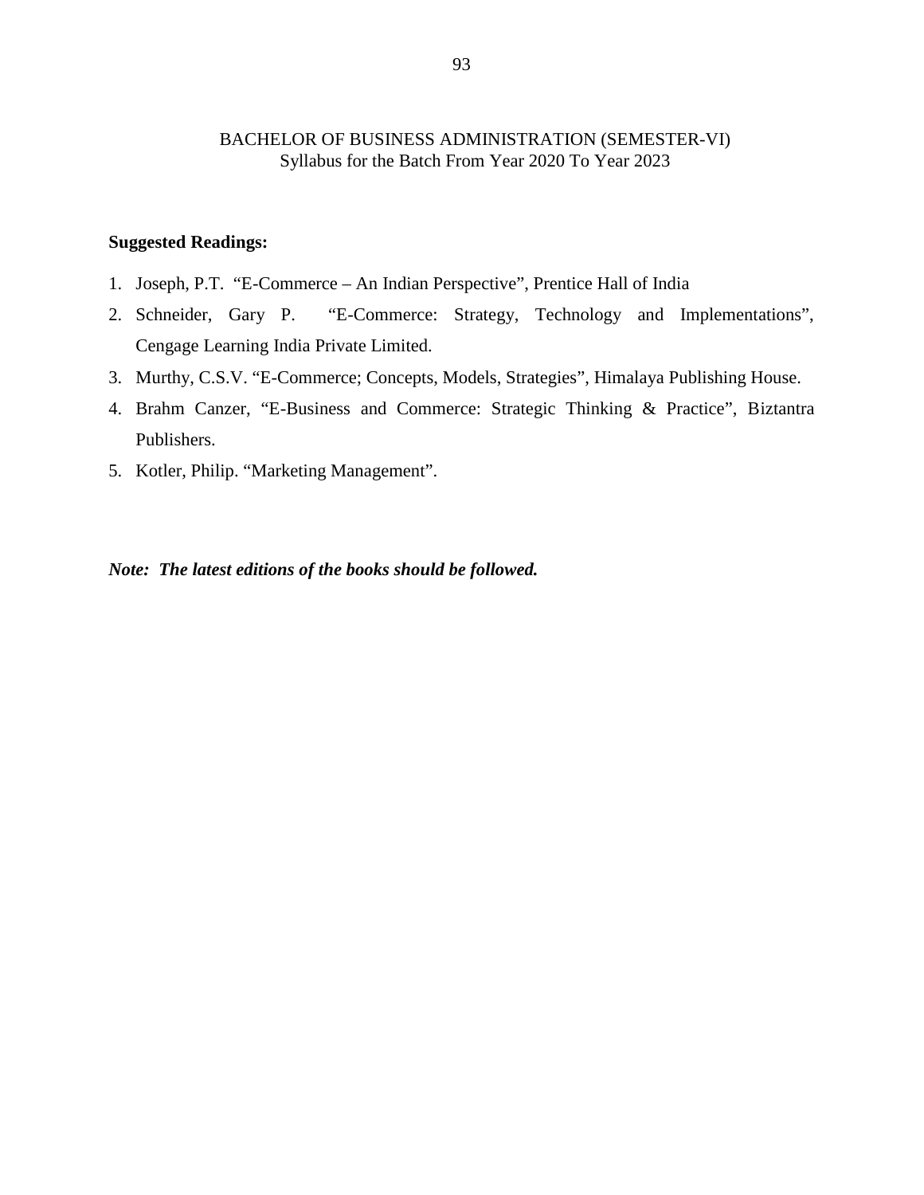BACHELOR OF BUSINESS ADMINISTRATION (SEMESTER-VI)
Syllabus for the Batch From Year 2020 To Year 2023

**Suggested Readings:**

1. Joseph, P.T. "E-Commerce – An Indian Perspective", Prentice Hall of India
2. Schneider, Gary P. "E-Commerce: Strategy, Technology and Implementations", Cengage Learning India Private Limited.
3. Murthy, C.S.V. "E-Commerce; Concepts, Models, Strategies", Himalaya Publishing House.
4. Brahm Canzer, "E-Business and Commerce: Strategic Thinking & Practice", Biztantra Publishers.
5. Kotler, Philip. "Marketing Management".

***Note: The latest editions of the books should be followed.***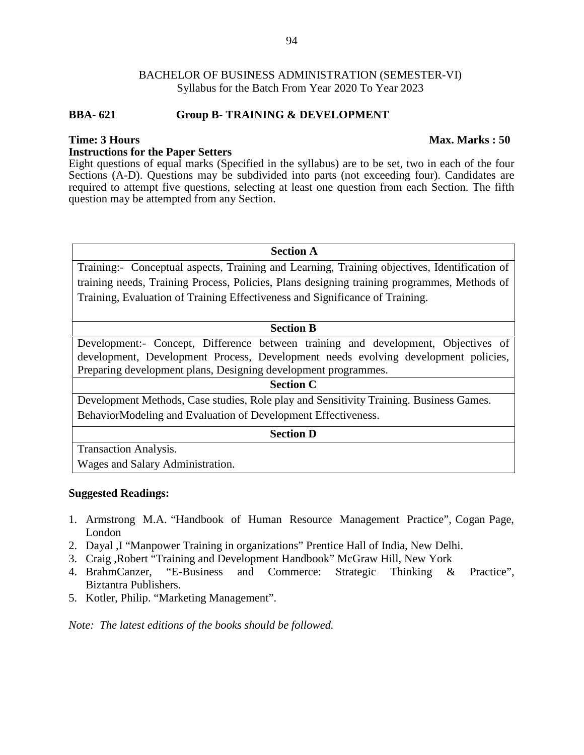BACHELOR OF BUSINESS ADMINISTRATION (SEMESTER-VI)
Syllabus for the Batch From Year 2020 To Year 2023

**BBA- 621 Group B- TRAINING & DEVELOPMENT**

**Time: 3 Hours** **Max. Marks : 50**

**Instructions for the Paper Setters**

Eight questions of equal marks (Specified in the syllabus) are to be set, two in each of the four Sections (A-D). Questions may be subdivided into parts (not exceeding four). Candidates are required to attempt five questions, selecting at least one question from each Section. The fifth question may be attempted from any Section.

| **Section A** |
| --- |
| Training:- Conceptual aspects, Training and Learning, Training objectives, Identification of training needs, Training Process, Policies, Plans designing training programmes, Methods of Training, Evaluation of Training Effectiveness and Significance of Training. |
| **Section B** |
| Development:- Concept, Difference between training and development, Objectives of development, Development Process, Development needs evolving development policies, Preparing development plans, Designing development programmes. |
| **Section C** |
| Development Methods, Case studies, Role play and Sensitivity Training. Business Games. BehaviorModeling and Evaluation of Development Effectiveness. |
| **Section D** |
| Transaction Analysis. Wages and Salary Administration. |

**Suggested Readings:**

1. Armstrong M.A. "Handbook of Human Resource Management Practice", Cogan Page, London
2. Dayal ,I "Manpower Training in organizations" Prentice Hall of India, New Delhi.
3. Craig ,Robert "Training and Development Handbook" McGraw Hill, New York
4. BrahmCanzer, "E-Business and Commerce: Strategic Thinking & Practice", Biztantra Publishers.
5. Kotler, Philip. "Marketing Management".

*Note: The latest editions of the books should be followed.*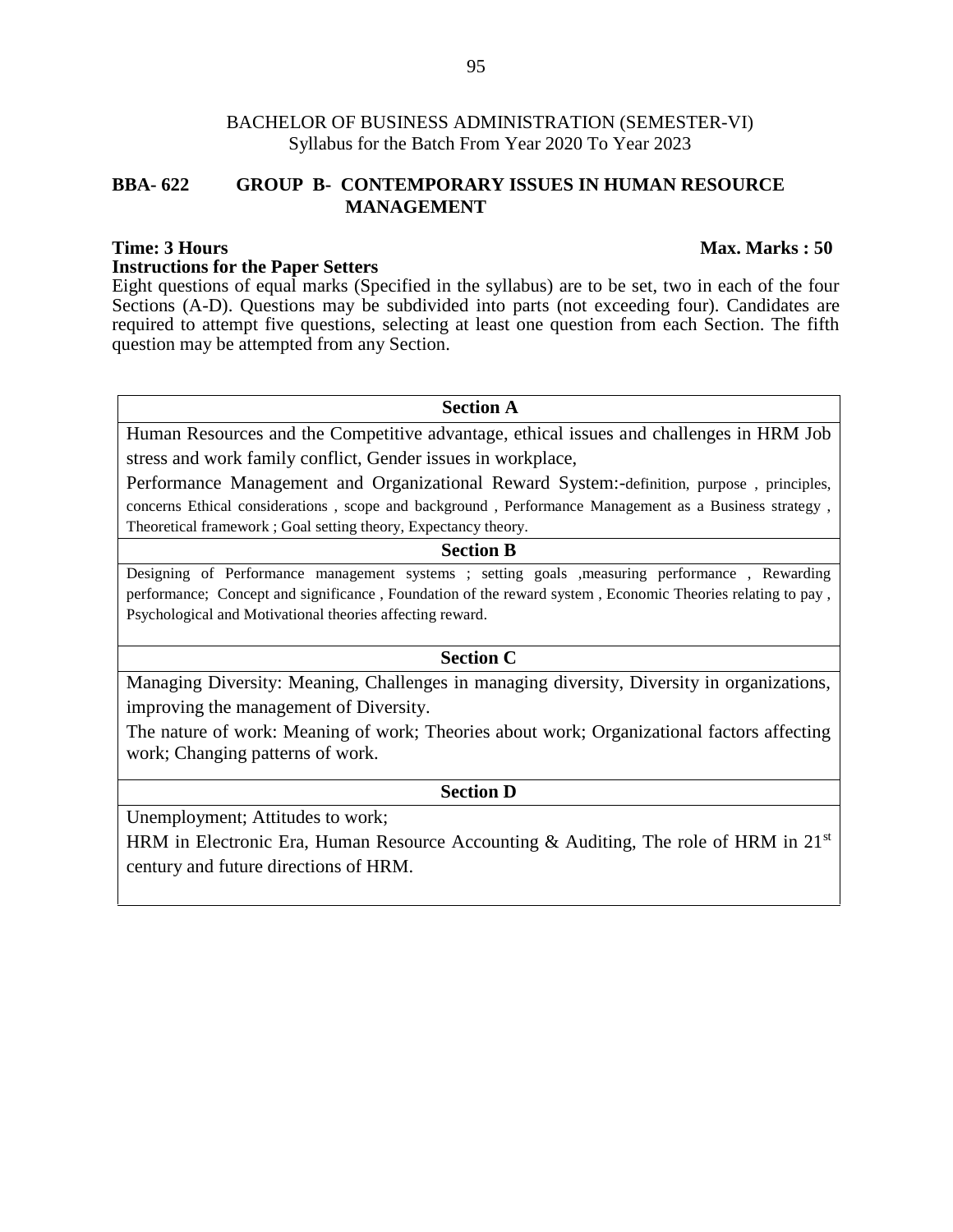BACHELOR OF BUSINESS ADMINISTRATION (SEMESTER-VI)
Syllabus for the Batch From Year 2020 To Year 2023

## BBA- 622 GROUP B- CONTEMPORARY ISSUES IN HUMAN RESOURCE MANAGEMENT

**Time: 3 Hours** **Max. Marks : 50**

**Instructions for the Paper Setters**

Eight questions of equal marks (Specified in the syllabus) are to be set, two in each of the four Sections (A-D). Questions may be subdivided into parts (not exceeding four). Candidates are required to attempt five questions, selecting at least one question from each Section. The fifth question may be attempted from any Section.

| **Section A** |
|---|
| Human Resources and the Competitive advantage, ethical issues and challenges in HRM Job stress and work family conflict, Gender issues in workplace, Performance Management and Organizational Reward System:-definition, purpose , principles, concerns Ethical considerations , scope and background , Performance Management as a Business strategy , Theoretical framework ; Goal setting theory, Expectancy theory. |
| **Section B** |
| Designing of Performance management systems ; setting goals ,measuring performance , Rewarding performance; Concept and significance , Foundation of the reward system , Economic Theories relating to pay , Psychological and Motivational theories affecting reward. |
| **Section C** |
| Managing Diversity: Meaning, Challenges in managing diversity, Diversity in organizations, improving the management of Diversity. The nature of work: Meaning of work; Theories about work; Organizational factors affecting work; Changing patterns of work. |
| **Section D** |
| Unemployment; Attitudes to work; HRM in Electronic Era, Human Resource Accounting & Auditing, The role of HRM in 21st century and future directions of HRM. |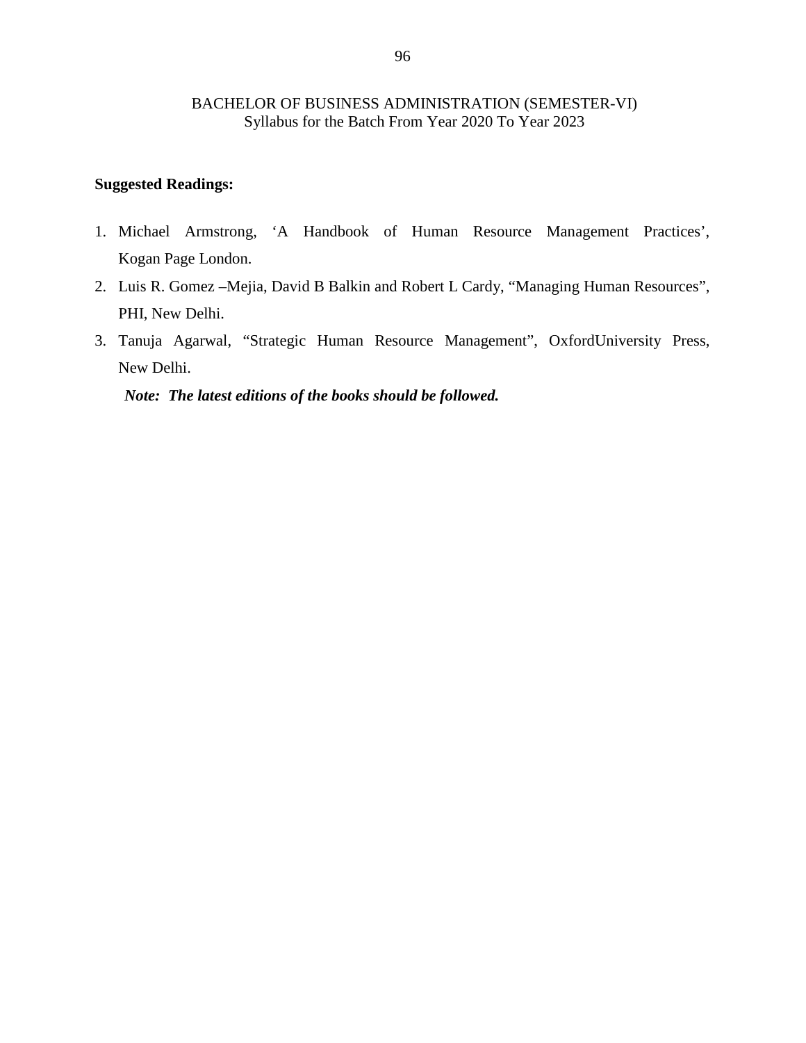BACHELOR OF BUSINESS ADMINISTRATION (SEMESTER-VI)
Syllabus for the Batch From Year 2020 To Year 2023

**Suggested Readings:**

1. Michael Armstrong, 'A Handbook of Human Resource Management Practices', Kogan Page London.
2. Luis R. Gomez –Mejia, David B Balkin and Robert L Cardy, "Managing Human Resources", PHI, New Delhi.
3. Tanuja Agarwal, "Strategic Human Resource Management", OxfordUniversity Press, New Delhi.

***Note: The latest editions of the books should be followed.***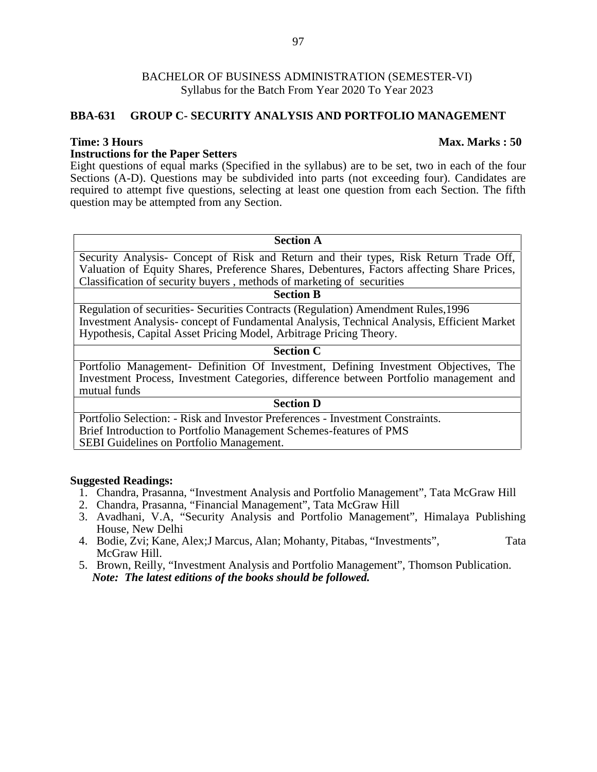BACHELOR OF BUSINESS ADMINISTRATION (SEMESTER-VI)
Syllabus for the Batch From Year 2020 To Year 2023

## BBA-631 GROUP C- SECURITY ANALYSIS AND PORTFOLIO MANAGEMENT

**Time: 3 Hours** **Max. Marks : 50**

**Instructions for the Paper Setters**

Eight questions of equal marks (Specified in the syllabus) are to be set, two in each of the four Sections (A-D). Questions may be subdivided into parts (not exceeding four). Candidates are required to attempt five questions, selecting at least one question from each Section. The fifth question may be attempted from any Section.

| **Section A** |
|---|
| Security Analysis- Concept of Risk and Return and their types, Risk Return Trade Off, Valuation of Equity Shares, Preference Shares, Debentures, Factors affecting Share Prices, Classification of security buyers , methods of marketing of securities |
| **Section B** |
| Regulation of securities- Securities Contracts (Regulation) Amendment Rules,1996<br>Investment Analysis- concept of Fundamental Analysis, Technical Analysis, Efficient Market Hypothesis, Capital Asset Pricing Model, Arbitrage Pricing Theory. |
| **Section C** |
| Portfolio Management- Definition Of Investment, Defining Investment Objectives, The Investment Process, Investment Categories, difference between Portfolio management and mutual funds |
| **Section D** |
| Portfolio Selection: - Risk and Investor Preferences - Investment Constraints.<br>Brief Introduction to Portfolio Management Schemes-features of PMS<br>SEBI Guidelines on Portfolio Management. |

**Suggested Readings:**

1. Chandra, Prasanna, "Investment Analysis and Portfolio Management", Tata McGraw Hill
2. Chandra, Prasanna, "Financial Management", Tata McGraw Hill
3. Avadhani, V.A, "Security Analysis and Portfolio Management", Himalaya Publishing House, New Delhi
4. Bodie, Zvi; Kane, Alex;J Marcus, Alan; Mohanty, Pitabas, "Investments", Tata McGraw Hill.
5. Brown, Reilly, "Investment Analysis and Portfolio Management", Thomson Publication.

***Note: The latest editions of the books should be followed.***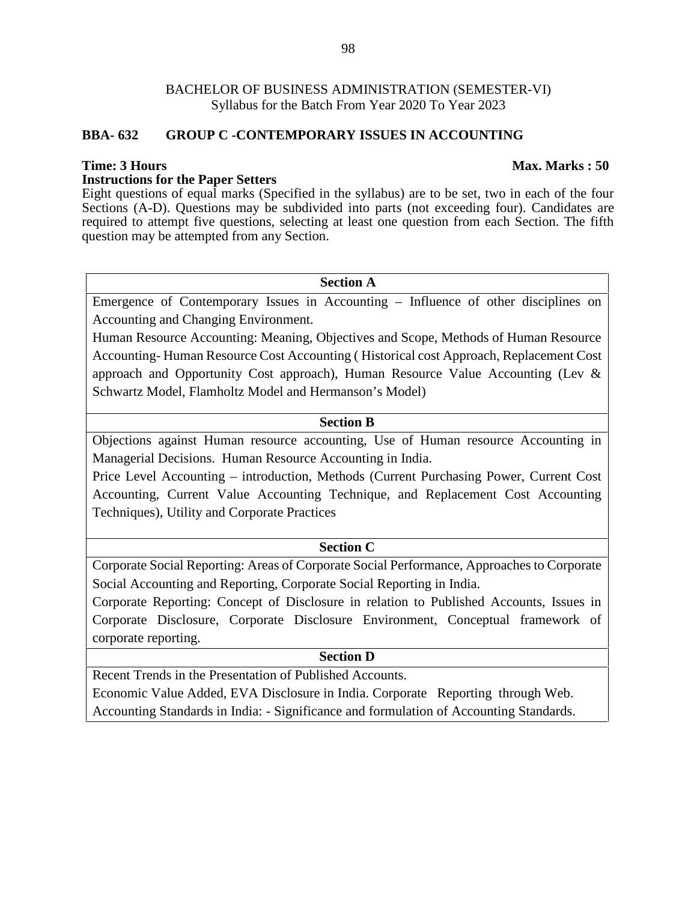BACHELOR OF BUSINESS ADMINISTRATION (SEMESTER-VI)
Syllabus for the Batch From Year 2020 To Year 2023

**BBA- 632 GROUP C -CONTEMPORARY ISSUES IN ACCOUNTING**

**Time: 3 Hours** **Max. Marks : 50**

**Instructions for the Paper Setters**

Eight questions of equal marks (Specified in the syllabus) are to be set, two in each of the four Sections (A-D). Questions may be subdivided into parts (not exceeding four). Candidates are required to attempt five questions, selecting at least one question from each Section. The fifth question may be attempted from any Section.

| **Section A** |
|---|
| Emergence of Contemporary Issues in Accounting – Influence of other disciplines on Accounting and Changing Environment.<br>Human Resource Accounting: Meaning, Objectives and Scope, Methods of Human Resource Accounting- Human Resource Cost Accounting ( Historical cost Approach, Replacement Cost approach and Opportunity Cost approach), Human Resource Value Accounting (Lev & Schwartz Model, Flamholtz Model and Hermanson's Model) |
| **Section B** |
| Objections against Human resource accounting, Use of Human resource Accounting in Managerial Decisions. Human Resource Accounting in India.<br>Price Level Accounting – introduction, Methods (Current Purchasing Power, Current Cost Accounting, Current Value Accounting Technique, and Replacement Cost Accounting Techniques), Utility and Corporate Practices |
| **Section C** |
| Corporate Social Reporting: Areas of Corporate Social Performance, Approaches to Corporate Social Accounting and Reporting, Corporate Social Reporting in India.<br>Corporate Reporting: Concept of Disclosure in relation to Published Accounts, Issues in Corporate Disclosure, Corporate Disclosure Environment, Conceptual framework of corporate reporting. |
| **Section D** |
| Recent Trends in the Presentation of Published Accounts.<br>Economic Value Added, EVA Disclosure in India. Corporate Reporting through Web.<br>Accounting Standards in India: - Significance and formulation of Accounting Standards. |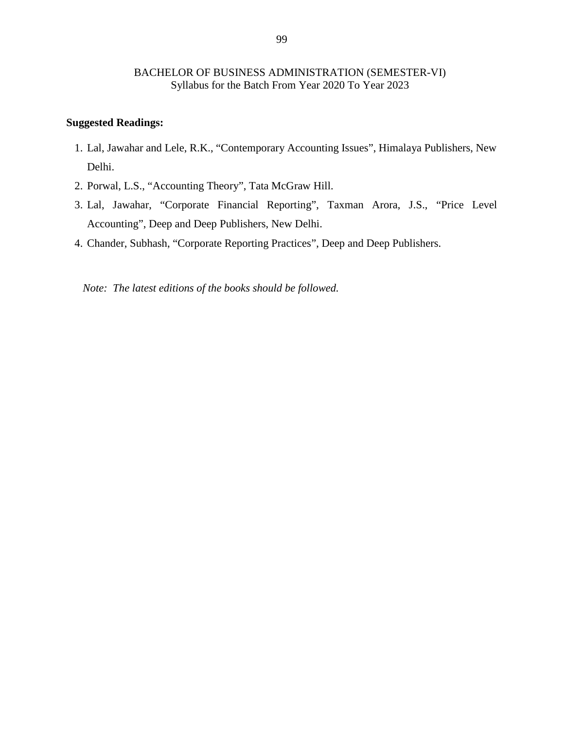**Suggested Readings:**

1. Lal, Jawahar and Lele, R.K., "Contemporary Accounting Issues", Himalaya Publishers, New Delhi.
2. Porwal, L.S., "Accounting Theory", Tata McGraw Hill.
3. Lal, Jawahar, "Corporate Financial Reporting", Taxman Arora, J.S., "Price Level Accounting", Deep and Deep Publishers, New Delhi.
4. Chander, Subhash, "Corporate Reporting Practices", Deep and Deep Publishers.

*Note: The latest editions of the books should be followed.*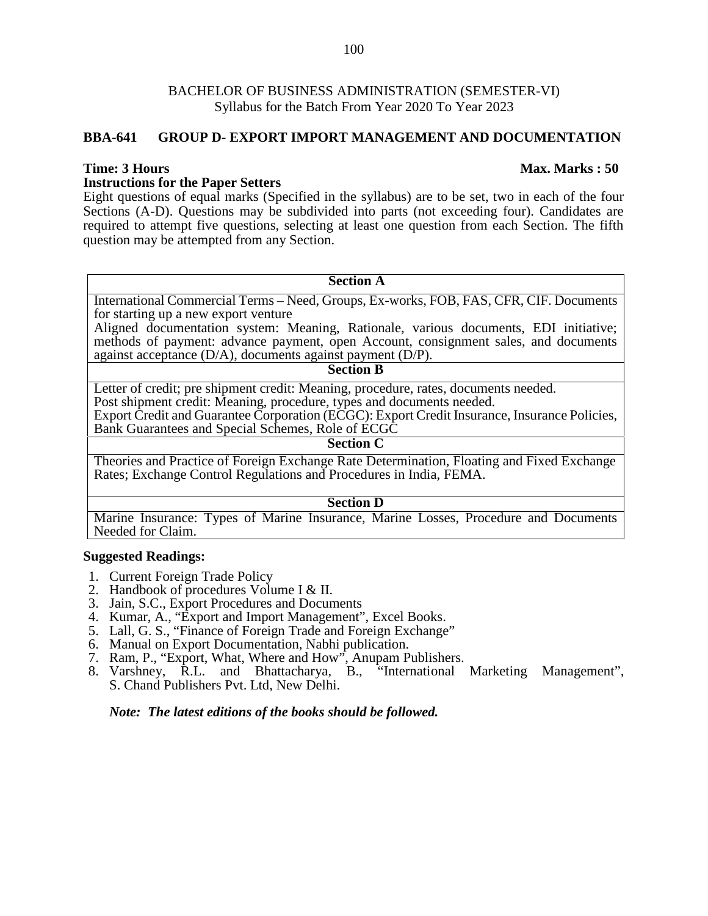BACHELOR OF BUSINESS ADMINISTRATION (SEMESTER-VI)
Syllabus for the Batch From Year 2020 To Year 2023

## BBA-641 GROUP D- EXPORT IMPORT MANAGEMENT AND DOCUMENTATION

**Time: 3 Hours** **Max. Marks : 50**

**Instructions for the Paper Setters**

Eight questions of equal marks (Specified in the syllabus) are to be set, two in each of the four Sections (A-D). Questions may be subdivided into parts (not exceeding four). Candidates are required to attempt five questions, selecting at least one question from each Section. The fifth question may be attempted from any Section.

| Section A |
|---|
| International Commercial Terms – Need, Groups, Ex-works, FOB, FAS, CFR, CIF. Documents for starting up a new export venture<br>Aligned documentation system: Meaning, Rationale, various documents, EDI initiative; methods of payment: advance payment, open Account, consignment sales, and documents against acceptance (D/A), documents against payment (D/P). |
| **Section B** |
| Letter of credit; pre shipment credit: Meaning, procedure, rates, documents needed.<br>Post shipment credit: Meaning, procedure, types and documents needed.<br>Export Credit and Guarantee Corporation (ECGC): Export Credit Insurance, Insurance Policies, Bank Guarantees and Special Schemes, Role of ECGC |
| **Section C** |
| Theories and Practice of Foreign Exchange Rate Determination, Floating and Fixed Exchange Rates; Exchange Control Regulations and Procedures in India, FEMA. |
| **Section D** |
| Marine Insurance: Types of Marine Insurance, Marine Losses, Procedure and Documents Needed for Claim. |

**Suggested Readings:**

1. Current Foreign Trade Policy
2. Handbook of procedures Volume I & II.
3. Jain, S.C., Export Procedures and Documents
4. Kumar, A., "Export and Import Management", Excel Books.
5. Lall, G. S., "Finance of Foreign Trade and Foreign Exchange"
6. Manual on Export Documentation, Nabhi publication.
7. Ram, P., "Export, What, Where and How", Anupam Publishers.
8. Varshney, R.L. and Bhattacharya, B., "International Marketing Management", S. Chand Publishers Pvt. Ltd, New Delhi.

***Note: The latest editions of the books should be followed.***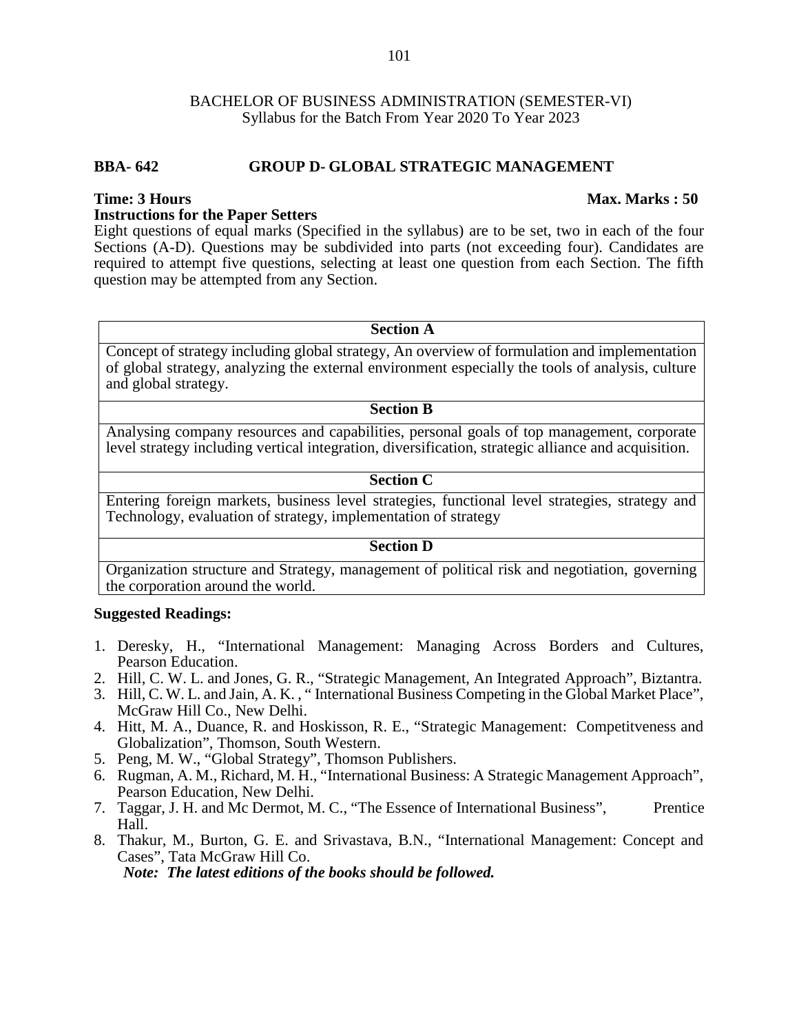BACHELOR OF BUSINESS ADMINISTRATION (SEMESTER-VI)
Syllabus for the Batch From Year 2020 To Year 2023

## BBA- 642 GROUP D- GLOBAL STRATEGIC MANAGEMENT

**Time: 3 Hours** **Max. Marks : 50**

**Instructions for the Paper Setters**

Eight questions of equal marks (Specified in the syllabus) are to be set, two in each of the four Sections (A-D). Questions may be subdivided into parts (not exceeding four). Candidates are required to attempt five questions, selecting at least one question from each Section. The fifth question may be attempted from any Section.

| |
|---|
| **Section A** |
| Concept of strategy including global strategy, An overview of formulation and implementation of global strategy, analyzing the external environment especially the tools of analysis, culture and global strategy. |
| **Section B** |
| Analysing company resources and capabilities, personal goals of top management, corporate level strategy including vertical integration, diversification, strategic alliance and acquisition. |
| **Section C** |
| Entering foreign markets, business level strategies, functional level strategies, strategy and Technology, evaluation of strategy, implementation of strategy |
| **Section D** |
| Organization structure and Strategy, management of political risk and negotiation, governing the corporation around the world. |

**Suggested Readings:**

1. Deresky, H., "International Management: Managing Across Borders and Cultures, Pearson Education.
2. Hill, C. W. L. and Jones, G. R., "Strategic Management, An Integrated Approach", Biztantra.
3. Hill, C. W. L. and Jain, A. K. , " International Business Competing in the Global Market Place", McGraw Hill Co., New Delhi.
4. Hitt, M. A., Duance, R. and Hoskisson, R. E., "Strategic Management: Competitveness and Globalization", Thomson, South Western.
5. Peng, M. W., "Global Strategy", Thomson Publishers.
6. Rugman, A. M., Richard, M. H., "International Business: A Strategic Management Approach", Pearson Education, New Delhi.
7. Taggar, J. H. and Mc Dermot, M. C., "The Essence of International Business", Prentice Hall.
8. Thakur, M., Burton, G. E. and Srivastava, B.N., "International Management: Concept and Cases", Tata McGraw Hill Co.

***Note: The latest editions of the books should be followed.***